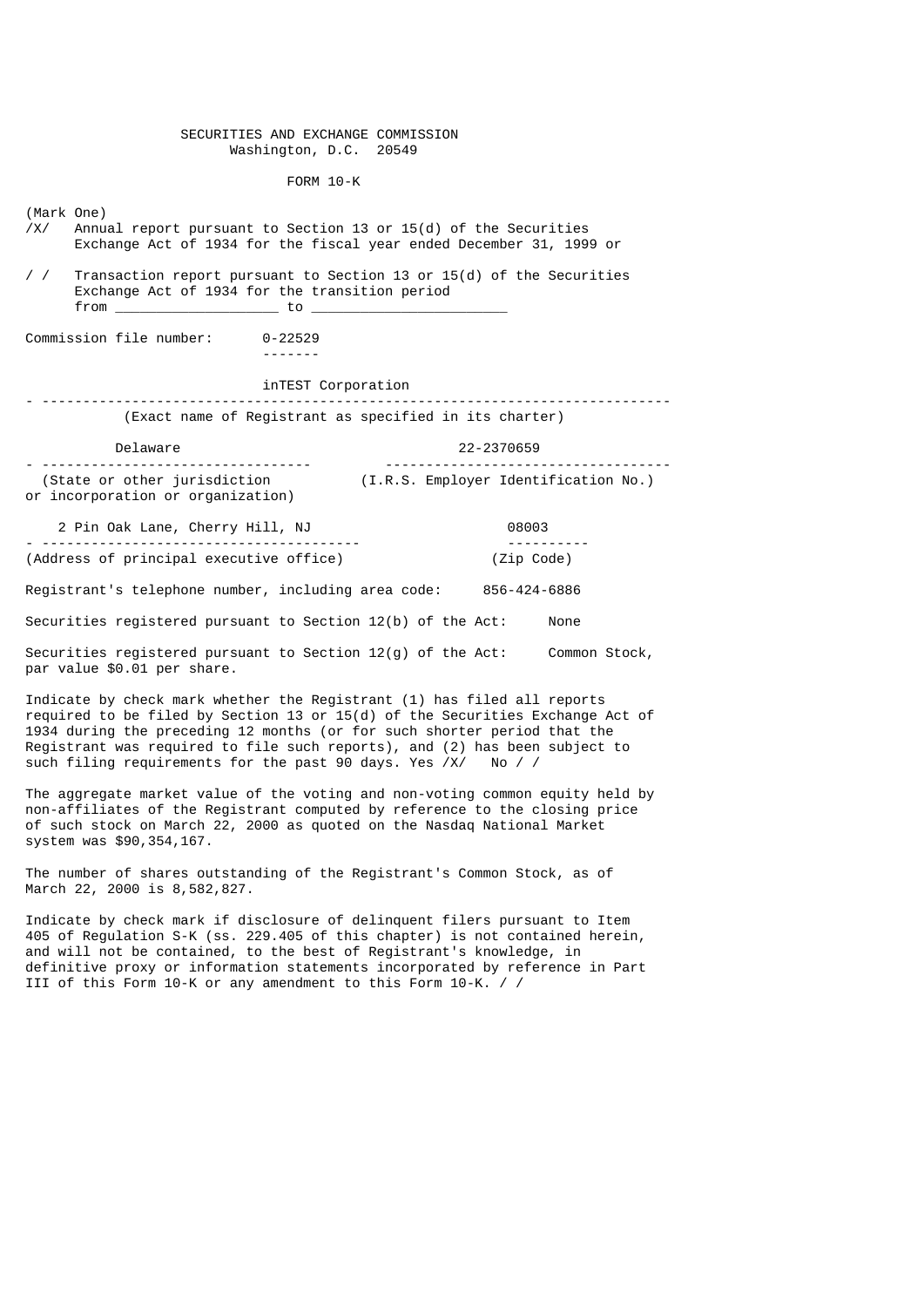SECURITIES AND EXCHANGE COMMISSION
Washington, D.C. 20549

FORM 10-K

(Mark One)

/X/ Annual report pursuant to Section 13 or 15(d) of the Securities Exchange Act of 1934 for the fiscal year ended December 31, 1999 or

/ / Transaction report pursuant to Section 13 or 15(d) of the Securities Exchange Act of 1934 for the transition period from ___________________ to _______________________

Commission file number: 0-22529

inTEST Corporation

(Exact name of Registrant as specified in its charter)

| Delaware | 22-2370659 |
|---|---|
| (State or other jurisdiction or incorporation or organization) | (I.R.S. Employer Identification No.) |

| 2 Pin Oak Lane, Cherry Hill, NJ | 08003 |
|---|---|
| (Address of principal executive office) | (Zip Code) |

Registrant's telephone number, including area code: 856-424-6886

Securities registered pursuant to Section 12(b) of the Act: None

Securities registered pursuant to Section 12(g) of the Act: Common Stock, par value $0.01 per share.

Indicate by check mark whether the Registrant (1) has filed all reports required to be filed by Section 13 or 15(d) of the Securities Exchange Act of 1934 during the preceding 12 months (or for such shorter period that the Registrant was required to file such reports), and (2) has been subject to such filing requirements for the past 90 days. Yes /X/ No / /

The aggregate market value of the voting and non-voting common equity held by non-affiliates of the Registrant computed by reference to the closing price of such stock on March 22, 2000 as quoted on the Nasdaq National Market system was $90,354,167.

The number of shares outstanding of the Registrant's Common Stock, as of March 22, 2000 is 8,582,827.

Indicate by check mark if disclosure of delinquent filers pursuant to Item 405 of Regulation S-K (ss. 229.405 of this chapter) is not contained herein, and will not be contained, to the best of Registrant's knowledge, in definitive proxy or information statements incorporated by reference in Part III of this Form 10-K or any amendment to this Form 10-K. / /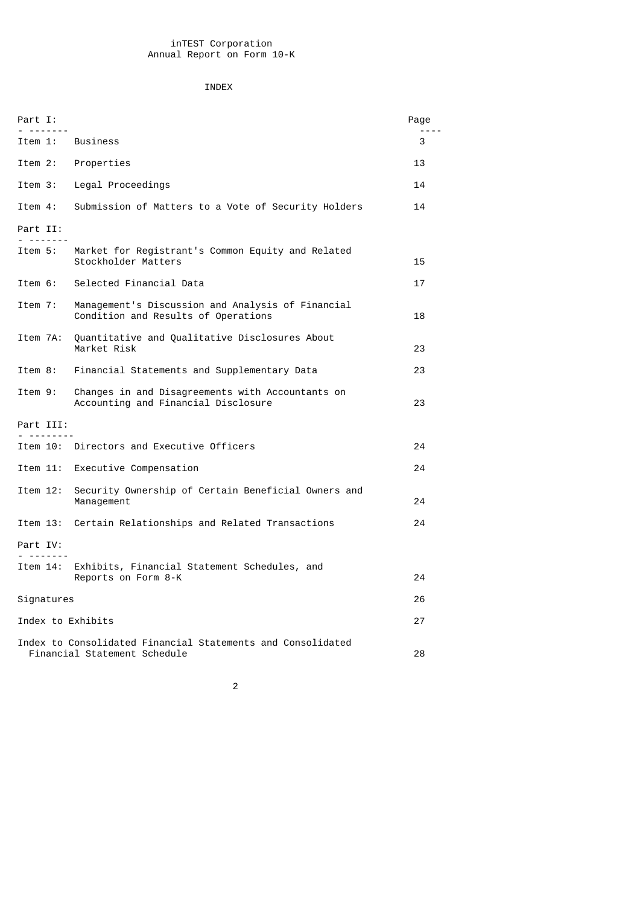inTEST Corporation
Annual Report on Form 10-K

INDEX

| Part I: | | Page |
|---|---|---|
| Item 1: | Business | 3 |
| Item 2: | Properties | 13 |
| Item 3: | Legal Proceedings | 14 |
| Item 4: | Submission of Matters to a Vote of Security Holders | 14 |
| **Part II:** | | |
| Item 5: | Market for Registrant's Common Equity and Related Stockholder Matters | 15 |
| Item 6: | Selected Financial Data | 17 |
| Item 7: | Management's Discussion and Analysis of Financial Condition and Results of Operations | 18 |
| Item 7A: | Quantitative and Qualitative Disclosures About Market Risk | 23 |
| Item 8: | Financial Statements and Supplementary Data | 23 |
| Item 9: | Changes in and Disagreements with Accountants on Accounting and Financial Disclosure | 23 |
| **Part III:** | | |
| Item 10: | Directors and Executive Officers | 24 |
| Item 11: | Executive Compensation | 24 |
| Item 12: | Security Ownership of Certain Beneficial Owners and Management | 24 |
| Item 13: | Certain Relationships and Related Transactions | 24 |
| **Part IV:** | | |
| Item 14: | Exhibits, Financial Statement Schedules, and Reports on Form 8-K | 24 |
| Signatures | | 26 |
| Index to Exhibits | | 27 |
| Index to Consolidated Financial Statements and Consolidated Financial Statement Schedule | | 28 |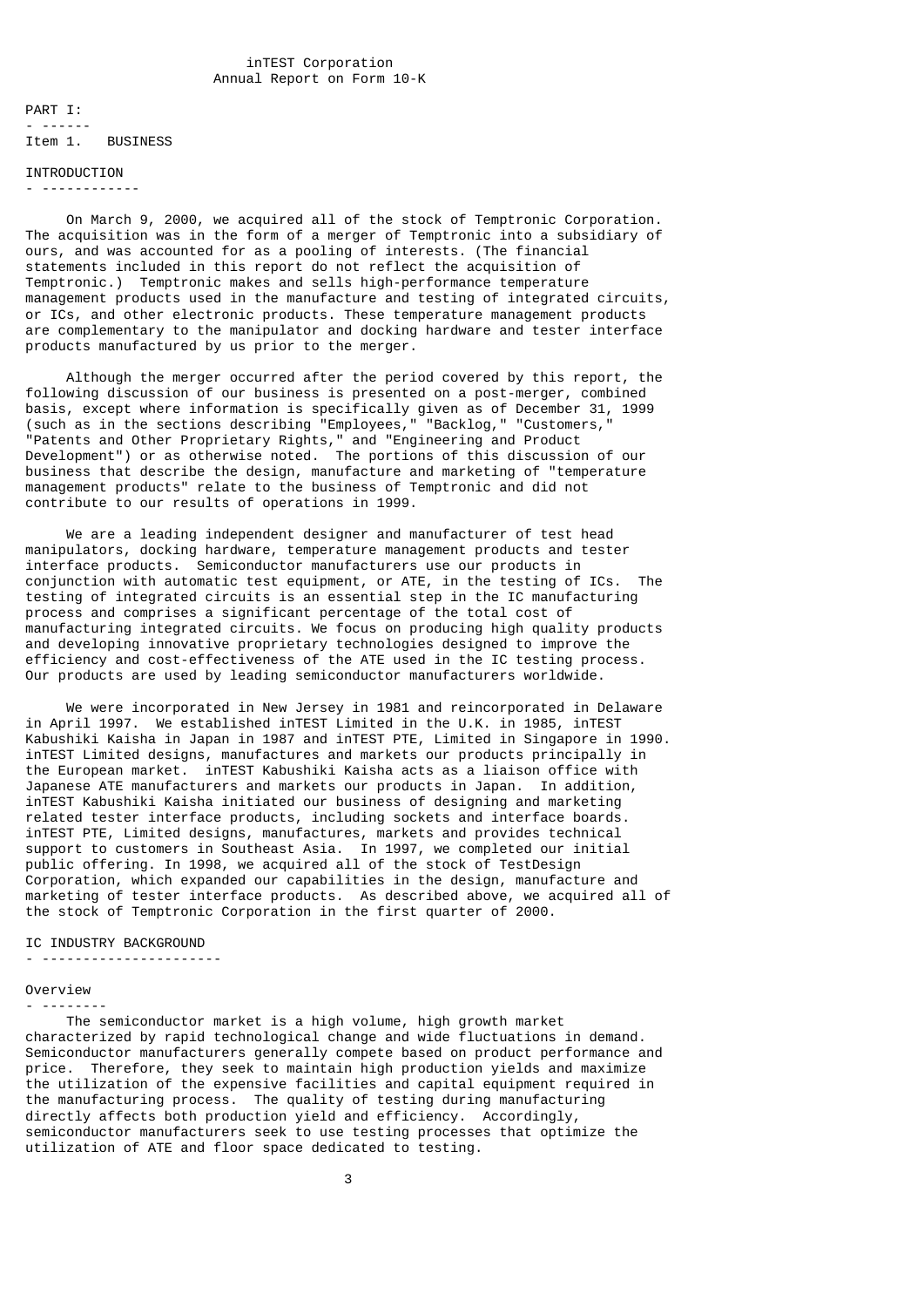inTEST Corporation
Annual Report on Form 10-K

# PART I:

## Item 1. BUSINESS

### INTRODUCTION

On March 9, 2000, we acquired all of the stock of Temptronic Corporation. The acquisition was in the form of a merger of Temptronic into a subsidiary of ours, and was accounted for as a pooling of interests. (The financial statements included in this report do not reflect the acquisition of Temptronic.) Temptronic makes and sells high-performance temperature management products used in the manufacture and testing of integrated circuits, or ICs, and other electronic products. These temperature management products are complementary to the manipulator and docking hardware and tester interface products manufactured by us prior to the merger.

Although the merger occurred after the period covered by this report, the following discussion of our business is presented on a post-merger, combined basis, except where information is specifically given as of December 31, 1999 (such as in the sections describing "Employees," "Backlog," "Customers," "Patents and Other Proprietary Rights," and "Engineering and Product Development") or as otherwise noted. The portions of this discussion of our business that describe the design, manufacture and marketing of "temperature management products" relate to the business of Temptronic and did not contribute to our results of operations in 1999.

We are a leading independent designer and manufacturer of test head manipulators, docking hardware, temperature management products and tester interface products. Semiconductor manufacturers use our products in conjunction with automatic test equipment, or ATE, in the testing of ICs. The testing of integrated circuits is an essential step in the IC manufacturing process and comprises a significant percentage of the total cost of manufacturing integrated circuits. We focus on producing high quality products and developing innovative proprietary technologies designed to improve the efficiency and cost-effectiveness of the ATE used in the IC testing process. Our products are used by leading semiconductor manufacturers worldwide.

We were incorporated in New Jersey in 1981 and reincorporated in Delaware in April 1997. We established inTEST Limited in the U.K. in 1985, inTEST Kabushiki Kaisha in Japan in 1987 and inTEST PTE, Limited in Singapore in 1990. inTEST Limited designs, manufactures and markets our products principally in the European market. inTEST Kabushiki Kaisha acts as a liaison office with Japanese ATE manufacturers and markets our products in Japan. In addition, inTEST Kabushiki Kaisha initiated our business of designing and marketing related tester interface products, including sockets and interface boards. inTEST PTE, Limited designs, manufactures, markets and provides technical support to customers in Southeast Asia. In 1997, we completed our initial public offering. In 1998, we acquired all of the stock of TestDesign Corporation, which expanded our capabilities in the design, manufacture and marketing of tester interface products. As described above, we acquired all of the stock of Temptronic Corporation in the first quarter of 2000.

### IC INDUSTRY BACKGROUND

#### Overview

The semiconductor market is a high volume, high growth market characterized by rapid technological change and wide fluctuations in demand. Semiconductor manufacturers generally compete based on product performance and price. Therefore, they seek to maintain high production yields and maximize the utilization of the expensive facilities and capital equipment required in the manufacturing process. The quality of testing during manufacturing directly affects both production yield and efficiency. Accordingly, semiconductor manufacturers seek to use testing processes that optimize the utilization of ATE and floor space dedicated to testing.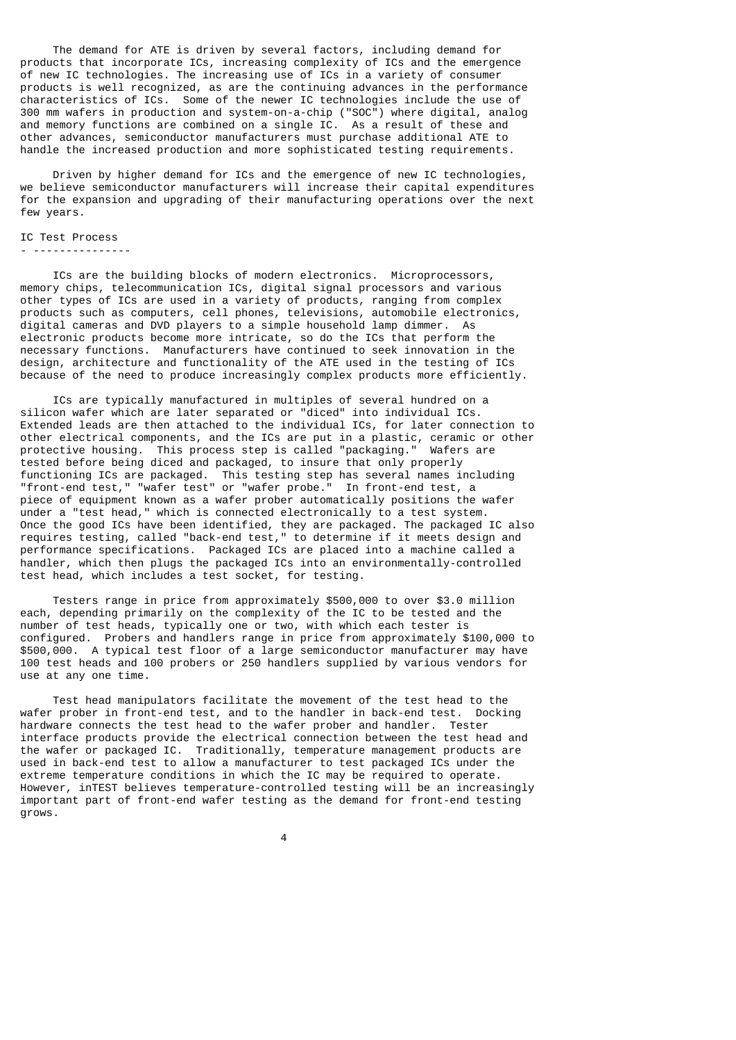The demand for ATE is driven by several factors, including demand for products that incorporate ICs, increasing complexity of ICs and the emergence of new IC technologies. The increasing use of ICs in a variety of consumer products is well recognized, as are the continuing advances in the performance characteristics of ICs. Some of the newer IC technologies include the use of 300 mm wafers in production and system-on-a-chip ("SOC") where digital, analog and memory functions are combined on a single IC. As a result of these and other advances, semiconductor manufacturers must purchase additional ATE to handle the increased production and more sophisticated testing requirements.

Driven by higher demand for ICs and the emergence of new IC technologies, we believe semiconductor manufacturers will increase their capital expenditures for the expansion and upgrading of their manufacturing operations over the next few years.

## IC Test Process

ICs are the building blocks of modern electronics. Microprocessors, memory chips, telecommunication ICs, digital signal processors and various other types of ICs are used in a variety of products, ranging from complex products such as computers, cell phones, televisions, automobile electronics, digital cameras and DVD players to a simple household lamp dimmer. As electronic products become more intricate, so do the ICs that perform the necessary functions. Manufacturers have continued to seek innovation in the design, architecture and functionality of the ATE used in the testing of ICs because of the need to produce increasingly complex products more efficiently.

ICs are typically manufactured in multiples of several hundred on a silicon wafer which are later separated or "diced" into individual ICs. Extended leads are then attached to the individual ICs, for later connection to other electrical components, and the ICs are put in a plastic, ceramic or other protective housing. This process step is called "packaging." Wafers are tested before being diced and packaged, to insure that only properly functioning ICs are packaged. This testing step has several names including "front-end test," "wafer test" or "wafer probe." In front-end test, a piece of equipment known as a wafer prober automatically positions the wafer under a "test head," which is connected electronically to a test system. Once the good ICs have been identified, they are packaged. The packaged IC also requires testing, called "back-end test," to determine if it meets design and performance specifications. Packaged ICs are placed into a machine called a handler, which then plugs the packaged ICs into an environmentally-controlled test head, which includes a test socket, for testing.

Testers range in price from approximately $500,000 to over $3.0 million each, depending primarily on the complexity of the IC to be tested and the number of test heads, typically one or two, with which each tester is configured. Probers and handlers range in price from approximately $100,000 to $500,000. A typical test floor of a large semiconductor manufacturer may have 100 test heads and 100 probers or 250 handlers supplied by various vendors for use at any one time.

Test head manipulators facilitate the movement of the test head to the wafer prober in front-end test, and to the handler in back-end test. Docking hardware connects the test head to the wafer prober and handler. Tester interface products provide the electrical connection between the test head and the wafer or packaged IC. Traditionally, temperature management products are used in back-end test to allow a manufacturer to test packaged ICs under the extreme temperature conditions in which the IC may be required to operate. However, inTEST believes temperature-controlled testing will be an increasingly important part of front-end wafer testing as the demand for front-end testing grows.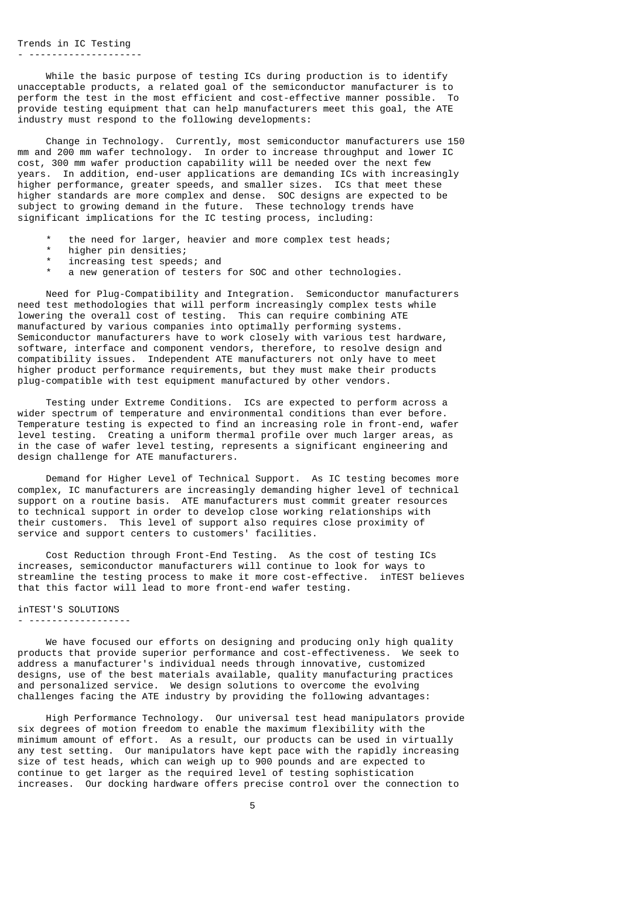## Trends in IC Testing

While the basic purpose of testing ICs during production is to identify unacceptable products, a related goal of the semiconductor manufacturer is to perform the test in the most efficient and cost-effective manner possible. To provide testing equipment that can help manufacturers meet this goal, the ATE industry must respond to the following developments:

Change in Technology. Currently, most semiconductor manufacturers use 150 mm and 200 mm wafer technology. In order to increase throughput and lower IC cost, 300 mm wafer production capability will be needed over the next few years. In addition, end-user applications are demanding ICs with increasingly higher performance, greater speeds, and smaller sizes. ICs that meet these higher standards are more complex and dense. SOC designs are expected to be subject to growing demand in the future. These technology trends have significant implications for the IC testing process, including:

* the need for larger, heavier and more complex test heads;
* higher pin densities;
* increasing test speeds; and
* a new generation of testers for SOC and other technologies.

Need for Plug-Compatibility and Integration. Semiconductor manufacturers need test methodologies that will perform increasingly complex tests while lowering the overall cost of testing. This can require combining ATE manufactured by various companies into optimally performing systems. Semiconductor manufacturers have to work closely with various test hardware, software, interface and component vendors, therefore, to resolve design and compatibility issues. Independent ATE manufacturers not only have to meet higher product performance requirements, but they must make their products plug-compatible with test equipment manufactured by other vendors.

Testing under Extreme Conditions. ICs are expected to perform across a wider spectrum of temperature and environmental conditions than ever before. Temperature testing is expected to find an increasing role in front-end, wafer level testing. Creating a uniform thermal profile over much larger areas, as in the case of wafer level testing, represents a significant engineering and design challenge for ATE manufacturers.

Demand for Higher Level of Technical Support. As IC testing becomes more complex, IC manufacturers are increasingly demanding higher level of technical support on a routine basis. ATE manufacturers must commit greater resources to technical support in order to develop close working relationships with their customers. This level of support also requires close proximity of service and support centers to customers' facilities.

Cost Reduction through Front-End Testing. As the cost of testing ICs increases, semiconductor manufacturers will continue to look for ways to streamline the testing process to make it more cost-effective. inTEST believes that this factor will lead to more front-end wafer testing.

## inTEST'S SOLUTIONS

We have focused our efforts on designing and producing only high quality products that provide superior performance and cost-effectiveness. We seek to address a manufacturer's individual needs through innovative, customized designs, use of the best materials available, quality manufacturing practices and personalized service. We design solutions to overcome the evolving challenges facing the ATE industry by providing the following advantages:

High Performance Technology. Our universal test head manipulators provide six degrees of motion freedom to enable the maximum flexibility with the minimum amount of effort. As a result, our products can be used in virtually any test setting. Our manipulators have kept pace with the rapidly increasing size of test heads, which can weigh up to 900 pounds and are expected to continue to get larger as the required level of testing sophistication increases. Our docking hardware offers precise control over the connection to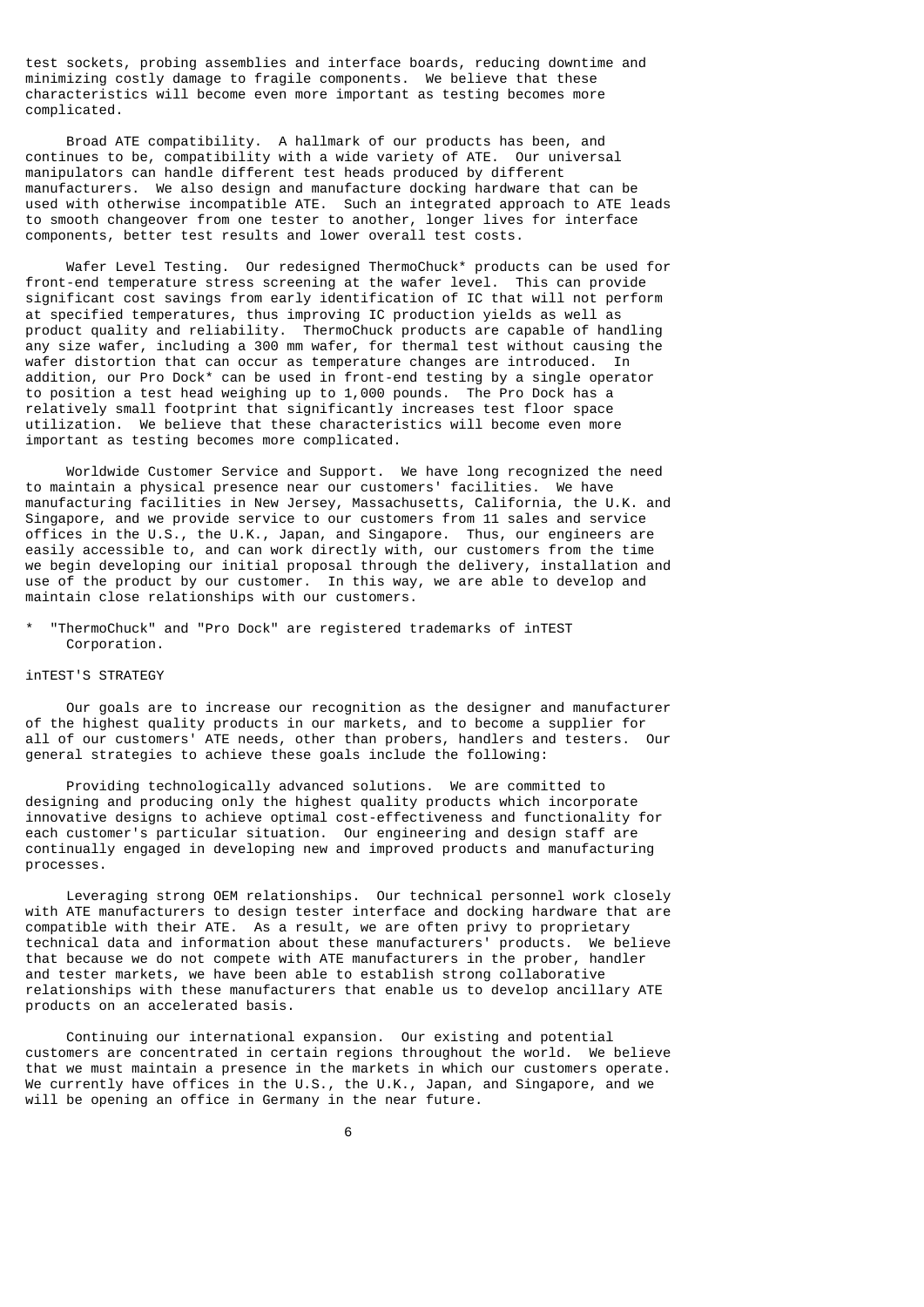test sockets, probing assemblies and interface boards, reducing downtime and minimizing costly damage to fragile components. We believe that these characteristics will become even more important as testing becomes more complicated.

Broad ATE compatibility. A hallmark of our products has been, and continues to be, compatibility with a wide variety of ATE. Our universal manipulators can handle different test heads produced by different manufacturers. We also design and manufacture docking hardware that can be used with otherwise incompatible ATE. Such an integrated approach to ATE leads to smooth changeover from one tester to another, longer lives for interface components, better test results and lower overall test costs.

Wafer Level Testing. Our redesigned ThermoChuck* products can be used for front-end temperature stress screening at the wafer level. This can provide significant cost savings from early identification of IC that will not perform at specified temperatures, thus improving IC production yields as well as product quality and reliability. ThermoChuck products are capable of handling any size wafer, including a 300 mm wafer, for thermal test without causing the wafer distortion that can occur as temperature changes are introduced. In addition, our Pro Dock* can be used in front-end testing by a single operator to position a test head weighing up to 1,000 pounds. The Pro Dock has a relatively small footprint that significantly increases test floor space utilization. We believe that these characteristics will become even more important as testing becomes more complicated.

Worldwide Customer Service and Support. We have long recognized the need to maintain a physical presence near our customers' facilities. We have manufacturing facilities in New Jersey, Massachusetts, California, the U.K. and Singapore, and we provide service to our customers from 11 sales and service offices in the U.S., the U.K., Japan, and Singapore. Thus, our engineers are easily accessible to, and can work directly with, our customers from the time we begin developing our initial proposal through the delivery, installation and use of the product by our customer. In this way, we are able to develop and maintain close relationships with our customers.

* "ThermoChuck" and "Pro Dock" are registered trademarks of inTEST Corporation.

## inTEST'S STRATEGY

Our goals are to increase our recognition as the designer and manufacturer of the highest quality products in our markets, and to become a supplier for all of our customers' ATE needs, other than probers, handlers and testers. Our general strategies to achieve these goals include the following:

Providing technologically advanced solutions. We are committed to designing and producing only the highest quality products which incorporate innovative designs to achieve optimal cost-effectiveness and functionality for each customer's particular situation. Our engineering and design staff are continually engaged in developing new and improved products and manufacturing processes.

Leveraging strong OEM relationships. Our technical personnel work closely with ATE manufacturers to design tester interface and docking hardware that are compatible with their ATE. As a result, we are often privy to proprietary technical data and information about these manufacturers' products. We believe that because we do not compete with ATE manufacturers in the prober, handler and tester markets, we have been able to establish strong collaborative relationships with these manufacturers that enable us to develop ancillary ATE products on an accelerated basis.

Continuing our international expansion. Our existing and potential customers are concentrated in certain regions throughout the world. We believe that we must maintain a presence in the markets in which our customers operate. We currently have offices in the U.S., the U.K., Japan, and Singapore, and we will be opening an office in Germany in the near future.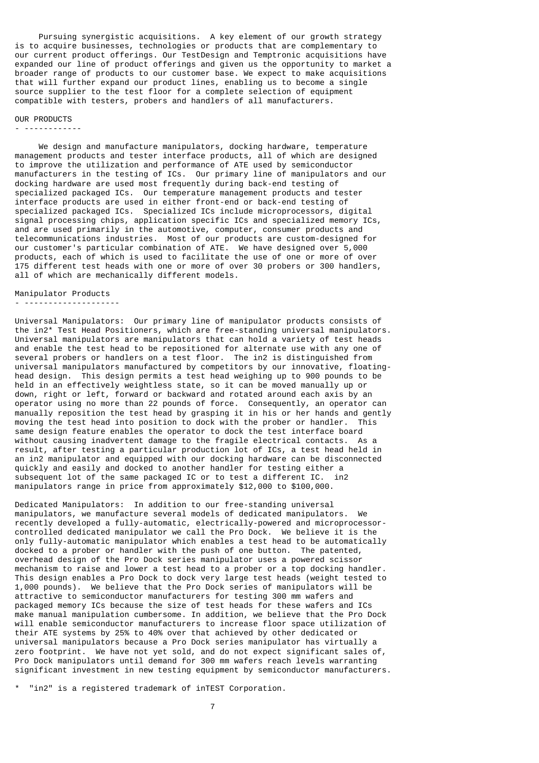Pursuing synergistic acquisitions. A key element of our growth strategy is to acquire businesses, technologies or products that are complementary to our current product offerings. Our TestDesign and Temptronic acquisitions have expanded our line of product offerings and given us the opportunity to market a broader range of products to our customer base. We expect to make acquisitions that will further expand our product lines, enabling us to become a single source supplier to the test floor for a complete selection of equipment compatible with testers, probers and handlers of all manufacturers.

## OUR PRODUCTS

We design and manufacture manipulators, docking hardware, temperature management products and tester interface products, all of which are designed to improve the utilization and performance of ATE used by semiconductor manufacturers in the testing of ICs. Our primary line of manipulators and our docking hardware are used most frequently during back-end testing of specialized packaged ICs. Our temperature management products and tester interface products are used in either front-end or back-end testing of specialized packaged ICs. Specialized ICs include microprocessors, digital signal processing chips, application specific ICs and specialized memory ICs, and are used primarily in the automotive, computer, consumer products and telecommunications industries. Most of our products are custom-designed for our customer's particular combination of ATE. We have designed over 5,000 products, each of which is used to facilitate the use of one or more of over 175 different test heads with one or more of over 30 probers or 300 handlers, all of which are mechanically different models.

### Manipulator Products

Universal Manipulators: Our primary line of manipulator products consists of the in2* Test Head Positioners, which are free-standing universal manipulators. Universal manipulators are manipulators that can hold a variety of test heads and enable the test head to be repositioned for alternate use with any one of several probers or handlers on a test floor. The in2 is distinguished from universal manipulators manufactured by competitors by our innovative, floating-head design. This design permits a test head weighing up to 900 pounds to be held in an effectively weightless state, so it can be moved manually up or down, right or left, forward or backward and rotated around each axis by an operator using no more than 22 pounds of force. Consequently, an operator can manually reposition the test head by grasping it in his or her hands and gently moving the test head into position to dock with the prober or handler. This same design feature enables the operator to dock the test interface board without causing inadvertent damage to the fragile electrical contacts. As a result, after testing a particular production lot of ICs, a test head held in an in2 manipulator and equipped with our docking hardware can be disconnected quickly and easily and docked to another handler for testing either a subsequent lot of the same packaged IC or to test a different IC. in2 manipulators range in price from approximately $12,000 to $100,000.

Dedicated Manipulators: In addition to our free-standing universal manipulators, we manufacture several models of dedicated manipulators. We recently developed a fully-automatic, electrically-powered and microprocessor-controlled dedicated manipulator we call the Pro Dock. We believe it is the only fully-automatic manipulator which enables a test head to be automatically docked to a prober or handler with the push of one button. The patented, overhead design of the Pro Dock series manipulator uses a powered scissor mechanism to raise and lower a test head to a prober or a top docking handler. This design enables a Pro Dock to dock very large test heads (weight tested to 1,000 pounds). We believe that the Pro Dock series of manipulators will be attractive to semiconductor manufacturers for testing 300 mm wafers and packaged memory ICs because the size of test heads for these wafers and ICs make manual manipulation cumbersome. In addition, we believe that the Pro Dock will enable semiconductor manufacturers to increase floor space utilization of their ATE systems by 25% to 40% over that achieved by other dedicated or universal manipulators because a Pro Dock series manipulator has virtually a zero footprint. We have not yet sold, and do not expect significant sales of, Pro Dock manipulators until demand for 300 mm wafers reach levels warranting significant investment in new testing equipment by semiconductor manufacturers.

* "in2" is a registered trademark of inTEST Corporation.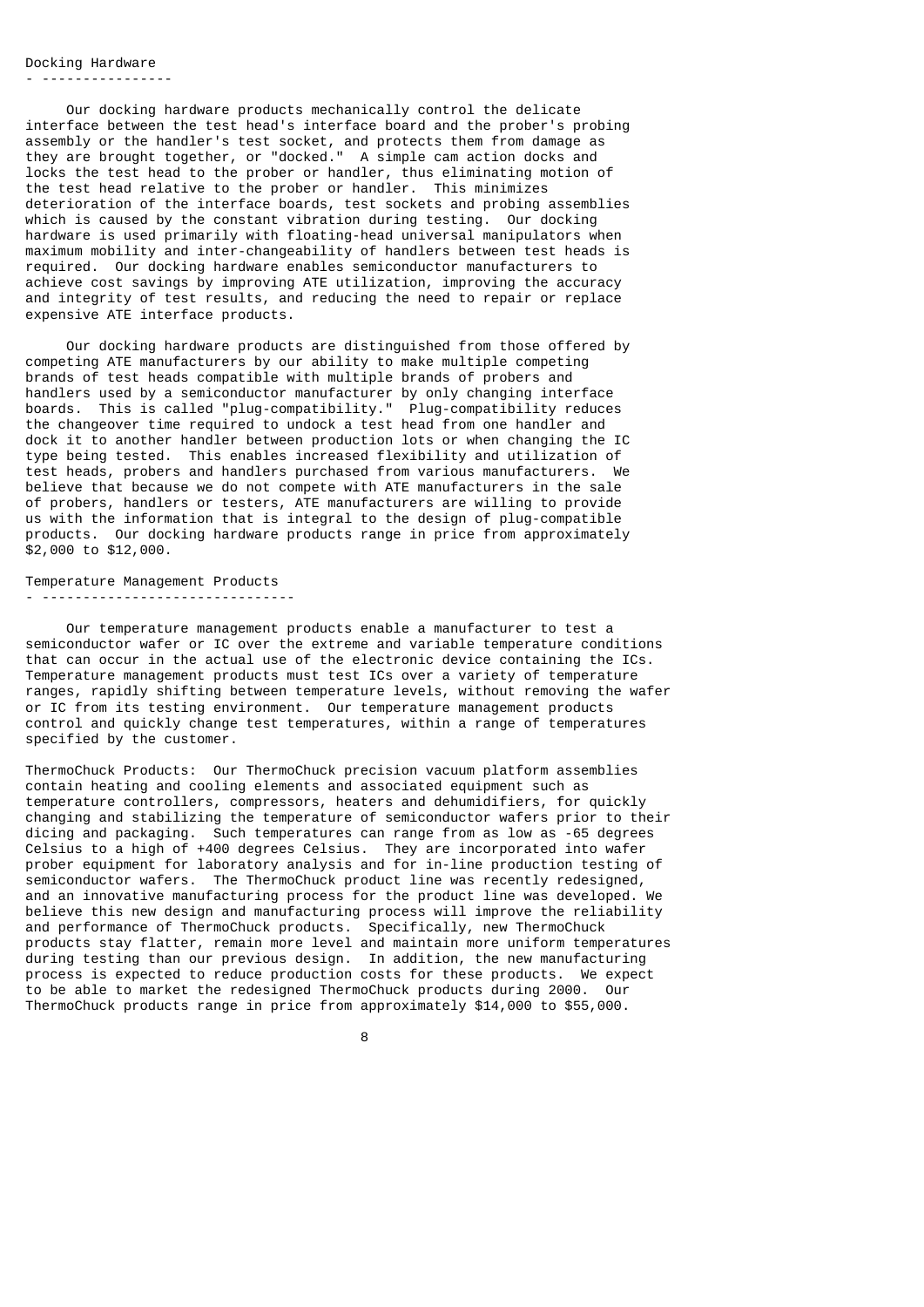### Docking Hardware

Our docking hardware products mechanically control the delicate interface between the test head's interface board and the prober's probing assembly or the handler's test socket, and protects them from damage as they are brought together, or "docked." A simple cam action docks and locks the test head to the prober or handler, thus eliminating motion of the test head relative to the prober or handler. This minimizes deterioration of the interface boards, test sockets and probing assemblies which is caused by the constant vibration during testing. Our docking hardware is used primarily with floating-head universal manipulators when maximum mobility and inter-changeability of handlers between test heads is required. Our docking hardware enables semiconductor manufacturers to achieve cost savings by improving ATE utilization, improving the accuracy and integrity of test results, and reducing the need to repair or replace expensive ATE interface products.

Our docking hardware products are distinguished from those offered by competing ATE manufacturers by our ability to make multiple competing brands of test heads compatible with multiple brands of probers and handlers used by a semiconductor manufacturer by only changing interface boards. This is called "plug-compatibility." Plug-compatibility reduces the changeover time required to undock a test head from one handler and dock it to another handler between production lots or when changing the IC type being tested. This enables increased flexibility and utilization of test heads, probers and handlers purchased from various manufacturers. We believe that because we do not compete with ATE manufacturers in the sale of probers, handlers or testers, ATE manufacturers are willing to provide us with the information that is integral to the design of plug-compatible products. Our docking hardware products range in price from approximately $2,000 to $12,000.

### Temperature Management Products

Our temperature management products enable a manufacturer to test a semiconductor wafer or IC over the extreme and variable temperature conditions that can occur in the actual use of the electronic device containing the ICs. Temperature management products must test ICs over a variety of temperature ranges, rapidly shifting between temperature levels, without removing the wafer or IC from its testing environment. Our temperature management products control and quickly change test temperatures, within a range of temperatures specified by the customer.

ThermoChuck Products: Our ThermoChuck precision vacuum platform assemblies contain heating and cooling elements and associated equipment such as temperature controllers, compressors, heaters and dehumidifiers, for quickly changing and stabilizing the temperature of semiconductor wafers prior to their dicing and packaging. Such temperatures can range from as low as -65 degrees Celsius to a high of +400 degrees Celsius. They are incorporated into wafer prober equipment for laboratory analysis and for in-line production testing of semiconductor wafers. The ThermoChuck product line was recently redesigned, and an innovative manufacturing process for the product line was developed. We believe this new design and manufacturing process will improve the reliability and performance of ThermoChuck products. Specifically, new ThermoChuck products stay flatter, remain more level and maintain more uniform temperatures during testing than our previous design. In addition, the new manufacturing process is expected to reduce production costs for these products. We expect to be able to market the redesigned ThermoChuck products during 2000. Our ThermoChuck products range in price from approximately $14,000 to $55,000.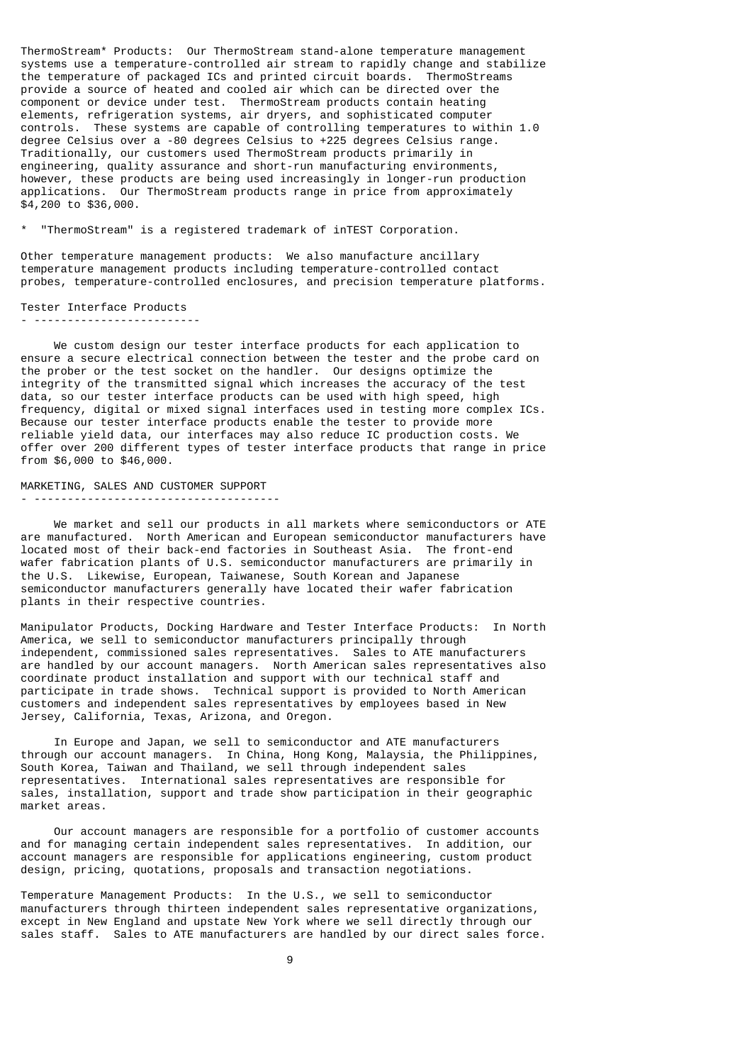ThermoStream* Products: Our ThermoStream stand-alone temperature management systems use a temperature-controlled air stream to rapidly change and stabilize the temperature of packaged ICs and printed circuit boards. ThermoStreams provide a source of heated and cooled air which can be directed over the component or device under test. ThermoStream products contain heating elements, refrigeration systems, air dryers, and sophisticated computer controls. These systems are capable of controlling temperatures to within 1.0 degree Celsius over a -80 degrees Celsius to +225 degrees Celsius range. Traditionally, our customers used ThermoStream products primarily in engineering, quality assurance and short-run manufacturing environments, however, these products are being used increasingly in longer-run production applications. Our ThermoStream products range in price from approximately $4,200 to $36,000.

\* "ThermoStream" is a registered trademark of inTEST Corporation.

Other temperature management products: We also manufacture ancillary temperature management products including temperature-controlled contact probes, temperature-controlled enclosures, and precision temperature platforms.

## Tester Interface Products

We custom design our tester interface products for each application to ensure a secure electrical connection between the tester and the probe card on the prober or the test socket on the handler. Our designs optimize the integrity of the transmitted signal which increases the accuracy of the test data, so our tester interface products can be used with high speed, high frequency, digital or mixed signal interfaces used in testing more complex ICs. Because our tester interface products enable the tester to provide more reliable yield data, our interfaces may also reduce IC production costs. We offer over 200 different types of tester interface products that range in price from $6,000 to $46,000.

## MARKETING, SALES AND CUSTOMER SUPPORT

We market and sell our products in all markets where semiconductors or ATE are manufactured. North American and European semiconductor manufacturers have located most of their back-end factories in Southeast Asia. The front-end wafer fabrication plants of U.S. semiconductor manufacturers are primarily in the U.S. Likewise, European, Taiwanese, South Korean and Japanese semiconductor manufacturers generally have located their wafer fabrication plants in their respective countries.

Manipulator Products, Docking Hardware and Tester Interface Products: In North America, we sell to semiconductor manufacturers principally through independent, commissioned sales representatives. Sales to ATE manufacturers are handled by our account managers. North American sales representatives also coordinate product installation and support with our technical staff and participate in trade shows. Technical support is provided to North American customers and independent sales representatives by employees based in New Jersey, California, Texas, Arizona, and Oregon.

In Europe and Japan, we sell to semiconductor and ATE manufacturers through our account managers. In China, Hong Kong, Malaysia, the Philippines, South Korea, Taiwan and Thailand, we sell through independent sales representatives. International sales representatives are responsible for sales, installation, support and trade show participation in their geographic market areas.

Our account managers are responsible for a portfolio of customer accounts and for managing certain independent sales representatives. In addition, our account managers are responsible for applications engineering, custom product design, pricing, quotations, proposals and transaction negotiations.

Temperature Management Products: In the U.S., we sell to semiconductor manufacturers through thirteen independent sales representative organizations, except in New England and upstate New York where we sell directly through our sales staff. Sales to ATE manufacturers are handled by our direct sales force.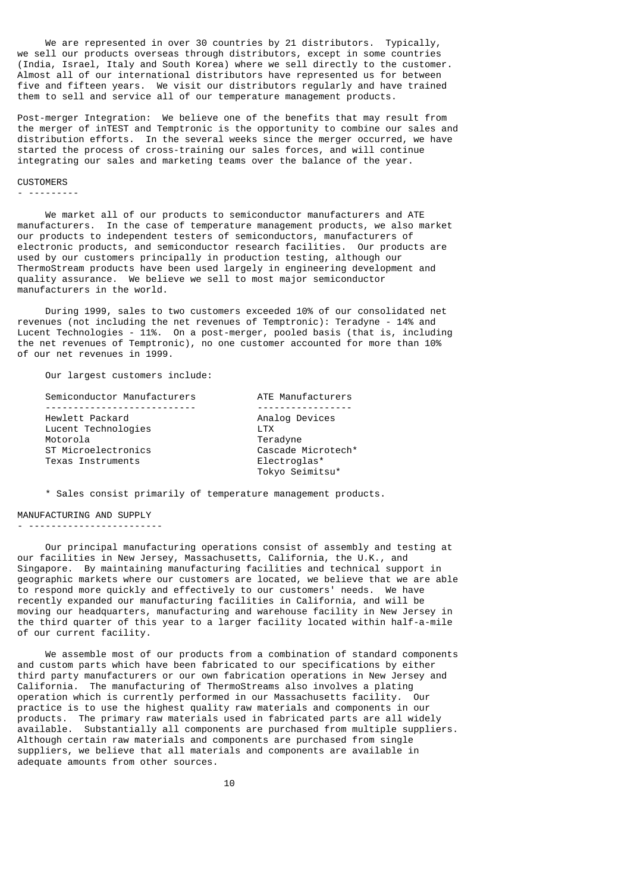We are represented in over 30 countries by 21 distributors. Typically, we sell our products overseas through distributors, except in some countries (India, Israel, Italy and South Korea) where we sell directly to the customer. Almost all of our international distributors have represented us for between five and fifteen years. We visit our distributors regularly and have trained them to sell and service all of our temperature management products.

Post-merger Integration: We believe one of the benefits that may result from the merger of inTEST and Temptronic is the opportunity to combine our sales and distribution efforts. In the several weeks since the merger occurred, we have started the process of cross-training our sales forces, and will continue integrating our sales and marketing teams over the balance of the year.

## CUSTOMERS

We market all of our products to semiconductor manufacturers and ATE manufacturers. In the case of temperature management products, we also market our products to independent testers of semiconductors, manufacturers of electronic products, and semiconductor research facilities. Our products are used by our customers principally in production testing, although our ThermoStream products have been used largely in engineering development and quality assurance. We believe we sell to most major semiconductor manufacturers in the world.

During 1999, sales to two customers exceeded 10% of our consolidated net revenues (not including the net revenues of Temptronic): Teradyne - 14% and Lucent Technologies - 11%. On a post-merger, pooled basis (that is, including the net revenues of Temptronic), no one customer accounted for more than 10% of our net revenues in 1999.

Our largest customers include:

| Semiconductor Manufacturers | ATE Manufacturers |
|---|---|
| Hewlett Packard | Analog Devices |
| Lucent Technologies | LTX |
| Motorola | Teradyne |
| ST Microelectronics | Cascade Microtech* |
| Texas Instruments | Electroglas* |
| | Tokyo Seimitsu* |

* Sales consist primarily of temperature management products.

## MANUFACTURING AND SUPPLY

Our principal manufacturing operations consist of assembly and testing at our facilities in New Jersey, Massachusetts, California, the U.K., and Singapore. By maintaining manufacturing facilities and technical support in geographic markets where our customers are located, we believe that we are able to respond more quickly and effectively to our customers' needs. We have recently expanded our manufacturing facilities in California, and will be moving our headquarters, manufacturing and warehouse facility in New Jersey in the third quarter of this year to a larger facility located within half-a-mile of our current facility.

We assemble most of our products from a combination of standard components and custom parts which have been fabricated to our specifications by either third party manufacturers or our own fabrication operations in New Jersey and California. The manufacturing of ThermoStreams also involves a plating operation which is currently performed in our Massachusetts facility. Our practice is to use the highest quality raw materials and components in our products. The primary raw materials used in fabricated parts are all widely available. Substantially all components are purchased from multiple suppliers. Although certain raw materials and components are purchased from single suppliers, we believe that all materials and components are available in adequate amounts from other sources.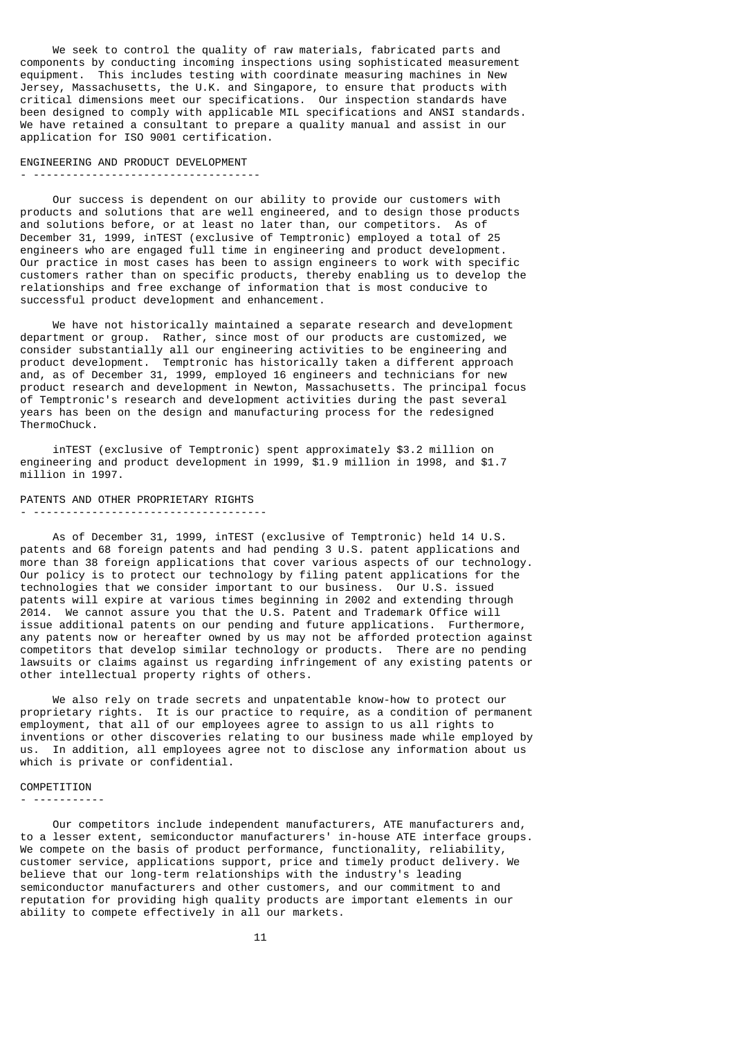We seek to control the quality of raw materials, fabricated parts and components by conducting incoming inspections using sophisticated measurement equipment. This includes testing with coordinate measuring machines in New Jersey, Massachusetts, the U.K. and Singapore, to ensure that products with critical dimensions meet our specifications. Our inspection standards have been designed to comply with applicable MIL specifications and ANSI standards. We have retained a consultant to prepare a quality manual and assist in our application for ISO 9001 certification.

## ENGINEERING AND PRODUCT DEVELOPMENT

Our success is dependent on our ability to provide our customers with products and solutions that are well engineered, and to design those products and solutions before, or at least no later than, our competitors. As of December 31, 1999, inTEST (exclusive of Temptronic) employed a total of 25 engineers who are engaged full time in engineering and product development. Our practice in most cases has been to assign engineers to work with specific customers rather than on specific products, thereby enabling us to develop the relationships and free exchange of information that is most conducive to successful product development and enhancement.

We have not historically maintained a separate research and development department or group. Rather, since most of our products are customized, we consider substantially all our engineering activities to be engineering and product development. Temptronic has historically taken a different approach and, as of December 31, 1999, employed 16 engineers and technicians for new product research and development in Newton, Massachusetts. The principal focus of Temptronic's research and development activities during the past several years has been on the design and manufacturing process for the redesigned ThermoChuck.

inTEST (exclusive of Temptronic) spent approximately $3.2 million on engineering and product development in 1999, $1.9 million in 1998, and $1.7 million in 1997.

## PATENTS AND OTHER PROPRIETARY RIGHTS

As of December 31, 1999, inTEST (exclusive of Temptronic) held 14 U.S. patents and 68 foreign patents and had pending 3 U.S. patent applications and more than 38 foreign applications that cover various aspects of our technology. Our policy is to protect our technology by filing patent applications for the technologies that we consider important to our business. Our U.S. issued patents will expire at various times beginning in 2002 and extending through 2014. We cannot assure you that the U.S. Patent and Trademark Office will issue additional patents on our pending and future applications. Furthermore, any patents now or hereafter owned by us may not be afforded protection against competitors that develop similar technology or products. There are no pending lawsuits or claims against us regarding infringement of any existing patents or other intellectual property rights of others.

We also rely on trade secrets and unpatentable know-how to protect our proprietary rights. It is our practice to require, as a condition of permanent employment, that all of our employees agree to assign to us all rights to inventions or other discoveries relating to our business made while employed by us. In addition, all employees agree not to disclose any information about us which is private or confidential.

## COMPETITION

Our competitors include independent manufacturers, ATE manufacturers and, to a lesser extent, semiconductor manufacturers' in-house ATE interface groups. We compete on the basis of product performance, functionality, reliability, customer service, applications support, price and timely product delivery. We believe that our long-term relationships with the industry's leading semiconductor manufacturers and other customers, and our commitment to and reputation for providing high quality products are important elements in our ability to compete effectively in all our markets.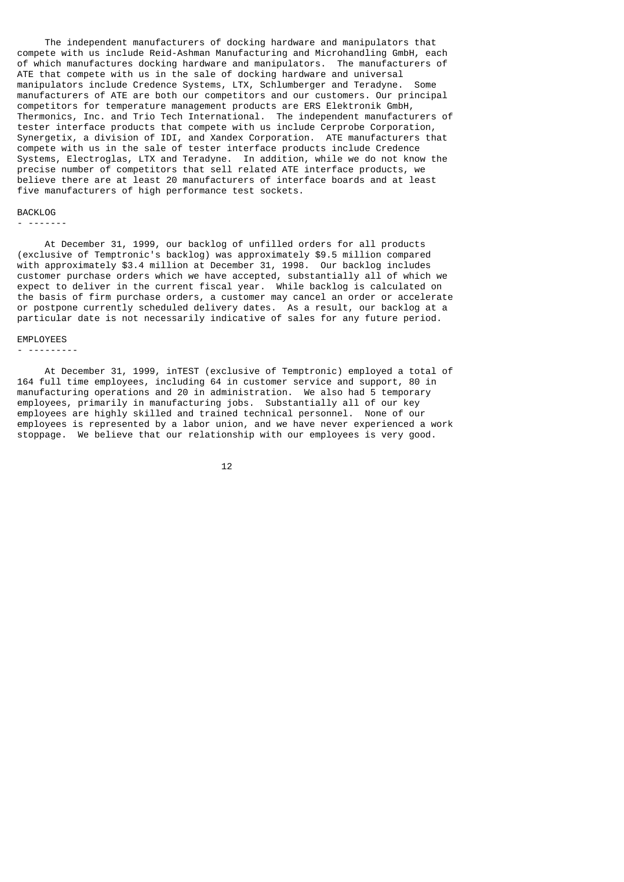The independent manufacturers of docking hardware and manipulators that compete with us include Reid-Ashman Manufacturing and Microhandling GmbH, each of which manufactures docking hardware and manipulators. The manufacturers of ATE that compete with us in the sale of docking hardware and universal manipulators include Credence Systems, LTX, Schlumberger and Teradyne. Some manufacturers of ATE are both our competitors and our customers. Our principal competitors for temperature management products are ERS Elektronik GmbH, Thermonics, Inc. and Trio Tech International. The independent manufacturers of tester interface products that compete with us include Cerprobe Corporation, Synergetix, a division of IDI, and Xandex Corporation. ATE manufacturers that compete with us in the sale of tester interface products include Credence Systems, Electroglas, LTX and Teradyne. In addition, while we do not know the precise number of competitors that sell related ATE interface products, we believe there are at least 20 manufacturers of interface boards and at least five manufacturers of high performance test sockets.

## BACKLOG

At December 31, 1999, our backlog of unfilled orders for all products (exclusive of Temptronic's backlog) was approximately $9.5 million compared with approximately $3.4 million at December 31, 1998. Our backlog includes customer purchase orders which we have accepted, substantially all of which we expect to deliver in the current fiscal year. While backlog is calculated on the basis of firm purchase orders, a customer may cancel an order or accelerate or postpone currently scheduled delivery dates. As a result, our backlog at a particular date is not necessarily indicative of sales for any future period.

## EMPLOYEES

At December 31, 1999, inTEST (exclusive of Temptronic) employed a total of 164 full time employees, including 64 in customer service and support, 80 in manufacturing operations and 20 in administration. We also had 5 temporary employees, primarily in manufacturing jobs. Substantially all of our key employees are highly skilled and trained technical personnel. None of our employees is represented by a labor union, and we have never experienced a work stoppage. We believe that our relationship with our employees is very good.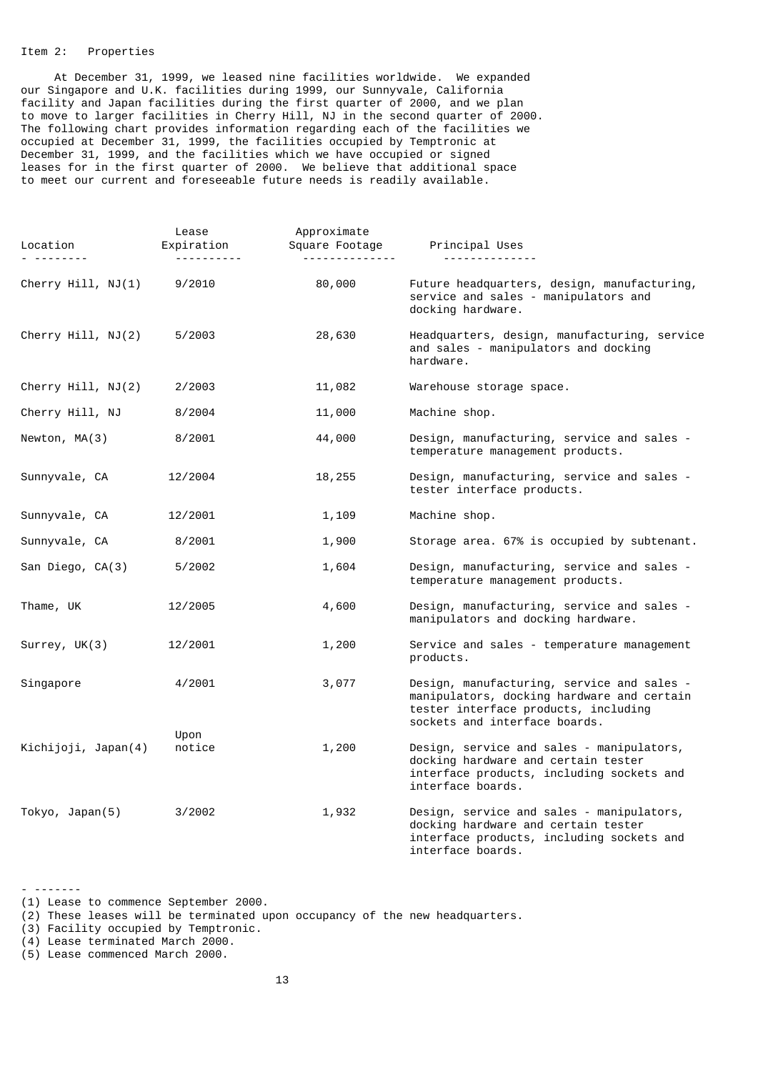# Item 2: Properties

At December 31, 1999, we leased nine facilities worldwide. We expanded our Singapore and U.K. facilities during 1999, our Sunnyvale, California facility and Japan facilities during the first quarter of 2000, and we plan to move to larger facilities in Cherry Hill, NJ in the second quarter of 2000. The following chart provides information regarding each of the facilities we occupied at December 31, 1999, the facilities occupied by Temptronic at December 31, 1999, and the facilities which we have occupied or signed leases for in the first quarter of 2000. We believe that additional space to meet our current and foreseeable future needs is readily available.

| Location | Lease Expiration | Approximate Square Footage | Principal Uses |
|---|---|---|---|
| Cherry Hill, NJ(1) | 9/2010 | 80,000 | Future headquarters, design, manufacturing, service and sales - manipulators and docking hardware. |
| Cherry Hill, NJ(2) | 5/2003 | 28,630 | Headquarters, design, manufacturing, service and sales - manipulators and docking hardware. |
| Cherry Hill, NJ(2) | 2/2003 | 11,082 | Warehouse storage space. |
| Cherry Hill, NJ | 8/2004 | 11,000 | Machine shop. |
| Newton, MA(3) | 8/2001 | 44,000 | Design, manufacturing, service and sales - temperature management products. |
| Sunnyvale, CA | 12/2004 | 18,255 | Design, manufacturing, service and sales - tester interface products. |
| Sunnyvale, CA | 12/2001 | 1,109 | Machine shop. |
| Sunnyvale, CA | 8/2001 | 1,900 | Storage area. 67% is occupied by subtenant. |
| San Diego, CA(3) | 5/2002 | 1,604 | Design, manufacturing, service and sales - temperature management products. |
| Thame, UK | 12/2005 | 4,600 | Design, manufacturing, service and sales - manipulators and docking hardware. |
| Surrey, UK(3) | 12/2001 | 1,200 | Service and sales - temperature management products. |
| Singapore | 4/2001 | 3,077 | Design, manufacturing, service and sales - manipulators, docking hardware and certain tester interface products, including sockets and interface boards. |
| Kichijoji, Japan(4) | Upon notice | 1,200 | Design, service and sales - manipulators, docking hardware and certain tester interface products, including sockets and interface boards. |
| Tokyo, Japan(5) | 3/2002 | 1,932 | Design, service and sales - manipulators, docking hardware and certain tester interface products, including sockets and interface boards. |

- -------

(1) Lease to commence September 2000.
(2) These leases will be terminated upon occupancy of the new headquarters.
(3) Facility occupied by Temptronic.
(4) Lease terminated March 2000.
(5) Lease commenced March 2000.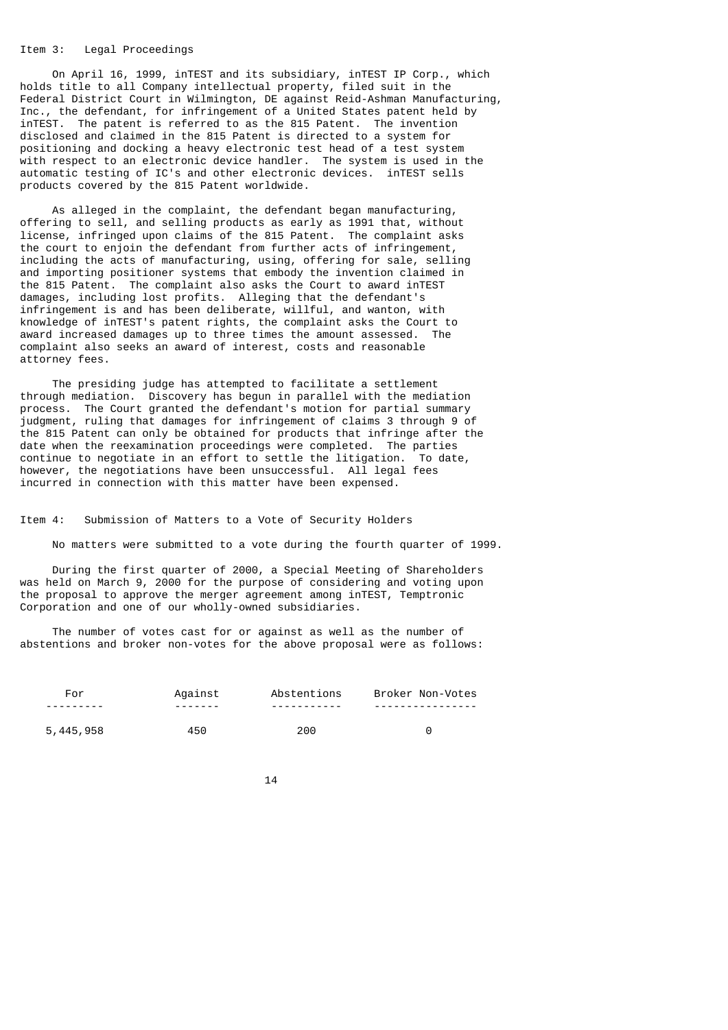## Item 3: Legal Proceedings

On April 16, 1999, inTEST and its subsidiary, inTEST IP Corp., which holds title to all Company intellectual property, filed suit in the Federal District Court in Wilmington, DE against Reid-Ashman Manufacturing, Inc., the defendant, for infringement of a United States patent held by inTEST. The patent is referred to as the 815 Patent. The invention disclosed and claimed in the 815 Patent is directed to a system for positioning and docking a heavy electronic test head of a test system with respect to an electronic device handler. The system is used in the automatic testing of IC's and other electronic devices. inTEST sells products covered by the 815 Patent worldwide.

As alleged in the complaint, the defendant began manufacturing, offering to sell, and selling products as early as 1991 that, without license, infringed upon claims of the 815 Patent. The complaint asks the court to enjoin the defendant from further acts of infringement, including the acts of manufacturing, using, offering for sale, selling and importing positioner systems that embody the invention claimed in the 815 Patent. The complaint also asks the Court to award inTEST damages, including lost profits. Alleging that the defendant's infringement is and has been deliberate, willful, and wanton, with knowledge of inTEST's patent rights, the complaint asks the Court to award increased damages up to three times the amount assessed. The complaint also seeks an award of interest, costs and reasonable attorney fees.

The presiding judge has attempted to facilitate a settlement through mediation. Discovery has begun in parallel with the mediation process. The Court granted the defendant's motion for partial summary judgment, ruling that damages for infringement of claims 3 through 9 of the 815 Patent can only be obtained for products that infringe after the date when the reexamination proceedings were completed. The parties continue to negotiate in an effort to settle the litigation. To date, however, the negotiations have been unsuccessful. All legal fees incurred in connection with this matter have been expensed.

## Item 4: Submission of Matters to a Vote of Security Holders

No matters were submitted to a vote during the fourth quarter of 1999.

During the first quarter of 2000, a Special Meeting of Shareholders was held on March 9, 2000 for the purpose of considering and voting upon the proposal to approve the merger agreement among inTEST, Temptronic Corporation and one of our wholly-owned subsidiaries.

The number of votes cast for or against as well as the number of abstentions and broker non-votes for the above proposal were as follows:

| For | Against | Abstentions | Broker Non-Votes |
|---|---|---|---|
| 5,445,958 | 450 | 200 | 0 |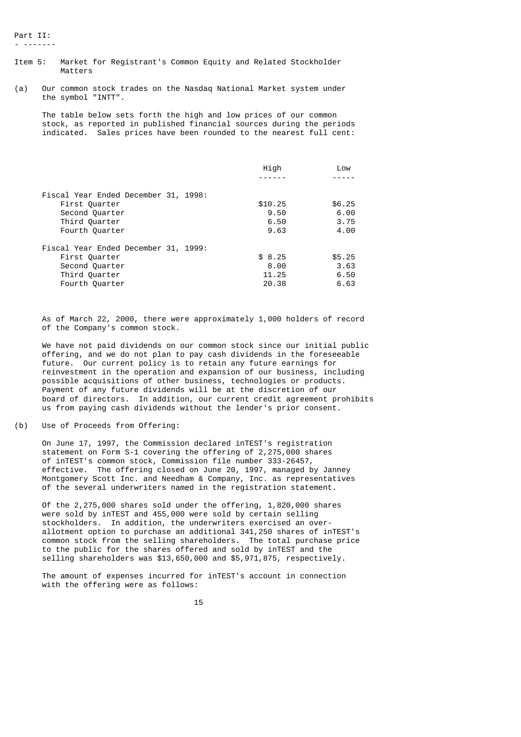Part II:

## Item 5: Market for Registrant's Common Equity and Related Stockholder Matters

(a) Our common stock trades on the Nasdaq National Market system under the symbol "INTT".

The table below sets forth the high and low prices of our common stock, as reported in published financial sources during the periods indicated. Sales prices have been rounded to the nearest full cent:

| | High | Low |
|---|---|---|
| Fiscal Year Ended December 31, 1998: | | |
| First Quarter | $10.25 | $6.25 |
| Second Quarter | 9.50 | 6.00 |
| Third Quarter | 6.50 | 3.75 |
| Fourth Quarter | 9.63 | 4.00 |
| Fiscal Year Ended December 31, 1999: | | |
| First Quarter | $ 8.25 | $5.25 |
| Second Quarter | 8.00 | 3.63 |
| Third Quarter | 11.25 | 6.50 |
| Fourth Quarter | 20.38 | 6.63 |

As of March 22, 2000, there were approximately 1,000 holders of record of the Company's common stock.

We have not paid dividends on our common stock since our initial public offering, and we do not plan to pay cash dividends in the foreseeable future. Our current policy is to retain any future earnings for reinvestment in the operation and expansion of our business, including possible acquisitions of other business, technologies or products. Payment of any future dividends will be at the discretion of our board of directors. In addition, our current credit agreement prohibits us from paying cash dividends without the lender's prior consent.

(b) Use of Proceeds from Offering:

On June 17, 1997, the Commission declared inTEST's registration statement on Form S-1 covering the offering of 2,275,000 shares of inTEST's common stock, Commission file number 333-26457, effective. The offering closed on June 20, 1997, managed by Janney Montgomery Scott Inc. and Needham & Company, Inc. as representatives of the several underwriters named in the registration statement.

Of the 2,275,000 shares sold under the offering, 1,820,000 shares were sold by inTEST and 455,000 were sold by certain selling stockholders. In addition, the underwriters exercised an over-allotment option to purchase an additional 341,250 shares of inTEST's common stock from the selling shareholders. The total purchase price to the public for the shares offered and sold by inTEST and the selling shareholders was $13,650,000 and $5,971,875, respectively.

The amount of expenses incurred for inTEST's account in connection with the offering were as follows: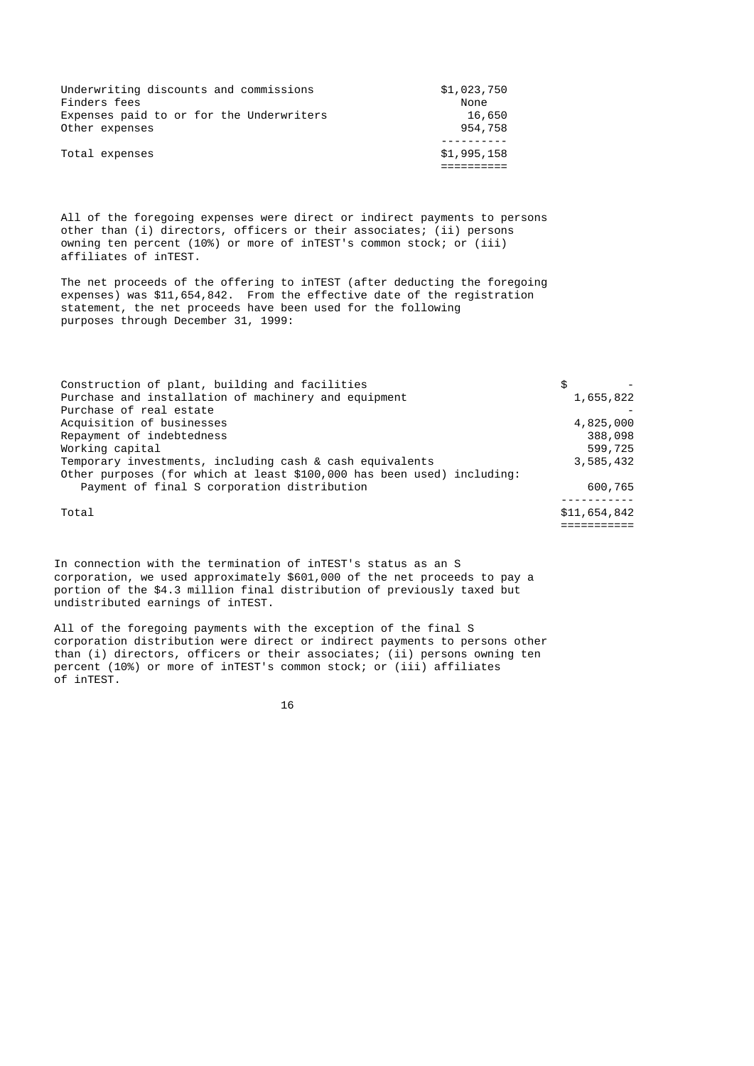| | |
|---|---|
| Underwriting discounts and commissions | $1,023,750 |
| Finders fees | None |
| Expenses paid to or for the Underwriters | 16,650 |
| Other expenses | 954,758 |
| Total expenses | $1,995,158 |

All of the foregoing expenses were direct or indirect payments to persons other than (i) directors, officers or their associates; (ii) persons owning ten percent (10%) or more of inTEST's common stock; or (iii) affiliates of inTEST.

The net proceeds of the offering to inTEST (after deducting the foregoing expenses) was $11,654,842. From the effective date of the registration statement, the net proceeds have been used for the following purposes through December 31, 1999:

| | |
|---|---|
| Construction of plant, building and facilities | $ - |
| Purchase and installation of machinery and equipment | 1,655,822 |
| Purchase of real estate | - |
| Acquisition of businesses | 4,825,000 |
| Repayment of indebtedness | 388,098 |
| Working capital | 599,725 |
| Temporary investments, including cash & cash equivalents | 3,585,432 |
| Other purposes (for which at least $100,000 has been used) including: | |
| Payment of final S corporation distribution | 600,765 |
| Total | $11,654,842 |

In connection with the termination of inTEST's status as an S corporation, we used approximately $601,000 of the net proceeds to pay a portion of the $4.3 million final distribution of previously taxed but undistributed earnings of inTEST.

All of the foregoing payments with the exception of the final S corporation distribution were direct or indirect payments to persons other than (i) directors, officers or their associates; (ii) persons owning ten percent (10%) or more of inTEST's common stock; or (iii) affiliates of inTEST.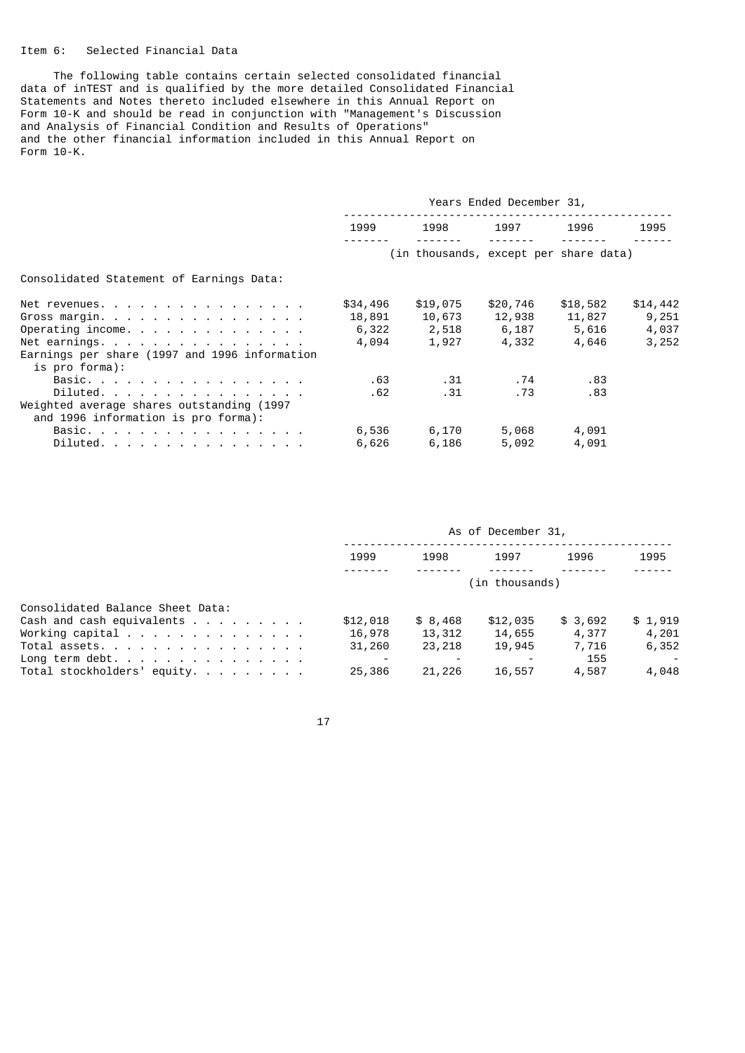Item 6: Selected Financial Data

The following table contains certain selected consolidated financial data of inTEST and is qualified by the more detailed Consolidated Financial Statements and Notes thereto included elsewhere in this Annual Report on Form 10-K and should be read in conjunction with "Management's Discussion and Analysis of Financial Condition and Results of Operations" and the other financial information included in this Annual Report on Form 10-K.

| | Years Ended December 31, | | | | |
|---|---|---|---|---|---|
| | 1999 | 1998 | 1997 | 1996 | 1995 |
| | (in thousands, except per share data) | | | | |
| Consolidated Statement of Earnings Data: | | | | | |
| Net revenues | $34,496 | $19,075 | $20,746 | $18,582 | $14,442 |
| Gross margin | 18,891 | 10,673 | 12,938 | 11,827 | 9,251 |
| Operating income | 6,322 | 2,518 | 6,187 | 5,616 | 4,037 |
| Net earnings | 4,094 | 1,927 | 4,332 | 4,646 | 3,252 |
| Earnings per share (1997 and 1996 information is pro forma): | | | | | |
| Basic | .63 | .31 | .74 | .83 | |
| Diluted | .62 | .31 | .73 | .83 | |
| Weighted average shares outstanding (1997 and 1996 information is pro forma): | | | | | |
| Basic | 6,536 | 6,170 | 5,068 | 4,091 | |
| Diluted | 6,626 | 6,186 | 5,092 | 4,091 | |

| | As of December 31, | | | | |
|---|---|---|---|---|---|
| | 1999 | 1998 | 1997 | 1996 | 1995 |
| | (in thousands) | | | | |
| Consolidated Balance Sheet Data: | | | | | |
| Cash and cash equivalents | $12,018 | $ 8,468 | $12,035 | $ 3,692 | $ 1,919 |
| Working capital | 16,978 | 13,312 | 14,655 | 4,377 | 4,201 |
| Total assets | 31,260 | 23,218 | 19,945 | 7,716 | 6,352 |
| Long term debt | - | - | - | 155 | - |
| Total stockholders' equity | 25,386 | 21,226 | 16,557 | 4,587 | 4,048 |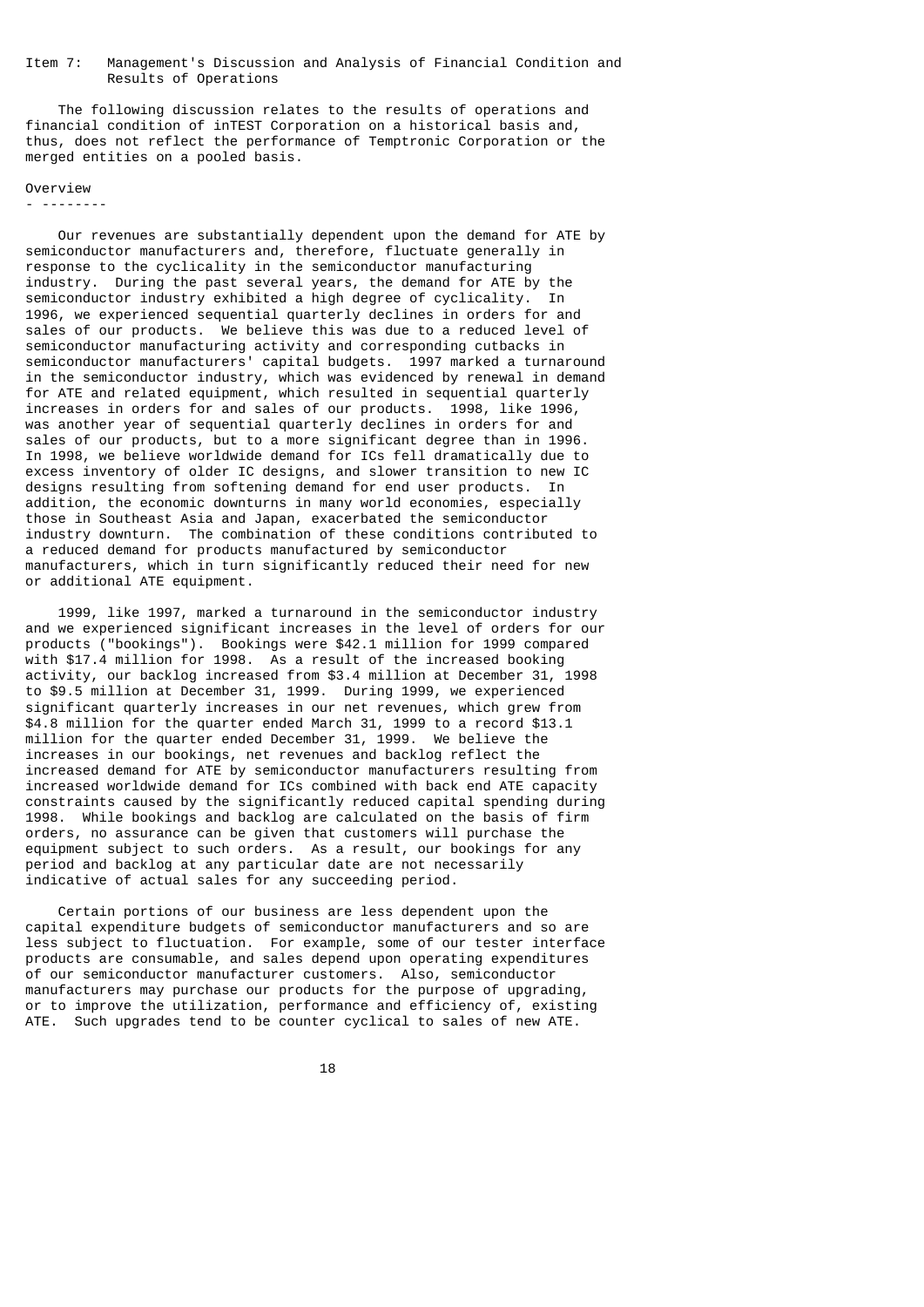## Item 7: Management's Discussion and Analysis of Financial Condition and Results of Operations

The following discussion relates to the results of operations and financial condition of inTEST Corporation on a historical basis and, thus, does not reflect the performance of Temptronic Corporation or the merged entities on a pooled basis.

### Overview

Our revenues are substantially dependent upon the demand for ATE by semiconductor manufacturers and, therefore, fluctuate generally in response to the cyclicality in the semiconductor manufacturing industry. During the past several years, the demand for ATE by the semiconductor industry exhibited a high degree of cyclicality. In 1996, we experienced sequential quarterly declines in orders for and sales of our products. We believe this was due to a reduced level of semiconductor manufacturing activity and corresponding cutbacks in semiconductor manufacturers' capital budgets. 1997 marked a turnaround in the semiconductor industry, which was evidenced by renewal in demand for ATE and related equipment, which resulted in sequential quarterly increases in orders for and sales of our products. 1998, like 1996, was another year of sequential quarterly declines in orders for and sales of our products, but to a more significant degree than in 1996. In 1998, we believe worldwide demand for ICs fell dramatically due to excess inventory of older IC designs, and slower transition to new IC designs resulting from softening demand for end user products. In addition, the economic downturns in many world economies, especially those in Southeast Asia and Japan, exacerbated the semiconductor industry downturn. The combination of these conditions contributed to a reduced demand for products manufactured by semiconductor manufacturers, which in turn significantly reduced their need for new or additional ATE equipment.

1999, like 1997, marked a turnaround in the semiconductor industry and we experienced significant increases in the level of orders for our products ("bookings"). Bookings were $42.1 million for 1999 compared with $17.4 million for 1998. As a result of the increased booking activity, our backlog increased from $3.4 million at December 31, 1998 to $9.5 million at December 31, 1999. During 1999, we experienced significant quarterly increases in our net revenues, which grew from $4.8 million for the quarter ended March 31, 1999 to a record $13.1 million for the quarter ended December 31, 1999. We believe the increases in our bookings, net revenues and backlog reflect the increased demand for ATE by semiconductor manufacturers resulting from increased worldwide demand for ICs combined with back end ATE capacity constraints caused by the significantly reduced capital spending during 1998. While bookings and backlog are calculated on the basis of firm orders, no assurance can be given that customers will purchase the equipment subject to such orders. As a result, our bookings for any period and backlog at any particular date are not necessarily indicative of actual sales for any succeeding period.

Certain portions of our business are less dependent upon the capital expenditure budgets of semiconductor manufacturers and so are less subject to fluctuation. For example, some of our tester interface products are consumable, and sales depend upon operating expenditures of our semiconductor manufacturer customers. Also, semiconductor manufacturers may purchase our products for the purpose of upgrading, or to improve the utilization, performance and efficiency of, existing ATE. Such upgrades tend to be counter cyclical to sales of new ATE.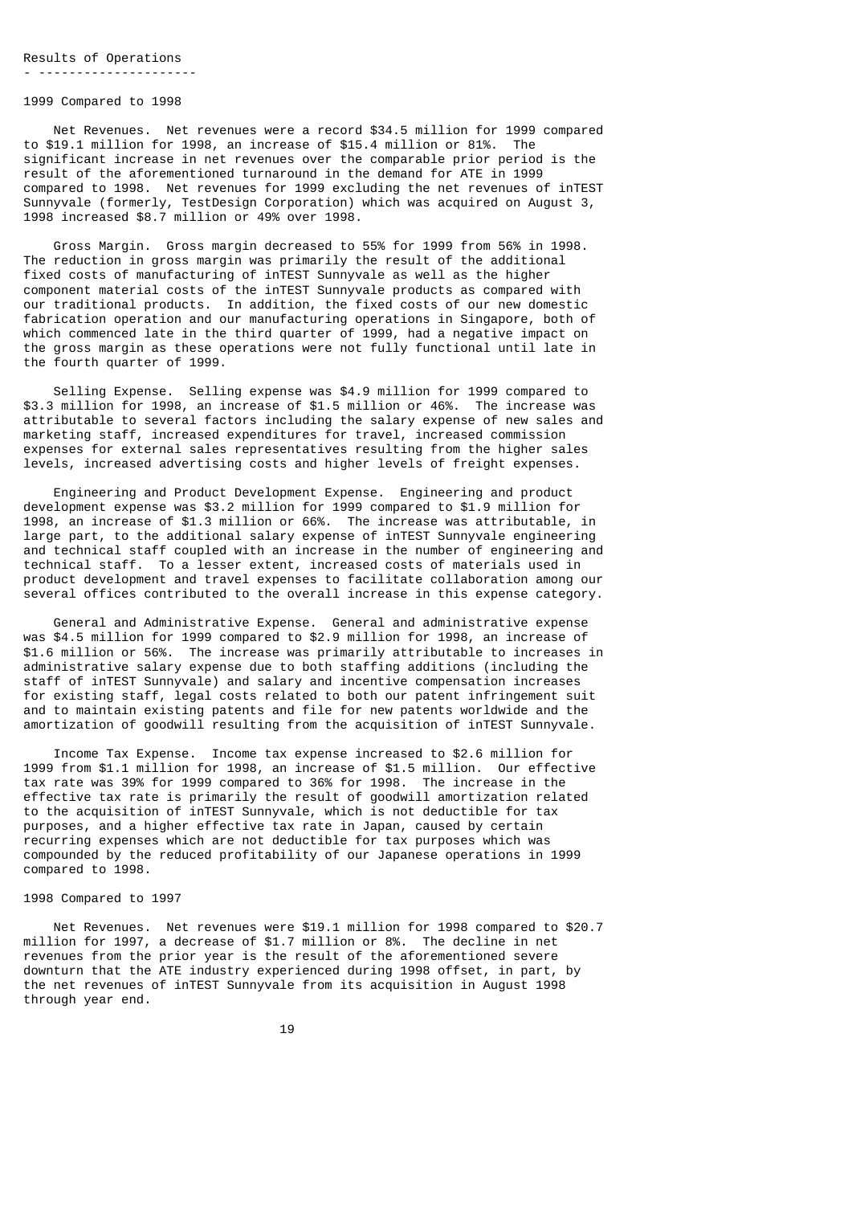## Results of Operations

### 1999 Compared to 1998

**Net Revenues.** Net revenues were a record $34.5 million for 1999 compared to $19.1 million for 1998, an increase of $15.4 million or 81%. The significant increase in net revenues over the comparable prior period is the result of the aforementioned turnaround in the demand for ATE in 1999 compared to 1998. Net revenues for 1999 excluding the net revenues of inTEST Sunnyvale (formerly, TestDesign Corporation) which was acquired on August 3, 1998 increased $8.7 million or 49% over 1998.

**Gross Margin.** Gross margin decreased to 55% for 1999 from 56% in 1998. The reduction in gross margin was primarily the result of the additional fixed costs of manufacturing of inTEST Sunnyvale as well as the higher component material costs of the inTEST Sunnyvale products as compared with our traditional products. In addition, the fixed costs of our new domestic fabrication operation and our manufacturing operations in Singapore, both of which commenced late in the third quarter of 1999, had a negative impact on the gross margin as these operations were not fully functional until late in the fourth quarter of 1999.

**Selling Expense.** Selling expense was $4.9 million for 1999 compared to $3.3 million for 1998, an increase of $1.5 million or 46%. The increase was attributable to several factors including the salary expense of new sales and marketing staff, increased expenditures for travel, increased commission expenses for external sales representatives resulting from the higher sales levels, increased advertising costs and higher levels of freight expenses.

**Engineering and Product Development Expense.** Engineering and product development expense was $3.2 million for 1999 compared to $1.9 million for 1998, an increase of $1.3 million or 66%. The increase was attributable, in large part, to the additional salary expense of inTEST Sunnyvale engineering and technical staff coupled with an increase in the number of engineering and technical staff. To a lesser extent, increased costs of materials used in product development and travel expenses to facilitate collaboration among our several offices contributed to the overall increase in this expense category.

**General and Administrative Expense.** General and administrative expense was $4.5 million for 1999 compared to $2.9 million for 1998, an increase of $1.6 million or 56%. The increase was primarily attributable to increases in administrative salary expense due to both staffing additions (including the staff of inTEST Sunnyvale) and salary and incentive compensation increases for existing staff, legal costs related to both our patent infringement suit and to maintain existing patents and file for new patents worldwide and the amortization of goodwill resulting from the acquisition of inTEST Sunnyvale.

**Income Tax Expense.** Income tax expense increased to $2.6 million for 1999 from $1.1 million for 1998, an increase of $1.5 million. Our effective tax rate was 39% for 1999 compared to 36% for 1998. The increase in the effective tax rate is primarily the result of goodwill amortization related to the acquisition of inTEST Sunnyvale, which is not deductible for tax purposes, and a higher effective tax rate in Japan, caused by certain recurring expenses which are not deductible for tax purposes which was compounded by the reduced profitability of our Japanese operations in 1999 compared to 1998.

### 1998 Compared to 1997

**Net Revenues.** Net revenues were $19.1 million for 1998 compared to $20.7 million for 1997, a decrease of $1.7 million or 8%. The decline in net revenues from the prior year is the result of the aforementioned severe downturn that the ATE industry experienced during 1998 offset, in part, by the net revenues of inTEST Sunnyvale from its acquisition in August 1998 through year end.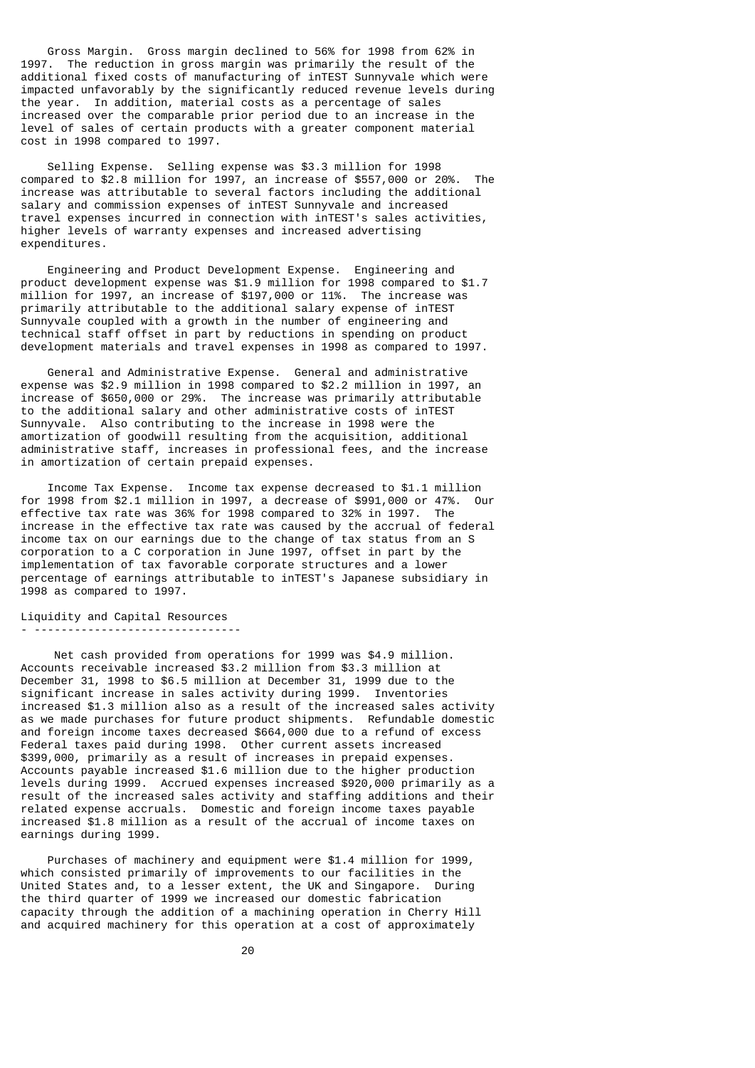Gross Margin. Gross margin declined to 56% for 1998 from 62% in 1997. The reduction in gross margin was primarily the result of the additional fixed costs of manufacturing of inTEST Sunnyvale which were impacted unfavorably by the significantly reduced revenue levels during the year. In addition, material costs as a percentage of sales increased over the comparable prior period due to an increase in the level of sales of certain products with a greater component material cost in 1998 compared to 1997.

Selling Expense. Selling expense was $3.3 million for 1998 compared to $2.8 million for 1997, an increase of $557,000 or 20%. The increase was attributable to several factors including the additional salary and commission expenses of inTEST Sunnyvale and increased travel expenses incurred in connection with inTEST's sales activities, higher levels of warranty expenses and increased advertising expenditures.

Engineering and Product Development Expense. Engineering and product development expense was $1.9 million for 1998 compared to $1.7 million for 1997, an increase of $197,000 or 11%. The increase was primarily attributable to the additional salary expense of inTEST Sunnyvale coupled with a growth in the number of engineering and technical staff offset in part by reductions in spending on product development materials and travel expenses in 1998 as compared to 1997.

General and Administrative Expense. General and administrative expense was $2.9 million in 1998 compared to $2.2 million in 1997, an increase of $650,000 or 29%. The increase was primarily attributable to the additional salary and other administrative costs of inTEST Sunnyvale. Also contributing to the increase in 1998 were the amortization of goodwill resulting from the acquisition, additional administrative staff, increases in professional fees, and the increase in amortization of certain prepaid expenses.

Income Tax Expense. Income tax expense decreased to $1.1 million for 1998 from $2.1 million in 1997, a decrease of $991,000 or 47%. Our effective tax rate was 36% for 1998 compared to 32% in 1997. The increase in the effective tax rate was caused by the accrual of federal income tax on our earnings due to the change of tax status from an S corporation to a C corporation in June 1997, offset in part by the implementation of tax favorable corporate structures and a lower percentage of earnings attributable to inTEST's Japanese subsidiary in 1998 as compared to 1997.

## Liquidity and Capital Resources

Net cash provided from operations for 1999 was $4.9 million. Accounts receivable increased $3.2 million from $3.3 million at December 31, 1998 to $6.5 million at December 31, 1999 due to the significant increase in sales activity during 1999. Inventories increased $1.3 million also as a result of the increased sales activity as we made purchases for future product shipments. Refundable domestic and foreign income taxes decreased $664,000 due to a refund of excess Federal taxes paid during 1998. Other current assets increased $399,000, primarily as a result of increases in prepaid expenses. Accounts payable increased $1.6 million due to the higher production levels during 1999. Accrued expenses increased $920,000 primarily as a result of the increased sales activity and staffing additions and their related expense accruals. Domestic and foreign income taxes payable increased $1.8 million as a result of the accrual of income taxes on earnings during 1999.

Purchases of machinery and equipment were $1.4 million for 1999, which consisted primarily of improvements to our facilities in the United States and, to a lesser extent, the UK and Singapore. During the third quarter of 1999 we increased our domestic fabrication capacity through the addition of a machining operation in Cherry Hill and acquired machinery for this operation at a cost of approximately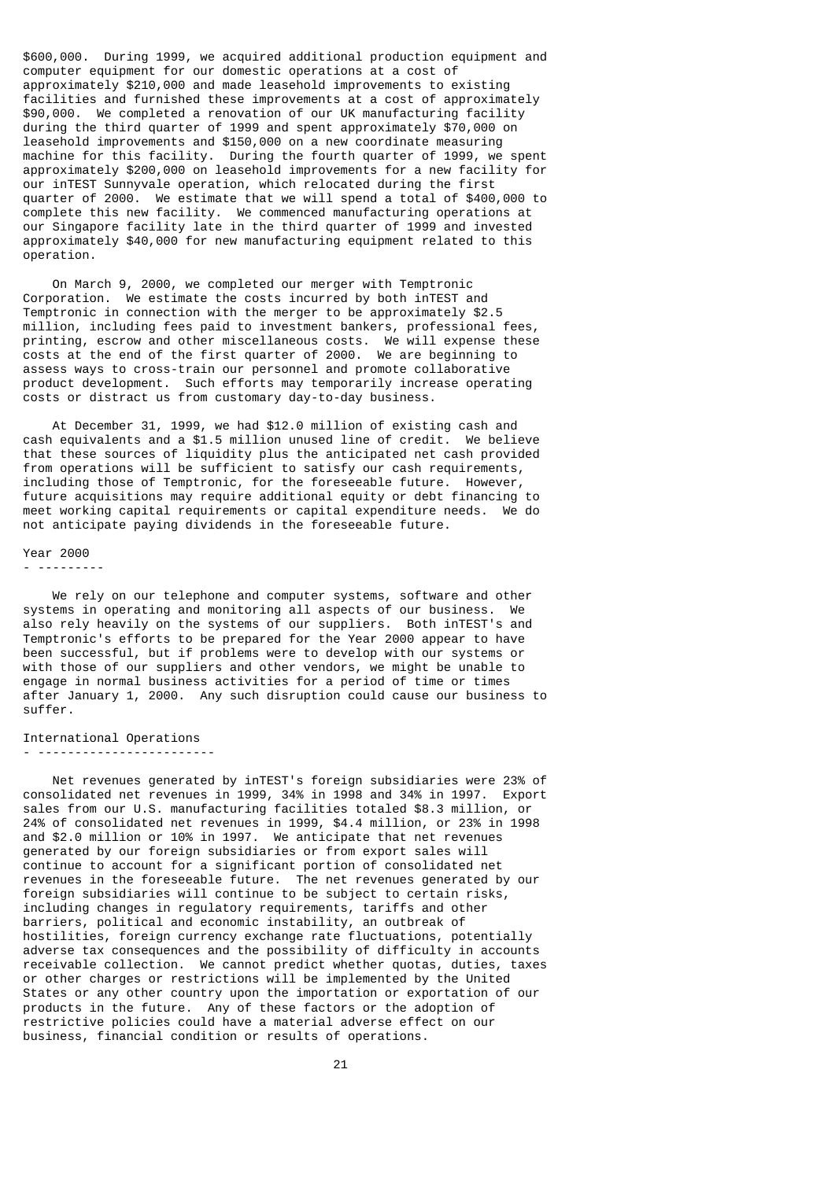$600,000. During 1999, we acquired additional production equipment and computer equipment for our domestic operations at a cost of approximately $210,000 and made leasehold improvements to existing facilities and furnished these improvements at a cost of approximately $90,000. We completed a renovation of our UK manufacturing facility during the third quarter of 1999 and spent approximately $70,000 on leasehold improvements and $150,000 on a new coordinate measuring machine for this facility. During the fourth quarter of 1999, we spent approximately $200,000 on leasehold improvements for a new facility for our inTEST Sunnyvale operation, which relocated during the first quarter of 2000. We estimate that we will spend a total of $400,000 to complete this new facility. We commenced manufacturing operations at our Singapore facility late in the third quarter of 1999 and invested approximately $40,000 for new manufacturing equipment related to this operation.

On March 9, 2000, we completed our merger with Temptronic Corporation. We estimate the costs incurred by both inTEST and Temptronic in connection with the merger to be approximately $2.5 million, including fees paid to investment bankers, professional fees, printing, escrow and other miscellaneous costs. We will expense these costs at the end of the first quarter of 2000. We are beginning to assess ways to cross-train our personnel and promote collaborative product development. Such efforts may temporarily increase operating costs or distract us from customary day-to-day business.

At December 31, 1999, we had $12.0 million of existing cash and cash equivalents and a $1.5 million unused line of credit. We believe that these sources of liquidity plus the anticipated net cash provided from operations will be sufficient to satisfy our cash requirements, including those of Temptronic, for the foreseeable future. However, future acquisitions may require additional equity or debt financing to meet working capital requirements or capital expenditure needs. We do not anticipate paying dividends in the foreseeable future.

## Year 2000

We rely on our telephone and computer systems, software and other systems in operating and monitoring all aspects of our business. We also rely heavily on the systems of our suppliers. Both inTEST's and Temptronic's efforts to be prepared for the Year 2000 appear to have been successful, but if problems were to develop with our systems or with those of our suppliers and other vendors, we might be unable to engage in normal business activities for a period of time or times after January 1, 2000. Any such disruption could cause our business to suffer.

## International Operations

Net revenues generated by inTEST's foreign subsidiaries were 23% of consolidated net revenues in 1999, 34% in 1998 and 34% in 1997. Export sales from our U.S. manufacturing facilities totaled $8.3 million, or 24% of consolidated net revenues in 1999, $4.4 million, or 23% in 1998 and $2.0 million or 10% in 1997. We anticipate that net revenues generated by our foreign subsidiaries or from export sales will continue to account for a significant portion of consolidated net revenues in the foreseeable future. The net revenues generated by our foreign subsidiaries will continue to be subject to certain risks, including changes in regulatory requirements, tariffs and other barriers, political and economic instability, an outbreak of hostilities, foreign currency exchange rate fluctuations, potentially adverse tax consequences and the possibility of difficulty in accounts receivable collection. We cannot predict whether quotas, duties, taxes or other charges or restrictions will be implemented by the United States or any other country upon the importation or exportation of our products in the future. Any of these factors or the adoption of restrictive policies could have a material adverse effect on our business, financial condition or results of operations.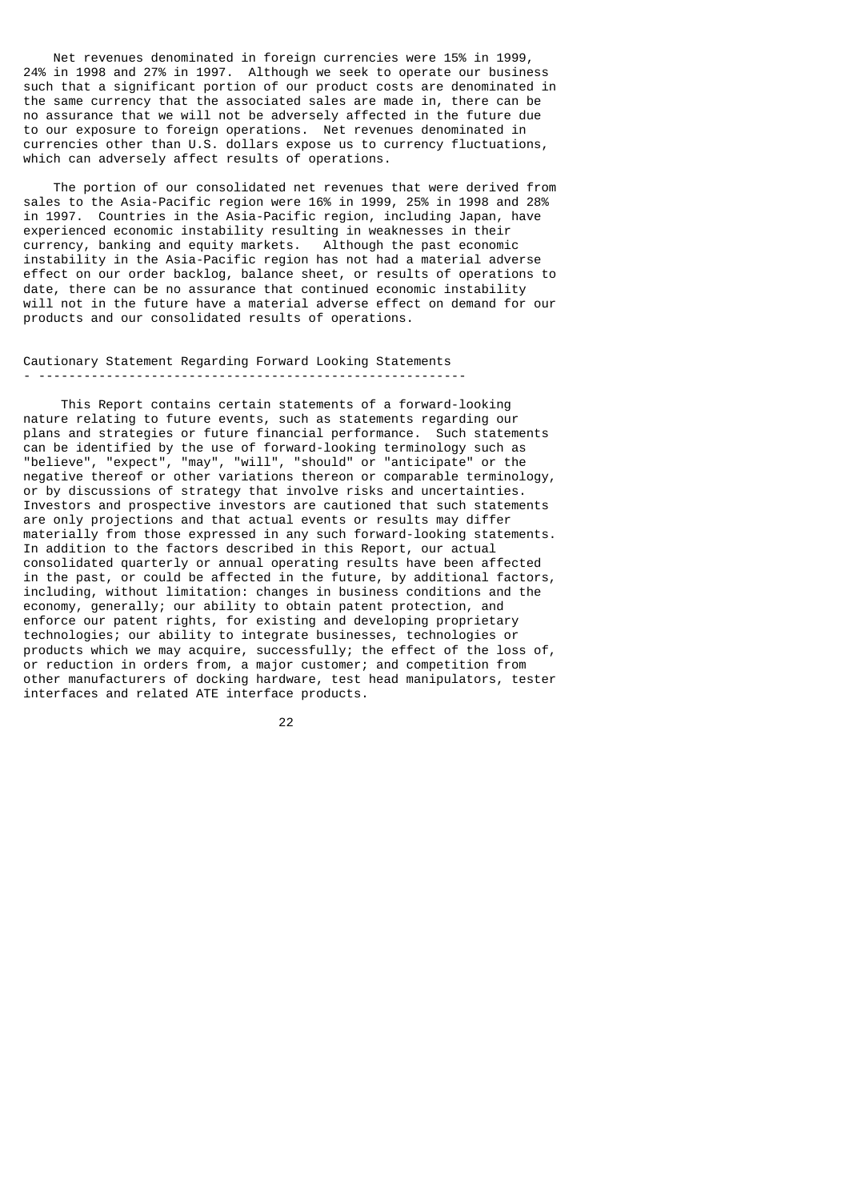Net revenues denominated in foreign currencies were 15% in 1999, 24% in 1998 and 27% in 1997. Although we seek to operate our business such that a significant portion of our product costs are denominated in the same currency that the associated sales are made in, there can be no assurance that we will not be adversely affected in the future due to our exposure to foreign operations. Net revenues denominated in currencies other than U.S. dollars expose us to currency fluctuations, which can adversely affect results of operations.

The portion of our consolidated net revenues that were derived from sales to the Asia-Pacific region were 16% in 1999, 25% in 1998 and 28% in 1997. Countries in the Asia-Pacific region, including Japan, have experienced economic instability resulting in weaknesses in their currency, banking and equity markets. Although the past economic instability in the Asia-Pacific region has not had a material adverse effect on our order backlog, balance sheet, or results of operations to date, there can be no assurance that continued economic instability will not in the future have a material adverse effect on demand for our products and our consolidated results of operations.

## Cautionary Statement Regarding Forward Looking Statements

This Report contains certain statements of a forward-looking nature relating to future events, such as statements regarding our plans and strategies or future financial performance. Such statements can be identified by the use of forward-looking terminology such as "believe", "expect", "may", "will", "should" or "anticipate" or the negative thereof or other variations thereon or comparable terminology, or by discussions of strategy that involve risks and uncertainties. Investors and prospective investors are cautioned that such statements are only projections and that actual events or results may differ materially from those expressed in any such forward-looking statements. In addition to the factors described in this Report, our actual consolidated quarterly or annual operating results have been affected in the past, or could be affected in the future, by additional factors, including, without limitation: changes in business conditions and the economy, generally; our ability to obtain patent protection, and enforce our patent rights, for existing and developing proprietary technologies; our ability to integrate businesses, technologies or products which we may acquire, successfully; the effect of the loss of, or reduction in orders from, a major customer; and competition from other manufacturers of docking hardware, test head manipulators, tester interfaces and related ATE interface products.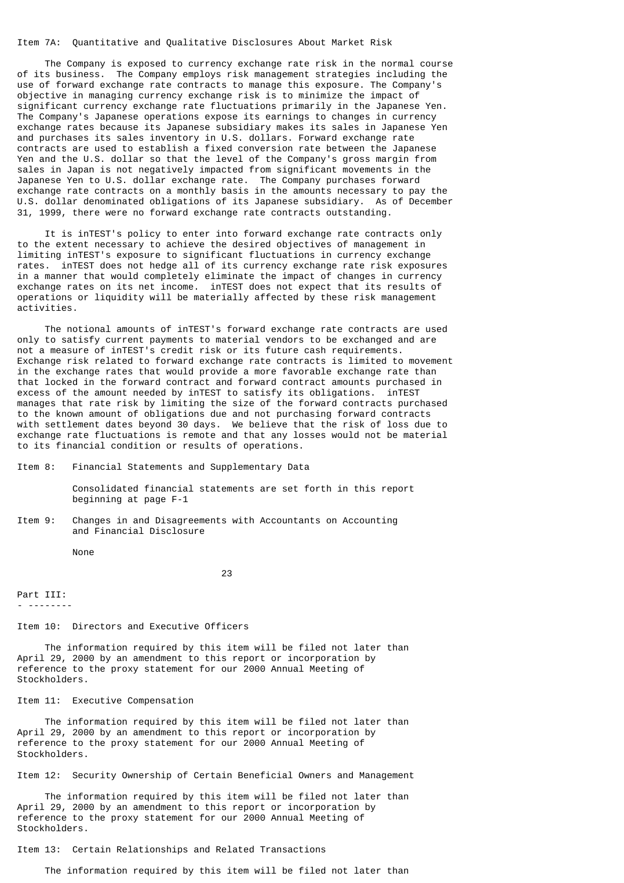## Item 7A: Quantitative and Qualitative Disclosures About Market Risk

The Company is exposed to currency exchange rate risk in the normal course of its business. The Company employs risk management strategies including the use of forward exchange rate contracts to manage this exposure. The Company's objective in managing currency exchange risk is to minimize the impact of significant currency exchange rate fluctuations primarily in the Japanese Yen. The Company's Japanese operations expose its earnings to changes in currency exchange rates because its Japanese subsidiary makes its sales in Japanese Yen and purchases its sales inventory in U.S. dollars. Forward exchange rate contracts are used to establish a fixed conversion rate between the Japanese Yen and the U.S. dollar so that the level of the Company's gross margin from sales in Japan is not negatively impacted from significant movements in the Japanese Yen to U.S. dollar exchange rate. The Company purchases forward exchange rate contracts on a monthly basis in the amounts necessary to pay the U.S. dollar denominated obligations of its Japanese subsidiary. As of December 31, 1999, there were no forward exchange rate contracts outstanding.

It is inTEST's policy to enter into forward exchange rate contracts only to the extent necessary to achieve the desired objectives of management in limiting inTEST's exposure to significant fluctuations in currency exchange rates. inTEST does not hedge all of its currency exchange rate risk exposures in a manner that would completely eliminate the impact of changes in currency exchange rates on its net income. inTEST does not expect that its results of operations or liquidity will be materially affected by these risk management activities.

The notional amounts of inTEST's forward exchange rate contracts are used only to satisfy current payments to material vendors to be exchanged and are not a measure of inTEST's credit risk or its future cash requirements. Exchange risk related to forward exchange rate contracts is limited to movement in the exchange rates that would provide a more favorable exchange rate than that locked in the forward contract and forward contract amounts purchased in excess of the amount needed by inTEST to satisfy its obligations. inTEST manages that rate risk by limiting the size of the forward contracts purchased to the known amount of obligations due and not purchasing forward contracts with settlement dates beyond 30 days. We believe that the risk of loss due to exchange rate fluctuations is remote and that any losses would not be material to its financial condition or results of operations.

## Item 8: Financial Statements and Supplementary Data

Consolidated financial statements are set forth in this report beginning at page F-1

## Item 9: Changes in and Disagreements with Accountants on Accounting and Financial Disclosure

None

# Part III:

## Item 10: Directors and Executive Officers

The information required by this item will be filed not later than April 29, 2000 by an amendment to this report or incorporation by reference to the proxy statement for our 2000 Annual Meeting of Stockholders.

## Item 11: Executive Compensation

The information required by this item will be filed not later than April 29, 2000 by an amendment to this report or incorporation by reference to the proxy statement for our 2000 Annual Meeting of Stockholders.

## Item 12: Security Ownership of Certain Beneficial Owners and Management

The information required by this item will be filed not later than April 29, 2000 by an amendment to this report or incorporation by reference to the proxy statement for our 2000 Annual Meeting of Stockholders.

## Item 13: Certain Relationships and Related Transactions

The information required by this item will be filed not later than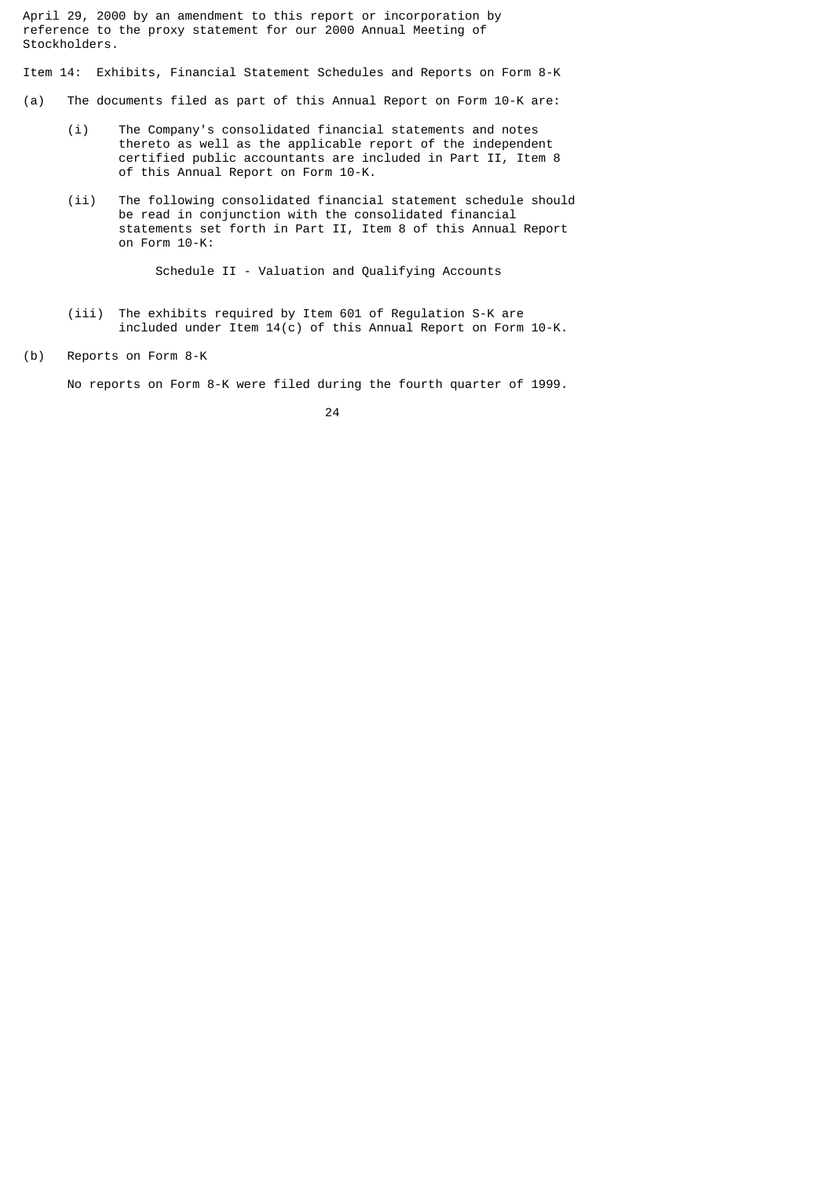April 29, 2000 by an amendment to this report or incorporation by reference to the proxy statement for our 2000 Annual Meeting of Stockholders.

Item 14: Exhibits, Financial Statement Schedules and Reports on Form 8-K

(a) The documents filed as part of this Annual Report on Form 10-K are:

(i) The Company's consolidated financial statements and notes thereto as well as the applicable report of the independent certified public accountants are included in Part II, Item 8 of this Annual Report on Form 10-K.

(ii) The following consolidated financial statement schedule should be read in conjunction with the consolidated financial statements set forth in Part II, Item 8 of this Annual Report on Form 10-K:

Schedule II - Valuation and Qualifying Accounts

(iii) The exhibits required by Item 601 of Regulation S-K are included under Item 14(c) of this Annual Report on Form 10-K.

(b) Reports on Form 8-K

No reports on Form 8-K were filed during the fourth quarter of 1999.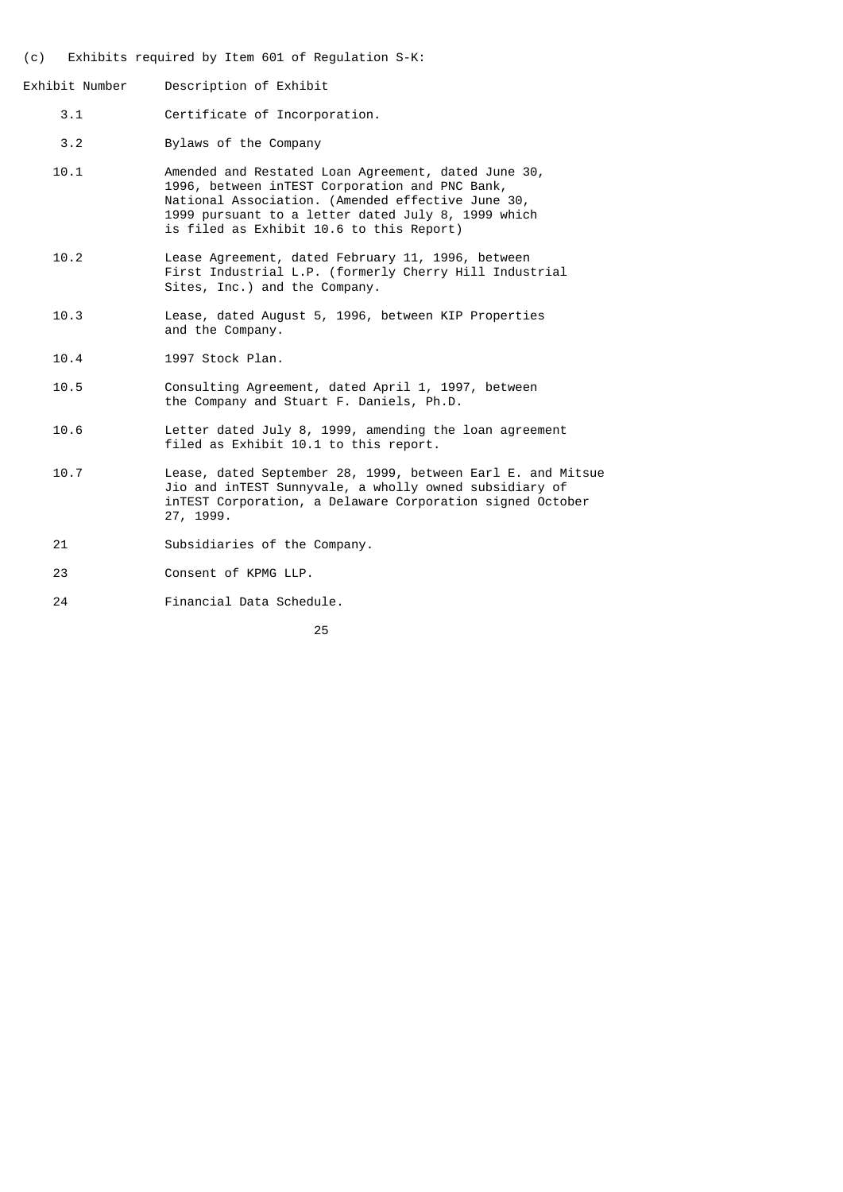(c) Exhibits required by Item 601 of Regulation S-K:

| Exhibit Number | Description of Exhibit |
| --- | --- |
| 3.1 | Certificate of Incorporation. |
| 3.2 | Bylaws of the Company |
| 10.1 | Amended and Restated Loan Agreement, dated June 30, 1996, between inTEST Corporation and PNC Bank, National Association. (Amended effective June 30, 1999 pursuant to a letter dated July 8, 1999 which is filed as Exhibit 10.6 to this Report) |
| 10.2 | Lease Agreement, dated February 11, 1996, between First Industrial L.P. (formerly Cherry Hill Industrial Sites, Inc.) and the Company. |
| 10.3 | Lease, dated August 5, 1996, between KIP Properties and the Company. |
| 10.4 | 1997 Stock Plan. |
| 10.5 | Consulting Agreement, dated April 1, 1997, between the Company and Stuart F. Daniels, Ph.D. |
| 10.6 | Letter dated July 8, 1999, amending the loan agreement filed as Exhibit 10.1 to this report. |
| 10.7 | Lease, dated September 28, 1999, between Earl E. and Mitsue Jio and inTEST Sunnyvale, a wholly owned subsidiary of inTEST Corporation, a Delaware Corporation signed October 27, 1999. |
| 21 | Subsidiaries of the Company. |
| 23 | Consent of KPMG LLP. |
| 24 | Financial Data Schedule. |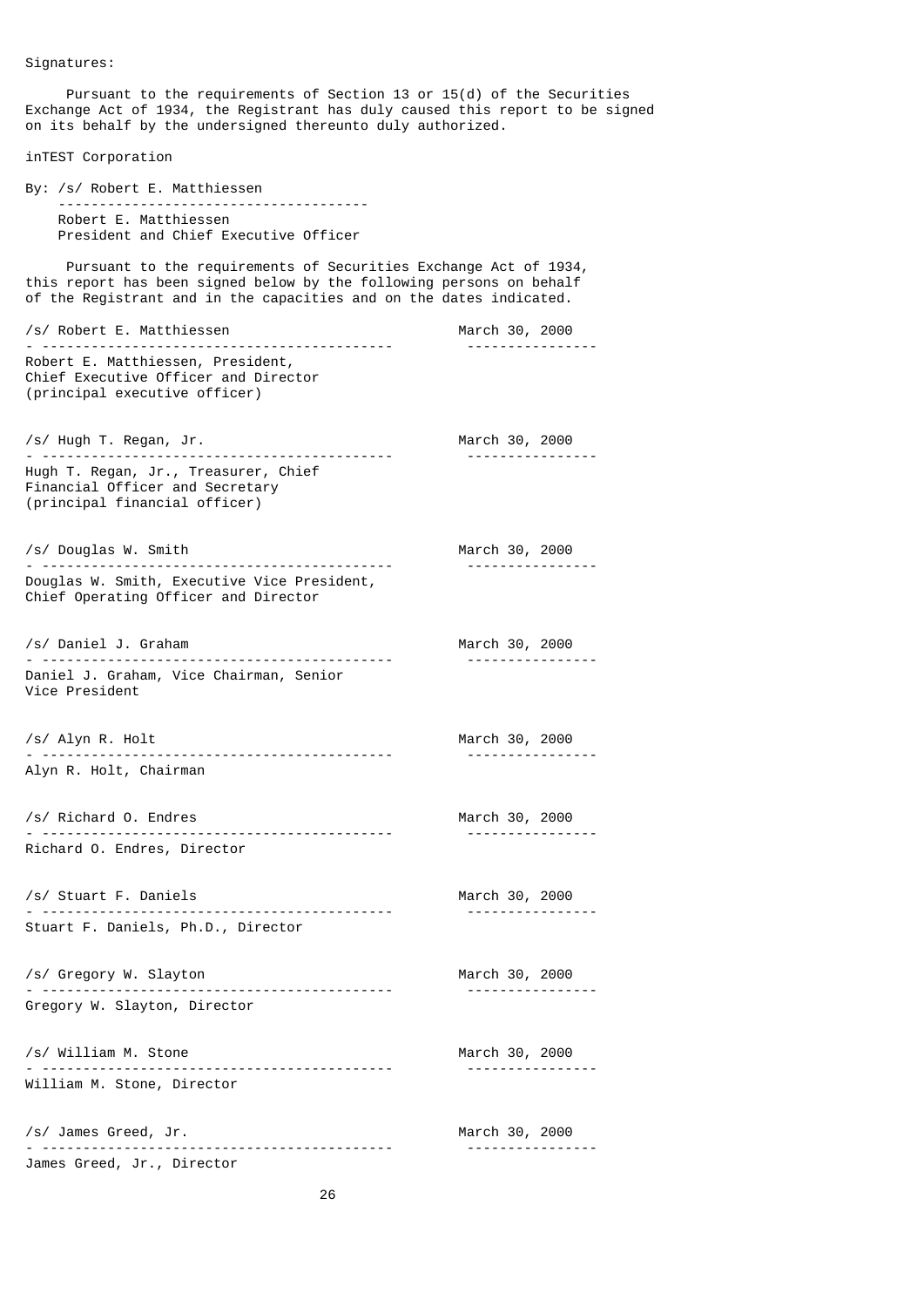Signatures:

Pursuant to the requirements of Section 13 or 15(d) of the Securities Exchange Act of 1934, the Registrant has duly caused this report to be signed on its behalf by the undersigned thereunto duly authorized.

inTEST Corporation

By: /s/ Robert E. Matthiessen

Robert E. Matthiessen
President and Chief Executive Officer

Pursuant to the requirements of Securities Exchange Act of 1934, this report has been signed below by the following persons on behalf of the Registrant and in the capacities and on the dates indicated.

| Signature | Date |
|---|---|
| /s/ Robert E. Matthiessen<br>Robert E. Matthiessen, President, Chief Executive Officer and Director (principal executive officer) | March 30, 2000 |
| /s/ Hugh T. Regan, Jr.<br>Hugh T. Regan, Jr., Treasurer, Chief Financial Officer and Secretary (principal financial officer) | March 30, 2000 |
| /s/ Douglas W. Smith<br>Douglas W. Smith, Executive Vice President, Chief Operating Officer and Director | March 30, 2000 |
| /s/ Daniel J. Graham<br>Daniel J. Graham, Vice Chairman, Senior Vice President | March 30, 2000 |
| /s/ Alyn R. Holt<br>Alyn R. Holt, Chairman | March 30, 2000 |
| /s/ Richard O. Endres<br>Richard O. Endres, Director | March 30, 2000 |
| /s/ Stuart F. Daniels<br>Stuart F. Daniels, Ph.D., Director | March 30, 2000 |
| /s/ Gregory W. Slayton<br>Gregory W. Slayton, Director | March 30, 2000 |
| /s/ William M. Stone<br>William M. Stone, Director | March 30, 2000 |
| /s/ James Greed, Jr.<br>James Greed, Jr., Director | March 30, 2000 |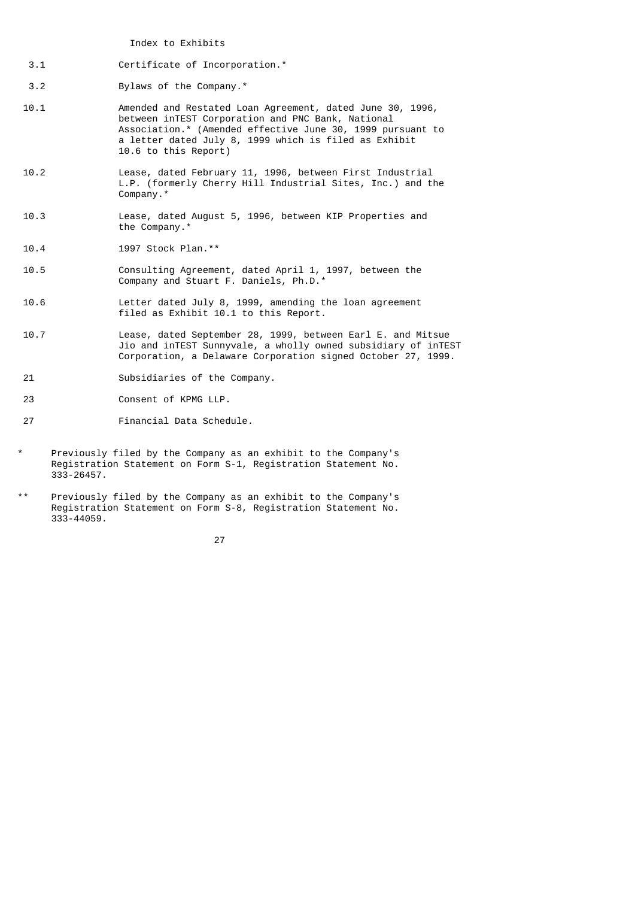## Index to Exhibits

| | |
|---|---|
| 3.1 | Certificate of Incorporation.* |
| 3.2 | Bylaws of the Company.* |
| 10.1 | Amended and Restated Loan Agreement, dated June 30, 1996, between inTEST Corporation and PNC Bank, National Association.* (Amended effective June 30, 1999 pursuant to a letter dated July 8, 1999 which is filed as Exhibit 10.6 to this Report) |
| 10.2 | Lease, dated February 11, 1996, between First Industrial L.P. (formerly Cherry Hill Industrial Sites, Inc.) and the Company.* |
| 10.3 | Lease, dated August 5, 1996, between KIP Properties and the Company.* |
| 10.4 | 1997 Stock Plan.** |
| 10.5 | Consulting Agreement, dated April 1, 1997, between the Company and Stuart F. Daniels, Ph.D.* |
| 10.6 | Letter dated July 8, 1999, amending the loan agreement filed as Exhibit 10.1 to this Report. |
| 10.7 | Lease, dated September 28, 1999, between Earl E. and Mitsue Jio and inTEST Sunnyvale, a wholly owned subsidiary of inTEST Corporation, a Delaware Corporation signed October 27, 1999. |
| 21 | Subsidiaries of the Company. |
| 23 | Consent of KPMG LLP. |
| 27 | Financial Data Schedule. |

\* Previously filed by the Company as an exhibit to the Company's Registration Statement on Form S-1, Registration Statement No. 333-26457.

\** Previously filed by the Company as an exhibit to the Company's Registration Statement on Form S-8, Registration Statement No. 333-44059.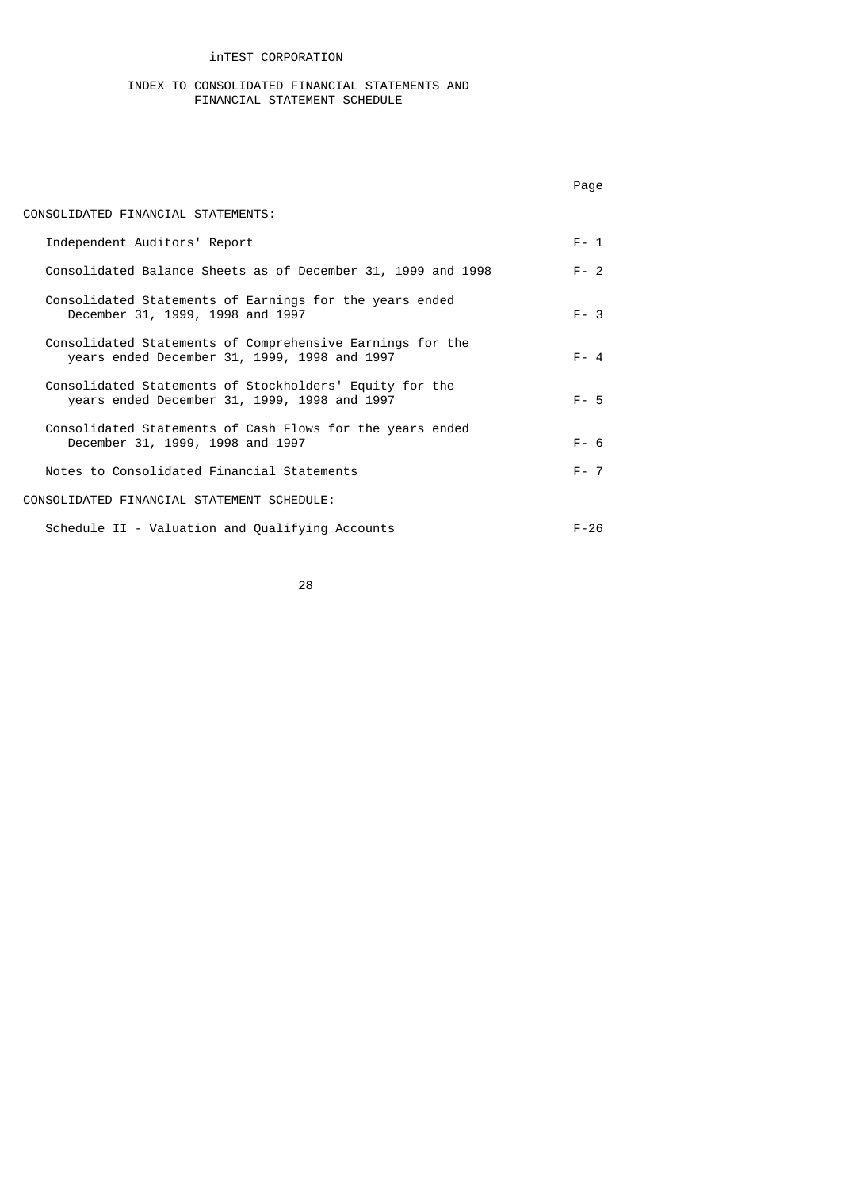# inTEST CORPORATION

## INDEX TO CONSOLIDATED FINANCIAL STATEMENTS AND FINANCIAL STATEMENT SCHEDULE

| | Page |
|---|---|
| CONSOLIDATED FINANCIAL STATEMENTS: | |
| Independent Auditors' Report | F- 1 |
| Consolidated Balance Sheets as of December 31, 1999 and 1998 | F- 2 |
| Consolidated Statements of Earnings for the years ended December 31, 1999, 1998 and 1997 | F- 3 |
| Consolidated Statements of Comprehensive Earnings for the years ended December 31, 1999, 1998 and 1997 | F- 4 |
| Consolidated Statements of Stockholders' Equity for the years ended December 31, 1999, 1998 and 1997 | F- 5 |
| Consolidated Statements of Cash Flows for the years ended December 31, 1999, 1998 and 1997 | F- 6 |
| Notes to Consolidated Financial Statements | F- 7 |
| CONSOLIDATED FINANCIAL STATEMENT SCHEDULE: | |
| Schedule II - Valuation and Qualifying Accounts | F-26 |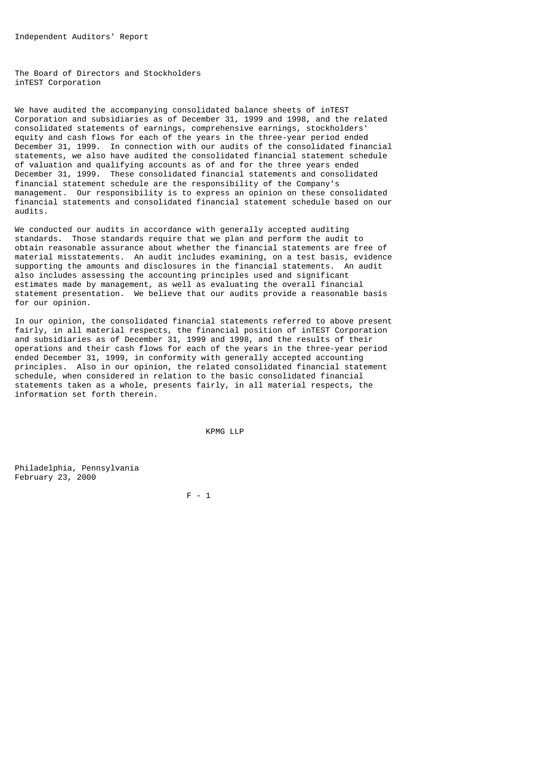# Independent Auditors' Report

The Board of Directors and Stockholders
inTEST Corporation

We have audited the accompanying consolidated balance sheets of inTEST Corporation and subsidiaries as of December 31, 1999 and 1998, and the related consolidated statements of earnings, comprehensive earnings, stockholders' equity and cash flows for each of the years in the three-year period ended December 31, 1999. In connection with our audits of the consolidated financial statements, we also have audited the consolidated financial statement schedule of valuation and qualifying accounts as of and for the three years ended December 31, 1999. These consolidated financial statements and consolidated financial statement schedule are the responsibility of the Company's management. Our responsibility is to express an opinion on these consolidated financial statements and consolidated financial statement schedule based on our audits.

We conducted our audits in accordance with generally accepted auditing standards. Those standards require that we plan and perform the audit to obtain reasonable assurance about whether the financial statements are free of material misstatements. An audit includes examining, on a test basis, evidence supporting the amounts and disclosures in the financial statements. An audit also includes assessing the accounting principles used and significant estimates made by management, as well as evaluating the overall financial statement presentation. We believe that our audits provide a reasonable basis for our opinion.

In our opinion, the consolidated financial statements referred to above present fairly, in all material respects, the financial position of inTEST Corporation and subsidiaries as of December 31, 1999 and 1998, and the results of their operations and their cash flows for each of the years in the three-year period ended December 31, 1999, in conformity with generally accepted accounting principles. Also in our opinion, the related consolidated financial statement schedule, when considered in relation to the basic consolidated financial statements taken as a whole, presents fairly, in all material respects, the information set forth therein.

KPMG LLP

Philadelphia, Pennsylvania
February 23, 2000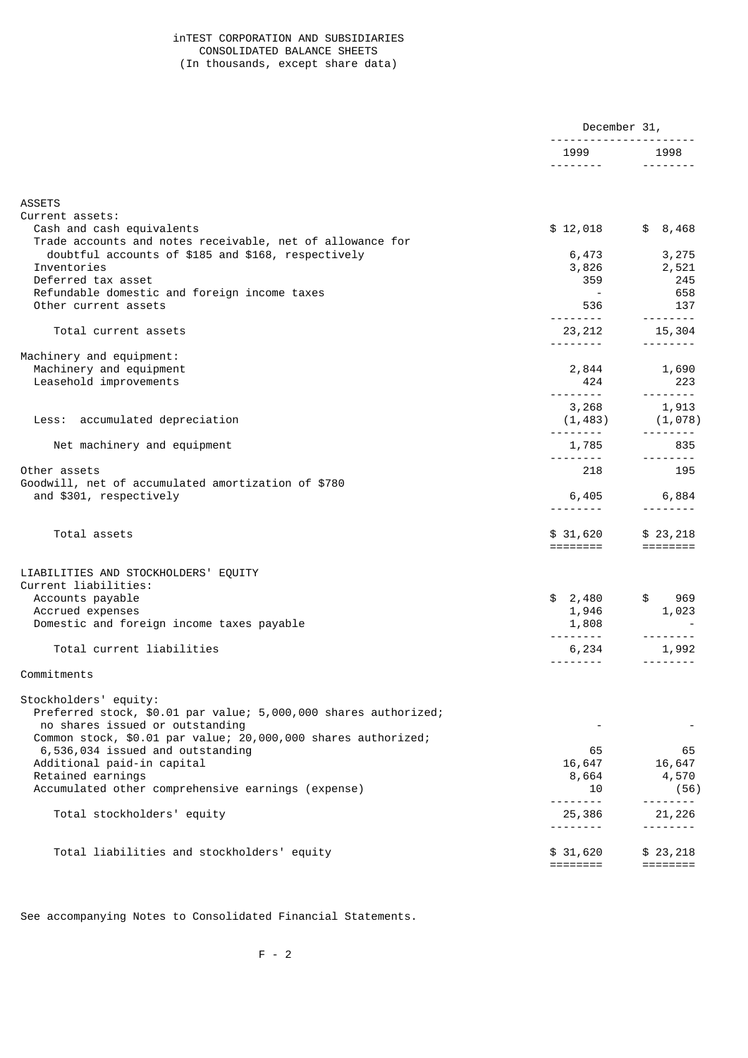# inTEST CORPORATION AND SUBSIDIARIES
## CONSOLIDATED BALANCE SHEETS
(In thousands, except share data)

| | December 31, 1999 | December 31, 1998 |
|---|---|---|
| **ASSETS** | | |
| Current assets: | | |
| Cash and cash equivalents | $ 12,018 | $ 8,468 |
| Trade accounts and notes receivable, net of allowance for doubtful accounts of $185 and $168, respectively | 6,473 | 3,275 |
| Inventories | 3,826 | 2,521 |
| Deferred tax asset | 359 | 245 |
| Refundable domestic and foreign income taxes | - | 658 |
| Other current assets | 536 | 137 |
| Total current assets | 23,212 | 15,304 |
| Machinery and equipment: | | |
| Machinery and equipment | 2,844 | 1,690 |
| Leasehold improvements | 424 | 223 |
| | 3,268 | 1,913 |
| Less: accumulated depreciation | (1,483) | (1,078) |
| Net machinery and equipment | 1,785 | 835 |
| Other assets | 218 | 195 |
| Goodwill, net of accumulated amortization of $780 and $301, respectively | 6,405 | 6,884 |
| Total assets | $ 31,620 | $ 23,218 |
| **LIABILITIES AND STOCKHOLDERS' EQUITY** | | |
| Current liabilities: | | |
| Accounts payable | $ 2,480 | $ 969 |
| Accrued expenses | 1,946 | 1,023 |
| Domestic and foreign income taxes payable | 1,808 | - |
| Total current liabilities | 6,234 | 1,992 |
| Commitments | | |
| Stockholders' equity: | | |
| Preferred stock, $0.01 par value; 5,000,000 shares authorized; no shares issued or outstanding | - | - |
| Common stock, $0.01 par value; 20,000,000 shares authorized; 6,536,034 issued and outstanding | 65 | 65 |
| Additional paid-in capital | 16,647 | 16,647 |
| Retained earnings | 8,664 | 4,570 |
| Accumulated other comprehensive earnings (expense) | 10 | (56) |
| Total stockholders' equity | 25,386 | 21,226 |
| Total liabilities and stockholders' equity | $ 31,620 | $ 23,218 |

See accompanying Notes to Consolidated Financial Statements.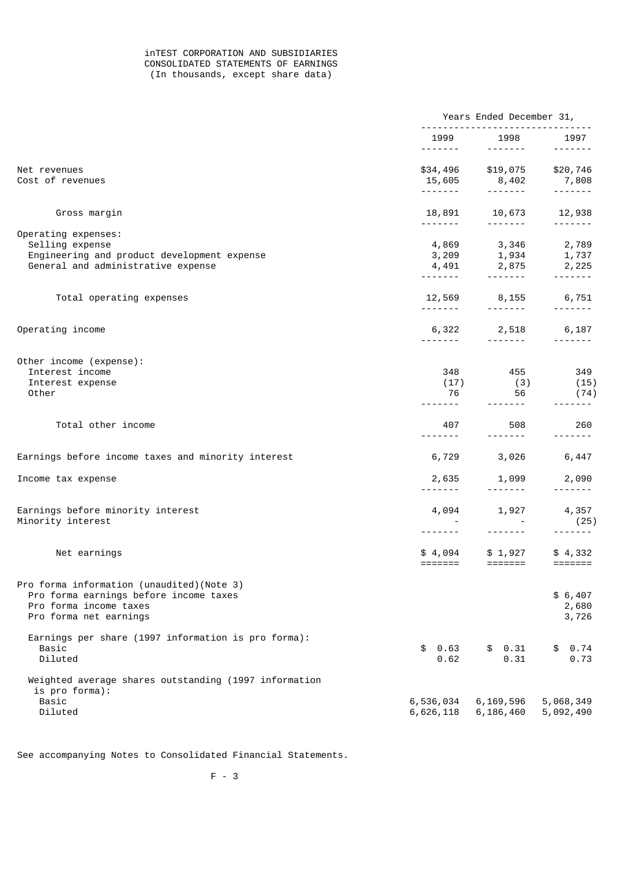# iNTEST CORPORATION AND SUBSIDIARIES
## CONSOLIDATED STATEMENTS OF EARNINGS
(In thousands, except share data)

| | Years Ended December 31, | | |
|---|---|---|---|
| | 1999 | 1998 | 1997 |
| Net revenues | $34,496 | $19,075 | $20,746 |
| Cost of revenues | 15,605 | 8,402 | 7,808 |
| Gross margin | 18,891 | 10,673 | 12,938 |
| Operating expenses: | | | |
| Selling expense | 4,869 | 3,346 | 2,789 |
| Engineering and product development expense | 3,209 | 1,934 | 1,737 |
| General and administrative expense | 4,491 | 2,875 | 2,225 |
| Total operating expenses | 12,569 | 8,155 | 6,751 |
| Operating income | 6,322 | 2,518 | 6,187 |
| Other income (expense): | | | |
| Interest income | 348 | 455 | 349 |
| Interest expense | (17) | (3) | (15) |
| Other | 76 | 56 | (74) |
| Total other income | 407 | 508 | 260 |
| Earnings before income taxes and minority interest | 6,729 | 3,026 | 6,447 |
| Income tax expense | 2,635 | 1,099 | 2,090 |
| Earnings before minority interest | 4,094 | 1,927 | 4,357 |
| Minority interest | - | - | (25) |
| Net earnings | $ 4,094 | $ 1,927 | $ 4,332 |
| Pro forma information (unaudited)(Note 3) | | | |
| Pro forma earnings before income taxes | | | $ 6,407 |
| Pro forma income taxes | | | 2,680 |
| Pro forma net earnings | | | 3,726 |
| Earnings per share (1997 information is pro forma): | | | |
| Basic | $ 0.63 | $ 0.31 | $ 0.74 |
| Diluted | 0.62 | 0.31 | 0.73 |
| Weighted average shares outstanding (1997 information is pro forma): | | | |
| Basic | 6,536,034 | 6,169,596 | 5,068,349 |
| Diluted | 6,626,118 | 6,186,460 | 5,092,490 |

See accompanying Notes to Consolidated Financial Statements.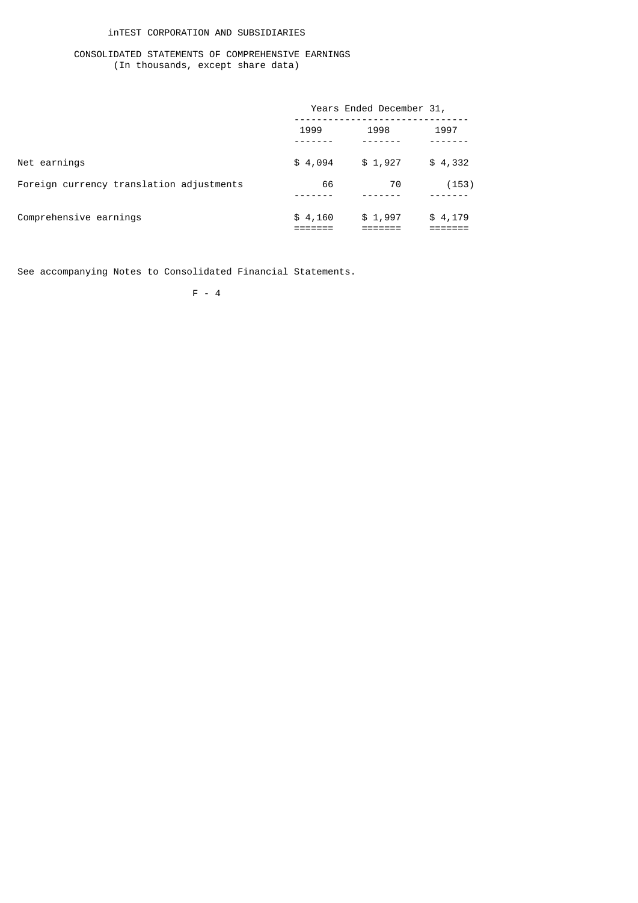# inTEST CORPORATION AND SUBSIDIARIES

## CONSOLIDATED STATEMENTS OF COMPREHENSIVE EARNINGS
(In thousands, except share data)

| | Years Ended December 31, | | |
|---|---|---|---|
| | 1999 | 1998 | 1997 |
| Net earnings | $ 4,094 | $ 1,927 | $ 4,332 |
| Foreign currency translation adjustments | 66 | 70 | (153) |
| Comprehensive earnings | $ 4,160 | $ 1,997 | $ 4,179 |

See accompanying Notes to Consolidated Financial Statements.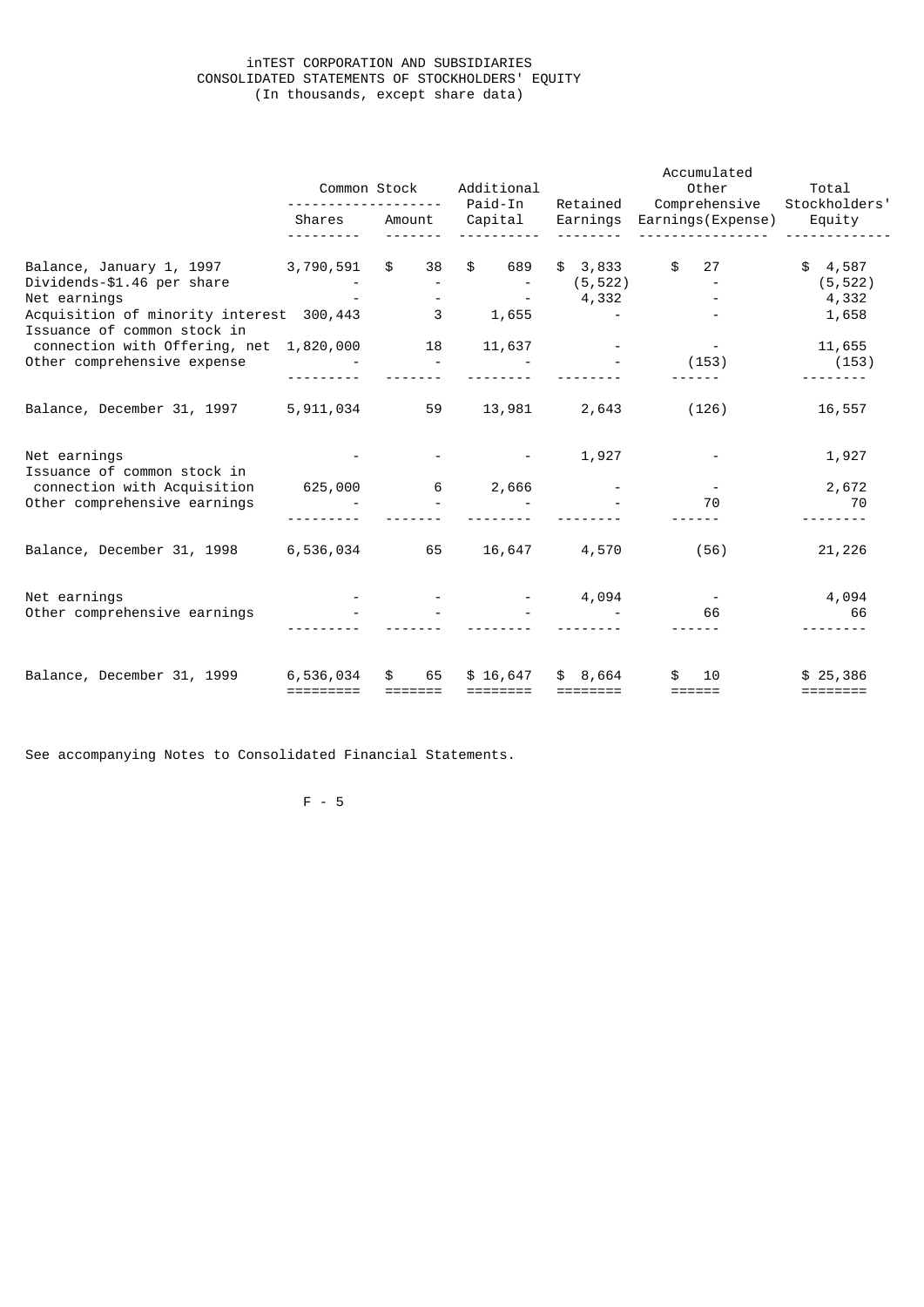# inTEST CORPORATION AND SUBSIDIARIES
## CONSOLIDATED STATEMENTS OF STOCKHOLDERS' EQUITY
(In thousands, except share data)

| | Common Stock | | Additional Paid-In | Retained | Accumulated Other Comprehensive | Total Stockholders' |
|---|---|---|---|---|---|---|
| | Shares | Amount | Capital | Earnings | Earnings(Expense) | Equity |
| Balance, January 1, 1997 | 3,790,591 | $ 38 | $ 689 | $ 3,833 | $ 27 | $ 4,587 |
| Dividends-$1.46 per share | - | - | - | (5,522) | - | (5,522) |
| Net earnings | - | - | - | 4,332 | - | 4,332 |
| Acquisition of minority interest | 300,443 | 3 | 1,655 | - | - | 1,658 |
| Issuance of common stock in connection with Offering, net | 1,820,000 | 18 | 11,637 | - | - | 11,655 |
| Other comprehensive expense | - | - | - | - | (153) | (153) |
| Balance, December 31, 1997 | 5,911,034 | 59 | 13,981 | 2,643 | (126) | 16,557 |
| Net earnings | - | - | - | 1,927 | - | 1,927 |
| Issuance of common stock in connection with Acquisition | 625,000 | 6 | 2,666 | - | - | 2,672 |
| Other comprehensive earnings | - | - | - | - | 70 | 70 |
| Balance, December 31, 1998 | 6,536,034 | 65 | 16,647 | 4,570 | (56) | 21,226 |
| Net earnings | - | - | - | 4,094 | - | 4,094 |
| Other comprehensive earnings | - | - | - | - | 66 | 66 |
| Balance, December 31, 1999 | 6,536,034 | $ 65 | $ 16,647 | $ 8,664 | $ 10 | $ 25,386 |

See accompanying Notes to Consolidated Financial Statements.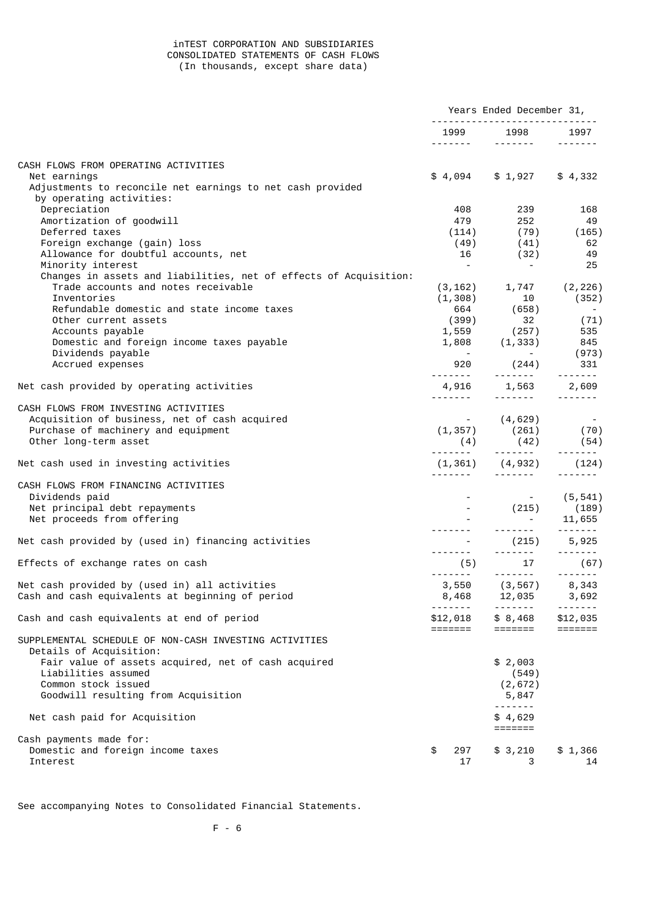# inTEST CORPORATION AND SUBSIDIARIES
## CONSOLIDATED STATEMENTS OF CASH FLOWS
(In thousands, except share data)

| | Years Ended December 31, | | |
|---|---|---|---|
| | 1999 | 1998 | 1997 |
| **CASH FLOWS FROM OPERATING ACTIVITIES** | | | |
| Net earnings | $ 4,094 | $ 1,927 | $ 4,332 |
| Adjustments to reconcile net earnings to net cash provided by operating activities: | | | |
| Depreciation | 408 | 239 | 168 |
| Amortization of goodwill | 479 | 252 | 49 |
| Deferred taxes | (114) | (79) | (165) |
| Foreign exchange (gain) loss | (49) | (41) | 62 |
| Allowance for doubtful accounts, net | 16 | (32) | 49 |
| Minority interest | - | - | 25 |
| Changes in assets and liabilities, net of effects of Acquisition: | | | |
| Trade accounts and notes receivable | (3,162) | 1,747 | (2,226) |
| Inventories | (1,308) | 10 | (352) |
| Refundable domestic and state income taxes | 664 | (658) | - |
| Other current assets | (399) | 32 | (71) |
| Accounts payable | 1,559 | (257) | 535 |
| Domestic and foreign income taxes payable | 1,808 | (1,333) | 845 |
| Dividends payable | - | - | (973) |
| Accrued expenses | 920 | (244) | 331 |
| Net cash provided by operating activities | 4,916 | 1,563 | 2,609 |
| **CASH FLOWS FROM INVESTING ACTIVITIES** | | | |
| Acquisition of business, net of cash acquired | - | (4,629) | - |
| Purchase of machinery and equipment | (1,357) | (261) | (70) |
| Other long-term asset | (4) | (42) | (54) |
| Net cash used in investing activities | (1,361) | (4,932) | (124) |
| **CASH FLOWS FROM FINANCING ACTIVITIES** | | | |
| Dividends paid | - | - | (5,541) |
| Net principal debt repayments | - | (215) | (189) |
| Net proceeds from offering | - | - | 11,655 |
| Net cash provided by (used in) financing activities | - | (215) | 5,925 |
| Effects of exchange rates on cash | (5) | 17 | (67) |
| Net cash provided by (used in) all activities | 3,550 | (3,567) | 8,343 |
| Cash and cash equivalents at beginning of period | 8,468 | 12,035 | 3,692 |
| Cash and cash equivalents at end of period | $12,018 | $ 8,468 | $12,035 |
| **SUPPLEMENTAL SCHEDULE OF NON-CASH INVESTING ACTIVITIES** | | | |
| Details of Acquisition: | | | |
| Fair value of assets acquired, net of cash acquired | | $ 2,003 | |
| Liabilities assumed | | (549) | |
| Common stock issued | | (2,672) | |
| Goodwill resulting from Acquisition | | 5,847 | |
| Net cash paid for Acquisition | | $ 4,629 | |
| Cash payments made for: | | | |
| Domestic and foreign income taxes | $ 297 | $ 3,210 | $ 1,366 |
| Interest | 17 | 3 | 14 |

See accompanying Notes to Consolidated Financial Statements.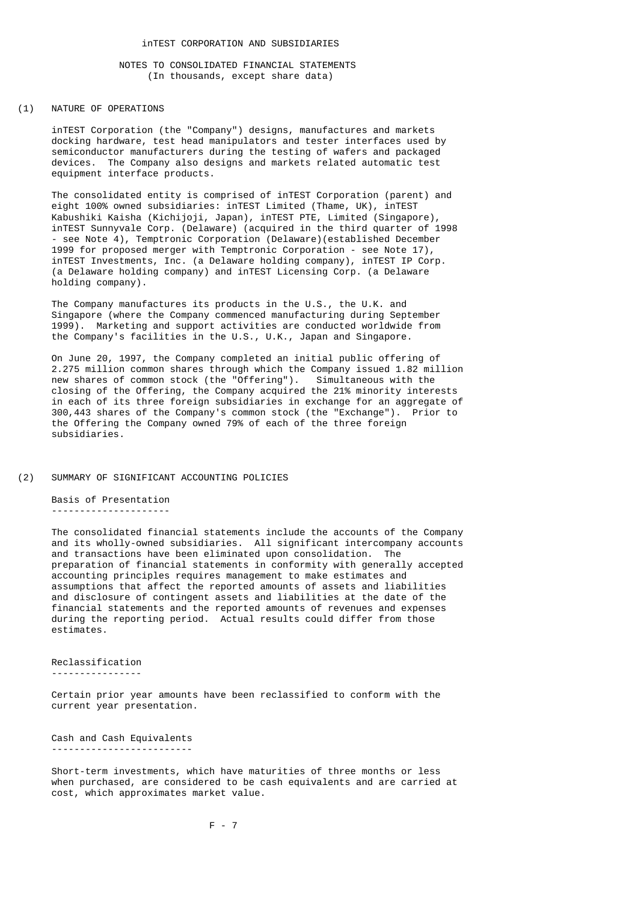inTEST CORPORATION AND SUBSIDIARIES

NOTES TO CONSOLIDATED FINANCIAL STATEMENTS
(In thousands, except share data)

## (1) NATURE OF OPERATIONS

inTEST Corporation (the "Company") designs, manufactures and markets docking hardware, test head manipulators and tester interfaces used by semiconductor manufacturers during the testing of wafers and packaged devices. The Company also designs and markets related automatic test equipment interface products.

The consolidated entity is comprised of inTEST Corporation (parent) and eight 100% owned subsidiaries: inTEST Limited (Thame, UK), inTEST Kabushiki Kaisha (Kichijoji, Japan), inTEST PTE, Limited (Singapore), inTEST Sunnyvale Corp. (Delaware) (acquired in the third quarter of 1998 - see Note 4), Temptronic Corporation (Delaware)(established December 1999 for proposed merger with Temptronic Corporation - see Note 17), inTEST Investments, Inc. (a Delaware holding company), inTEST IP Corp. (a Delaware holding company) and inTEST Licensing Corp. (a Delaware holding company).

The Company manufactures its products in the U.S., the U.K. and Singapore (where the Company commenced manufacturing during September 1999). Marketing and support activities are conducted worldwide from the Company's facilities in the U.S., U.K., Japan and Singapore.

On June 20, 1997, the Company completed an initial public offering of 2.275 million common shares through which the Company issued 1.82 million new shares of common stock (the "Offering"). Simultaneous with the closing of the Offering, the Company acquired the 21% minority interests in each of its three foreign subsidiaries in exchange for an aggregate of 300,443 shares of the Company's common stock (the "Exchange"). Prior to the Offering the Company owned 79% of each of the three foreign subsidiaries.

## (2) SUMMARY OF SIGNIFICANT ACCOUNTING POLICIES

### Basis of Presentation

The consolidated financial statements include the accounts of the Company and its wholly-owned subsidiaries. All significant intercompany accounts and transactions have been eliminated upon consolidation. The preparation of financial statements in conformity with generally accepted accounting principles requires management to make estimates and assumptions that affect the reported amounts of assets and liabilities and disclosure of contingent assets and liabilities at the date of the financial statements and the reported amounts of revenues and expenses during the reporting period. Actual results could differ from those estimates.

### Reclassification

Certain prior year amounts have been reclassified to conform with the current year presentation.

### Cash and Cash Equivalents

Short-term investments, which have maturities of three months or less when purchased, are considered to be cash equivalents and are carried at cost, which approximates market value.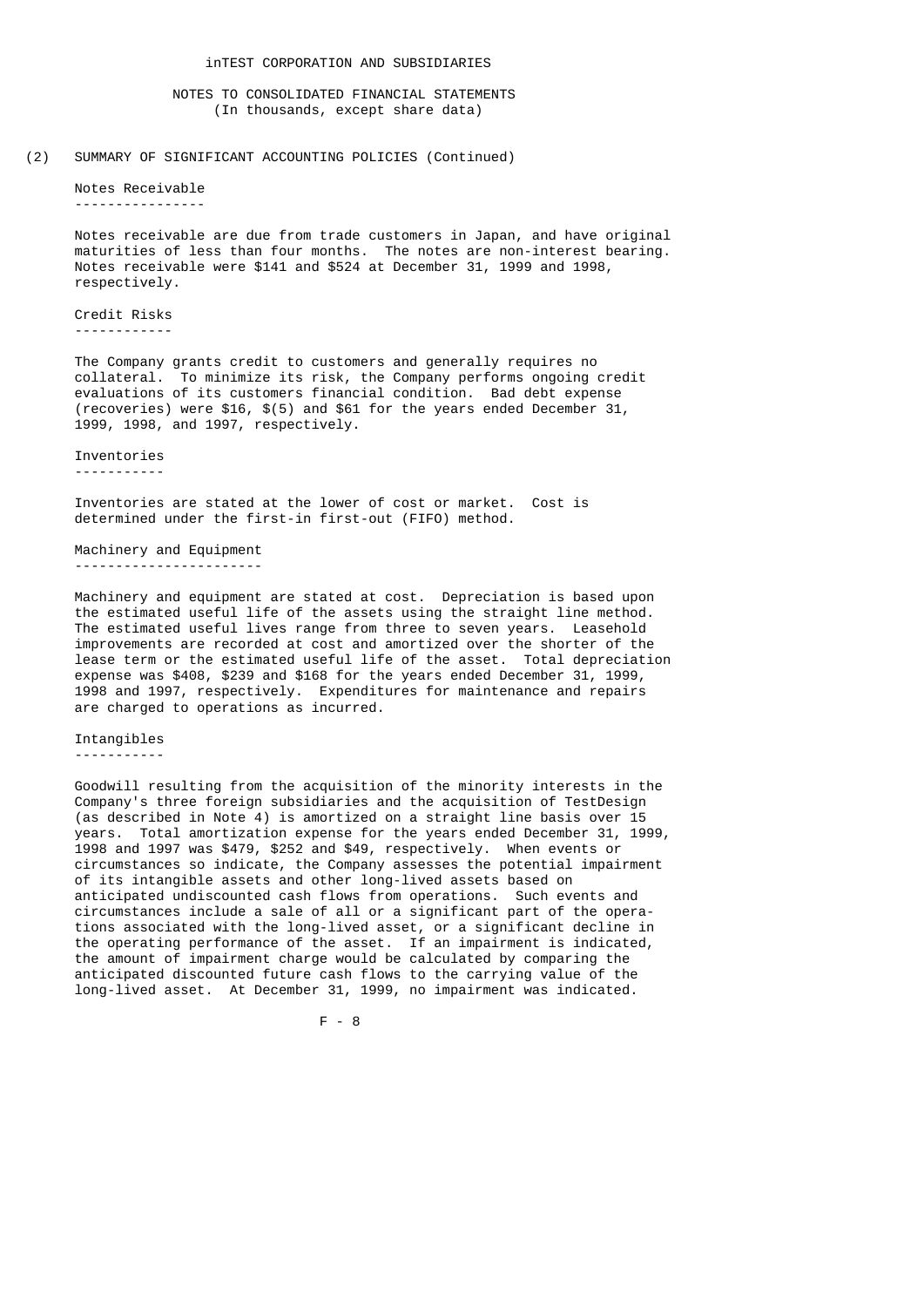inTEST CORPORATION AND SUBSIDIARIES

NOTES TO CONSOLIDATED FINANCIAL STATEMENTS
(In thousands, except share data)

## (2) SUMMARY OF SIGNIFICANT ACCOUNTING POLICIES (Continued)

### Notes Receivable

Notes receivable are due from trade customers in Japan, and have original maturities of less than four months. The notes are non-interest bearing. Notes receivable were $141 and $524 at December 31, 1999 and 1998, respectively.

### Credit Risks

The Company grants credit to customers and generally requires no collateral. To minimize its risk, the Company performs ongoing credit evaluations of its customers financial condition. Bad debt expense (recoveries) were $16, $(5) and $61 for the years ended December 31, 1999, 1998, and 1997, respectively.

### Inventories

Inventories are stated at the lower of cost or market. Cost is determined under the first-in first-out (FIFO) method.

### Machinery and Equipment

Machinery and equipment are stated at cost. Depreciation is based upon the estimated useful life of the assets using the straight line method. The estimated useful lives range from three to seven years. Leasehold improvements are recorded at cost and amortized over the shorter of the lease term or the estimated useful life of the asset. Total depreciation expense was $408, $239 and $168 for the years ended December 31, 1999, 1998 and 1997, respectively. Expenditures for maintenance and repairs are charged to operations as incurred.

### Intangibles

Goodwill resulting from the acquisition of the minority interests in the Company's three foreign subsidiaries and the acquisition of TestDesign (as described in Note 4) is amortized on a straight line basis over 15 years. Total amortization expense for the years ended December 31, 1999, 1998 and 1997 was $479, $252 and $49, respectively. When events or circumstances so indicate, the Company assesses the potential impairment of its intangible assets and other long-lived assets based on anticipated undiscounted cash flows from operations. Such events and circumstances include a sale of all or a significant part of the operations associated with the long-lived asset, or a significant decline in the operating performance of the asset. If an impairment is indicated, the amount of impairment charge would be calculated by comparing the anticipated discounted future cash flows to the carrying value of the long-lived asset. At December 31, 1999, no impairment was indicated.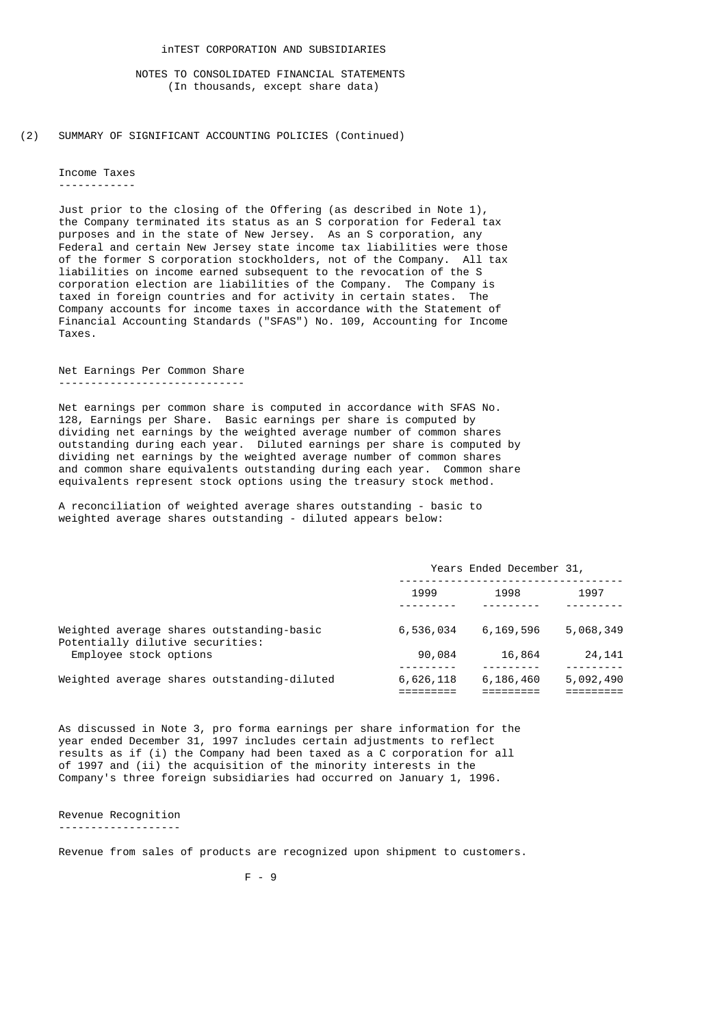inTEST CORPORATION AND SUBSIDIARIES

NOTES TO CONSOLIDATED FINANCIAL STATEMENTS
(In thousands, except share data)

## (2) SUMMARY OF SIGNIFICANT ACCOUNTING POLICIES (Continued)

### Income Taxes

Just prior to the closing of the Offering (as described in Note 1), the Company terminated its status as an S corporation for Federal tax purposes and in the state of New Jersey. As an S corporation, any Federal and certain New Jersey state income tax liabilities were those of the former S corporation stockholders, not of the Company. All tax liabilities on income earned subsequent to the revocation of the S corporation election are liabilities of the Company. The Company is taxed in foreign countries and for activity in certain states. The Company accounts for income taxes in accordance with the Statement of Financial Accounting Standards ("SFAS") No. 109, Accounting for Income Taxes.

### Net Earnings Per Common Share

Net earnings per common share is computed in accordance with SFAS No. 128, Earnings per Share. Basic earnings per share is computed by dividing net earnings by the weighted average number of common shares outstanding during each year. Diluted earnings per share is computed by dividing net earnings by the weighted average number of common shares and common share equivalents outstanding during each year. Common share equivalents represent stock options using the treasury stock method.

A reconciliation of weighted average shares outstanding - basic to weighted average shares outstanding - diluted appears below:

| | Years Ended December 31, | | |
|---|---|---|---|
| | 1999 | 1998 | 1997 |
| Weighted average shares outstanding-basic | 6,536,034 | 6,169,596 | 5,068,349 |
| Potentially dilutive securities: | | | |
| Employee stock options | 90,084 | 16,864 | 24,141 |
| Weighted average shares outstanding-diluted | 6,626,118 | 6,186,460 | 5,092,490 |

As discussed in Note 3, pro forma earnings per share information for the year ended December 31, 1997 includes certain adjustments to reflect results as if (i) the Company had been taxed as a C corporation for all of 1997 and (ii) the acquisition of the minority interests in the Company's three foreign subsidiaries had occurred on January 1, 1996.

### Revenue Recognition

Revenue from sales of products are recognized upon shipment to customers.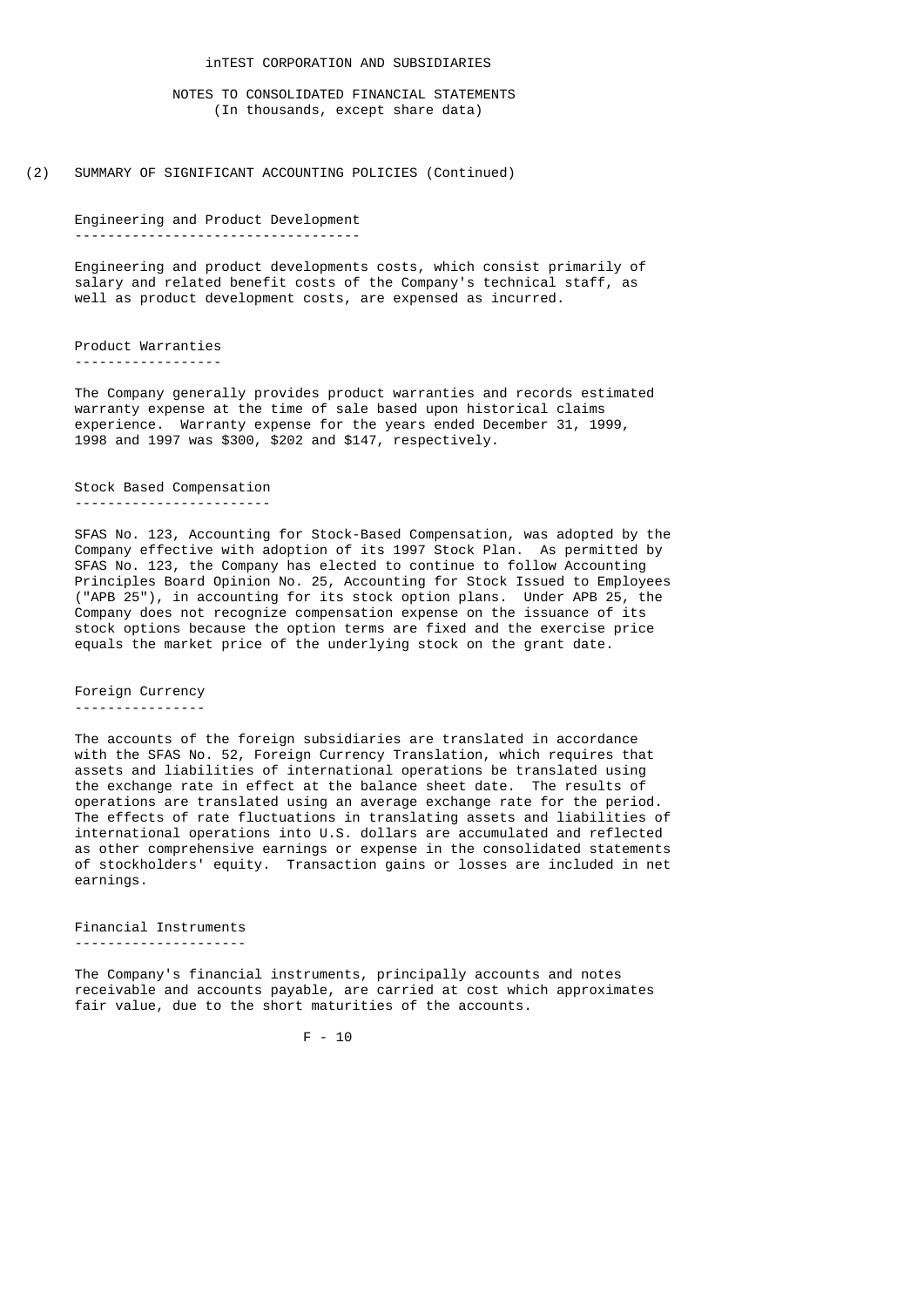inTEST CORPORATION AND SUBSIDIARIES

NOTES TO CONSOLIDATED FINANCIAL STATEMENTS
(In thousands, except share data)

(2) SUMMARY OF SIGNIFICANT ACCOUNTING POLICIES (Continued)

### Engineering and Product Development

Engineering and product developments costs, which consist primarily of salary and related benefit costs of the Company's technical staff, as well as product development costs, are expensed as incurred.

### Product Warranties

The Company generally provides product warranties and records estimated warranty expense at the time of sale based upon historical claims experience. Warranty expense for the years ended December 31, 1999, 1998 and 1997 was $300, $202 and $147, respectively.

### Stock Based Compensation

SFAS No. 123, Accounting for Stock-Based Compensation, was adopted by the Company effective with adoption of its 1997 Stock Plan. As permitted by SFAS No. 123, the Company has elected to continue to follow Accounting Principles Board Opinion No. 25, Accounting for Stock Issued to Employees ("APB 25"), in accounting for its stock option plans. Under APB 25, the Company does not recognize compensation expense on the issuance of its stock options because the option terms are fixed and the exercise price equals the market price of the underlying stock on the grant date.

### Foreign Currency

The accounts of the foreign subsidiaries are translated in accordance with the SFAS No. 52, Foreign Currency Translation, which requires that assets and liabilities of international operations be translated using the exchange rate in effect at the balance sheet date. The results of operations are translated using an average exchange rate for the period. The effects of rate fluctuations in translating assets and liabilities of international operations into U.S. dollars are accumulated and reflected as other comprehensive earnings or expense in the consolidated statements of stockholders' equity. Transaction gains or losses are included in net earnings.

### Financial Instruments

The Company's financial instruments, principally accounts and notes receivable and accounts payable, are carried at cost which approximates fair value, due to the short maturities of the accounts.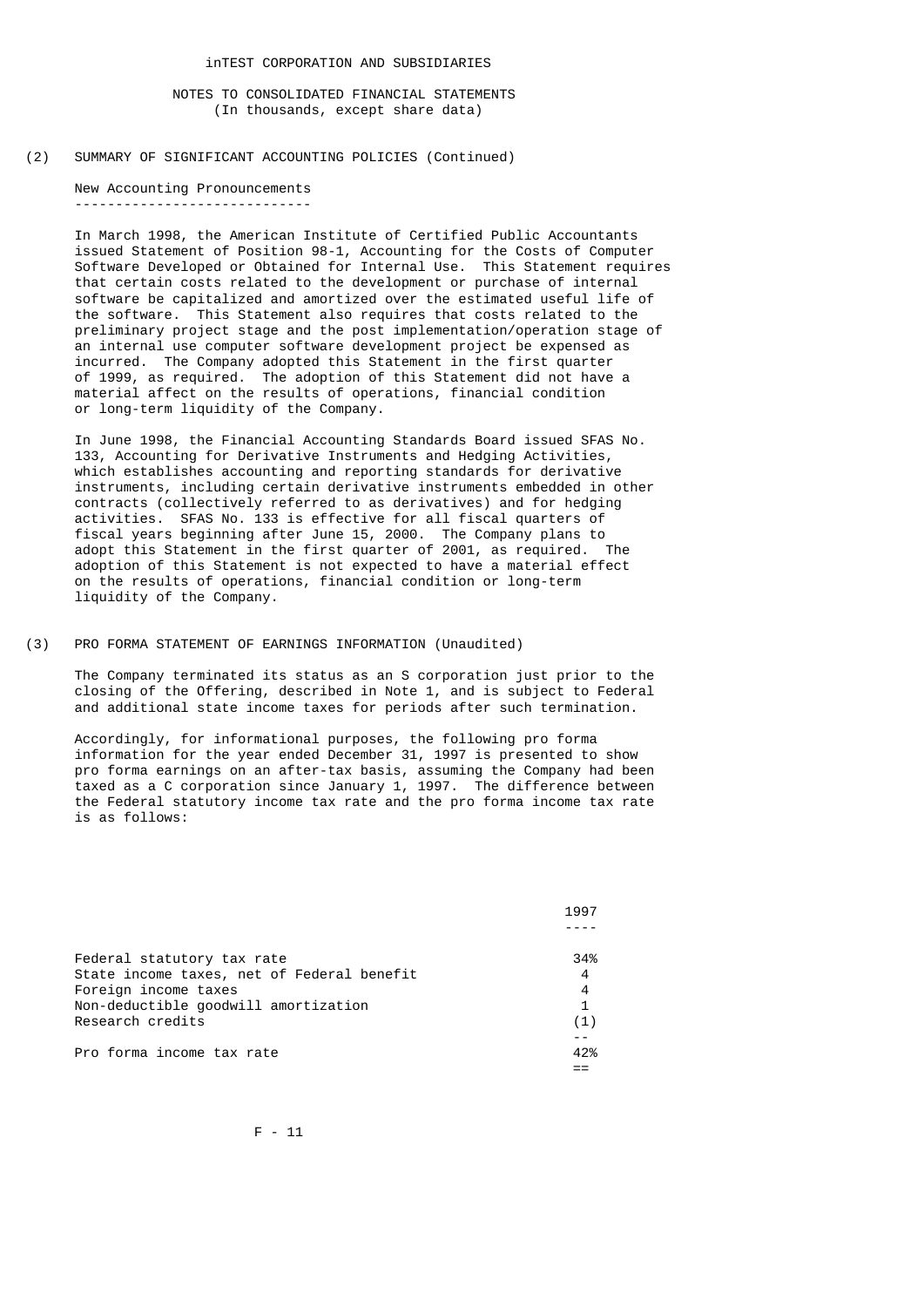inTEST CORPORATION AND SUBSIDIARIES

NOTES TO CONSOLIDATED FINANCIAL STATEMENTS
(In thousands, except share data)

## (2) SUMMARY OF SIGNIFICANT ACCOUNTING POLICIES (Continued)

### New Accounting Pronouncements

In March 1998, the American Institute of Certified Public Accountants issued Statement of Position 98-1, Accounting for the Costs of Computer Software Developed or Obtained for Internal Use. This Statement requires that certain costs related to the development or purchase of internal software be capitalized and amortized over the estimated useful life of the software. This Statement also requires that costs related to the preliminary project stage and the post implementation/operation stage of an internal use computer software development project be expensed as incurred. The Company adopted this Statement in the first quarter of 1999, as required. The adoption of this Statement did not have a material affect on the results of operations, financial condition or long-term liquidity of the Company.

In June 1998, the Financial Accounting Standards Board issued SFAS No. 133, Accounting for Derivative Instruments and Hedging Activities, which establishes accounting and reporting standards for derivative instruments, including certain derivative instruments embedded in other contracts (collectively referred to as derivatives) and for hedging activities. SFAS No. 133 is effective for all fiscal quarters of fiscal years beginning after June 15, 2000. The Company plans to adopt this Statement in the first quarter of 2001, as required. The adoption of this Statement is not expected to have a material effect on the results of operations, financial condition or long-term liquidity of the Company.

## (3) PRO FORMA STATEMENT OF EARNINGS INFORMATION (Unaudited)

The Company terminated its status as an S corporation just prior to the closing of the Offering, described in Note 1, and is subject to Federal and additional state income taxes for periods after such termination.

Accordingly, for informational purposes, the following pro forma information for the year ended December 31, 1997 is presented to show pro forma earnings on an after-tax basis, assuming the Company had been taxed as a C corporation since January 1, 1997. The difference between the Federal statutory income tax rate and the pro forma income tax rate is as follows:

| | 1997 |
|---|---|
| Federal statutory tax rate | 34% |
| State income taxes, net of Federal benefit | 4 |
| Foreign income taxes | 4 |
| Non-deductible goodwill amortization | 1 |
| Research credits | (1) |
| Pro forma income tax rate | 42% |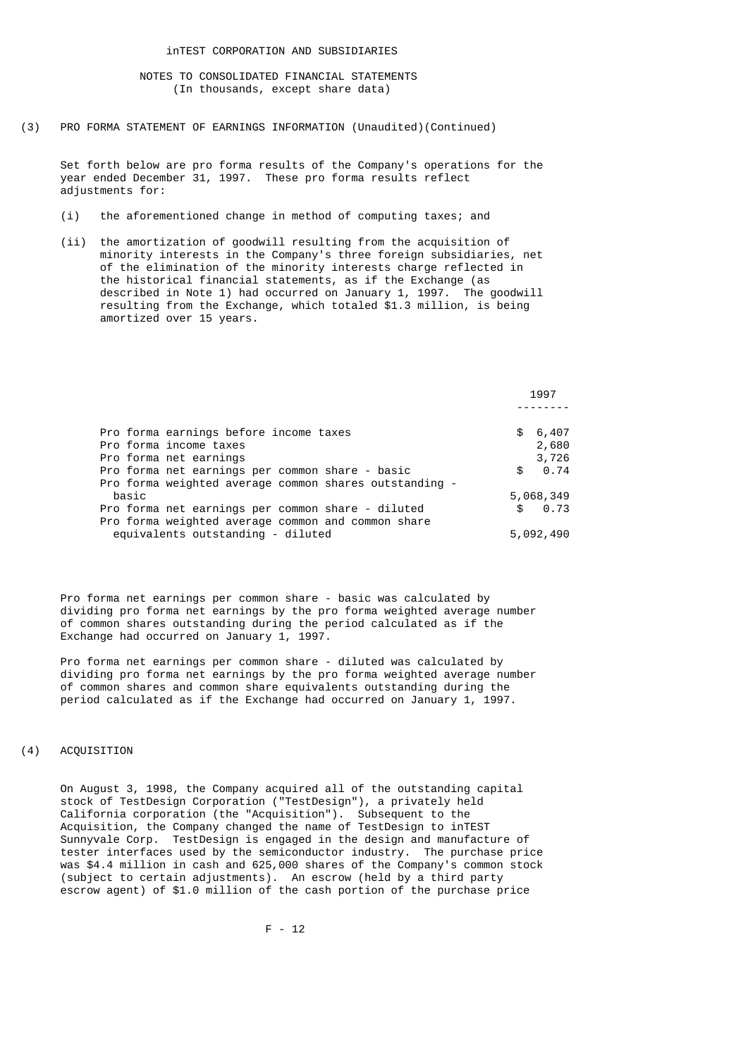inTEST CORPORATION AND SUBSIDIARIES

NOTES TO CONSOLIDATED FINANCIAL STATEMENTS
(In thousands, except share data)

## (3) PRO FORMA STATEMENT OF EARNINGS INFORMATION (Unaudited)(Continued)

Set forth below are pro forma results of the Company's operations for the year ended December 31, 1997. These pro forma results reflect adjustments for:

(i) the aforementioned change in method of computing taxes; and

(ii) the amortization of goodwill resulting from the acquisition of minority interests in the Company's three foreign subsidiaries, net of the elimination of the minority interests charge reflected in the historical financial statements, as if the Exchange (as described in Note 1) had occurred on January 1, 1997. The goodwill resulting from the Exchange, which totaled $1.3 million, is being amortized over 15 years.

| | 1997 |
|---|---|
| Pro forma earnings before income taxes | $ 6,407 |
| Pro forma income taxes | 2,680 |
| Pro forma net earnings | 3,726 |
| Pro forma net earnings per common share - basic | $ 0.74 |
| Pro forma weighted average common shares outstanding - basic | 5,068,349 |
| Pro forma net earnings per common share - diluted | $ 0.73 |
| Pro forma weighted average common and common share equivalents outstanding - diluted | 5,092,490 |

Pro forma net earnings per common share - basic was calculated by dividing pro forma net earnings by the pro forma weighted average number of common shares outstanding during the period calculated as if the Exchange had occurred on January 1, 1997.

Pro forma net earnings per common share - diluted was calculated by dividing pro forma net earnings by the pro forma weighted average number of common shares and common share equivalents outstanding during the period calculated as if the Exchange had occurred on January 1, 1997.

## (4) ACQUISITION

On August 3, 1998, the Company acquired all of the outstanding capital stock of TestDesign Corporation ("TestDesign"), a privately held California corporation (the "Acquisition"). Subsequent to the Acquisition, the Company changed the name of TestDesign to inTEST Sunnyvale Corp. TestDesign is engaged in the design and manufacture of tester interfaces used by the semiconductor industry. The purchase price was $4.4 million in cash and 625,000 shares of the Company's common stock (subject to certain adjustments). An escrow (held by a third party escrow agent) of $1.0 million of the cash portion of the purchase price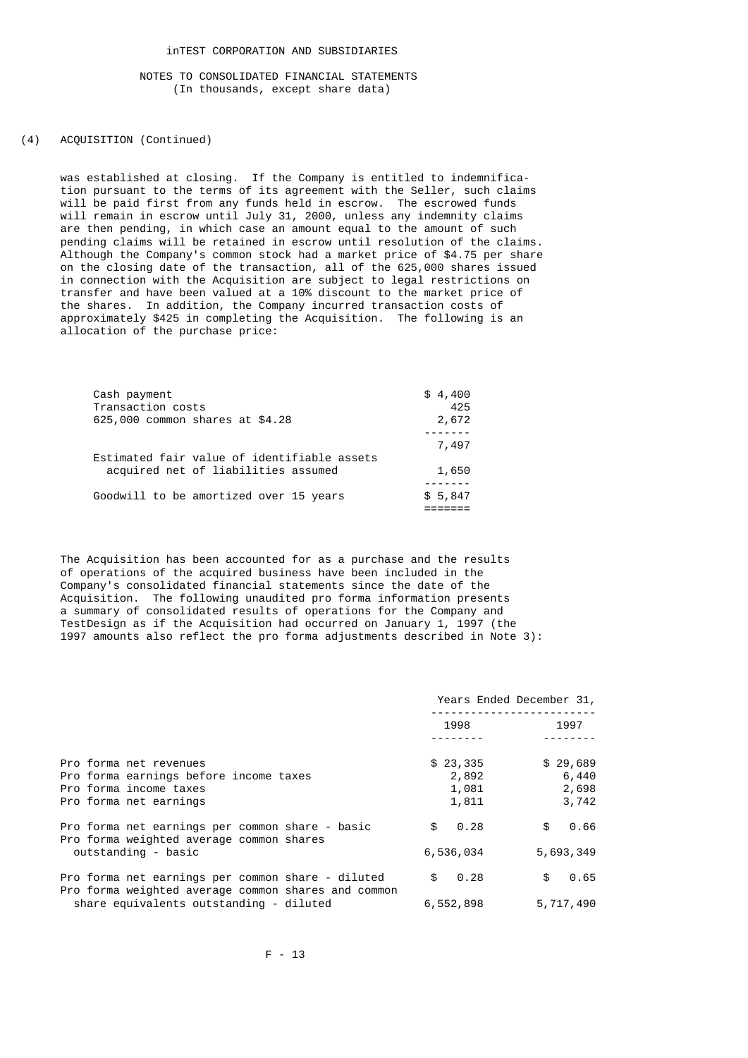## (4) ACQUISITION (Continued)

was established at closing. If the Company is entitled to indemnification pursuant to the terms of its agreement with the Seller, such claims will be paid first from any funds held in escrow. The escrowed funds will remain in escrow until July 31, 2000, unless any indemnity claims are then pending, in which case an amount equal to the amount of such pending claims will be retained in escrow until resolution of the claims. Although the Company's common stock had a market price of $4.75 per share on the closing date of the transaction, all of the 625,000 shares issued in connection with the Acquisition are subject to legal restrictions on transfer and have been valued at a 10% discount to the market price of the shares. In addition, the Company incurred transaction costs of approximately $425 in completing the Acquisition. The following is an allocation of the purchase price:

| | |
|---|---|
| Cash payment | $ 4,400 |
| Transaction costs | 425 |
| 625,000 common shares at $4.28 | 2,672 |
| | 7,497 |
| Estimated fair value of identifiable assets acquired net of liabilities assumed | 1,650 |
| Goodwill to be amortized over 15 years | $ 5,847 |

The Acquisition has been accounted for as a purchase and the results of operations of the acquired business have been included in the Company's consolidated financial statements since the date of the Acquisition. The following unaudited pro forma information presents a summary of consolidated results of operations for the Company and TestDesign as if the Acquisition had occurred on January 1, 1997 (the 1997 amounts also reflect the pro forma adjustments described in Note 3):

| | Years Ended December 31, | |
|---|---|---|
| | 1998 | 1997 |
| Pro forma net revenues | $ 23,335 | $ 29,689 |
| Pro forma earnings before income taxes | 2,892 | 6,440 |
| Pro forma income taxes | 1,081 | 2,698 |
| Pro forma net earnings | 1,811 | 3,742 |
| Pro forma net earnings per common share - basic | $ 0.28 | $ 0.66 |
| Pro forma weighted average common shares outstanding - basic | 6,536,034 | 5,693,349 |
| Pro forma net earnings per common share - diluted | $ 0.28 | $ 0.65 |
| Pro forma weighted average common shares and common share equivalents outstanding - diluted | 6,552,898 | 5,717,490 |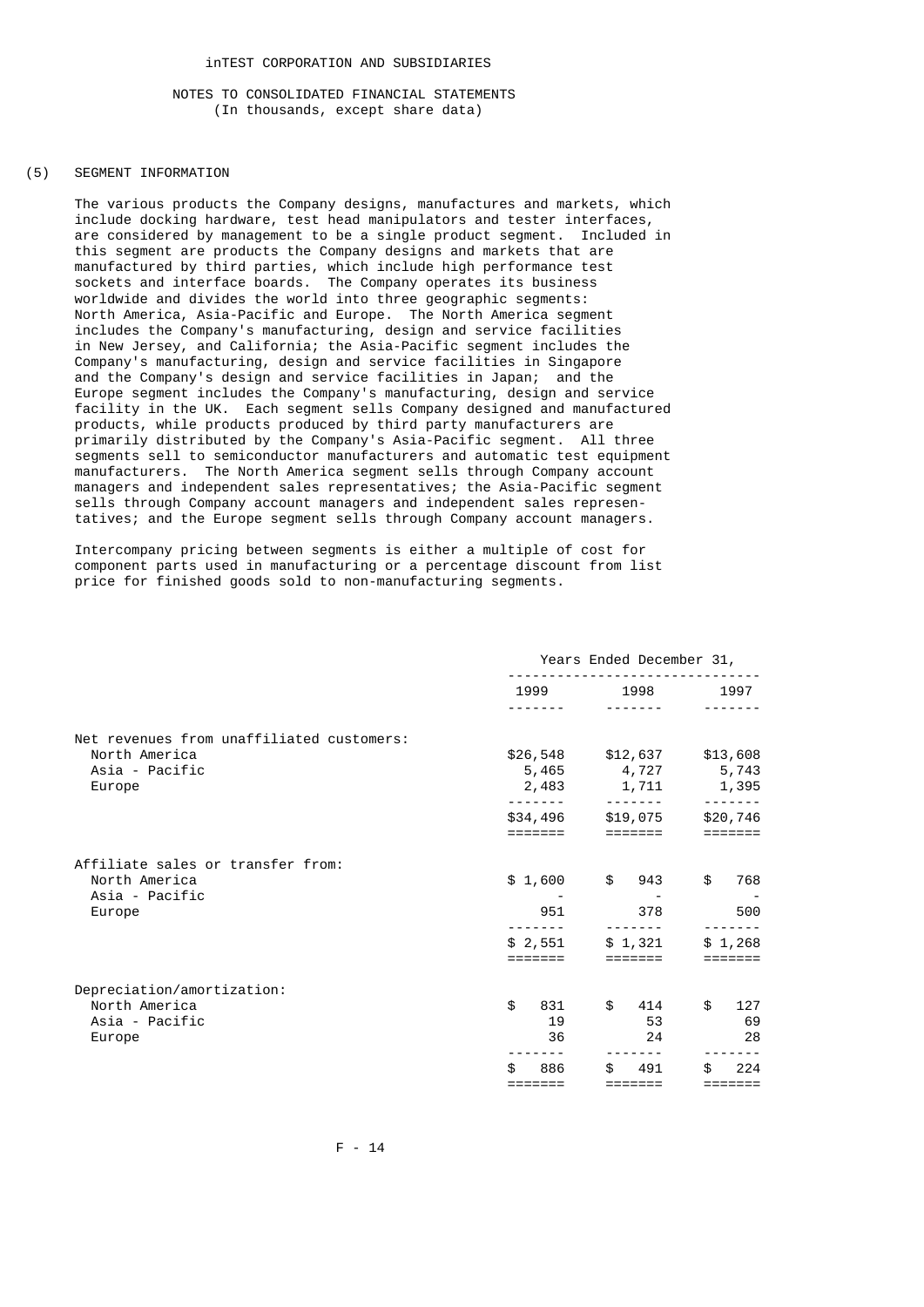inTEST CORPORATION AND SUBSIDIARIES

NOTES TO CONSOLIDATED FINANCIAL STATEMENTS
(In thousands, except share data)

## (5) SEGMENT INFORMATION

The various products the Company designs, manufactures and markets, which include docking hardware, test head manipulators and tester interfaces, are considered by management to be a single product segment. Included in this segment are products the Company designs and markets that are manufactured by third parties, which include high performance test sockets and interface boards. The Company operates its business worldwide and divides the world into three geographic segments: North America, Asia-Pacific and Europe. The North America segment includes the Company's manufacturing, design and service facilities in New Jersey, and California; the Asia-Pacific segment includes the Company's manufacturing, design and service facilities in Singapore and the Company's design and service facilities in Japan; and the Europe segment includes the Company's manufacturing, design and service facility in the UK. Each segment sells Company designed and manufactured products, while products produced by third party manufacturers are primarily distributed by the Company's Asia-Pacific segment. All three segments sell to semiconductor manufacturers and automatic test equipment manufacturers. The North America segment sells through Company account managers and independent sales representatives; the Asia-Pacific segment sells through Company account managers and independent sales representatives; and the Europe segment sells through Company account managers.

Intercompany pricing between segments is either a multiple of cost for component parts used in manufacturing or a percentage discount from list price for finished goods sold to non-manufacturing segments.

| | Years Ended December 31, | | |
|---|---|---|---|
| | 1999 | 1998 | 1997 |
| Net revenues from unaffiliated customers: | | | |
| North America | $26,548 | $12,637 | $13,608 |
| Asia - Pacific | 5,465 | 4,727 | 5,743 |
| Europe | 2,483 | 1,711 | 1,395 |
| | $34,496 | $19,075 | $20,746 |
| Affiliate sales or transfer from: | | | |
| North America | $ 1,600 | $ 943 | $ 768 |
| Asia - Pacific | - | - | - |
| Europe | 951 | 378 | 500 |
| | $ 2,551 | $ 1,321 | $ 1,268 |
| Depreciation/amortization: | | | |
| North America | $ 831 | $ 414 | $ 127 |
| Asia - Pacific | 19 | 53 | 69 |
| Europe | 36 | 24 | 28 |
| | $ 886 | $ 491 | $ 224 |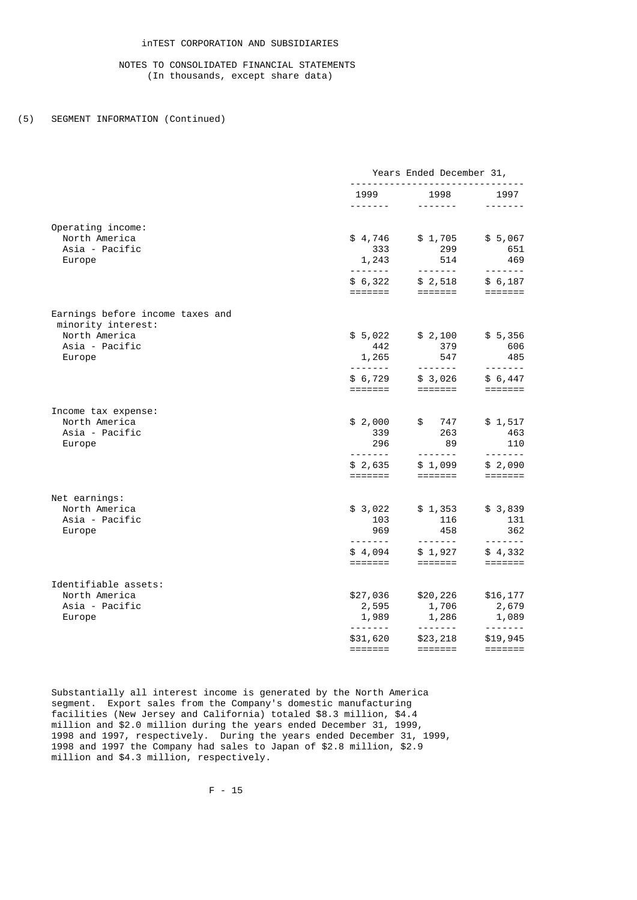iNTEST CORPORATION AND SUBSIDIARIES

NOTES TO CONSOLIDATED FINANCIAL STATEMENTS
(In thousands, except share data)

(5) SEGMENT INFORMATION (Continued)

| | Years Ended December 31, | | |
|---|---|---|---|
| | 1999 | 1998 | 1997 |
| **Operating income:** | | | |
| North America | $ 4,746 | $ 1,705 | $ 5,067 |
| Asia - Pacific | 333 | 299 | 651 |
| Europe | 1,243 | 514 | 469 |
| | $ 6,322 | $ 2,518 | $ 6,187 |
| **Earnings before income taxes and minority interest:** | | | |
| North America | $ 5,022 | $ 2,100 | $ 5,356 |
| Asia - Pacific | 442 | 379 | 606 |
| Europe | 1,265 | 547 | 485 |
| | $ 6,729 | $ 3,026 | $ 6,447 |
| **Income tax expense:** | | | |
| North America | $ 2,000 | $ 747 | $ 1,517 |
| Asia - Pacific | 339 | 263 | 463 |
| Europe | 296 | 89 | 110 |
| | $ 2,635 | $ 1,099 | $ 2,090 |
| **Net earnings:** | | | |
| North America | $ 3,022 | $ 1,353 | $ 3,839 |
| Asia - Pacific | 103 | 116 | 131 |
| Europe | 969 | 458 | 362 |
| | $ 4,094 | $ 1,927 | $ 4,332 |
| **Identifiable assets:** | | | |
| North America | $27,036 | $20,226 | $16,177 |
| Asia - Pacific | 2,595 | 1,706 | 2,679 |
| Europe | 1,989 | 1,286 | 1,089 |
| | $31,620 | $23,218 | $19,945 |

Substantially all interest income is generated by the North America segment. Export sales from the Company's domestic manufacturing facilities (New Jersey and California) totaled $8.3 million, $4.4 million and $2.0 million during the years ended December 31, 1999, 1998 and 1997, respectively. During the years ended December 31, 1999, 1998 and 1997 the Company had sales to Japan of $2.8 million, $2.9 million and $4.3 million, respectively.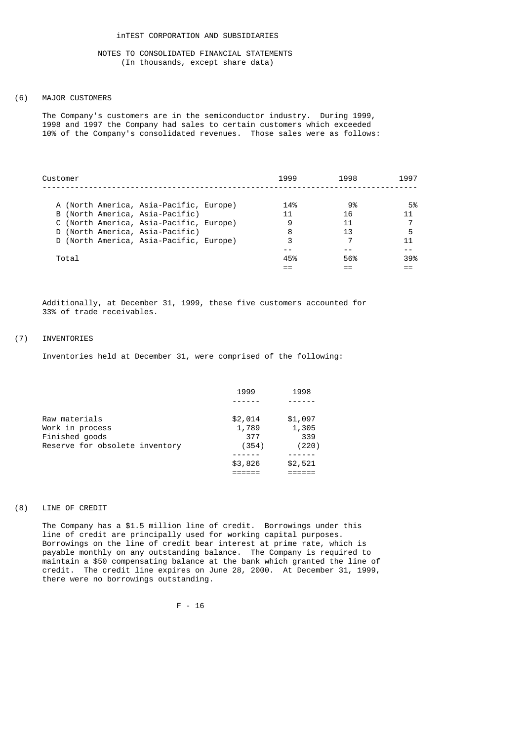inTEST CORPORATION AND SUBSIDIARIES

NOTES TO CONSOLIDATED FINANCIAL STATEMENTS
(In thousands, except share data)

## (6) MAJOR CUSTOMERS

The Company's customers are in the semiconductor industry. During 1999, 1998 and 1997 the Company had sales to certain customers which exceeded 10% of the Company's consolidated revenues. Those sales were as follows:

| Customer | 1999 | 1998 | 1997 |
|---|---|---|---|
| A (North America, Asia-Pacific, Europe) | 14% | 9% | 5% |
| B (North America, Asia-Pacific) | 11 | 16 | 11 |
| C (North America, Asia-Pacific, Europe) | 9 | 11 | 7 |
| D (North America, Asia-Pacific) | 8 | 13 | 5 |
| D (North America, Asia-Pacific, Europe) | 3 | 7 | 11 |
| Total | 45% | 56% | 39% |

Additionally, at December 31, 1999, these five customers accounted for 33% of trade receivables.

## (7) INVENTORIES

Inventories held at December 31, were comprised of the following:

| | 1999 | 1998 |
|---|---|---|
| Raw materials | $2,014 | $1,097 |
| Work in process | 1,789 | 1,305 |
| Finished goods | 377 | 339 |
| Reserve for obsolete inventory | (354) | (220) |
| | $3,826 | $2,521 |

## (8) LINE OF CREDIT

The Company has a $1.5 million line of credit. Borrowings under this line of credit are principally used for working capital purposes. Borrowings on the line of credit bear interest at prime rate, which is payable monthly on any outstanding balance. The Company is required to maintain a $50 compensating balance at the bank which granted the line of credit. The credit line expires on June 28, 2000. At December 31, 1999, there were no borrowings outstanding.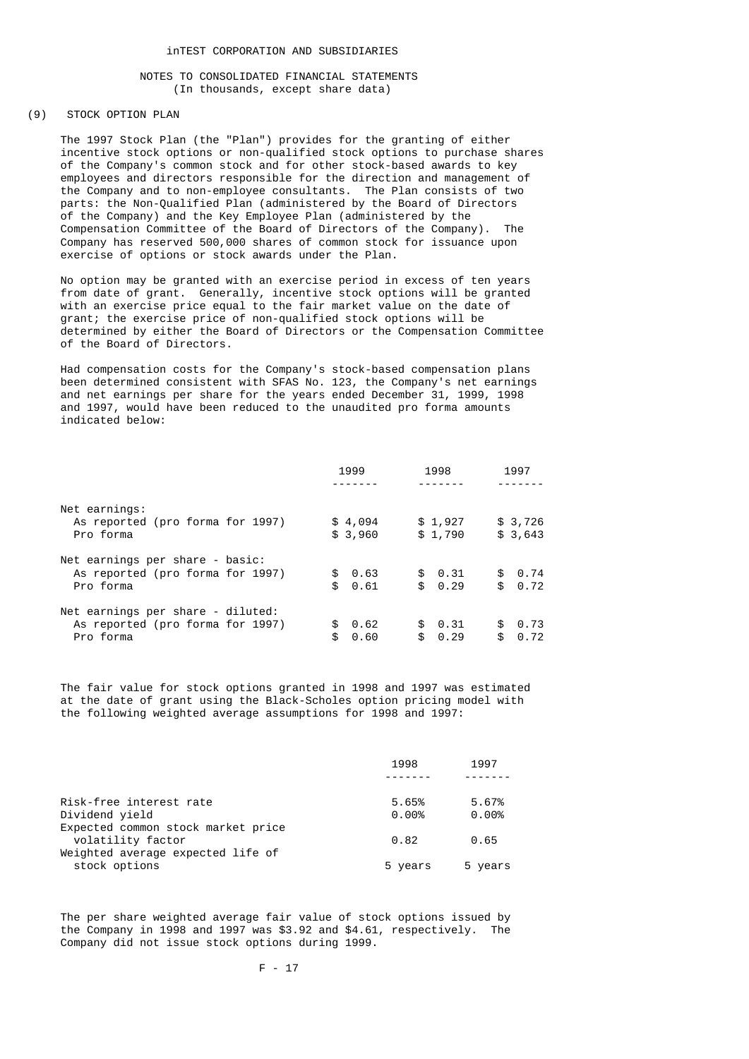inTEST CORPORATION AND SUBSIDIARIES

NOTES TO CONSOLIDATED FINANCIAL STATEMENTS
(In thousands, except share data)

## (9) STOCK OPTION PLAN

The 1997 Stock Plan (the "Plan") provides for the granting of either incentive stock options or non-qualified stock options to purchase shares of the Company's common stock and for other stock-based awards to key employees and directors responsible for the direction and management of the Company and to non-employee consultants. The Plan consists of two parts: the Non-Qualified Plan (administered by the Board of Directors of the Company) and the Key Employee Plan (administered by the Compensation Committee of the Board of Directors of the Company). The Company has reserved 500,000 shares of common stock for issuance upon exercise of options or stock awards under the Plan.

No option may be granted with an exercise period in excess of ten years from date of grant. Generally, incentive stock options will be granted with an exercise price equal to the fair market value on the date of grant; the exercise price of non-qualified stock options will be determined by either the Board of Directors or the Compensation Committee of the Board of Directors.

Had compensation costs for the Company's stock-based compensation plans been determined consistent with SFAS No. 123, the Company's net earnings and net earnings per share for the years ended December 31, 1999, 1998 and 1997, would have been reduced to the unaudited pro forma amounts indicated below:

| | 1999 | 1998 | 1997 |
|---|---|---|---|
| Net earnings: | | | |
| As reported (pro forma for 1997) | $ 4,094 | $ 1,927 | $ 3,726 |
| Pro forma | $ 3,960 | $ 1,790 | $ 3,643 |
| Net earnings per share - basic: | | | |
| As reported (pro forma for 1997) | $ 0.63 | $ 0.31 | $ 0.74 |
| Pro forma | $ 0.61 | $ 0.29 | $ 0.72 |
| Net earnings per share - diluted: | | | |
| As reported (pro forma for 1997) | $ 0.62 | $ 0.31 | $ 0.73 |
| Pro forma | $ 0.60 | $ 0.29 | $ 0.72 |

The fair value for stock options granted in 1998 and 1997 was estimated at the date of grant using the Black-Scholes option pricing model with the following weighted average assumptions for 1998 and 1997:

| | 1998 | 1997 |
|---|---|---|
| Risk-free interest rate | 5.65% | 5.67% |
| Dividend yield | 0.00% | 0.00% |
| Expected common stock market price volatility factor | 0.82 | 0.65 |
| Weighted average expected life of stock options | 5 years | 5 years |

The per share weighted average fair value of stock options issued by the Company in 1998 and 1997 was $3.92 and $4.61, respectively. The Company did not issue stock options during 1999.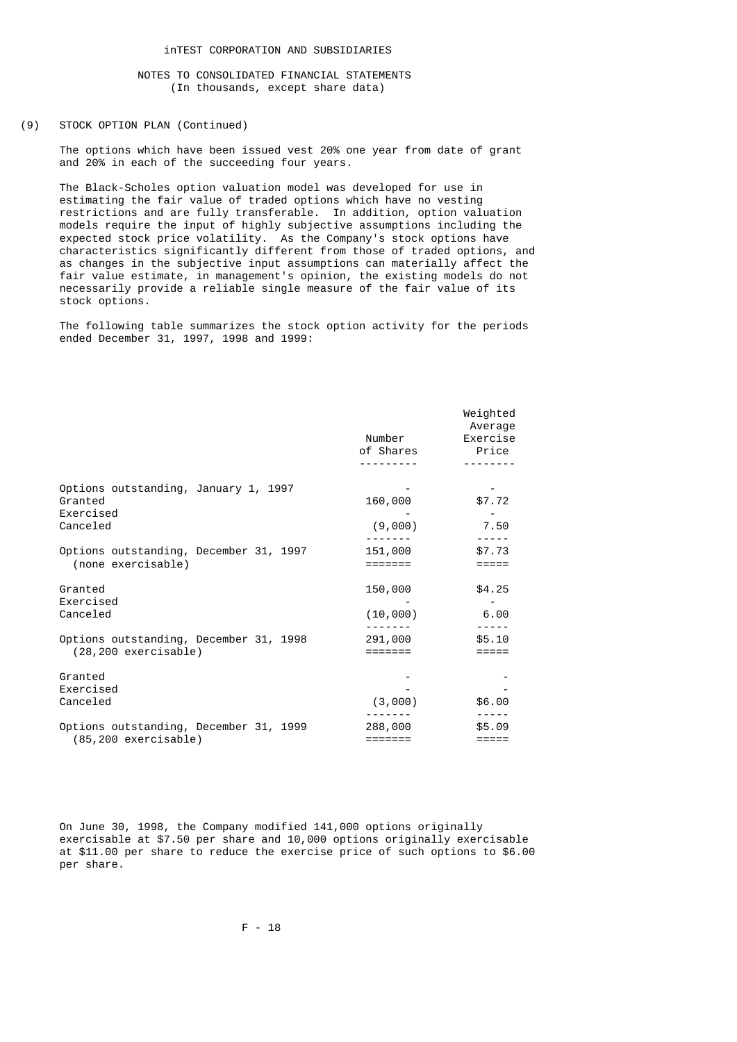inTEST CORPORATION AND SUBSIDIARIES

NOTES TO CONSOLIDATED FINANCIAL STATEMENTS
(In thousands, except share data)

(9) STOCK OPTION PLAN (Continued)

The options which have been issued vest 20% one year from date of grant and 20% in each of the succeeding four years.

The Black-Scholes option valuation model was developed for use in estimating the fair value of traded options which have no vesting restrictions and are fully transferable. In addition, option valuation models require the input of highly subjective assumptions including the expected stock price volatility. As the Company's stock options have characteristics significantly different from those of traded options, and as changes in the subjective input assumptions can materially affect the fair value estimate, in management's opinion, the existing models do not necessarily provide a reliable single measure of the fair value of its stock options.

The following table summarizes the stock option activity for the periods ended December 31, 1997, 1998 and 1999:

| | Number of Shares | Weighted Average Exercise Price |
|---|---|---|
| Options outstanding, January 1, 1997 | - | - |
| Granted | 160,000 | $7.72 |
| Exercised | - | - |
| Canceled | (9,000) | 7.50 |
| Options outstanding, December 31, 1997 (none exercisable) | 151,000 | $7.73 |
| Granted | 150,000 | $4.25 |
| Exercised | - | - |
| Canceled | (10,000) | 6.00 |
| Options outstanding, December 31, 1998 (28,200 exercisable) | 291,000 | $5.10 |
| Granted | - | - |
| Exercised | - | - |
| Canceled | (3,000) | $6.00 |
| Options outstanding, December 31, 1999 (85,200 exercisable) | 288,000 | $5.09 |

On June 30, 1998, the Company modified 141,000 options originally exercisable at $7.50 per share and 10,000 options originally exercisable at $11.00 per share to reduce the exercise price of such options to $6.00 per share.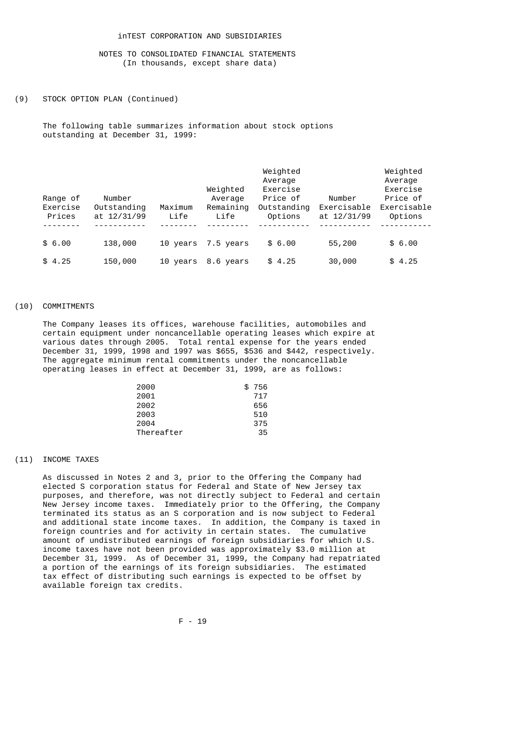# inTEST CORPORATION AND SUBSIDIARIES

## NOTES TO CONSOLIDATED FINANCIAL STATEMENTS
(In thousands, except share data)

## (9) STOCK OPTION PLAN (Continued)

The following table summarizes information about stock options outstanding at December 31, 1999:

| Range of Exercise Prices | Number Outstanding at 12/31/99 | Maximum Life | Weighted Average Remaining Life | Weighted Average Exercise Price of Outstanding Options | Number Exercisable at 12/31/99 | Weighted Average Exercise Price of Exercisable Options |
|---|---|---|---|---|---|---|
| $ 6.00 | 138,000 | 10 years | 7.5 years | $ 6.00 | 55,200 | $ 6.00 |
| $ 4.25 | 150,000 | 10 years | 8.6 years | $ 4.25 | 30,000 | $ 4.25 |

## (10) COMMITMENTS

The Company leases its offices, warehouse facilities, automobiles and certain equipment under noncancellable operating leases which expire at various dates through 2005. Total rental expense for the years ended December 31, 1999, 1998 and 1997 was $655, $536 and $442, respectively. The aggregate minimum rental commitments under the noncancellable operating leases in effect at December 31, 1999, are as follows:

| | |
|---|---|
| 2000 | $ 756 |
| 2001 | 717 |
| 2002 | 656 |
| 2003 | 510 |
| 2004 | 375 |
| Thereafter | 35 |

## (11) INCOME TAXES

As discussed in Notes 2 and 3, prior to the Offering the Company had elected S corporation status for Federal and State of New Jersey tax purposes, and therefore, was not directly subject to Federal and certain New Jersey income taxes. Immediately prior to the Offering, the Company terminated its status as an S corporation and is now subject to Federal and additional state income taxes. In addition, the Company is taxed in foreign countries and for activity in certain states. The cumulative amount of undistributed earnings of foreign subsidiaries for which U.S. income taxes have not been provided was approximately $3.0 million at December 31, 1999. As of December 31, 1999, the Company had repatriated a portion of the earnings of its foreign subsidiaries. The estimated tax effect of distributing such earnings is expected to be offset by available foreign tax credits.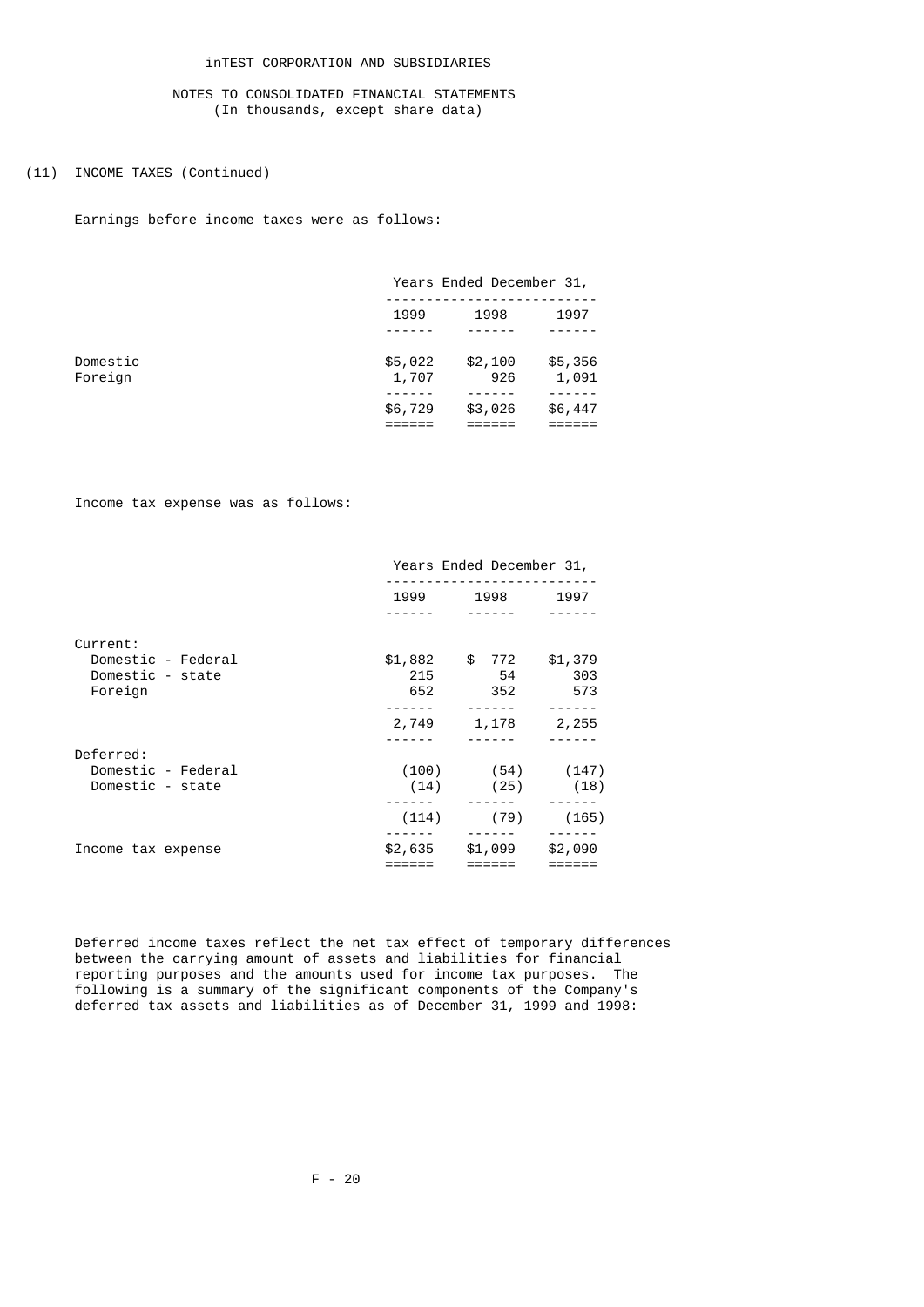iNTEST CORPORATION AND SUBSIDIARIES

NOTES TO CONSOLIDATED FINANCIAL STATEMENTS
(In thousands, except share data)

(11) INCOME TAXES (Continued)

Earnings before income taxes were as follows:

| | Years Ended December 31, | | |
|---|---|---|---|
| | 1999 | 1998 | 1997 |
| Domestic | $5,022 | $2,100 | $5,356 |
| Foreign | 1,707 | 926 | 1,091 |
| | $6,729 | $3,026 | $6,447 |

Income tax expense was as follows:

| | Years Ended December 31, | | |
|---|---|---|---|
| | 1999 | 1998 | 1997 |
| Current: | | | |
| Domestic - Federal | $1,882 | $ 772 | $1,379 |
| Domestic - state | 215 | 54 | 303 |
| Foreign | 652 | 352 | 573 |
| | 2,749 | 1,178 | 2,255 |
| Deferred: | | | |
| Domestic - Federal | (100) | (54) | (147) |
| Domestic - state | (14) | (25) | (18) |
| | (114) | (79) | (165) |
| Income tax expense | $2,635 | $1,099 | $2,090 |

Deferred income taxes reflect the net tax effect of temporary differences between the carrying amount of assets and liabilities for financial reporting purposes and the amounts used for income tax purposes. The following is a summary of the significant components of the Company's deferred tax assets and liabilities as of December 31, 1999 and 1998: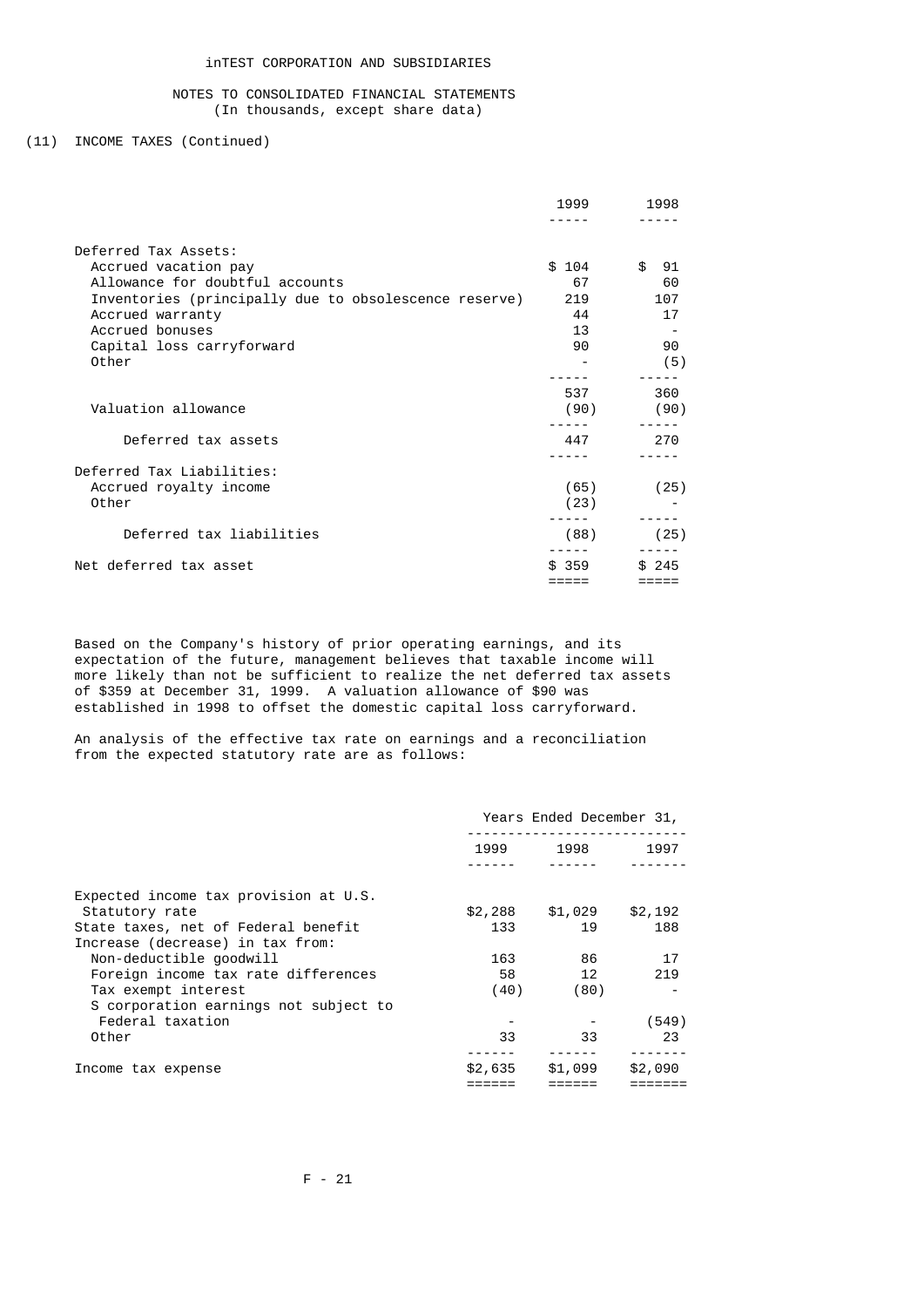# inTEST CORPORATION AND SUBSIDIARIES

## NOTES TO CONSOLIDATED FINANCIAL STATEMENTS
(In thousands, except share data)

### (11) INCOME TAXES (Continued)

| | 1999 | 1998 |
|---|---|---|
| Deferred Tax Assets: | | |
| Accrued vacation pay | $ 104 | $ 91 |
| Allowance for doubtful accounts | 67 | 60 |
| Inventories (principally due to obsolescence reserve) | 219 | 107 |
| Accrued warranty | 44 | 17 |
| Accrued bonuses | 13 | - |
| Capital loss carryforward | 90 | 90 |
| Other | - | (5) |
| | 537 | 360 |
| Valuation allowance | (90) | (90) |
| Deferred tax assets | 447 | 270 |
| Deferred Tax Liabilities: | | |
| Accrued royalty income | (65) | (25) |
| Other | (23) | - |
| Deferred tax liabilities | (88) | (25) |
| Net deferred tax asset | $ 359 | $ 245 |

Based on the Company's history of prior operating earnings, and its expectation of the future, management believes that taxable income will more likely than not be sufficient to realize the net deferred tax assets of $359 at December 31, 1999. A valuation allowance of $90 was established in 1998 to offset the domestic capital loss carryforward.

An analysis of the effective tax rate on earnings and a reconciliation from the expected statutory rate are as follows:

| | Years Ended December 31, | | |
|---|---|---|---|
| | 1999 | 1998 | 1997 |
| Expected income tax provision at U.S. Statutory rate | $2,288 | $1,029 | $2,192 |
| State taxes, net of Federal benefit | 133 | 19 | 188 |
| Increase (decrease) in tax from: | | | |
| Non-deductible goodwill | 163 | 86 | 17 |
| Foreign income tax rate differences | 58 | 12 | 219 |
| Tax exempt interest | (40) | (80) | - |
| S corporation earnings not subject to Federal taxation | - | - | (549) |
| Other | 33 | 33 | 23 |
| Income tax expense | $2,635 | $1,099 | $2,090 |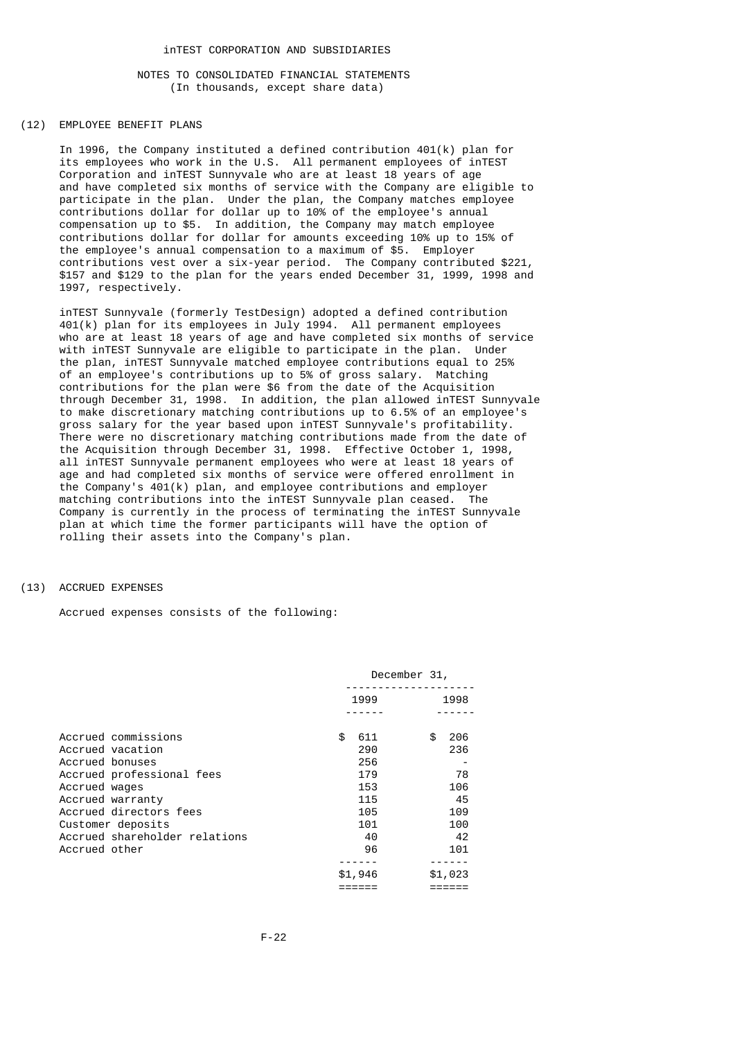inTEST CORPORATION AND SUBSIDIARIES

NOTES TO CONSOLIDATED FINANCIAL STATEMENTS
(In thousands, except share data)

## (12) EMPLOYEE BENEFIT PLANS

In 1996, the Company instituted a defined contribution 401(k) plan for its employees who work in the U.S. All permanent employees of inTEST Corporation and inTEST Sunnyvale who are at least 18 years of age and have completed six months of service with the Company are eligible to participate in the plan. Under the plan, the Company matches employee contributions dollar for dollar up to 10% of the employee's annual compensation up to $5. In addition, the Company may match employee contributions dollar for dollar for amounts exceeding 10% up to 15% of the employee's annual compensation to a maximum of $5. Employer contributions vest over a six-year period. The Company contributed $221, $157 and $129 to the plan for the years ended December 31, 1999, 1998 and 1997, respectively.

inTEST Sunnyvale (formerly TestDesign) adopted a defined contribution 401(k) plan for its employees in July 1994. All permanent employees who are at least 18 years of age and have completed six months of service with inTEST Sunnyvale are eligible to participate in the plan. Under the plan, inTEST Sunnyvale matched employee contributions equal to 25% of an employee's contributions up to 5% of gross salary. Matching contributions for the plan were $6 from the date of the Acquisition through December 31, 1998. In addition, the plan allowed inTEST Sunnyvale to make discretionary matching contributions up to 6.5% of an employee's gross salary for the year based upon inTEST Sunnyvale's profitability. There were no discretionary matching contributions made from the date of the Acquisition through December 31, 1998. Effective October 1, 1998, all inTEST Sunnyvale permanent employees who were at least 18 years of age and had completed six months of service were offered enrollment in the Company's 401(k) plan, and employee contributions and employer matching contributions into the inTEST Sunnyvale plan ceased. The Company is currently in the process of terminating the inTEST Sunnyvale plan at which time the former participants will have the option of rolling their assets into the Company's plan.

## (13) ACCRUED EXPENSES

Accrued expenses consists of the following:

| | December 31, | |
|---|---|---|
| | 1999 | 1998 |
| Accrued commissions | $ 611 | $ 206 |
| Accrued vacation | 290 | 236 |
| Accrued bonuses | 256 | - |
| Accrued professional fees | 179 | 78 |
| Accrued wages | 153 | 106 |
| Accrued warranty | 115 | 45 |
| Accrued directors fees | 105 | 109 |
| Customer deposits | 101 | 100 |
| Accrued shareholder relations | 40 | 42 |
| Accrued other | 96 | 101 |
| | $1,946 | $1,023 |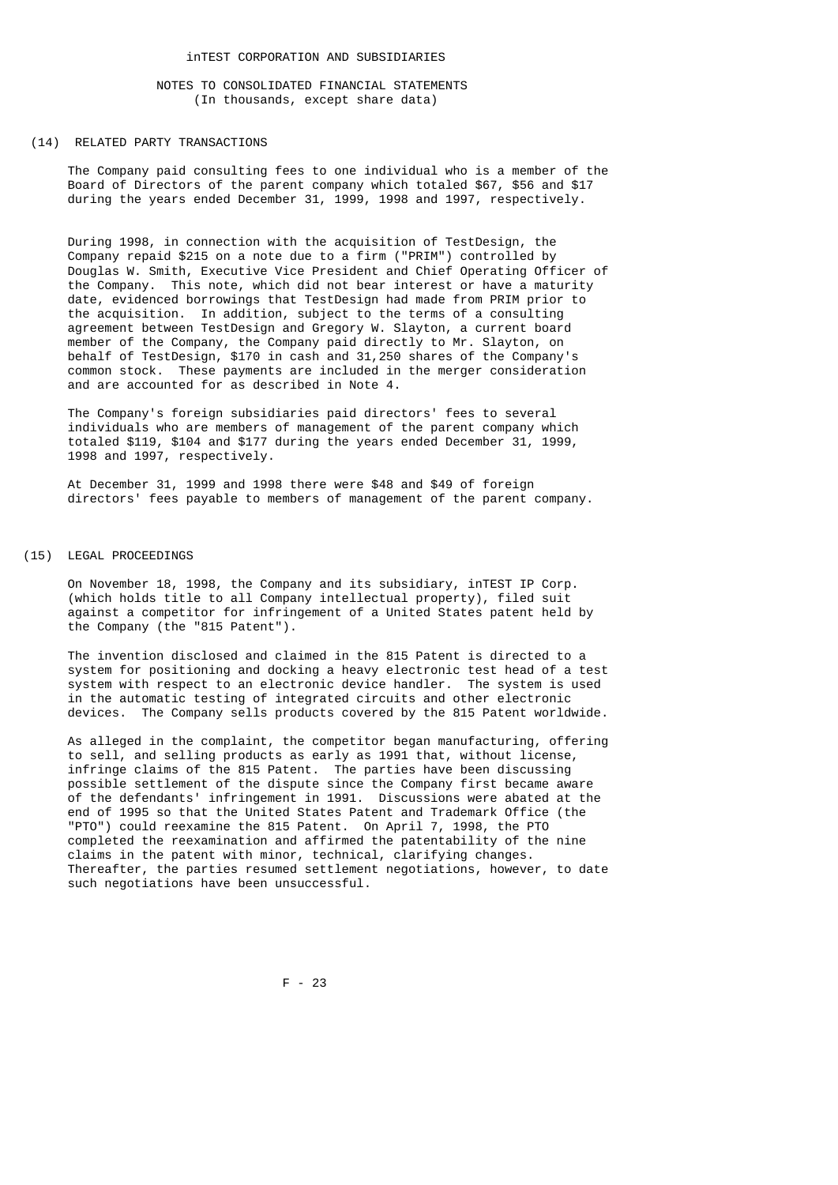inTEST CORPORATION AND SUBSIDIARIES

NOTES TO CONSOLIDATED FINANCIAL STATEMENTS
(In thousands, except share data)

## (14) RELATED PARTY TRANSACTIONS

The Company paid consulting fees to one individual who is a member of the Board of Directors of the parent company which totaled $67, $56 and $17 during the years ended December 31, 1999, 1998 and 1997, respectively.

During 1998, in connection with the acquisition of TestDesign, the Company repaid $215 on a note due to a firm ("PRIM") controlled by Douglas W. Smith, Executive Vice President and Chief Operating Officer of the Company. This note, which did not bear interest or have a maturity date, evidenced borrowings that TestDesign had made from PRIM prior to the acquisition. In addition, subject to the terms of a consulting agreement between TestDesign and Gregory W. Slayton, a current board member of the Company, the Company paid directly to Mr. Slayton, on behalf of TestDesign, $170 in cash and 31,250 shares of the Company's common stock. These payments are included in the merger consideration and are accounted for as described in Note 4.

The Company's foreign subsidiaries paid directors' fees to several individuals who are members of management of the parent company which totaled $119, $104 and $177 during the years ended December 31, 1999, 1998 and 1997, respectively.

At December 31, 1999 and 1998 there were $48 and $49 of foreign directors' fees payable to members of management of the parent company.

## (15) LEGAL PROCEEDINGS

On November 18, 1998, the Company and its subsidiary, inTEST IP Corp. (which holds title to all Company intellectual property), filed suit against a competitor for infringement of a United States patent held by the Company (the "815 Patent").

The invention disclosed and claimed in the 815 Patent is directed to a system for positioning and docking a heavy electronic test head of a test system with respect to an electronic device handler. The system is used in the automatic testing of integrated circuits and other electronic devices. The Company sells products covered by the 815 Patent worldwide.

As alleged in the complaint, the competitor began manufacturing, offering to sell, and selling products as early as 1991 that, without license, infringe claims of the 815 Patent. The parties have been discussing possible settlement of the dispute since the Company first became aware of the defendants' infringement in 1991. Discussions were abated at the end of 1995 so that the United States Patent and Trademark Office (the "PTO") could reexamine the 815 Patent. On April 7, 1998, the PTO completed the reexamination and affirmed the patentability of the nine claims in the patent with minor, technical, clarifying changes. Thereafter, the parties resumed settlement negotiations, however, to date such negotiations have been unsuccessful.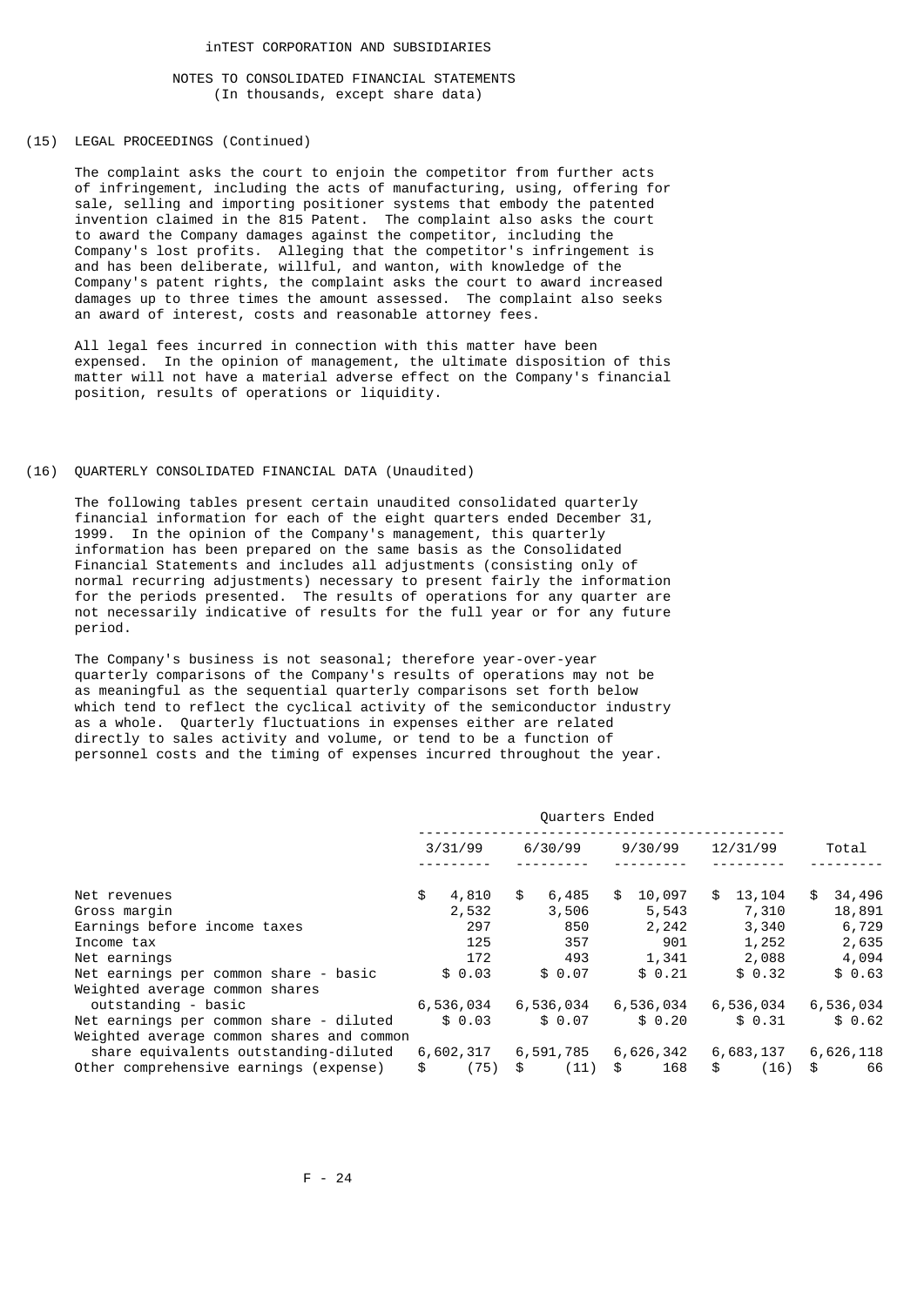inTEST CORPORATION AND SUBSIDIARIES

NOTES TO CONSOLIDATED FINANCIAL STATEMENTS
(In thousands, except share data)

(15) LEGAL PROCEEDINGS (Continued)

The complaint asks the court to enjoin the competitor from further acts of infringement, including the acts of manufacturing, using, offering for sale, selling and importing positioner systems that embody the patented invention claimed in the 815 Patent. The complaint also asks the court to award the Company damages against the competitor, including the Company's lost profits. Alleging that the competitor's infringement is and has been deliberate, willful, and wanton, with knowledge of the Company's patent rights, the complaint asks the court to award increased damages up to three times the amount assessed. The complaint also seeks an award of interest, costs and reasonable attorney fees.

All legal fees incurred in connection with this matter have been expensed. In the opinion of management, the ultimate disposition of this matter will not have a material adverse effect on the Company's financial position, results of operations or liquidity.

(16) QUARTERLY CONSOLIDATED FINANCIAL DATA (Unaudited)

The following tables present certain unaudited consolidated quarterly financial information for each of the eight quarters ended December 31, 1999. In the opinion of the Company's management, this quarterly information has been prepared on the same basis as the Consolidated Financial Statements and includes all adjustments (consisting only of normal recurring adjustments) necessary to present fairly the information for the periods presented. The results of operations for any quarter are not necessarily indicative of results for the full year or for any future period.

The Company's business is not seasonal; therefore year-over-year quarterly comparisons of the Company's results of operations may not be as meaningful as the sequential quarterly comparisons set forth below which tend to reflect the cyclical activity of the semiconductor industry as a whole. Quarterly fluctuations in expenses either are related directly to sales activity and volume, or tend to be a function of personnel costs and the timing of expenses incurred throughout the year.

| | Quarters Ended | | | | |
|---|---|---|---|---|---|
| | 3/31/99 | 6/30/99 | 9/30/99 | 12/31/99 | Total |
| Net revenues | $ 4,810 | $ 6,485 | $ 10,097 | $ 13,104 | $ 34,496 |
| Gross margin | 2,532 | 3,506 | 5,543 | 7,310 | 18,891 |
| Earnings before income taxes | 297 | 850 | 2,242 | 3,340 | 6,729 |
| Income tax | 125 | 357 | 901 | 1,252 | 2,635 |
| Net earnings | 172 | 493 | 1,341 | 2,088 | 4,094 |
| Net earnings per common share - basic | $ 0.03 | $ 0.07 | $ 0.21 | $ 0.32 | $ 0.63 |
| Weighted average common shares outstanding - basic | 6,536,034 | 6,536,034 | 6,536,034 | 6,536,034 | 6,536,034 |
| Net earnings per common share - diluted | $ 0.03 | $ 0.07 | $ 0.20 | $ 0.31 | $ 0.62 |
| Weighted average common shares and common share equivalents outstanding-diluted | 6,602,317 | 6,591,785 | 6,626,342 | 6,683,137 | 6,626,118 |
| Other comprehensive earnings (expense) | $ (75) | $ (11) | $ 168 | $ (16) | $ 66 |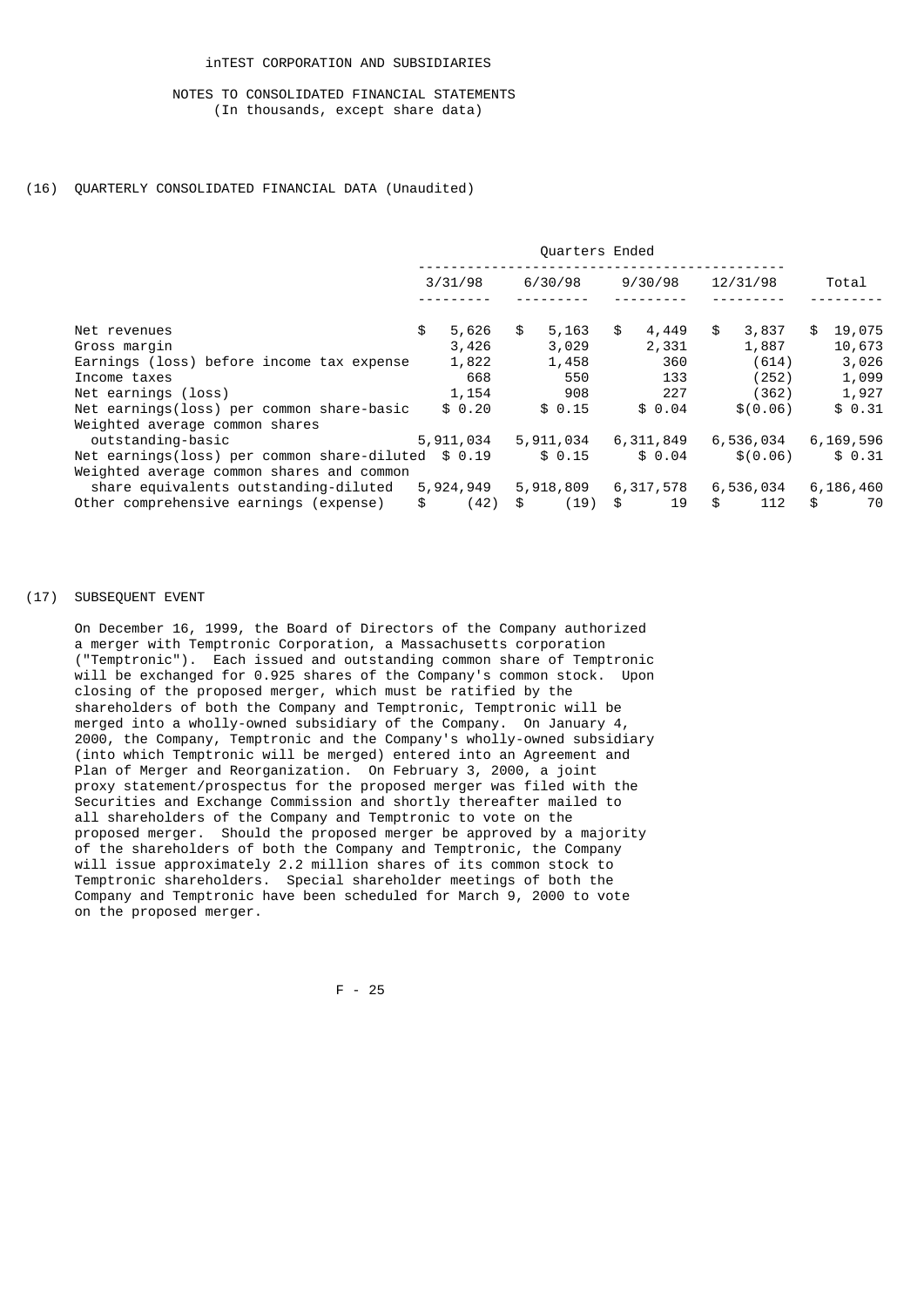inTEST CORPORATION AND SUBSIDIARIES

NOTES TO CONSOLIDATED FINANCIAL STATEMENTS
(In thousands, except share data)

(16) QUARTERLY CONSOLIDATED FINANCIAL DATA (Unaudited)

| | Quarters Ended | | | | |
|---|---|---|---|---|---|
| | 3/31/98 | 6/30/98 | 9/30/98 | 12/31/98 | Total |
| Net revenues | $ 5,626 | $ 5,163 | $ 4,449 | $ 3,837 | $ 19,075 |
| Gross margin | 3,426 | 3,029 | 2,331 | 1,887 | 10,673 |
| Earnings (loss) before income tax expense | 1,822 | 1,458 | 360 | (614) | 3,026 |
| Income taxes | 668 | 550 | 133 | (252) | 1,099 |
| Net earnings (loss) | 1,154 | 908 | 227 | (362) | 1,927 |
| Net earnings(loss) per common share-basic | $ 0.20 | $ 0.15 | $ 0.04 | $(0.06) | $ 0.31 |
| Weighted average common shares outstanding-basic | 5,911,034 | 5,911,034 | 6,311,849 | 6,536,034 | 6,169,596 |
| Net earnings(loss) per common share-diluted | $ 0.19 | $ 0.15 | $ 0.04 | $(0.06) | $ 0.31 |
| Weighted average common shares and common share equivalents outstanding-diluted | 5,924,949 | 5,918,809 | 6,317,578 | 6,536,034 | 6,186,460 |
| Other comprehensive earnings (expense) | $ (42) | $ (19) | $ 19 | $ 112 | $ 70 |

(17) SUBSEQUENT EVENT

On December 16, 1999, the Board of Directors of the Company authorized a merger with Temptronic Corporation, a Massachusetts corporation ("Temptronic"). Each issued and outstanding common share of Temptronic will be exchanged for 0.925 shares of the Company's common stock. Upon closing of the proposed merger, which must be ratified by the shareholders of both the Company and Temptronic, Temptronic will be merged into a wholly-owned subsidiary of the Company. On January 4, 2000, the Company, Temptronic and the Company's wholly-owned subsidiary (into which Temptronic will be merged) entered into an Agreement and Plan of Merger and Reorganization. On February 3, 2000, a joint proxy statement/prospectus for the proposed merger was filed with the Securities and Exchange Commission and shortly thereafter mailed to all shareholders of the Company and Temptronic to vote on the proposed merger. Should the proposed merger be approved by a majority of the shareholders of both the Company and Temptronic, the Company will issue approximately 2.2 million shares of its common stock to Temptronic shareholders. Special shareholder meetings of both the Company and Temptronic have been scheduled for March 9, 2000 to vote on the proposed merger.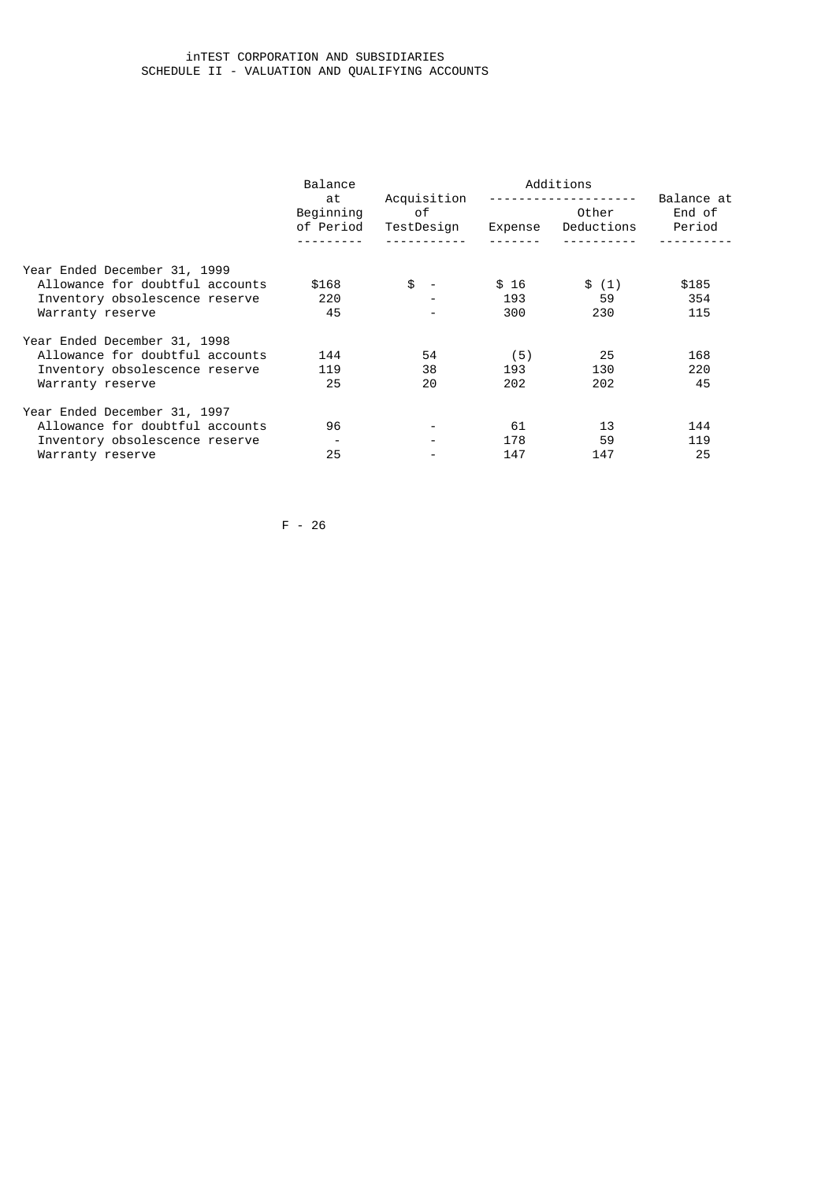# inTEST CORPORATION AND SUBSIDIARIES
## SCHEDULE II - VALUATION AND QUALIFYING ACCOUNTS

| | Balance at Beginning of Period | Acquisition of TestDesign | Additions | | Balance at End of Period |
|---|---|---|---|---|---|
| | | | Expense | Other Deductions | |
| Year Ended December 31, 1999 | | | | | |
| Allowance for doubtful accounts | $168 | $ - | $ 16 | $ (1) | $185 |
| Inventory obsolescence reserve | 220 | - | 193 | 59 | 354 |
| Warranty reserve | 45 | - | 300 | 230 | 115 |
| Year Ended December 31, 1998 | | | | | |
| Allowance for doubtful accounts | 144 | 54 | (5) | 25 | 168 |
| Inventory obsolescence reserve | 119 | 38 | 193 | 130 | 220 |
| Warranty reserve | 25 | 20 | 202 | 202 | 45 |
| Year Ended December 31, 1997 | | | | | |
| Allowance for doubtful accounts | 96 | - | 61 | 13 | 144 |
| Inventory obsolescence reserve | - | - | 178 | 59 | 119 |
| Warranty reserve | 25 | - | 147 | 147 | 25 |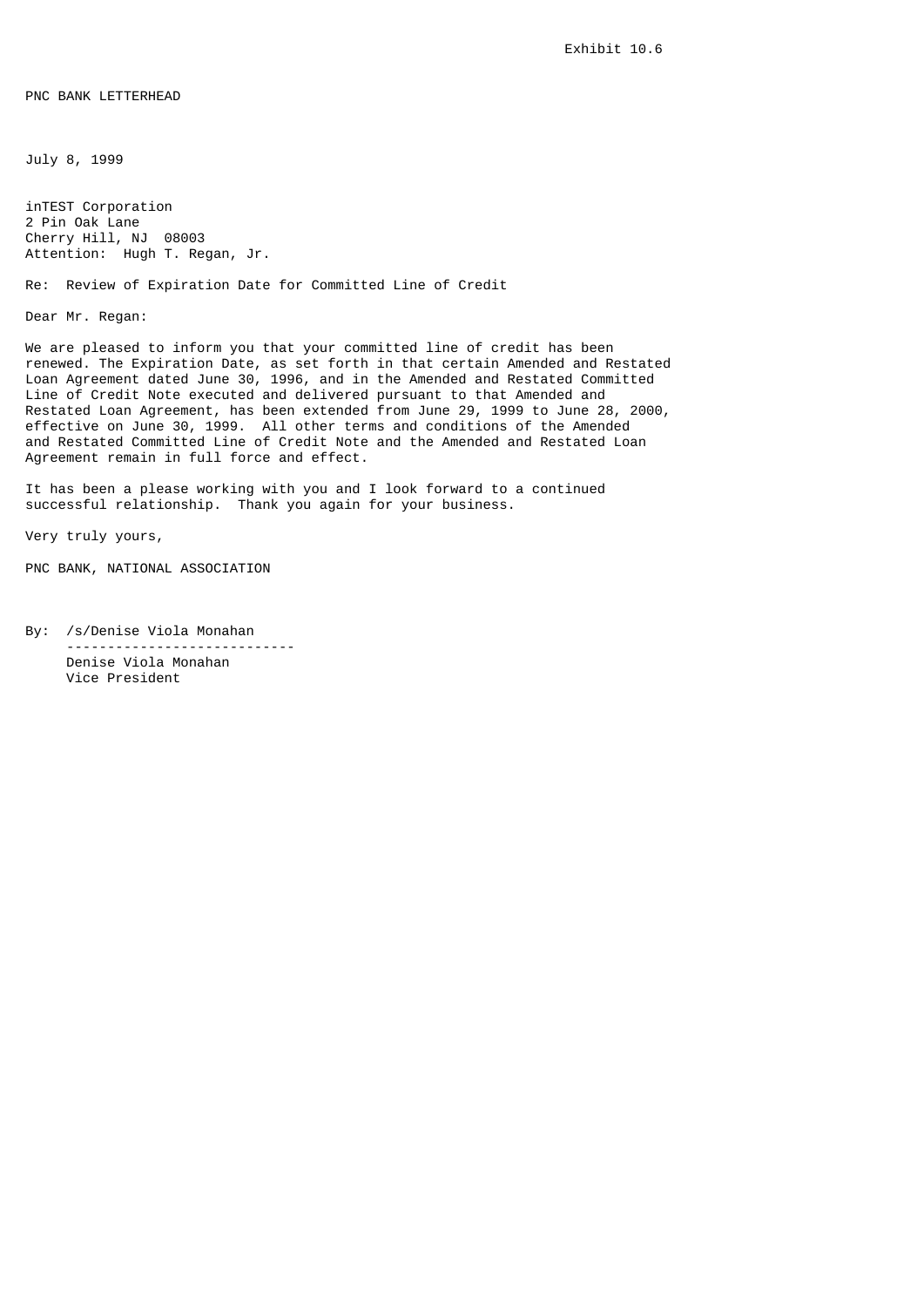Exhibit 10.6

PNC BANK LETTERHEAD

July 8, 1999

inTEST Corporation
2 Pin Oak Lane
Cherry Hill, NJ 08003
Attention: Hugh T. Regan, Jr.

Re: Review of Expiration Date for Committed Line of Credit

Dear Mr. Regan:

We are pleased to inform you that your committed line of credit has been renewed. The Expiration Date, as set forth in that certain Amended and Restated Loan Agreement dated June 30, 1996, and in the Amended and Restated Committed Line of Credit Note executed and delivered pursuant to that Amended and Restated Loan Agreement, has been extended from June 29, 1999 to June 28, 2000, effective on June 30, 1999. All other terms and conditions of the Amended and Restated Committed Line of Credit Note and the Amended and Restated Loan Agreement remain in full force and effect.

It has been a please working with you and I look forward to a continued successful relationship. Thank you again for your business.

Very truly yours,

PNC BANK, NATIONAL ASSOCIATION

By: /s/Denise Viola Monahan
Denise Viola Monahan
Vice President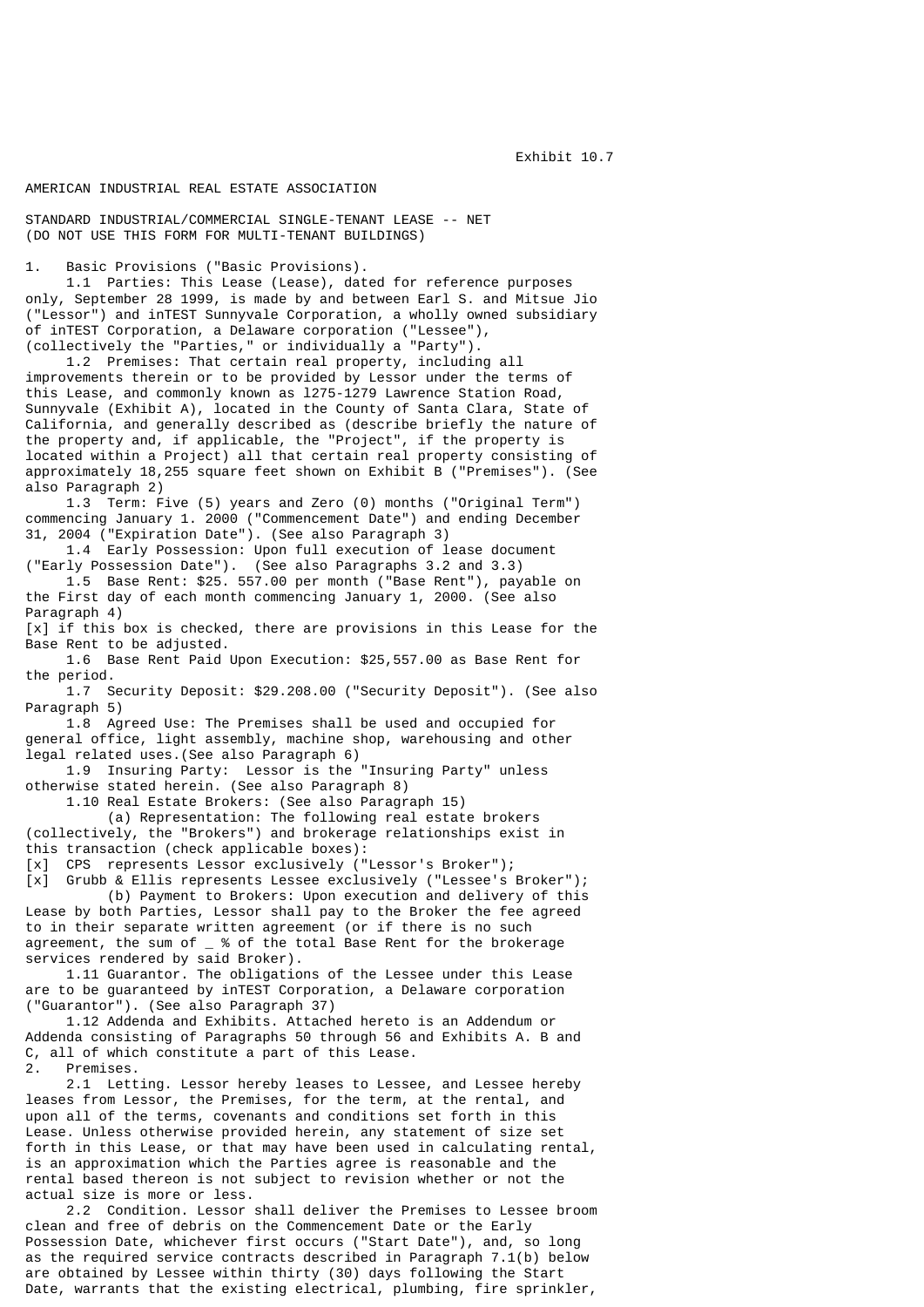Exhibit 10.7

AMERICAN INDUSTRIAL REAL ESTATE ASSOCIATION

STANDARD INDUSTRIAL/COMMERCIAL SINGLE-TENANT LEASE -- NET
(DO NOT USE THIS FORM FOR MULTI-TENANT BUILDINGS)

1. Basic Provisions ("Basic Provisions).

1.1 Parties: This Lease (Lease), dated for reference purposes only, September 28 1999, is made by and between Earl S. and Mitsue Jio ("Lessor") and inTEST Sunnyvale Corporation, a wholly owned subsidiary of inTEST Corporation, a Delaware corporation ("Lessee"), (collectively the "Parties," or individually a "Party").

1.2 Premises: That certain real property, including all improvements therein or to be provided by Lessor under the terms of this Lease, and commonly known as l275-1279 Lawrence Station Road, Sunnyvale (Exhibit A), located in the County of Santa Clara, State of California, and generally described as (describe briefly the nature of the property and, if applicable, the "Project", if the property is located within a Project) all that certain real property consisting of approximately 18,255 square feet shown on Exhibit B ("Premises"). (See also Paragraph 2)

1.3 Term: Five (5) years and Zero (0) months ("Original Term") commencing January 1. 2000 ("Commencement Date") and ending December 31, 2004 ("Expiration Date"). (See also Paragraph 3)

1.4 Early Possession: Upon full execution of lease document ("Early Possession Date"). (See also Paragraphs 3.2 and 3.3)

1.5 Base Rent: $25. 557.00 per month ("Base Rent"), payable on the First day of each month commencing January 1, 2000. (See also Paragraph 4)

[x] if this box is checked, there are provisions in this Lease for the Base Rent to be adjusted.

1.6 Base Rent Paid Upon Execution: $25,557.00 as Base Rent for the period.

1.7 Security Deposit: $29.208.00 ("Security Deposit"). (See also Paragraph 5)

1.8 Agreed Use: The Premises shall be used and occupied for general office, light assembly, machine shop, warehousing and other legal related uses.(See also Paragraph 6)

1.9 Insuring Party: Lessor is the "Insuring Party" unless otherwise stated herein. (See also Paragraph 8)

1.10 Real Estate Brokers: (See also Paragraph 15)

(a) Representation: The following real estate brokers (collectively, the "Brokers") and brokerage relationships exist in this transaction (check applicable boxes):

[x] CPS represents Lessor exclusively ("Lessor's Broker");

[x] Grubb & Ellis represents Lessee exclusively ("Lessee's Broker");

(b) Payment to Brokers: Upon execution and delivery of this Lease by both Parties, Lessor shall pay to the Broker the fee agreed to in their separate written agreement (or if there is no such agreement, the sum of _ % of the total Base Rent for the brokerage services rendered by said Broker).

1.11 Guarantor. The obligations of the Lessee under this Lease are to be guaranteed by inTEST Corporation, a Delaware corporation ("Guarantor"). (See also Paragraph 37)

1.12 Addenda and Exhibits. Attached hereto is an Addendum or Addenda consisting of Paragraphs 50 through 56 and Exhibits A. B and C, all of which constitute a part of this Lease.

2. Premises.

2.1 Letting. Lessor hereby leases to Lessee, and Lessee hereby leases from Lessor, the Premises, for the term, at the rental, and upon all of the terms, covenants and conditions set forth in this Lease. Unless otherwise provided herein, any statement of size set forth in this Lease, or that may have been used in calculating rental, is an approximation which the Parties agree is reasonable and the rental based thereon is not subject to revision whether or not the actual size is more or less.

2.2 Condition. Lessor shall deliver the Premises to Lessee broom clean and free of debris on the Commencement Date or the Early Possession Date, whichever first occurs ("Start Date"), and, so long as the required service contracts described in Paragraph 7.1(b) below are obtained by Lessee within thirty (30) days following the Start Date, warrants that the existing electrical, plumbing, fire sprinkler,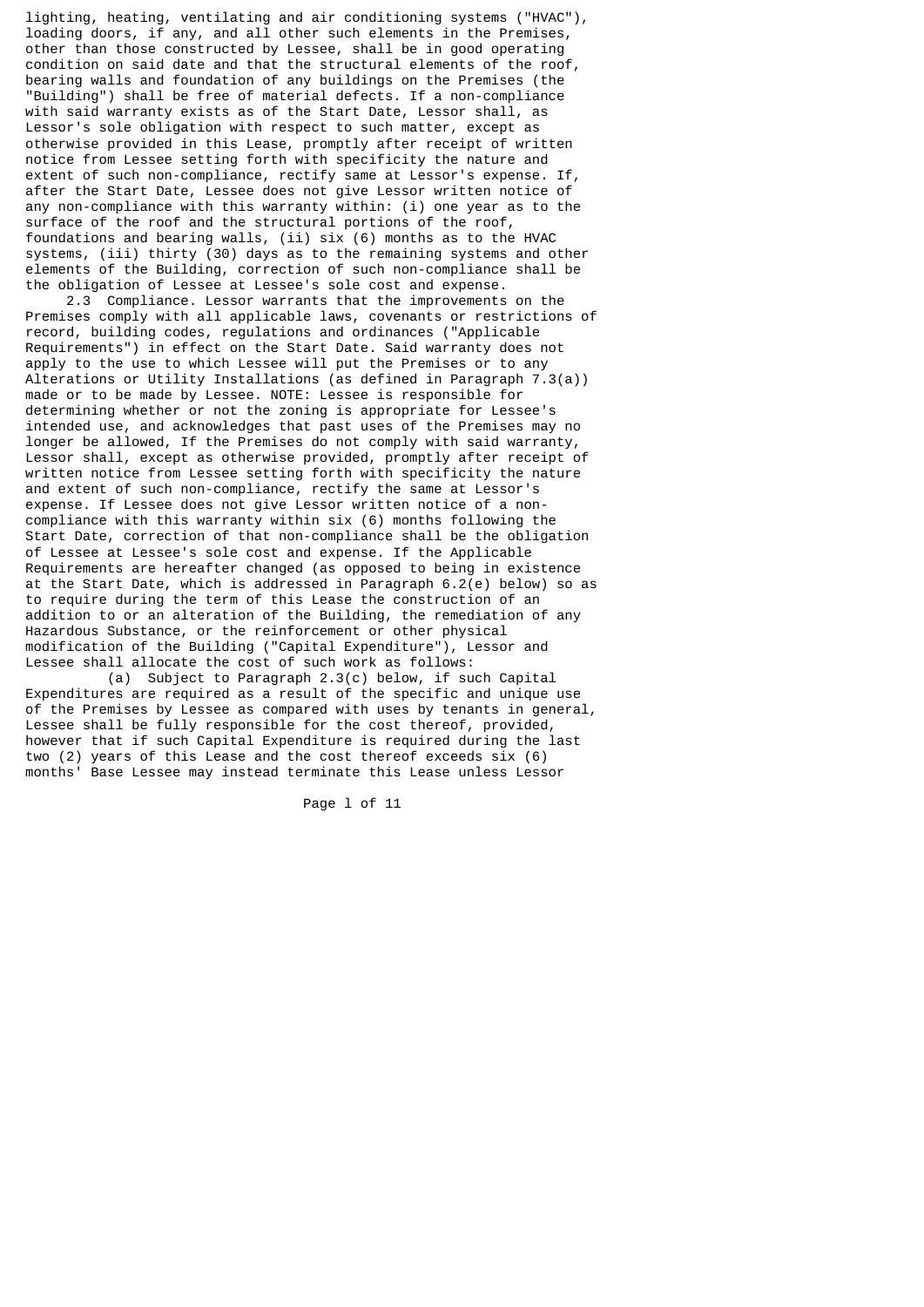lighting, heating, ventilating and air conditioning systems ("HVAC"), loading doors, if any, and all other such elements in the Premises, other than those constructed by Lessee, shall be in good operating condition on said date and that the structural elements of the roof, bearing walls and foundation of any buildings on the Premises (the "Building") shall be free of material defects. If a non-compliance with said warranty exists as of the Start Date, Lessor shall, as Lessor's sole obligation with respect to such matter, except as otherwise provided in this Lease, promptly after receipt of written notice from Lessee setting forth with specificity the nature and extent of such non-compliance, rectify same at Lessor's expense. If, after the Start Date, Lessee does not give Lessor written notice of any non-compliance with this warranty within: (i) one year as to the surface of the roof and the structural portions of the roof, foundations and bearing walls, (ii) six (6) months as to the HVAC systems, (iii) thirty (30) days as to the remaining systems and other elements of the Building, correction of such non-compliance shall be the obligation of Lessee at Lessee's sole cost and expense.

2.3 Compliance. Lessor warrants that the improvements on the Premises comply with all applicable laws, covenants or restrictions of record, building codes, regulations and ordinances ("Applicable Requirements") in effect on the Start Date. Said warranty does not apply to the use to which Lessee will put the Premises or to any Alterations or Utility Installations (as defined in Paragraph 7.3(a)) made or to be made by Lessee. NOTE: Lessee is responsible for determining whether or not the zoning is appropriate for Lessee's intended use, and acknowledges that past uses of the Premises may no longer be allowed, If the Premises do not comply with said warranty, Lessor shall, except as otherwise provided, promptly after receipt of written notice from Lessee setting forth with specificity the nature and extent of such non-compliance, rectify the same at Lessor's expense. If Lessee does not give Lessor written notice of a non-compliance with this warranty within six (6) months following the Start Date, correction of that non-compliance shall be the obligation of Lessee at Lessee's sole cost and expense. If the Applicable Requirements are hereafter changed (as opposed to being in existence at the Start Date, which is addressed in Paragraph 6.2(e) below) so as to require during the term of this Lease the construction of an addition to or an alteration of the Building, the remediation of any Hazardous Substance, or the reinforcement or other physical modification of the Building ("Capital Expenditure"), Lessor and Lessee shall allocate the cost of such work as follows:

(a) Subject to Paragraph 2.3(c) below, if such Capital Expenditures are required as a result of the specific and unique use of the Premises by Lessee as compared with uses by tenants in general, Lessee shall be fully responsible for the cost thereof, provided, however that if such Capital Expenditure is required during the last two (2) years of this Lease and the cost thereof exceeds six (6) months' Base Lessee may instead terminate this Lease unless Lessor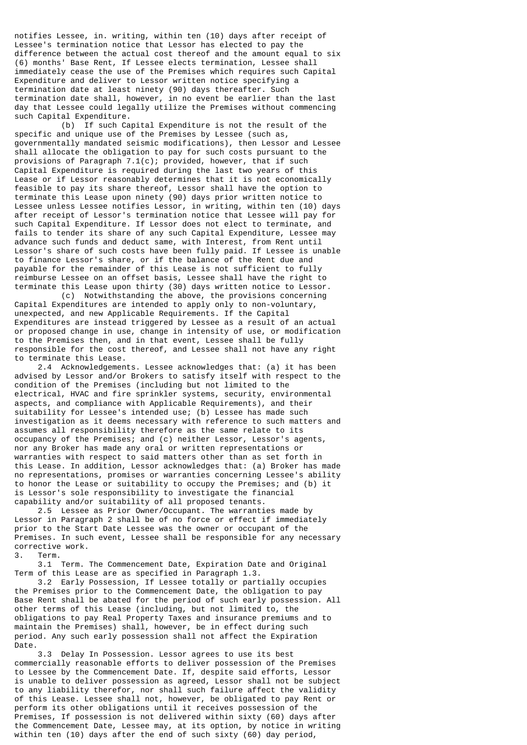notifies Lessee, in. writing, within ten (10) days after receipt of Lessee's termination notice that Lessor has elected to pay the difference between the actual cost thereof and the amount equal to six (6) months' Base Rent, If Lessee elects termination, Lessee shall immediately cease the use of the Premises which requires such Capital Expenditure and deliver to Lessor written notice specifying a termination date at least ninety (90) days thereafter. Such termination date shall, however, in no event be earlier than the last day that Lessee could legally utilize the Premises without commencing such Capital Expenditure.

(b) If such Capital Expenditure is not the result of the specific and unique use of the Premises by Lessee (such as, governmentally mandated seismic modifications), then Lessor and Lessee shall allocate the obligation to pay for such costs pursuant to the provisions of Paragraph 7.1(c); provided, however, that if such Capital Expenditure is required during the last two years of this Lease or if Lessor reasonably determines that it is not economically feasible to pay its share thereof, Lessor shall have the option to terminate this Lease upon ninety (90) days prior written notice to Lessee unless Lessee notifies Lessor, in writing, within ten (10) days after receipt of Lessor's termination notice that Lessee will pay for such Capital Expenditure. If Lessor does not elect to terminate, and fails to tender its share of any such Capital Expenditure, Lessee may advance such funds and deduct same, with Interest, from Rent until Lessor's share of such costs have been fully paid. If Lessee is unable to finance Lessor's share, or if the balance of the Rent due and payable for the remainder of this Lease is not sufficient to fully reimburse Lessee on an offset basis, Lessee shall have the right to terminate this Lease upon thirty (30) days written notice to Lessor.

(c) Notwithstanding the above, the provisions concerning Capital Expenditures are intended to apply only to non-voluntary, unexpected, and new Applicable Requirements. If the Capital Expenditures are instead triggered by Lessee as a result of an actual or proposed change in use, change in intensity of use, or modification to the Premises then, and in that event, Lessee shall be fully responsible for the cost thereof, and Lessee shall not have any right to terminate this Lease.

2.4 Acknowledgements. Lessee acknowledges that: (a) it has been advised by Lessor and/or Brokers to satisfy itself with respect to the condition of the Premises (including but not limited to the electrical, HVAC and fire sprinkler systems, security, environmental aspects, and compliance with Applicable Requirements), and their suitability for Lessee's intended use; (b) Lessee has made such investigation as it deems necessary with reference to such matters and assumes all responsibility therefore as the same relate to its occupancy of the Premises; and (c) neither Lessor, Lessor's agents, nor any Broker has made any oral or written representations or warranties with respect to said matters other than as set forth in this Lease. In addition, Lessor acknowledges that: (a) Broker has made no representations, promises or warranties concerning Lessee's ability to honor the Lease or suitability to occupy the Premises; and (b) it is Lessor's sole responsibility to investigate the financial capability and/or suitability of all proposed tenants.

2.5 Lessee as Prior Owner/Occupant. The warranties made by Lessor in Paragraph 2 shall be of no force or effect if immediately prior to the Start Date Lessee was the owner or occupant of the Premises. In such event, Lessee shall be responsible for any necessary corrective work.

3. Term.

3.1 Term. The Commencement Date, Expiration Date and Original Term of this Lease are as specified in Paragraph 1.3.

3.2 Early Possession, If Lessee totally or partially occupies the Premises prior to the Commencement Date, the obligation to pay Base Rent shall be abated for the period of such early possession. All other terms of this Lease (including, but not limited to, the obligations to pay Real Property Taxes and insurance premiums and to maintain the Premises) shall, however, be in effect during such period. Any such early possession shall not affect the Expiration Date.

3.3 Delay In Possession. Lessor agrees to use its best commercially reasonable efforts to deliver possession of the Premises to Lessee by the Commencement Date. If, despite said efforts, Lessor is unable to deliver possession as agreed, Lessor shall not be subject to any liability therefor, nor shall such failure affect the validity of this Lease. Lessee shall not, however, be obligated to pay Rent or perform its other obligations until it receives possession of the Premises, If possession is not delivered within sixty (60) days after the Commencement Date, Lessee may, at its option, by notice in writing within ten (10) days after the end of such sixty (60) day period,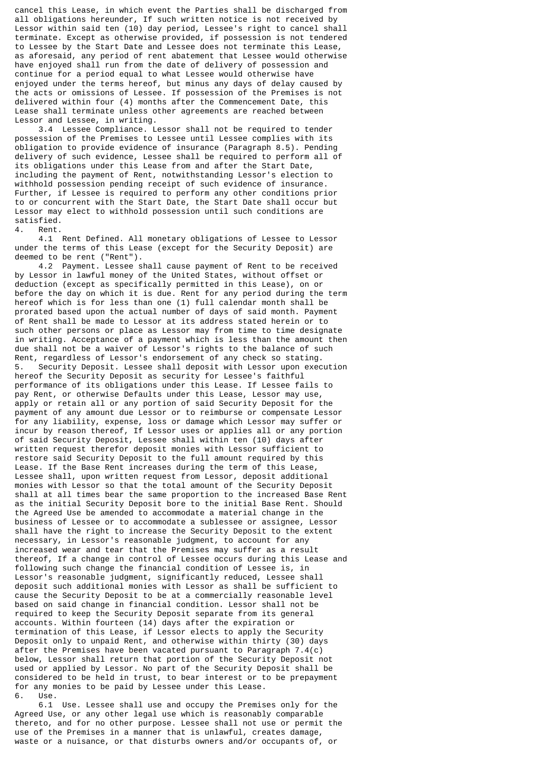cancel this Lease, in which event the Parties shall be discharged from all obligations hereunder, If such written notice is not received by Lessor within said ten (10) day period, Lessee's right to cancel shall terminate. Except as otherwise provided, if possession is not tendered to Lessee by the Start Date and Lessee does not terminate this Lease, as aforesaid, any period of rent abatement that Lessee would otherwise have enjoyed shall run from the date of delivery of possession and continue for a period equal to what Lessee would otherwise have enjoyed under the terms hereof, but minus any days of delay caused by the acts or omissions of Lessee. If possession of the Premises is not delivered within four (4) months after the Commencement Date, this Lease shall terminate unless other agreements are reached between Lessor and Lessee, in writing.

3.4 Lessee Compliance. Lessor shall not be required to tender possession of the Premises to Lessee until Lessee complies with its obligation to provide evidence of insurance (Paragraph 8.5). Pending delivery of such evidence, Lessee shall be required to perform all of its obligations under this Lease from and after the Start Date, including the payment of Rent, notwithstanding Lessor's election to withhold possession pending receipt of such evidence of insurance. Further, if Lessee is required to perform any other conditions prior to or concurrent with the Start Date, the Start Date shall occur but Lessor may elect to withhold possession until such conditions are satisfied.

4. Rent.

4.1 Rent Defined. All monetary obligations of Lessee to Lessor under the terms of this Lease (except for the Security Deposit) are deemed to be rent ("Rent").

4.2 Payment. Lessee shall cause payment of Rent to be received by Lessor in lawful money of the United States, without offset or deduction (except as specifically permitted in this Lease), on or before the day on which it is due. Rent for any period during the term hereof which is for less than one (1) full calendar month shall be prorated based upon the actual number of days of said month. Payment of Rent shall be made to Lessor at its address stated herein or to such other persons or place as Lessor may from time to time designate in writing. Acceptance of a payment which is less than the amount then due shall not be a waiver of Lessor's rights to the balance of such Rent, regardless of Lessor's endorsement of any check so stating.

5. Security Deposit. Lessee shall deposit with Lessor upon execution hereof the Security Deposit as security for Lessee's faithful performance of its obligations under this Lease. If Lessee fails to pay Rent, or otherwise Defaults under this Lease, Lessor may use, apply or retain all or any portion of said Security Deposit for the payment of any amount due Lessor or to reimburse or compensate Lessor for any liability, expense, loss or damage which Lessor may suffer or incur by reason thereof, If Lessor uses or applies all or any portion of said Security Deposit, Lessee shall within ten (10) days after written request therefor deposit monies with Lessor sufficient to restore said Security Deposit to the full amount required by this Lease. If the Base Rent increases during the term of this Lease, Lessee shall, upon written request from Lessor, deposit additional monies with Lessor so that the total amount of the Security Deposit shall at all times bear the same proportion to the increased Base Rent as the initial Security Deposit bore to the initial Base Rent. Should the Agreed Use be amended to accommodate a material change in the business of Lessee or to accommodate a sublessee or assignee, Lessor shall have the right to increase the Security Deposit to the extent necessary, in Lessor's reasonable judgment, to account for any increased wear and tear that the Premises may suffer as a result thereof, If a change in control of Lessee occurs during this Lease and following such change the financial condition of Lessee is, in Lessor's reasonable judgment, significantly reduced, Lessee shall deposit such additional monies with Lessor as shall be sufficient to cause the Security Deposit to be at a commercially reasonable level based on said change in financial condition. Lessor shall not be required to keep the Security Deposit separate from its general accounts. Within fourteen (14) days after the expiration or termination of this Lease, if Lessor elects to apply the Security Deposit only to unpaid Rent, and otherwise within thirty (30) days after the Premises have been vacated pursuant to Paragraph 7.4(c) below, Lessor shall return that portion of the Security Deposit not used or applied by Lessor. No part of the Security Deposit shall be considered to be held in trust, to bear interest or to be prepayment for any monies to be paid by Lessee under this Lease.

6. Use.

6.1 Use. Lessee shall use and occupy the Premises only for the Agreed Use, or any other legal use which is reasonably comparable thereto, and for no other purpose. Lessee shall not use or permit the use of the Premises in a manner that is unlawful, creates damage, waste or a nuisance, or that disturbs owners and/or occupants of, or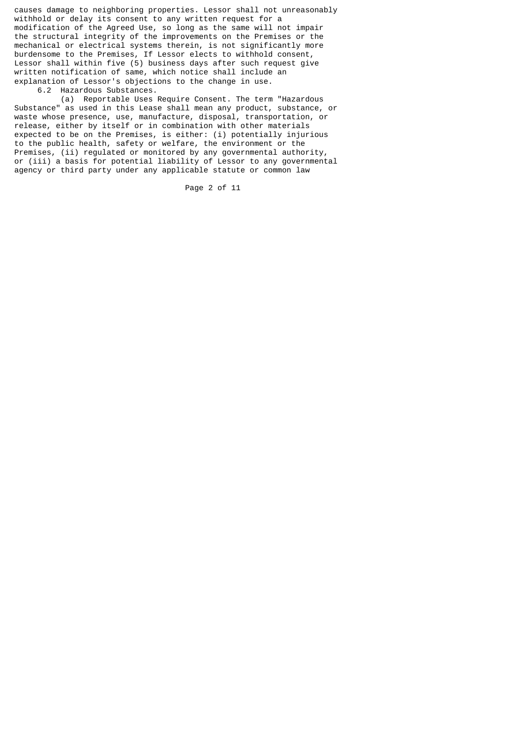causes damage to neighboring properties. Lessor shall not unreasonably withhold or delay its consent to any written request for a modification of the Agreed Use, so long as the same will not impair the structural integrity of the improvements on the Premises or the mechanical or electrical systems therein, is not significantly more burdensome to the Premises, If Lessor elects to withhold consent, Lessor shall within five (5) business days after such request give written notification of same, which notice shall include an explanation of Lessor's objections to the change in use.

6.2 Hazardous Substances.

(a) Reportable Uses Require Consent. The term "Hazardous Substance" as used in this Lease shall mean any product, substance, or waste whose presence, use, manufacture, disposal, transportation, or release, either by itself or in combination with other materials expected to be on the Premises, is either: (i) potentially injurious to the public health, safety or welfare, the environment or the Premises, (ii) regulated or monitored by any governmental authority, or (iii) a basis for potential liability of Lessor to any governmental agency or third party under any applicable statute or common law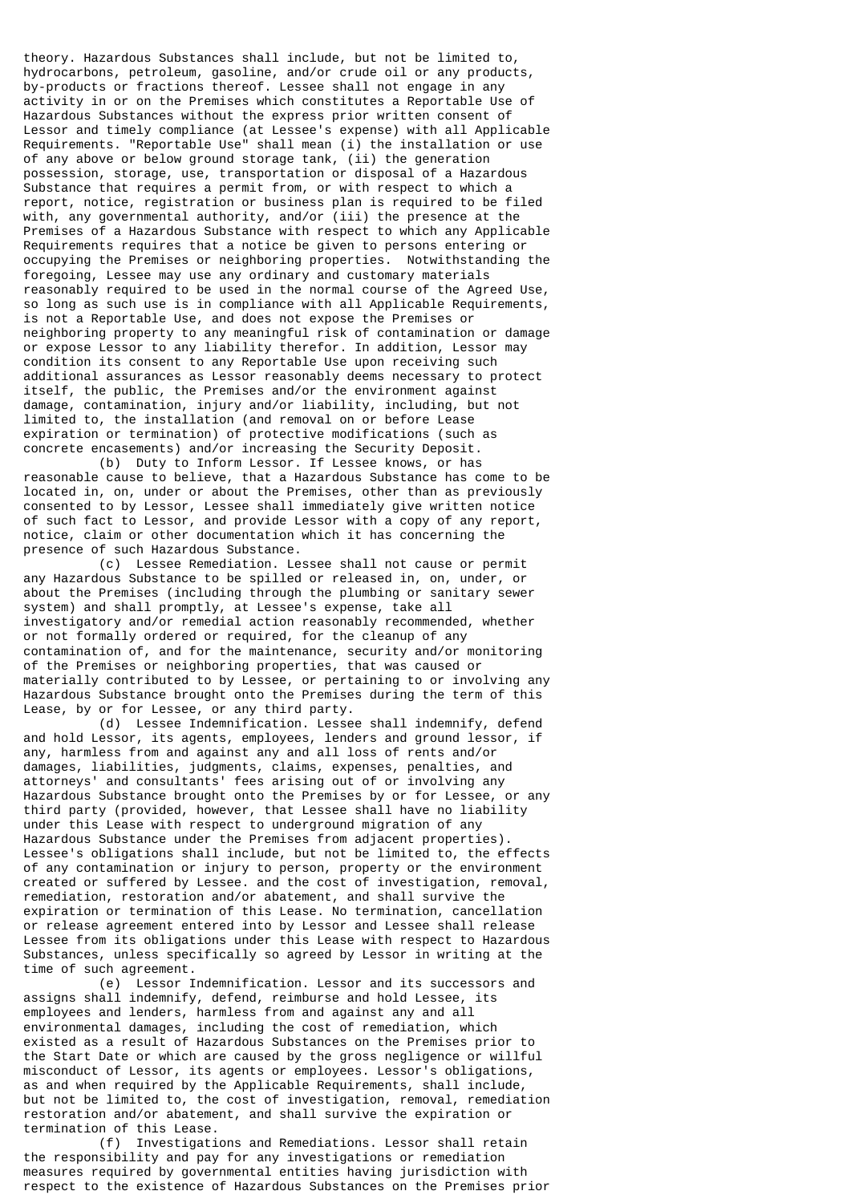theory. Hazardous Substances shall include, but not be limited to, hydrocarbons, petroleum, gasoline, and/or crude oil or any products, by-products or fractions thereof. Lessee shall not engage in any activity in or on the Premises which constitutes a Reportable Use of Hazardous Substances without the express prior written consent of Lessor and timely compliance (at Lessee's expense) with all Applicable Requirements. "Reportable Use" shall mean (i) the installation or use of any above or below ground storage tank, (ii) the generation possession, storage, use, transportation or disposal of a Hazardous Substance that requires a permit from, or with respect to which a report, notice, registration or business plan is required to be filed with, any governmental authority, and/or (iii) the presence at the Premises of a Hazardous Substance with respect to which any Applicable Requirements requires that a notice be given to persons entering or occupying the Premises or neighboring properties. Notwithstanding the foregoing, Lessee may use any ordinary and customary materials reasonably required to be used in the normal course of the Agreed Use, so long as such use is in compliance with all Applicable Requirements, is not a Reportable Use, and does not expose the Premises or neighboring property to any meaningful risk of contamination or damage or expose Lessor to any liability therefor. In addition, Lessor may condition its consent to any Reportable Use upon receiving such additional assurances as Lessor reasonably deems necessary to protect itself, the public, the Premises and/or the environment against damage, contamination, injury and/or liability, including, but not limited to, the installation (and removal on or before Lease expiration or termination) of protective modifications (such as concrete encasements) and/or increasing the Security Deposit.

(b) Duty to Inform Lessor. If Lessee knows, or has reasonable cause to believe, that a Hazardous Substance has come to be located in, on, under or about the Premises, other than as previously consented to by Lessor, Lessee shall immediately give written notice of such fact to Lessor, and provide Lessor with a copy of any report, notice, claim or other documentation which it has concerning the presence of such Hazardous Substance.

(c) Lessee Remediation. Lessee shall not cause or permit any Hazardous Substance to be spilled or released in, on, under, or about the Premises (including through the plumbing or sanitary sewer system) and shall promptly, at Lessee's expense, take all investigatory and/or remedial action reasonably recommended, whether or not formally ordered or required, for the cleanup of any contamination of, and for the maintenance, security and/or monitoring of the Premises or neighboring properties, that was caused or materially contributed to by Lessee, or pertaining to or involving any Hazardous Substance brought onto the Premises during the term of this Lease, by or for Lessee, or any third party.

(d) Lessee Indemnification. Lessee shall indemnify, defend and hold Lessor, its agents, employees, lenders and ground lessor, if any, harmless from and against any and all loss of rents and/or damages, liabilities, judgments, claims, expenses, penalties, and attorneys' and consultants' fees arising out of or involving any Hazardous Substance brought onto the Premises by or for Lessee, or any third party (provided, however, that Lessee shall have no liability under this Lease with respect to underground migration of any Hazardous Substance under the Premises from adjacent properties). Lessee's obligations shall include, but not be limited to, the effects of any contamination or injury to person, property or the environment created or suffered by Lessee. and the cost of investigation, removal, remediation, restoration and/or abatement, and shall survive the expiration or termination of this Lease. No termination, cancellation or release agreement entered into by Lessor and Lessee shall release Lessee from its obligations under this Lease with respect to Hazardous Substances, unless specifically so agreed by Lessor in writing at the time of such agreement.

(e) Lessor Indemnification. Lessor and its successors and assigns shall indemnify, defend, reimburse and hold Lessee, its employees and lenders, harmless from and against any and all environmental damages, including the cost of remediation, which existed as a result of Hazardous Substances on the Premises prior to the Start Date or which are caused by the gross negligence or willful misconduct of Lessor, its agents or employees. Lessor's obligations, as and when required by the Applicable Requirements, shall include, but not be limited to, the cost of investigation, removal, remediation restoration and/or abatement, and shall survive the expiration or termination of this Lease.

(f) Investigations and Remediations. Lessor shall retain the responsibility and pay for any investigations or remediation measures required by governmental entities having jurisdiction with respect to the existence of Hazardous Substances on the Premises prior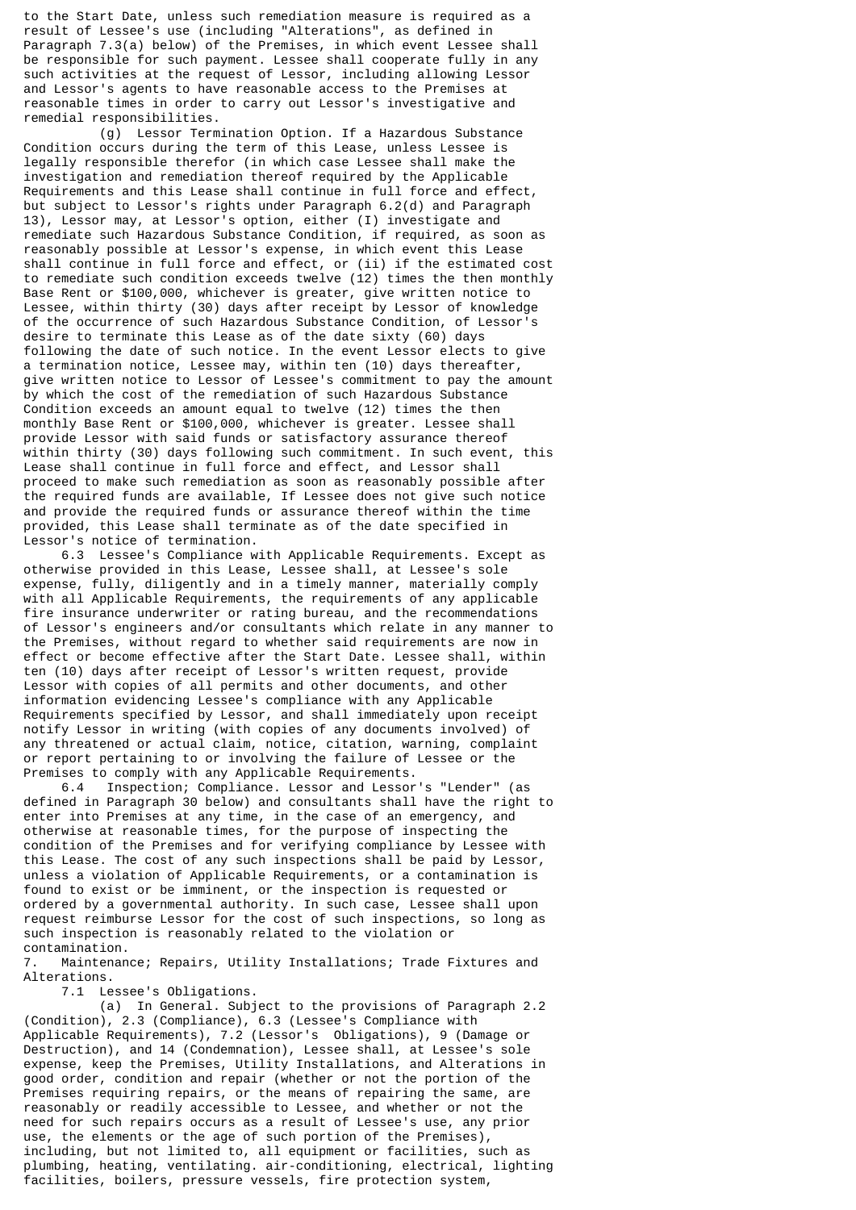to the Start Date, unless such remediation measure is required as a result of Lessee's use (including "Alterations", as defined in Paragraph 7.3(a) below) of the Premises, in which event Lessee shall be responsible for such payment. Lessee shall cooperate fully in any such activities at the request of Lessor, including allowing Lessor and Lessor's agents to have reasonable access to the Premises at reasonable times in order to carry out Lessor's investigative and remedial responsibilities.

(g) Lessor Termination Option. If a Hazardous Substance Condition occurs during the term of this Lease, unless Lessee is legally responsible therefor (in which case Lessee shall make the investigation and remediation thereof required by the Applicable Requirements and this Lease shall continue in full force and effect, but subject to Lessor's rights under Paragraph 6.2(d) and Paragraph 13), Lessor may, at Lessor's option, either (I) investigate and remediate such Hazardous Substance Condition, if required, as soon as reasonably possible at Lessor's expense, in which event this Lease shall continue in full force and effect, or (ii) if the estimated cost to remediate such condition exceeds twelve (12) times the then monthly Base Rent or $100,000, whichever is greater, give written notice to Lessee, within thirty (30) days after receipt by Lessor of knowledge of the occurrence of such Hazardous Substance Condition, of Lessor's desire to terminate this Lease as of the date sixty (60) days following the date of such notice. In the event Lessor elects to give a termination notice, Lessee may, within ten (10) days thereafter, give written notice to Lessor of Lessee's commitment to pay the amount by which the cost of the remediation of such Hazardous Substance Condition exceeds an amount equal to twelve (12) times the then monthly Base Rent or $100,000, whichever is greater. Lessee shall provide Lessor with said funds or satisfactory assurance thereof within thirty (30) days following such commitment. In such event, this Lease shall continue in full force and effect, and Lessor shall proceed to make such remediation as soon as reasonably possible after the required funds are available, If Lessee does not give such notice and provide the required funds or assurance thereof within the time provided, this Lease shall terminate as of the date specified in Lessor's notice of termination.

6.3 Lessee's Compliance with Applicable Requirements. Except as otherwise provided in this Lease, Lessee shall, at Lessee's sole expense, fully, diligently and in a timely manner, materially comply with all Applicable Requirements, the requirements of any applicable fire insurance underwriter or rating bureau, and the recommendations of Lessor's engineers and/or consultants which relate in any manner to the Premises, without regard to whether said requirements are now in effect or become effective after the Start Date. Lessee shall, within ten (10) days after receipt of Lessor's written request, provide Lessor with copies of all permits and other documents, and other information evidencing Lessee's compliance with any Applicable Requirements specified by Lessor, and shall immediately upon receipt notify Lessor in writing (with copies of any documents involved) of any threatened or actual claim, notice, citation, warning, complaint or report pertaining to or involving the failure of Lessee or the Premises to comply with any Applicable Requirements.

6.4 Inspection; Compliance. Lessor and Lessor's "Lender" (as defined in Paragraph 30 below) and consultants shall have the right to enter into Premises at any time, in the case of an emergency, and otherwise at reasonable times, for the purpose of inspecting the condition of the Premises and for verifying compliance by Lessee with this Lease. The cost of any such inspections shall be paid by Lessor, unless a violation of Applicable Requirements, or a contamination is found to exist or be imminent, or the inspection is requested or ordered by a governmental authority. In such case, Lessee shall upon request reimburse Lessor for the cost of such inspections, so long as such inspection is reasonably related to the violation or contamination.

7. Maintenance; Repairs, Utility Installations; Trade Fixtures and Alterations.

7.1 Lessee's Obligations.

(a) In General. Subject to the provisions of Paragraph 2.2 (Condition), 2.3 (Compliance), 6.3 (Lessee's Compliance with Applicable Requirements), 7.2 (Lessor's Obligations), 9 (Damage or Destruction), and 14 (Condemnation), Lessee shall, at Lessee's sole expense, keep the Premises, Utility Installations, and Alterations in good order, condition and repair (whether or not the portion of the Premises requiring repairs, or the means of repairing the same, are reasonably or readily accessible to Lessee, and whether or not the need for such repairs occurs as a result of Lessee's use, any prior use, the elements or the age of such portion of the Premises), including, but not limited to, all equipment or facilities, such as plumbing, heating, ventilating. air-conditioning, electrical, lighting facilities, boilers, pressure vessels, fire protection system,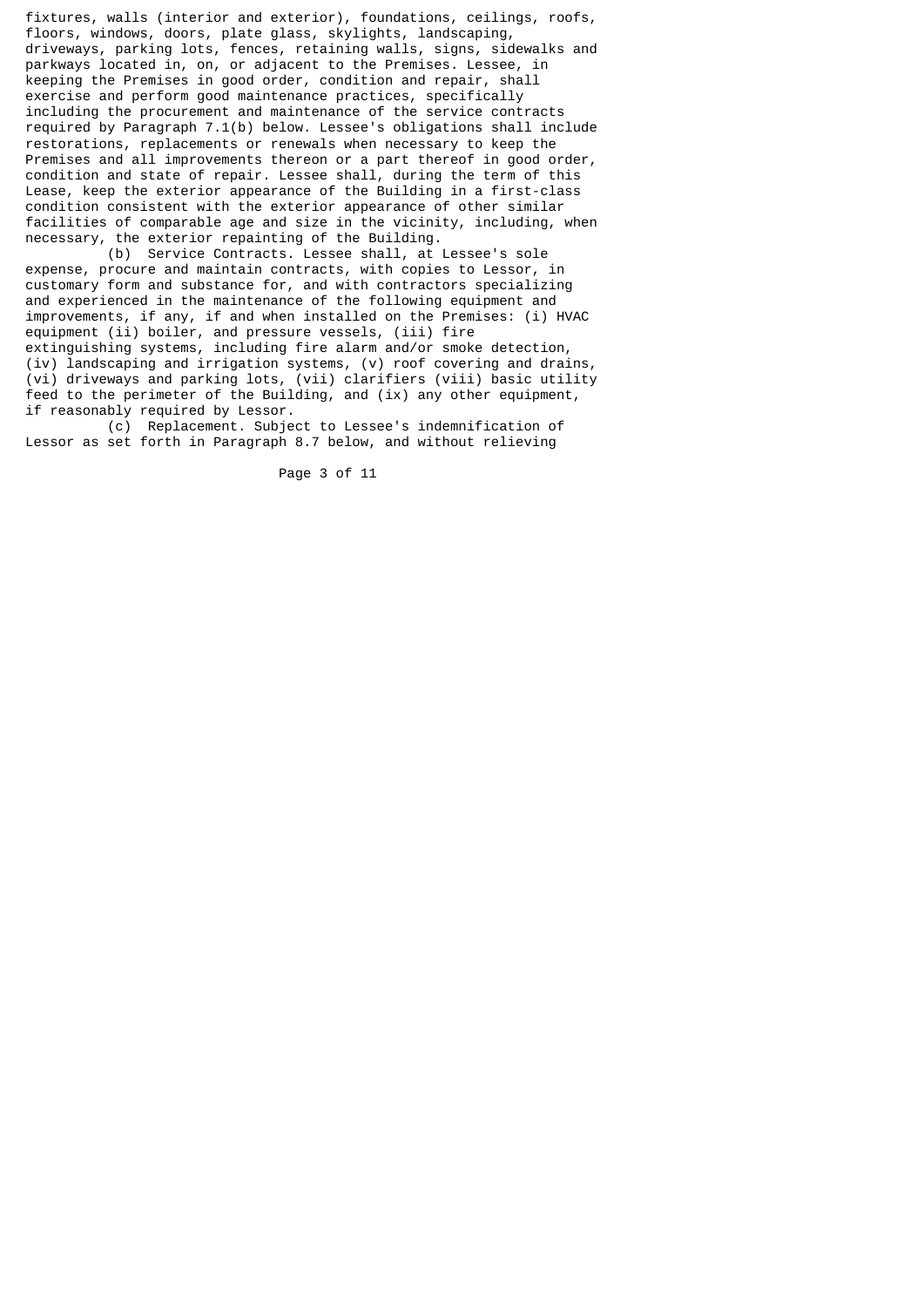fixtures, walls (interior and exterior), foundations, ceilings, roofs, floors, windows, doors, plate glass, skylights, landscaping, driveways, parking lots, fences, retaining walls, signs, sidewalks and parkways located in, on, or adjacent to the Premises. Lessee, in keeping the Premises in good order, condition and repair, shall exercise and perform good maintenance practices, specifically including the procurement and maintenance of the service contracts required by Paragraph 7.1(b) below. Lessee's obligations shall include restorations, replacements or renewals when necessary to keep the Premises and all improvements thereon or a part thereof in good order, condition and state of repair. Lessee shall, during the term of this Lease, keep the exterior appearance of the Building in a first-class condition consistent with the exterior appearance of other similar facilities of comparable age and size in the vicinity, including, when necessary, the exterior repainting of the Building.

(b) Service Contracts. Lessee shall, at Lessee's sole expense, procure and maintain contracts, with copies to Lessor, in customary form and substance for, and with contractors specializing and experienced in the maintenance of the following equipment and improvements, if any, if and when installed on the Premises: (i) HVAC equipment (ii) boiler, and pressure vessels, (iii) fire extinguishing systems, including fire alarm and/or smoke detection, (iv) landscaping and irrigation systems, (v) roof covering and drains, (vi) driveways and parking lots, (vii) clarifiers (viii) basic utility feed to the perimeter of the Building, and (ix) any other equipment, if reasonably required by Lessor.

(c) Replacement. Subject to Lessee's indemnification of Lessor as set forth in Paragraph 8.7 below, and without relieving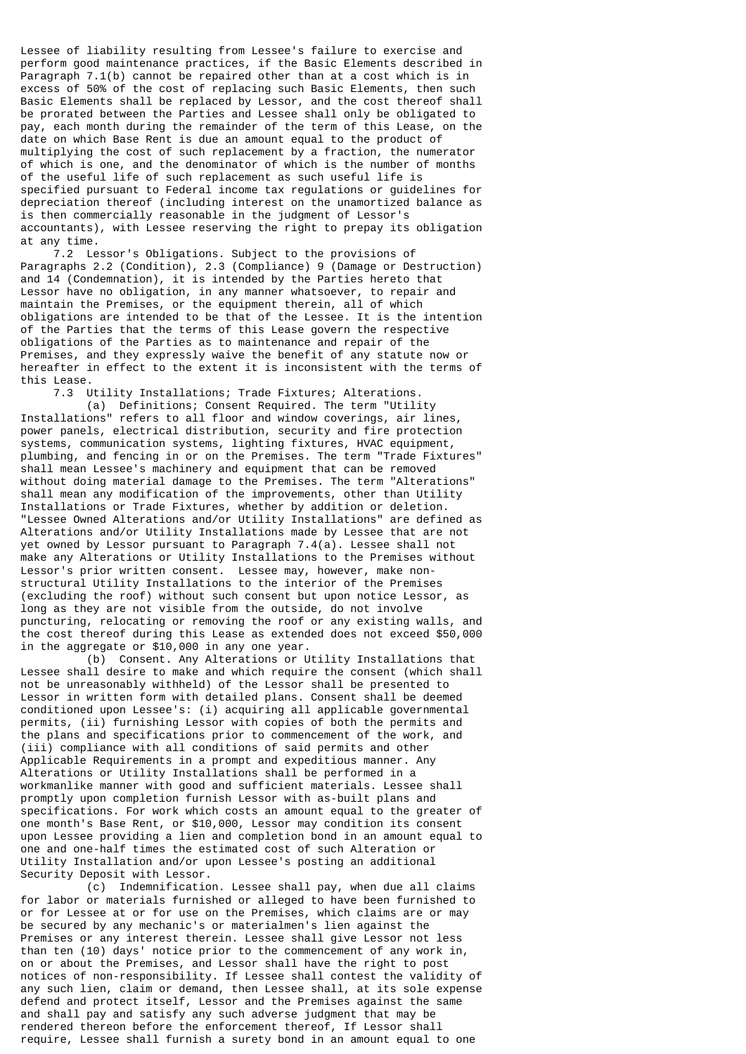Lessee of liability resulting from Lessee's failure to exercise and perform good maintenance practices, if the Basic Elements described in Paragraph 7.1(b) cannot be repaired other than at a cost which is in excess of 50% of the cost of replacing such Basic Elements, then such Basic Elements shall be replaced by Lessor, and the cost thereof shall be prorated between the Parties and Lessee shall only be obligated to pay, each month during the remainder of the term of this Lease, on the date on which Base Rent is due an amount equal to the product of multiplying the cost of such replacement by a fraction, the numerator of which is one, and the denominator of which is the number of months of the useful life of such replacement as such useful life is specified pursuant to Federal income tax regulations or guidelines for depreciation thereof (including interest on the unamortized balance as is then commercially reasonable in the judgment of Lessor's accountants), with Lessee reserving the right to prepay its obligation at any time.

7.2 Lessor's Obligations. Subject to the provisions of Paragraphs 2.2 (Condition), 2.3 (Compliance) 9 (Damage or Destruction) and 14 (Condemnation), it is intended by the Parties hereto that Lessor have no obligation, in any manner whatsoever, to repair and maintain the Premises, or the equipment therein, all of which obligations are intended to be that of the Lessee. It is the intention of the Parties that the terms of this Lease govern the respective obligations of the Parties as to maintenance and repair of the Premises, and they expressly waive the benefit of any statute now or hereafter in effect to the extent it is inconsistent with the terms of this Lease.

7.3 Utility Installations; Trade Fixtures; Alterations.

(a) Definitions; Consent Required. The term "Utility Installations" refers to all floor and window coverings, air lines, power panels, electrical distribution, security and fire protection systems, communication systems, lighting fixtures, HVAC equipment, plumbing, and fencing in or on the Premises. The term "Trade Fixtures" shall mean Lessee's machinery and equipment that can be removed without doing material damage to the Premises. The term "Alterations" shall mean any modification of the improvements, other than Utility Installations or Trade Fixtures, whether by addition or deletion. "Lessee Owned Alterations and/or Utility Installations" are defined as Alterations and/or Utility Installations made by Lessee that are not yet owned by Lessor pursuant to Paragraph 7.4(a). Lessee shall not make any Alterations or Utility Installations to the Premises without Lessor's prior written consent. Lessee may, however, make non-structural Utility Installations to the interior of the Premises (excluding the roof) without such consent but upon notice Lessor, as long as they are not visible from the outside, do not involve puncturing, relocating or removing the roof or any existing walls, and the cost thereof during this Lease as extended does not exceed $50,000 in the aggregate or $10,000 in any one year.

(b) Consent. Any Alterations or Utility Installations that Lessee shall desire to make and which require the consent (which shall not be unreasonably withheld) of the Lessor shall be presented to Lessor in written form with detailed plans. Consent shall be deemed conditioned upon Lessee's: (i) acquiring all applicable governmental permits, (ii) furnishing Lessor with copies of both the permits and the plans and specifications prior to commencement of the work, and (iii) compliance with all conditions of said permits and other Applicable Requirements in a prompt and expeditious manner. Any Alterations or Utility Installations shall be performed in a workmanlike manner with good and sufficient materials. Lessee shall promptly upon completion furnish Lessor with as-built plans and specifications. For work which costs an amount equal to the greater of one month's Base Rent, or $10,000, Lessor may condition its consent upon Lessee providing a lien and completion bond in an amount equal to one and one-half times the estimated cost of such Alteration or Utility Installation and/or upon Lessee's posting an additional Security Deposit with Lessor.

(c) Indemnification. Lessee shall pay, when due all claims for labor or materials furnished or alleged to have been furnished to or for Lessee at or for use on the Premises, which claims are or may be secured by any mechanic's or materialmen's lien against the Premises or any interest therein. Lessee shall give Lessor not less than ten (10) days' notice prior to the commencement of any work in, on or about the Premises, and Lessor shall have the right to post notices of non-responsibility. If Lessee shall contest the validity of any such lien, claim or demand, then Lessee shall, at its sole expense defend and protect itself, Lessor and the Premises against the same and shall pay and satisfy any such adverse judgment that may be rendered thereon before the enforcement thereof, If Lessor shall require, Lessee shall furnish a surety bond in an amount equal to one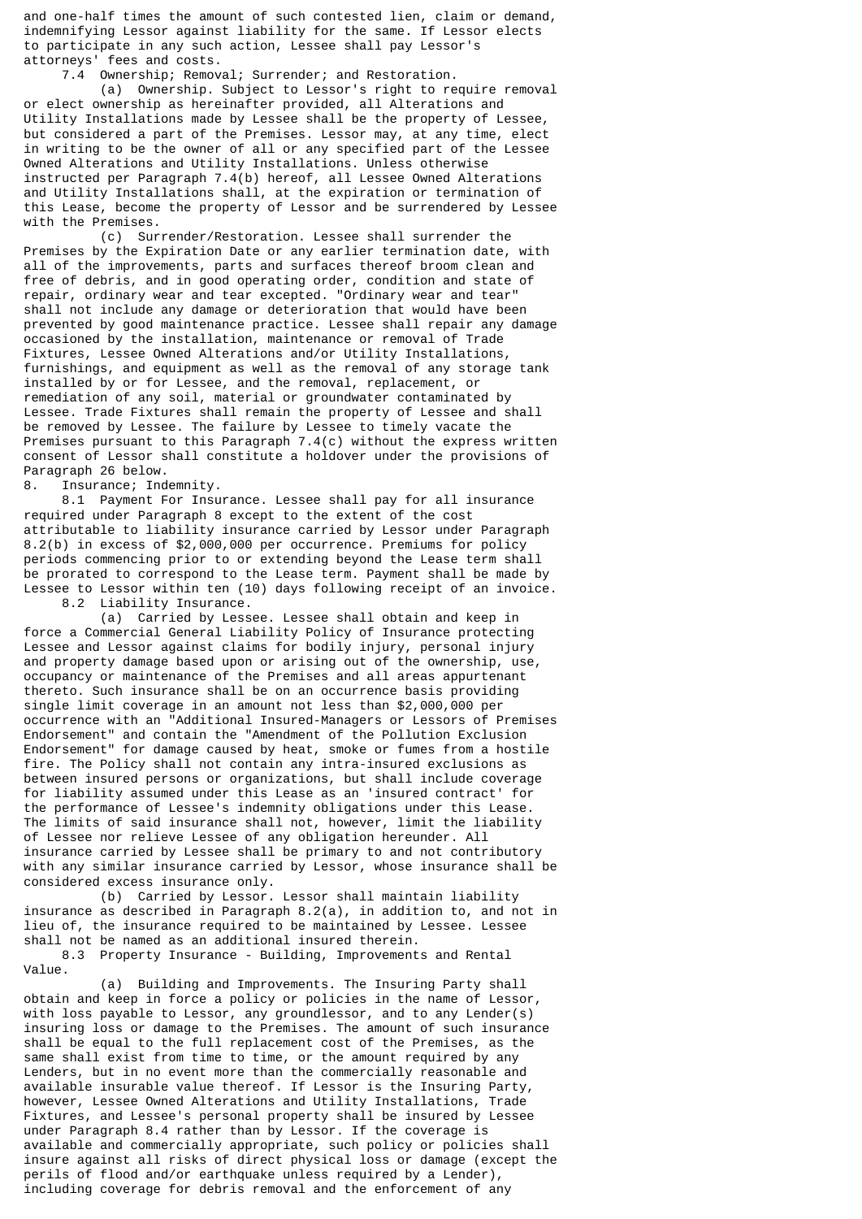and one-half times the amount of such contested lien, claim or demand, indemnifying Lessor against liability for the same. If Lessor elects to participate in any such action, Lessee shall pay Lessor's attorneys' fees and costs.

7.4 Ownership; Removal; Surrender; and Restoration.

(a) Ownership. Subject to Lessor's right to require removal or elect ownership as hereinafter provided, all Alterations and Utility Installations made by Lessee shall be the property of Lessee, but considered a part of the Premises. Lessor may, at any time, elect in writing to be the owner of all or any specified part of the Lessee Owned Alterations and Utility Installations. Unless otherwise instructed per Paragraph 7.4(b) hereof, all Lessee Owned Alterations and Utility Installations shall, at the expiration or termination of this Lease, become the property of Lessor and be surrendered by Lessee with the Premises.

(c) Surrender/Restoration. Lessee shall surrender the Premises by the Expiration Date or any earlier termination date, with all of the improvements, parts and surfaces thereof broom clean and free of debris, and in good operating order, condition and state of repair, ordinary wear and tear excepted. "Ordinary wear and tear" shall not include any damage or deterioration that would have been prevented by good maintenance practice. Lessee shall repair any damage occasioned by the installation, maintenance or removal of Trade Fixtures, Lessee Owned Alterations and/or Utility Installations, furnishings, and equipment as well as the removal of any storage tank installed by or for Lessee, and the removal, replacement, or remediation of any soil, material or groundwater contaminated by Lessee. Trade Fixtures shall remain the property of Lessee and shall be removed by Lessee. The failure by Lessee to timely vacate the Premises pursuant to this Paragraph 7.4(c) without the express written consent of Lessor shall constitute a holdover under the provisions of Paragraph 26 below.

8. Insurance; Indemnity.

8.1 Payment For Insurance. Lessee shall pay for all insurance required under Paragraph 8 except to the extent of the cost attributable to liability insurance carried by Lessor under Paragraph 8.2(b) in excess of $2,000,000 per occurrence. Premiums for policy periods commencing prior to or extending beyond the Lease term shall be prorated to correspond to the Lease term. Payment shall be made by Lessee to Lessor within ten (10) days following receipt of an invoice.

8.2 Liability Insurance.

(a) Carried by Lessee. Lessee shall obtain and keep in force a Commercial General Liability Policy of Insurance protecting Lessee and Lessor against claims for bodily injury, personal injury and property damage based upon or arising out of the ownership, use, occupancy or maintenance of the Premises and all areas appurtenant thereto. Such insurance shall be on an occurrence basis providing single limit coverage in an amount not less than $2,000,000 per occurrence with an "Additional Insured-Managers or Lessors of Premises Endorsement" and contain the "Amendment of the Pollution Exclusion Endorsement" for damage caused by heat, smoke or fumes from a hostile fire. The Policy shall not contain any intra-insured exclusions as between insured persons or organizations, but shall include coverage for liability assumed under this Lease as an 'insured contract' for the performance of Lessee's indemnity obligations under this Lease. The limits of said insurance shall not, however, limit the liability of Lessee nor relieve Lessee of any obligation hereunder. All insurance carried by Lessee shall be primary to and not contributory with any similar insurance carried by Lessor, whose insurance shall be considered excess insurance only.

(b) Carried by Lessor. Lessor shall maintain liability insurance as described in Paragraph 8.2(a), in addition to, and not in lieu of, the insurance required to be maintained by Lessee. Lessee shall not be named as an additional insured therein.

8.3 Property Insurance - Building, Improvements and Rental Value.

(a) Building and Improvements. The Insuring Party shall obtain and keep in force a policy or policies in the name of Lessor, with loss payable to Lessor, any groundlessor, and to any Lender(s) insuring loss or damage to the Premises. The amount of such insurance shall be equal to the full replacement cost of the Premises, as the same shall exist from time to time, or the amount required by any Lenders, but in no event more than the commercially reasonable and available insurable value thereof. If Lessor is the Insuring Party, however, Lessee Owned Alterations and Utility Installations, Trade Fixtures, and Lessee's personal property shall be insured by Lessee under Paragraph 8.4 rather than by Lessor. If the coverage is available and commercially appropriate, such policy or policies shall insure against all risks of direct physical loss or damage (except the perils of flood and/or earthquake unless required by a Lender), including coverage for debris removal and the enforcement of any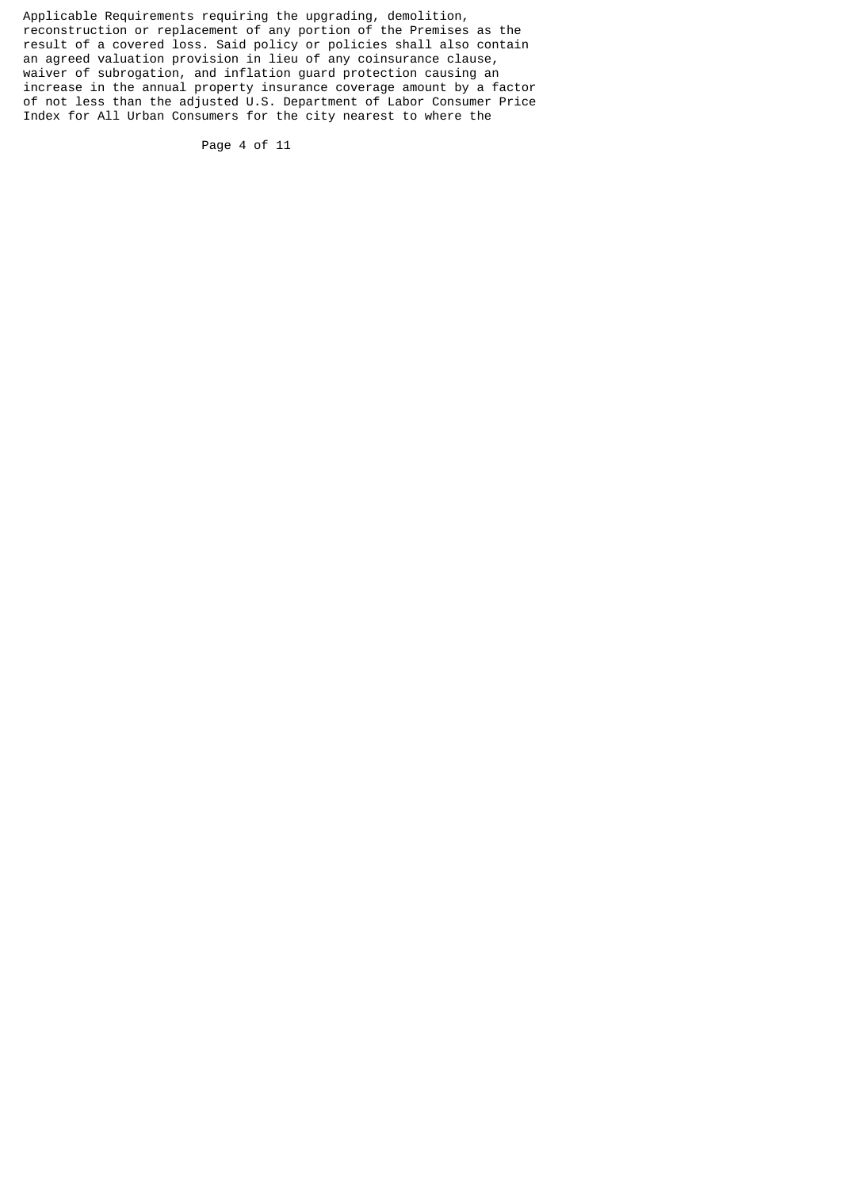Applicable Requirements requiring the upgrading, demolition, reconstruction or replacement of any portion of the Premises as the result of a covered loss. Said policy or policies shall also contain an agreed valuation provision in lieu of any coinsurance clause, waiver of subrogation, and inflation guard protection causing an increase in the annual property insurance coverage amount by a factor of not less than the adjusted U.S. Department of Labor Consumer Price Index for All Urban Consumers for the city nearest to where the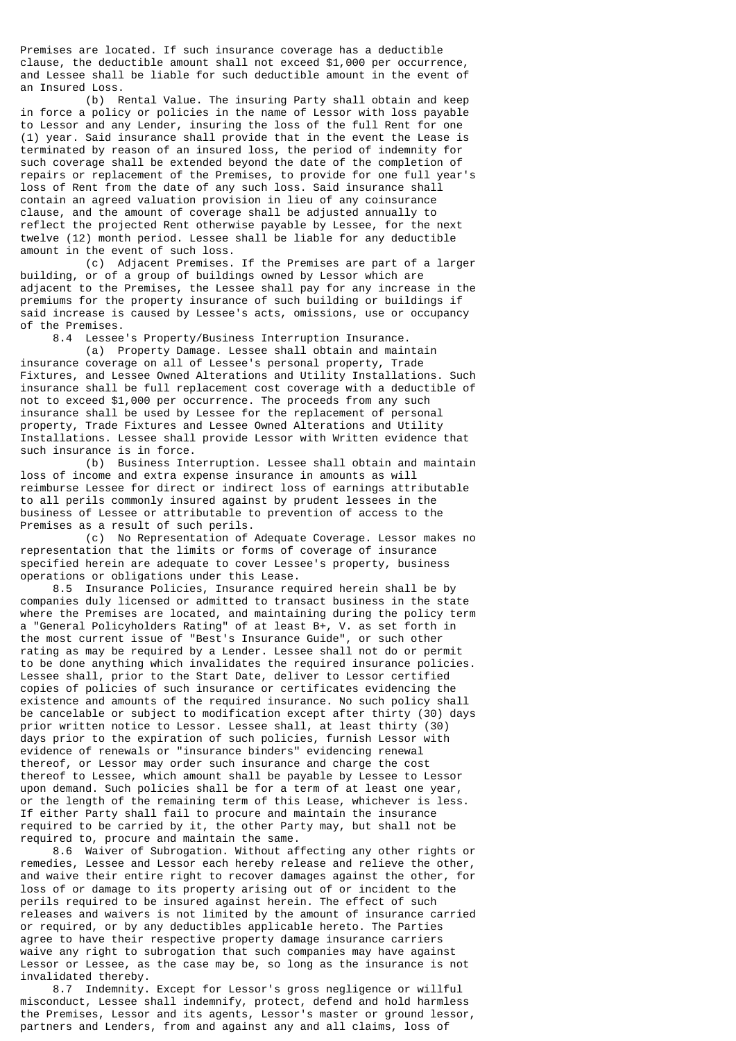Premises are located. If such insurance coverage has a deductible clause, the deductible amount shall not exceed $1,000 per occurrence, and Lessee shall be liable for such deductible amount in the event of an Insured Loss.

(b) Rental Value. The insuring Party shall obtain and keep in force a policy or policies in the name of Lessor with loss payable to Lessor and any Lender, insuring the loss of the full Rent for one (1) year. Said insurance shall provide that in the event the Lease is terminated by reason of an insured loss, the period of indemnity for such coverage shall be extended beyond the date of the completion of repairs or replacement of the Premises, to provide for one full year's loss of Rent from the date of any such loss. Said insurance shall contain an agreed valuation provision in lieu of any coinsurance clause, and the amount of coverage shall be adjusted annually to reflect the projected Rent otherwise payable by Lessee, for the next twelve (12) month period. Lessee shall be liable for any deductible amount in the event of such loss.

(c) Adjacent Premises. If the Premises are part of a larger building, or of a group of buildings owned by Lessor which are adjacent to the Premises, the Lessee shall pay for any increase in the premiums for the property insurance of such building or buildings if said increase is caused by Lessee's acts, omissions, use or occupancy of the Premises.

8.4 Lessee's Property/Business Interruption Insurance.

(a) Property Damage. Lessee shall obtain and maintain insurance coverage on all of Lessee's personal property, Trade Fixtures, and Lessee Owned Alterations and Utility Installations. Such insurance shall be full replacement cost coverage with a deductible of not to exceed $1,000 per occurrence. The proceeds from any such insurance shall be used by Lessee for the replacement of personal property, Trade Fixtures and Lessee Owned Alterations and Utility Installations. Lessee shall provide Lessor with Written evidence that such insurance is in force.

(b) Business Interruption. Lessee shall obtain and maintain loss of income and extra expense insurance in amounts as will reimburse Lessee for direct or indirect loss of earnings attributable to all perils commonly insured against by prudent lessees in the business of Lessee or attributable to prevention of access to the Premises as a result of such perils.

(c) No Representation of Adequate Coverage. Lessor makes no representation that the limits or forms of coverage of insurance specified herein are adequate to cover Lessee's property, business operations or obligations under this Lease.

8.5 Insurance Policies, Insurance required herein shall be by companies duly licensed or admitted to transact business in the state where the Premises are located, and maintaining during the policy term a "General Policyholders Rating" of at least B+, V. as set forth in the most current issue of "Best's Insurance Guide", or such other rating as may be required by a Lender. Lessee shall not do or permit to be done anything which invalidates the required insurance policies. Lessee shall, prior to the Start Date, deliver to Lessor certified copies of policies of such insurance or certificates evidencing the existence and amounts of the required insurance. No such policy shall be cancelable or subject to modification except after thirty (30) days prior written notice to Lessor. Lessee shall, at least thirty (30) days prior to the expiration of such policies, furnish Lessor with evidence of renewals or "insurance binders" evidencing renewal thereof, or Lessor may order such insurance and charge the cost thereof to Lessee, which amount shall be payable by Lessee to Lessor upon demand. Such policies shall be for a term of at least one year, or the length of the remaining term of this Lease, whichever is less. If either Party shall fail to procure and maintain the insurance required to be carried by it, the other Party may, but shall not be required to, procure and maintain the same.

8.6 Waiver of Subrogation. Without affecting any other rights or remedies, Lessee and Lessor each hereby release and relieve the other, and waive their entire right to recover damages against the other, for loss of or damage to its property arising out of or incident to the perils required to be insured against herein. The effect of such releases and waivers is not limited by the amount of insurance carried or required, or by any deductibles applicable hereto. The Parties agree to have their respective property damage insurance carriers waive any right to subrogation that such companies may have against Lessor or Lessee, as the case may be, so long as the insurance is not invalidated thereby.

8.7 Indemnity. Except for Lessor's gross negligence or willful misconduct, Lessee shall indemnify, protect, defend and hold harmless the Premises, Lessor and its agents, Lessor's master or ground lessor, partners and Lenders, from and against any and all claims, loss of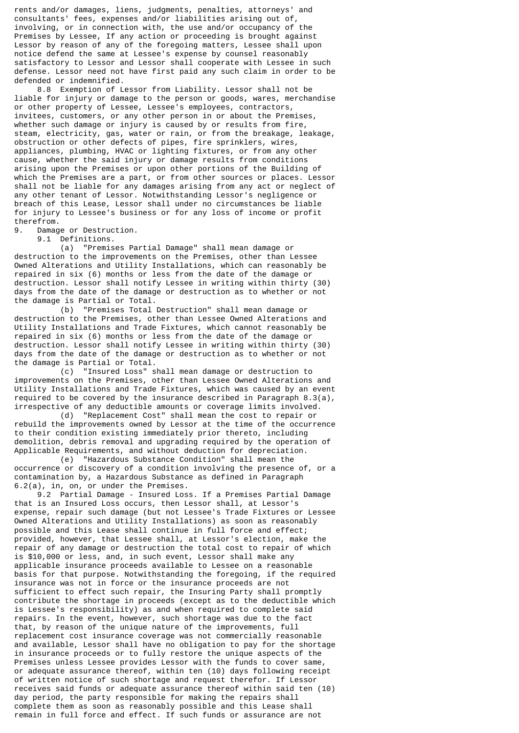rents and/or damages, liens, judgments, penalties, attorneys' and consultants' fees, expenses and/or liabilities arising out of, involving, or in connection with, the use and/or occupancy of the Premises by Lessee, If any action or proceeding is brought against Lessor by reason of any of the foregoing matters, Lessee shall upon notice defend the same at Lessee's expense by counsel reasonably satisfactory to Lessor and Lessor shall cooperate with Lessee in such defense. Lessor need not have first paid any such claim in order to be defended or indemnified.

8.8 Exemption of Lessor from Liability. Lessor shall not be liable for injury or damage to the person or goods, wares, merchandise or other property of Lessee, Lessee's employees, contractors, invitees, customers, or any other person in or about the Premises, whether such damage or injury is caused by or results from fire, steam, electricity, gas, water or rain, or from the breakage, leakage, obstruction or other defects of pipes, fire sprinklers, wires, appliances, plumbing, HVAC or lighting fixtures, or from any other cause, whether the said injury or damage results from conditions arising upon the Premises or upon other portions of the Building of which the Premises are a part, or from other sources or places. Lessor shall not be liable for any damages arising from any act or neglect of any other tenant of Lessor. Notwithstanding Lessor's negligence or breach of this Lease, Lessor shall under no circumstances be liable for injury to Lessee's business or for any loss of income or profit therefrom.

9. Damage or Destruction.

9.1 Definitions.

(a) "Premises Partial Damage" shall mean damage or destruction to the improvements on the Premises, other than Lessee Owned Alterations and Utility Installations, which can reasonably be repaired in six (6) months or less from the date of the damage or destruction. Lessor shall notify Lessee in writing within thirty (30) days from the date of the damage or destruction as to whether or not the damage is Partial or Total.

(b) "Premises Total Destruction" shall mean damage or destruction to the Premises, other than Lessee Owned Alterations and Utility Installations and Trade Fixtures, which cannot reasonably be repaired in six (6) months or less from the date of the damage or destruction. Lessor shall notify Lessee in writing within thirty (30) days from the date of the damage or destruction as to whether or not the damage is Partial or Total.

(c) "Insured Loss" shall mean damage or destruction to improvements on the Premises, other than Lessee Owned Alterations and Utility Installations and Trade Fixtures, which was caused by an event required to be covered by the insurance described in Paragraph 8.3(a), irrespective of any deductible amounts or coverage limits involved.

(d) "Replacement Cost" shall mean the cost to repair or rebuild the improvements owned by Lessor at the time of the occurrence to their condition existing immediately prior thereto, including demolition, debris removal and upgrading required by the operation of Applicable Requirements, and without deduction for depreciation.

(e) "Hazardous Substance Condition" shall mean the occurrence or discovery of a condition involving the presence of, or a contamination by, a Hazardous Substance as defined in Paragraph 6.2(a), in, on, or under the Premises.

9.2 Partial Damage - Insured Loss. If a Premises Partial Damage that is an Insured Loss occurs, then Lessor shall, at Lessor's expense, repair such damage (but not Lessee's Trade Fixtures or Lessee Owned Alterations and Utility Installations) as soon as reasonably possible and this Lease shall continue in full force and effect; provided, however, that Lessee shall, at Lessor's election, make the repair of any damage or destruction the total cost to repair of which is $10,000 or less, and, in such event, Lessor shall make any applicable insurance proceeds available to Lessee on a reasonable basis for that purpose. Notwithstanding the foregoing, if the required insurance was not in force or the insurance proceeds are not sufficient to effect such repair, the Insuring Party shall promptly contribute the shortage in proceeds (except as to the deductible which is Lessee's responsibility) as and when required to complete said repairs. In the event, however, such shortage was due to the fact that, by reason of the unique nature of the improvements, full replacement cost insurance coverage was not commercially reasonable and available, Lessor shall have no obligation to pay for the shortage in insurance proceeds or to fully restore the unique aspects of the Premises unless Lessee provides Lessor with the funds to cover same, or adequate assurance thereof, within ten (10) days following receipt of written notice of such shortage and request therefor. If Lessor receives said funds or adequate assurance thereof within said ten (10) day period, the party responsible for making the repairs shall complete them as soon as reasonably possible and this Lease shall remain in full force and effect. If such funds or assurance are not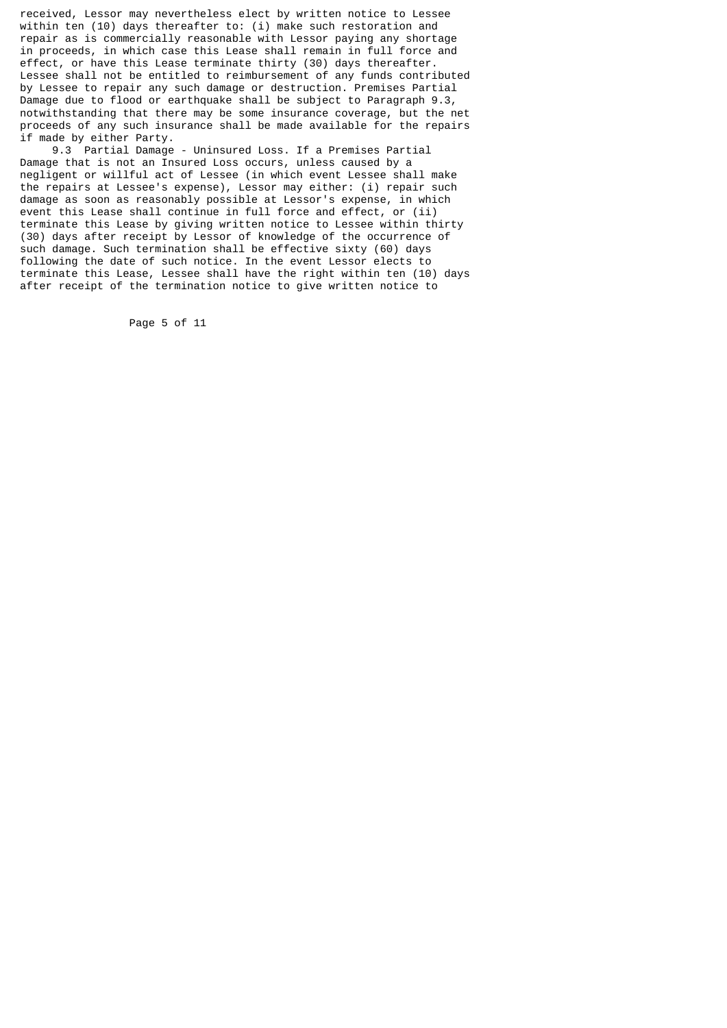received, Lessor may nevertheless elect by written notice to Lessee within ten (10) days thereafter to: (i) make such restoration and repair as is commercially reasonable with Lessor paying any shortage in proceeds, in which case this Lease shall remain in full force and effect, or have this Lease terminate thirty (30) days thereafter. Lessee shall not be entitled to reimbursement of any funds contributed by Lessee to repair any such damage or destruction. Premises Partial Damage due to flood or earthquake shall be subject to Paragraph 9.3, notwithstanding that there may be some insurance coverage, but the net proceeds of any such insurance shall be made available for the repairs if made by either Party.

9.3 Partial Damage - Uninsured Loss. If a Premises Partial Damage that is not an Insured Loss occurs, unless caused by a negligent or willful act of Lessee (in which event Lessee shall make the repairs at Lessee's expense), Lessor may either: (i) repair such damage as soon as reasonably possible at Lessor's expense, in which event this Lease shall continue in full force and effect, or (ii) terminate this Lease by giving written notice to Lessee within thirty (30) days after receipt by Lessor of knowledge of the occurrence of such damage. Such termination shall be effective sixty (60) days following the date of such notice. In the event Lessor elects to terminate this Lease, Lessee shall have the right within ten (10) days after receipt of the termination notice to give written notice to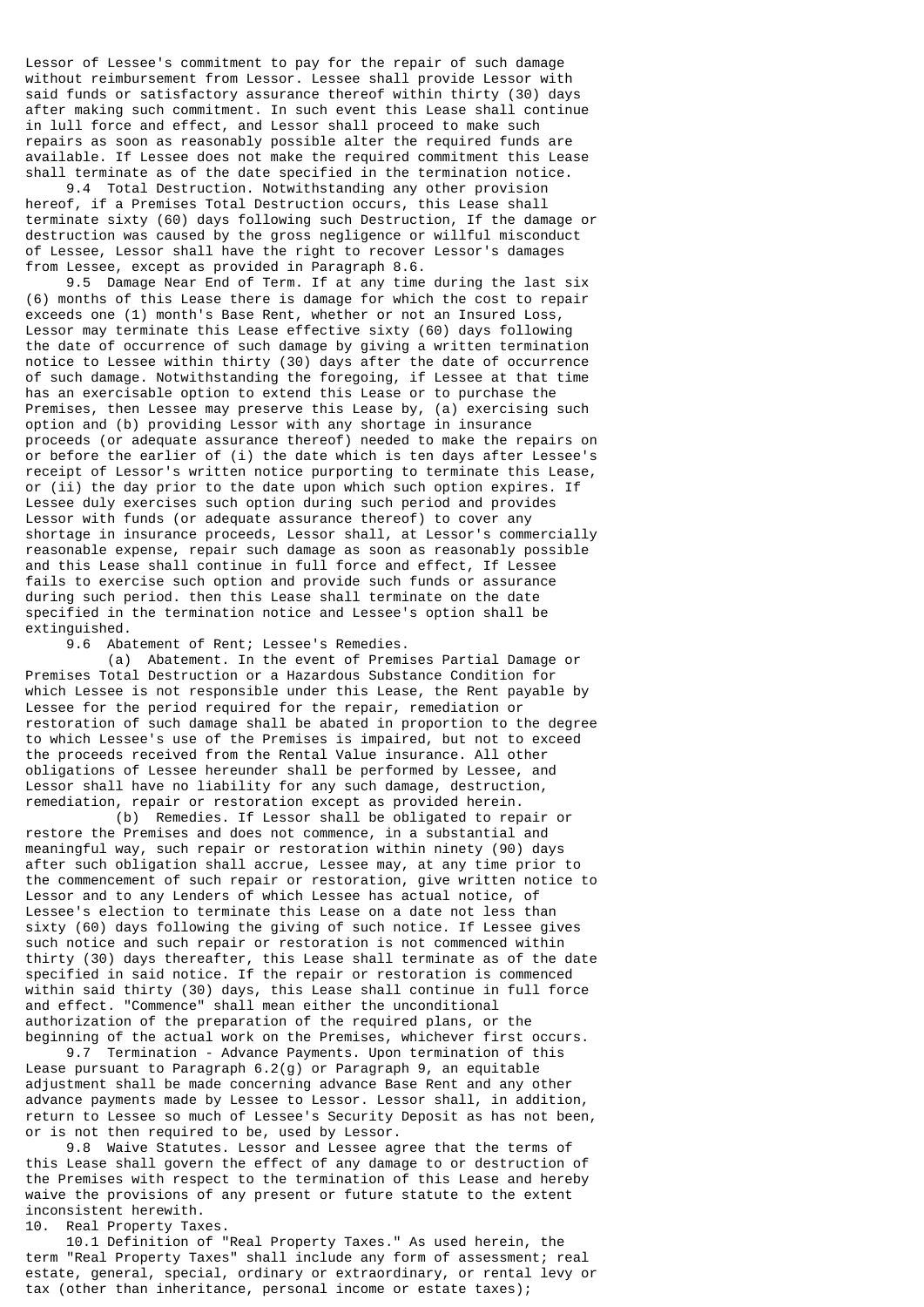Lessor of Lessee's commitment to pay for the repair of such damage without reimbursement from Lessor. Lessee shall provide Lessor with said funds or satisfactory assurance thereof within thirty (30) days after making such commitment. In such event this Lease shall continue in lull force and effect, and Lessor shall proceed to make such repairs as soon as reasonably possible alter the required funds are available. If Lessee does not make the required commitment this Lease shall terminate as of the date specified in the termination notice.

9.4 Total Destruction. Notwithstanding any other provision hereof, if a Premises Total Destruction occurs, this Lease shall terminate sixty (60) days following such Destruction, If the damage or destruction was caused by the gross negligence or willful misconduct of Lessee, Lessor shall have the right to recover Lessor's damages from Lessee, except as provided in Paragraph 8.6.

9.5 Damage Near End of Term. If at any time during the last six (6) months of this Lease there is damage for which the cost to repair exceeds one (1) month's Base Rent, whether or not an Insured Loss, Lessor may terminate this Lease effective sixty (60) days following the date of occurrence of such damage by giving a written termination notice to Lessee within thirty (30) days after the date of occurrence of such damage. Notwithstanding the foregoing, if Lessee at that time has an exercisable option to extend this Lease or to purchase the Premises, then Lessee may preserve this Lease by, (a) exercising such option and (b) providing Lessor with any shortage in insurance proceeds (or adequate assurance thereof) needed to make the repairs on or before the earlier of (i) the date which is ten days after Lessee's receipt of Lessor's written notice purporting to terminate this Lease, or (ii) the day prior to the date upon which such option expires. If Lessee duly exercises such option during such period and provides Lessor with funds (or adequate assurance thereof) to cover any shortage in insurance proceeds, Lessor shall, at Lessor's commercially reasonable expense, repair such damage as soon as reasonably possible and this Lease shall continue in full force and effect, If Lessee fails to exercise such option and provide such funds or assurance during such period. then this Lease shall terminate on the date specified in the termination notice and Lessee's option shall be extinguished.

9.6 Abatement of Rent; Lessee's Remedies.

(a) Abatement. In the event of Premises Partial Damage or Premises Total Destruction or a Hazardous Substance Condition for which Lessee is not responsible under this Lease, the Rent payable by Lessee for the period required for the repair, remediation or restoration of such damage shall be abated in proportion to the degree to which Lessee's use of the Premises is impaired, but not to exceed the proceeds received from the Rental Value insurance. All other obligations of Lessee hereunder shall be performed by Lessee, and Lessor shall have no liability for any such damage, destruction, remediation, repair or restoration except as provided herein.

(b) Remedies. If Lessor shall be obligated to repair or restore the Premises and does not commence, in a substantial and meaningful way, such repair or restoration within ninety (90) days after such obligation shall accrue, Lessee may, at any time prior to the commencement of such repair or restoration, give written notice to Lessor and to any Lenders of which Lessee has actual notice, of Lessee's election to terminate this Lease on a date not less than sixty (60) days following the giving of such notice. If Lessee gives such notice and such repair or restoration is not commenced within thirty (30) days thereafter, this Lease shall terminate as of the date specified in said notice. If the repair or restoration is commenced within said thirty (30) days, this Lease shall continue in full force and effect. "Commence" shall mean either the unconditional authorization of the preparation of the required plans, or the beginning of the actual work on the Premises, whichever first occurs.

9.7 Termination - Advance Payments. Upon termination of this Lease pursuant to Paragraph 6.2(g) or Paragraph 9, an equitable adjustment shall be made concerning advance Base Rent and any other advance payments made by Lessee to Lessor. Lessor shall, in addition, return to Lessee so much of Lessee's Security Deposit as has not been, or is not then required to be, used by Lessor.

9.8 Waive Statutes. Lessor and Lessee agree that the terms of this Lease shall govern the effect of any damage to or destruction of the Premises with respect to the termination of this Lease and hereby waive the provisions of any present or future statute to the extent inconsistent herewith.

10. Real Property Taxes.

10.1 Definition of "Real Property Taxes." As used herein, the term "Real Property Taxes" shall include any form of assessment; real estate, general, special, ordinary or extraordinary, or rental levy or tax (other than inheritance, personal income or estate taxes);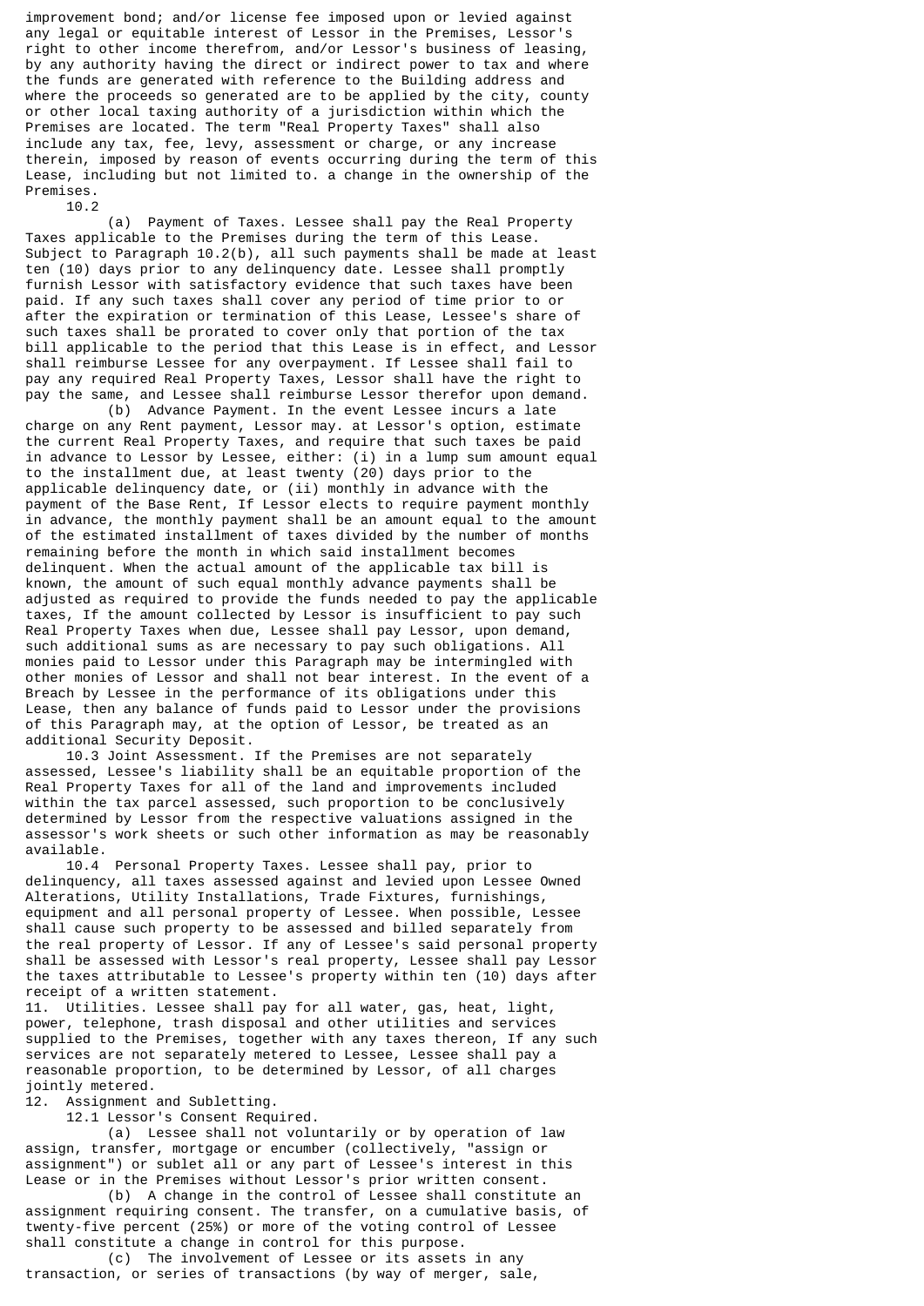improvement bond; and/or license fee imposed upon or levied against any legal or equitable interest of Lessor in the Premises, Lessor's right to other income therefrom, and/or Lessor's business of leasing, by any authority having the direct or indirect power to tax and where the funds are generated with reference to the Building address and where the proceeds so generated are to be applied by the city, county or other local taxing authority of a jurisdiction within which the Premises are located. The term "Real Property Taxes" shall also include any tax, fee, levy, assessment or charge, or any increase therein, imposed by reason of events occurring during the term of this Lease, including but not limited to. a change in the ownership of the Premises.

10.2

(a) Payment of Taxes. Lessee shall pay the Real Property Taxes applicable to the Premises during the term of this Lease. Subject to Paragraph 10.2(b), all such payments shall be made at least ten (10) days prior to any delinquency date. Lessee shall promptly furnish Lessor with satisfactory evidence that such taxes have been paid. If any such taxes shall cover any period of time prior to or after the expiration or termination of this Lease, Lessee's share of such taxes shall be prorated to cover only that portion of the tax bill applicable to the period that this Lease is in effect, and Lessor shall reimburse Lessee for any overpayment. If Lessee shall fail to pay any required Real Property Taxes, Lessor shall have the right to pay the same, and Lessee shall reimburse Lessor therefor upon demand.

(b) Advance Payment. In the event Lessee incurs a late charge on any Rent payment, Lessor may. at Lessor's option, estimate the current Real Property Taxes, and require that such taxes be paid in advance to Lessor by Lessee, either: (i) in a lump sum amount equal to the installment due, at least twenty (20) days prior to the applicable delinquency date, or (ii) monthly in advance with the payment of the Base Rent, If Lessor elects to require payment monthly in advance, the monthly payment shall be an amount equal to the amount of the estimated installment of taxes divided by the number of months remaining before the month in which said installment becomes delinquent. When the actual amount of the applicable tax bill is known, the amount of such equal monthly advance payments shall be adjusted as required to provide the funds needed to pay the applicable taxes, If the amount collected by Lessor is insufficient to pay such Real Property Taxes when due, Lessee shall pay Lessor, upon demand, such additional sums as are necessary to pay such obligations. All monies paid to Lessor under this Paragraph may be intermingled with other monies of Lessor and shall not bear interest. In the event of a Breach by Lessee in the performance of its obligations under this Lease, then any balance of funds paid to Lessor under the provisions of this Paragraph may, at the option of Lessor, be treated as an additional Security Deposit.

10.3 Joint Assessment. If the Premises are not separately assessed, Lessee's liability shall be an equitable proportion of the Real Property Taxes for all of the land and improvements included within the tax parcel assessed, such proportion to be conclusively determined by Lessor from the respective valuations assigned in the assessor's work sheets or such other information as may be reasonably available.

10.4 Personal Property Taxes. Lessee shall pay, prior to delinquency, all taxes assessed against and levied upon Lessee Owned Alterations, Utility Installations, Trade Fixtures, furnishings, equipment and all personal property of Lessee. When possible, Lessee shall cause such property to be assessed and billed separately from the real property of Lessor. If any of Lessee's said personal property shall be assessed with Lessor's real property, Lessee shall pay Lessor the taxes attributable to Lessee's property within ten (10) days after receipt of a written statement.

11. Utilities. Lessee shall pay for all water, gas, heat, light, power, telephone, trash disposal and other utilities and services supplied to the Premises, together with any taxes thereon, If any such services are not separately metered to Lessee, Lessee shall pay a reasonable proportion, to be determined by Lessor, of all charges jointly metered.

12. Assignment and Subletting.

12.1 Lessor's Consent Required.

(a) Lessee shall not voluntarily or by operation of law assign, transfer, mortgage or encumber (collectively, "assign or assignment") or sublet all or any part of Lessee's interest in this Lease or in the Premises without Lessor's prior written consent.

(b) A change in the control of Lessee shall constitute an assignment requiring consent. The transfer, on a cumulative basis, of twenty-five percent (25%) or more of the voting control of Lessee shall constitute a change in control for this purpose.

(c) The involvement of Lessee or its assets in any transaction, or series of transactions (by way of merger, sale,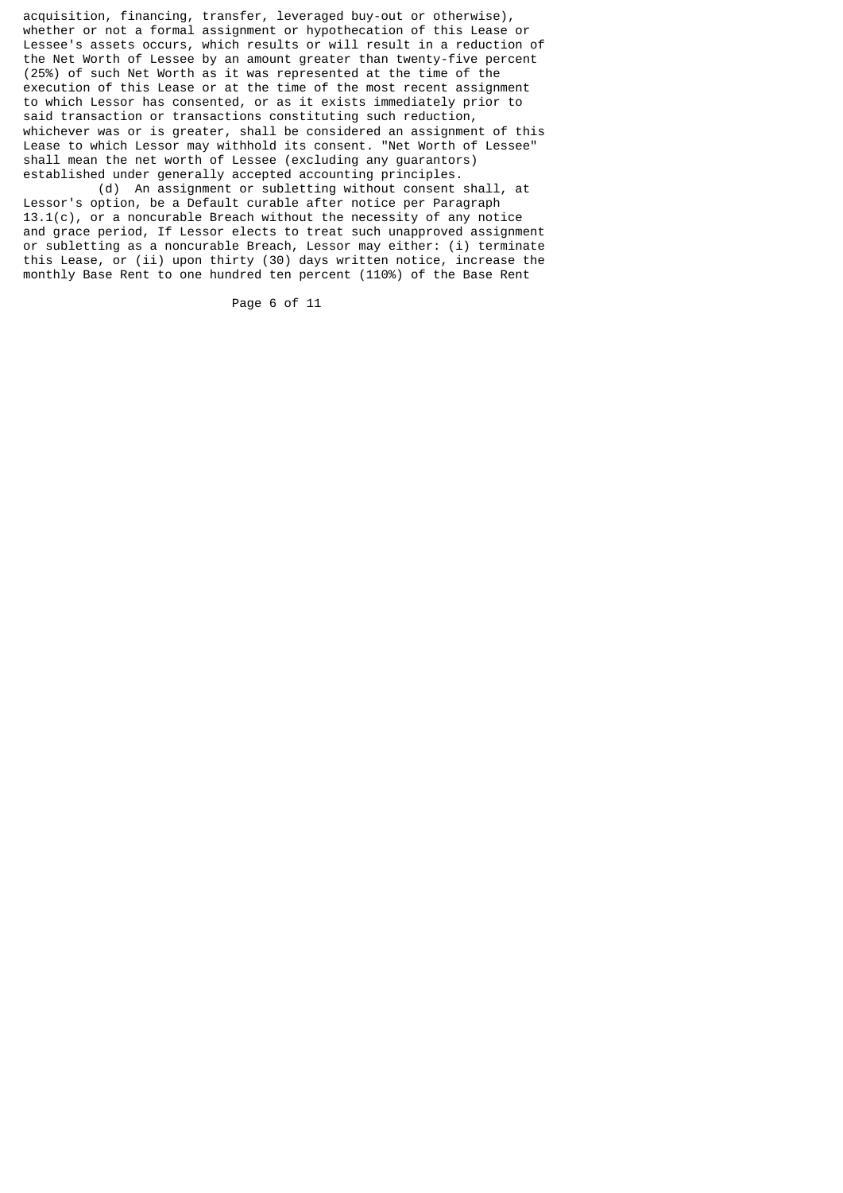acquisition, financing, transfer, leveraged buy-out or otherwise), whether or not a formal assignment or hypothecation of this Lease or Lessee's assets occurs, which results or will result in a reduction of the Net Worth of Lessee by an amount greater than twenty-five percent (25%) of such Net Worth as it was represented at the time of the execution of this Lease or at the time of the most recent assignment to which Lessor has consented, or as it exists immediately prior to said transaction or transactions constituting such reduction, whichever was or is greater, shall be considered an assignment of this Lease to which Lessor may withhold its consent. "Net Worth of Lessee" shall mean the net worth of Lessee (excluding any guarantors) established under generally accepted accounting principles.

(d) An assignment or subletting without consent shall, at Lessor's option, be a Default curable after notice per Paragraph 13.1(c), or a noncurable Breach without the necessity of any notice and grace period, If Lessor elects to treat such unapproved assignment or subletting as a noncurable Breach, Lessor may either: (i) terminate this Lease, or (ii) upon thirty (30) days written notice, increase the monthly Base Rent to one hundred ten percent (110%) of the Base Rent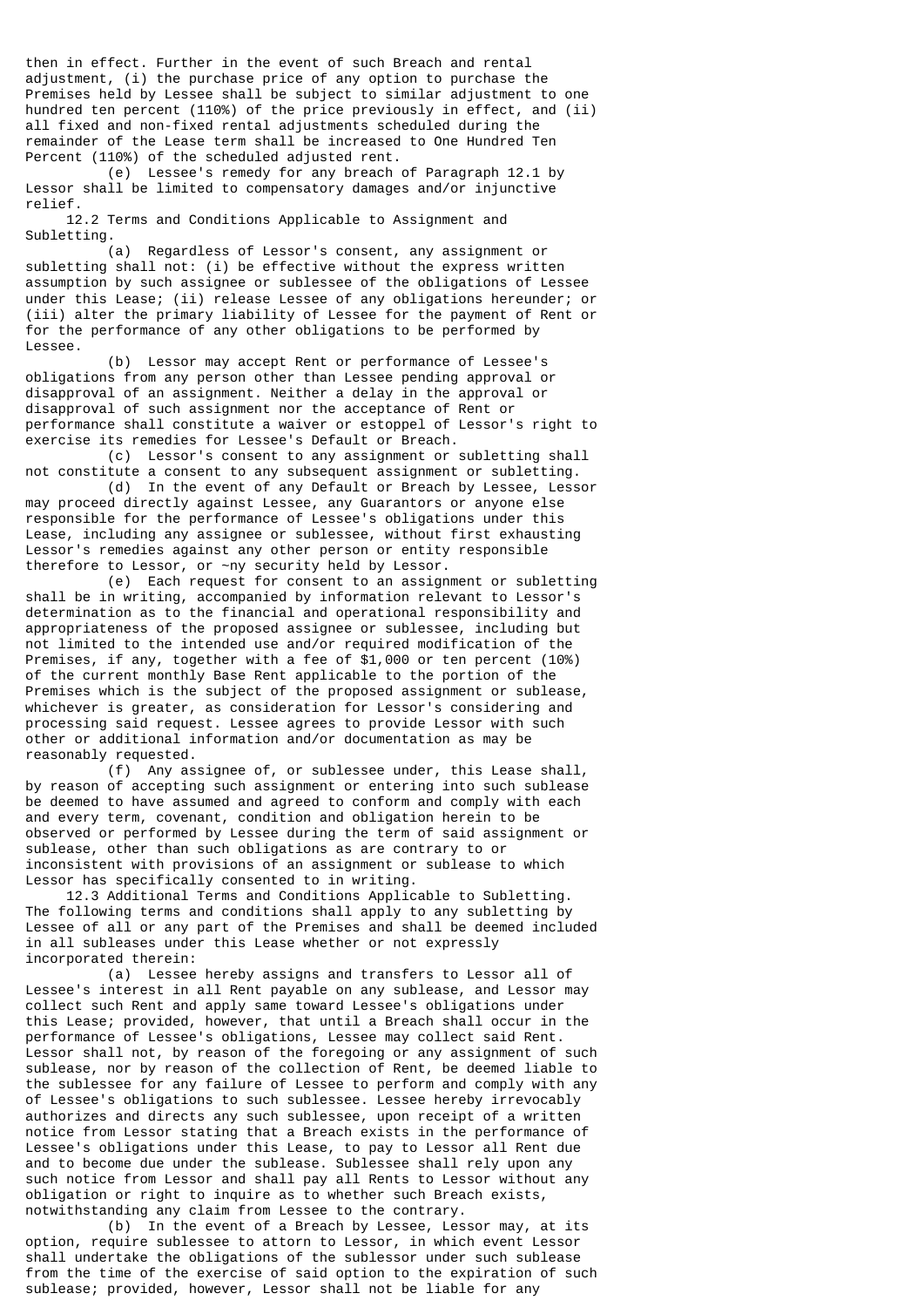then in effect. Further in the event of such Breach and rental adjustment, (i) the purchase price of any option to purchase the Premises held by Lessee shall be subject to similar adjustment to one hundred ten percent (110%) of the price previously in effect, and (ii) all fixed and non-fixed rental adjustments scheduled during the remainder of the Lease term shall be increased to One Hundred Ten Percent (110%) of the scheduled adjusted rent.

(e) Lessee's remedy for any breach of Paragraph 12.1 by Lessor shall be limited to compensatory damages and/or injunctive relief.

12.2 Terms and Conditions Applicable to Assignment and Subletting.

(a) Regardless of Lessor's consent, any assignment or subletting shall not: (i) be effective without the express written assumption by such assignee or sublessee of the obligations of Lessee under this Lease; (ii) release Lessee of any obligations hereunder; or (iii) alter the primary liability of Lessee for the payment of Rent or for the performance of any other obligations to be performed by Lessee.

(b) Lessor may accept Rent or performance of Lessee's obligations from any person other than Lessee pending approval or disapproval of an assignment. Neither a delay in the approval or disapproval of such assignment nor the acceptance of Rent or performance shall constitute a waiver or estoppel of Lessor's right to exercise its remedies for Lessee's Default or Breach.

(c) Lessor's consent to any assignment or subletting shall not constitute a consent to any subsequent assignment or subletting.

(d) In the event of any Default or Breach by Lessee, Lessor may proceed directly against Lessee, any Guarantors or anyone else responsible for the performance of Lessee's obligations under this Lease, including any assignee or sublessee, without first exhausting Lessor's remedies against any other person or entity responsible therefore to Lessor, or ~ny security held by Lessor.

(e) Each request for consent to an assignment or subletting shall be in writing, accompanied by information relevant to Lessor's determination as to the financial and operational responsibility and appropriateness of the proposed assignee or sublessee, including but not limited to the intended use and/or required modification of the Premises, if any, together with a fee of $1,000 or ten percent (10%) of the current monthly Base Rent applicable to the portion of the Premises which is the subject of the proposed assignment or sublease, whichever is greater, as consideration for Lessor's considering and processing said request. Lessee agrees to provide Lessor with such other or additional information and/or documentation as may be reasonably requested.

(f) Any assignee of, or sublessee under, this Lease shall, by reason of accepting such assignment or entering into such sublease be deemed to have assumed and agreed to conform and comply with each and every term, covenant, condition and obligation herein to be observed or performed by Lessee during the term of said assignment or sublease, other than such obligations as are contrary to or inconsistent with provisions of an assignment or sublease to which Lessor has specifically consented to in writing.

12.3 Additional Terms and Conditions Applicable to Subletting. The following terms and conditions shall apply to any subletting by Lessee of all or any part of the Premises and shall be deemed included in all subleases under this Lease whether or not expressly incorporated therein:

(a) Lessee hereby assigns and transfers to Lessor all of Lessee's interest in all Rent payable on any sublease, and Lessor may collect such Rent and apply same toward Lessee's obligations under this Lease; provided, however, that until a Breach shall occur in the performance of Lessee's obligations, Lessee may collect said Rent. Lessor shall not, by reason of the foregoing or any assignment of such sublease, nor by reason of the collection of Rent, be deemed liable to the sublessee for any failure of Lessee to perform and comply with any of Lessee's obligations to such sublessee. Lessee hereby irrevocably authorizes and directs any such sublessee, upon receipt of a written notice from Lessor stating that a Breach exists in the performance of Lessee's obligations under this Lease, to pay to Lessor all Rent due and to become due under the sublease. Sublessee shall rely upon any such notice from Lessor and shall pay all Rents to Lessor without any obligation or right to inquire as to whether such Breach exists, notwithstanding any claim from Lessee to the contrary.

(b) In the event of a Breach by Lessee, Lessor may, at its option, require sublessee to attorn to Lessor, in which event Lessor shall undertake the obligations of the sublessor under such sublease from the time of the exercise of said option to the expiration of such sublease; provided, however, Lessor shall not be liable for any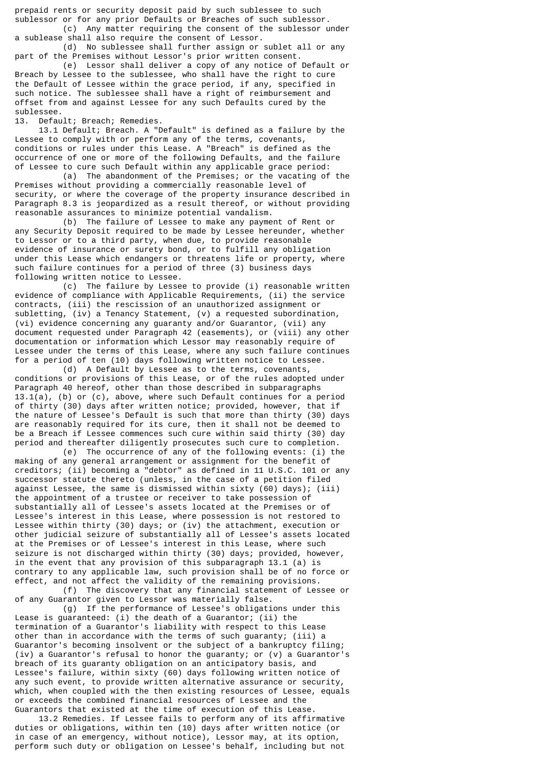prepaid rents or security deposit paid by such sublessee to such sublessor or for any prior Defaults or Breaches of such sublessor.

(c) Any matter requiring the consent of the sublessor under a sublease shall also require the consent of Lessor.

(d) No sublessee shall further assign or sublet all or any part of the Premises without Lessor's prior written consent.

(e) Lessor shall deliver a copy of any notice of Default or Breach by Lessee to the sublessee, who shall have the right to cure the Default of Lessee within the grace period, if any, specified in such notice. The sublessee shall have a right of reimbursement and offset from and against Lessee for any such Defaults cured by the sublessee.

13. Default; Breach; Remedies.

13.1 Default; Breach. A "Default" is defined as a failure by the Lessee to comply with or perform any of the terms, covenants, conditions or rules under this Lease. A "Breach" is defined as the occurrence of one or more of the following Defaults, and the failure of Lessee to cure such Default within any applicable grace period:

(a) The abandonment of the Premises; or the vacating of the Premises without providing a commercially reasonable level of security, or where the coverage of the property insurance described in Paragraph 8.3 is jeopardized as a result thereof, or without providing reasonable assurances to minimize potential vandalism.

(b) The failure of Lessee to make any payment of Rent or any Security Deposit required to be made by Lessee hereunder, whether to Lessor or to a third party, when due, to provide reasonable evidence of insurance or surety bond, or to fulfill any obligation under this Lease which endangers or threatens life or property, where such failure continues for a period of three (3) business days following written notice to Lessee.

(c) The failure by Lessee to provide (i) reasonable written evidence of compliance with Applicable Requirements, (ii) the service contracts, (iii) the rescission of an unauthorized assignment or subletting, (iv) a Tenancy Statement, (v) a requested subordination, (vi) evidence concerning any guaranty and/or Guarantor, (vii) any document requested under Paragraph 42 (easements), or (viii) any other documentation or information which Lessor may reasonably require of Lessee under the terms of this Lease, where any such failure continues for a period of ten (10) days following written notice to Lessee.

(d) A Default by Lessee as to the terms, covenants, conditions or provisions of this Lease, or of the rules adopted under Paragraph 40 hereof, other than those described in subparagraphs 13.1(a), (b) or (c), above, where such Default continues for a period of thirty (30) days after written notice; provided, however, that if the nature of Lessee's Default is such that more than thirty (30) days are reasonably required for its cure, then it shall not be deemed to be a Breach if Lessee commences such cure within said thirty (30) day period and thereafter diligently prosecutes such cure to completion.

(e) The occurrence of any of the following events: (i) the making of any general arrangement or assignment for the benefit of creditors; (ii) becoming a "debtor" as defined in 11 U.S.C. 101 or any successor statute thereto (unless, in the case of a petition filed against Lessee, the same is dismissed within sixty (60) days); (iii) the appointment of a trustee or receiver to take possession of substantially all of Lessee's assets located at the Premises or of Lessee's interest in this Lease, where possession is not restored to Lessee within thirty (30) days; or (iv) the attachment, execution or other judicial seizure of substantially all of Lessee's assets located at the Premises or of Lessee's interest in this Lease, where such seizure is not discharged within thirty (30) days; provided, however, in the event that any provision of this subparagraph 13.1 (a) is contrary to any applicable law, such provision shall be of no force or effect, and not affect the validity of the remaining provisions.

(f) The discovery that any financial statement of Lessee or of any Guarantor given to Lessor was materially false.

(g) If the performance of Lessee's obligations under this Lease is guaranteed: (i) the death of a Guarantor; (ii) the termination of a Guarantor's liability with respect to this Lease other than in accordance with the terms of such guaranty; (iii) a Guarantor's becoming insolvent or the subject of a bankruptcy filing; (iv) a Guarantor's refusal to honor the guaranty; or (v) a Guarantor's breach of its guaranty obligation on an anticipatory basis, and Lessee's failure, within sixty (60) days following written notice of any such event, to provide written alternative assurance or security, which, when coupled with the then existing resources of Lessee, equals or exceeds the combined financial resources of Lessee and the Guarantors that existed at the time of execution of this Lease.

13.2 Remedies. If Lessee fails to perform any of its affirmative duties or obligations, within ten (10) days after written notice (or in case of an emergency, without notice), Lessor may, at its option, perform such duty or obligation on Lessee's behalf, including but not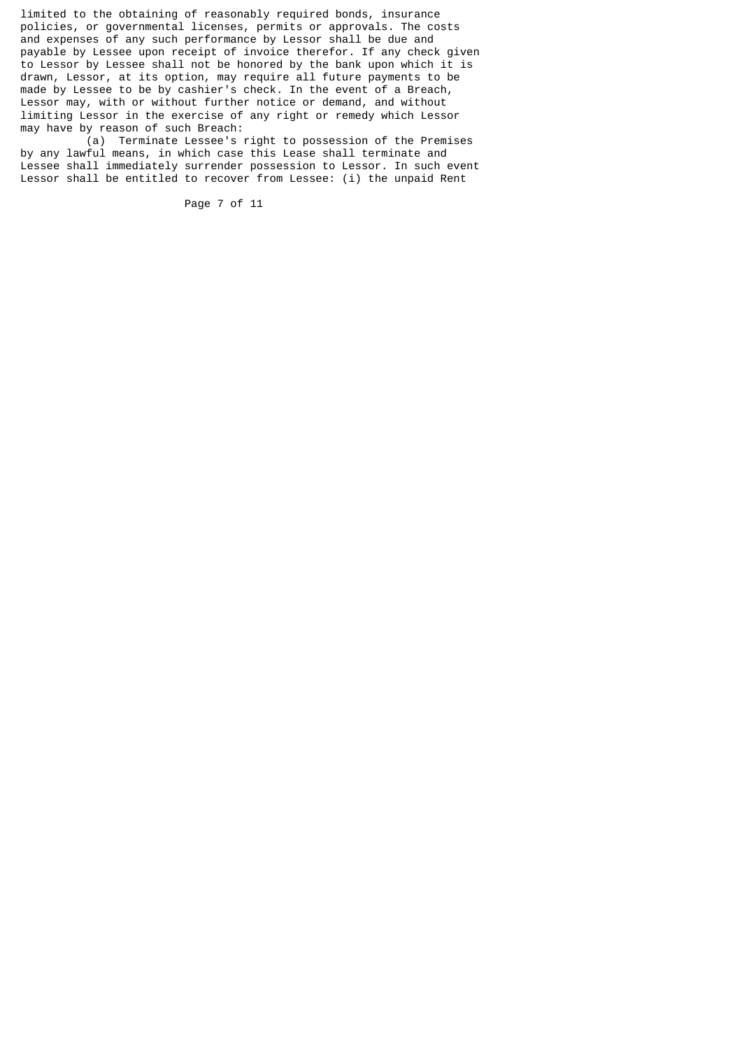limited to the obtaining of reasonably required bonds, insurance policies, or governmental licenses, permits or approvals. The costs and expenses of any such performance by Lessor shall be due and payable by Lessee upon receipt of invoice therefor. If any check given to Lessor by Lessee shall not be honored by the bank upon which it is drawn, Lessor, at its option, may require all future payments to be made by Lessee to be by cashier's check. In the event of a Breach, Lessor may, with or without further notice or demand, and without limiting Lessor in the exercise of any right or remedy which Lessor may have by reason of such Breach:

(a) Terminate Lessee's right to possession of the Premises by any lawful means, in which case this Lease shall terminate and Lessee shall immediately surrender possession to Lessor. In such event Lessor shall be entitled to recover from Lessee: (i) the unpaid Rent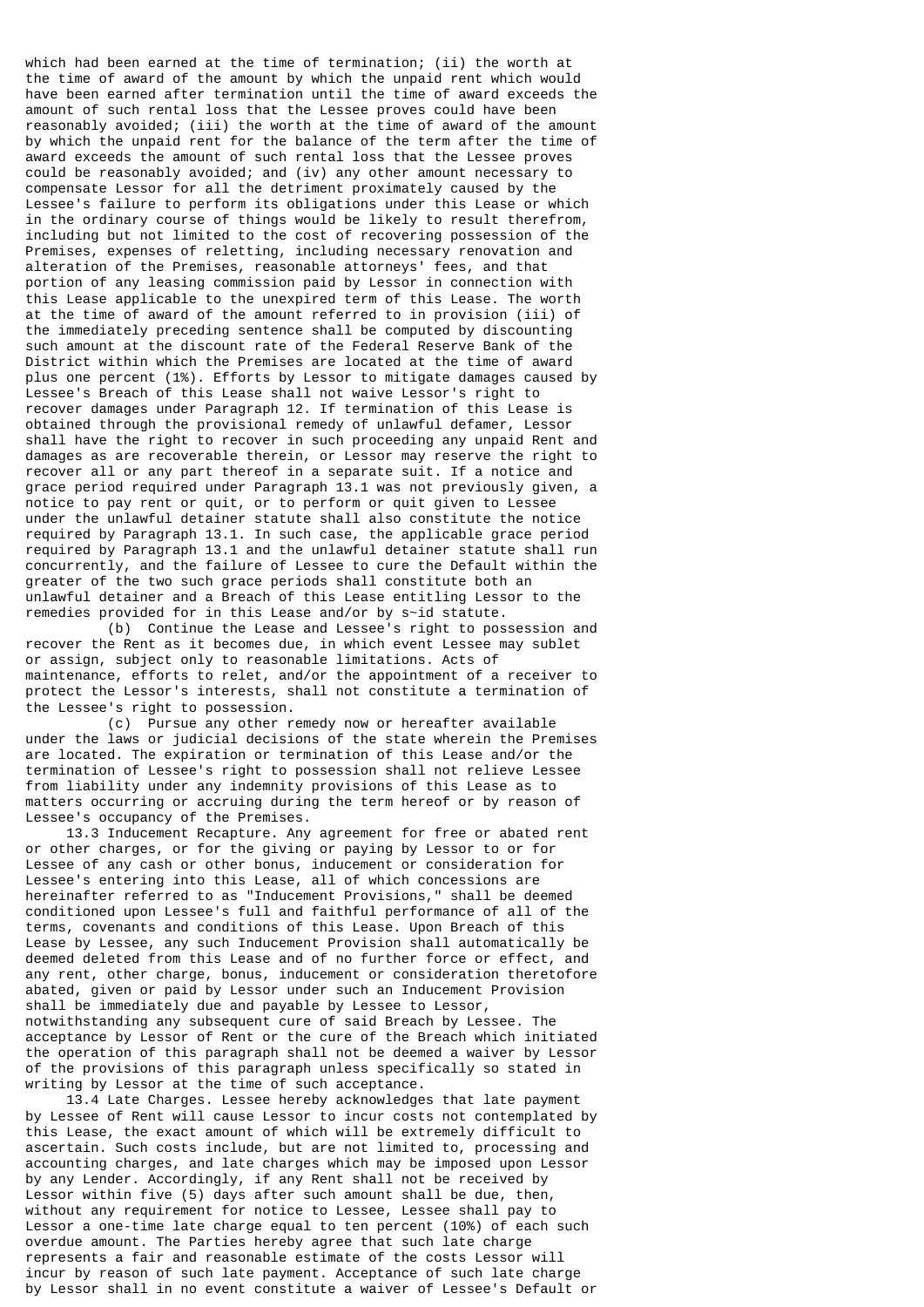which had been earned at the time of termination; (ii) the worth at the time of award of the amount by which the unpaid rent which would have been earned after termination until the time of award exceeds the amount of such rental loss that the Lessee proves could have been reasonably avoided; (iii) the worth at the time of award of the amount by which the unpaid rent for the balance of the term after the time of award exceeds the amount of such rental loss that the Lessee proves could be reasonably avoided; and (iv) any other amount necessary to compensate Lessor for all the detriment proximately caused by the Lessee's failure to perform its obligations under this Lease or which in the ordinary course of things would be likely to result therefrom, including but not limited to the cost of recovering possession of the Premises, expenses of reletting, including necessary renovation and alteration of the Premises, reasonable attorneys' fees, and that portion of any leasing commission paid by Lessor in connection with this Lease applicable to the unexpired term of this Lease. The worth at the time of award of the amount referred to in provision (iii) of the immediately preceding sentence shall be computed by discounting such amount at the discount rate of the Federal Reserve Bank of the District within which the Premises are located at the time of award plus one percent (1%). Efforts by Lessor to mitigate damages caused by Lessee's Breach of this Lease shall not waive Lessor's right to recover damages under Paragraph 12. If termination of this Lease is obtained through the provisional remedy of unlawful defamer, Lessor shall have the right to recover in such proceeding any unpaid Rent and damages as are recoverable therein, or Lessor may reserve the right to recover all or any part thereof in a separate suit. If a notice and grace period required under Paragraph 13.1 was not previously given, a notice to pay rent or quit, or to perform or quit given to Lessee under the unlawful detainer statute shall also constitute the notice required by Paragraph 13.1. In such case, the applicable grace period required by Paragraph 13.1 and the unlawful detainer statute shall run concurrently, and the failure of Lessee to cure the Default within the greater of the two such grace periods shall constitute both an unlawful detainer and a Breach of this Lease entitling Lessor to the remedies provided for in this Lease and/or by s~id statute.

(b) Continue the Lease and Lessee's right to possession and recover the Rent as it becomes due, in which event Lessee may sublet or assign, subject only to reasonable limitations. Acts of maintenance, efforts to relet, and/or the appointment of a receiver to protect the Lessor's interests, shall not constitute a termination of the Lessee's right to possession.

(c) Pursue any other remedy now or hereafter available under the laws or judicial decisions of the state wherein the Premises are located. The expiration or termination of this Lease and/or the termination of Lessee's right to possession shall not relieve Lessee from liability under any indemnity provisions of this Lease as to matters occurring or accruing during the term hereof or by reason of Lessee's occupancy of the Premises.

13.3 Inducement Recapture. Any agreement for free or abated rent or other charges, or for the giving or paying by Lessor to or for Lessee of any cash or other bonus, inducement or consideration for Lessee's entering into this Lease, all of which concessions are hereinafter referred to as "Inducement Provisions," shall be deemed conditioned upon Lessee's full and faithful performance of all of the terms, covenants and conditions of this Lease. Upon Breach of this Lease by Lessee, any such Inducement Provision shall automatically be deemed deleted from this Lease and of no further force or effect, and any rent, other charge, bonus, inducement or consideration theretofore abated, given or paid by Lessor under such an Inducement Provision shall be immediately due and payable by Lessee to Lessor, notwithstanding any subsequent cure of said Breach by Lessee. The acceptance by Lessor of Rent or the cure of the Breach which initiated the operation of this paragraph shall not be deemed a waiver by Lessor of the provisions of this paragraph unless specifically so stated in writing by Lessor at the time of such acceptance.

13.4 Late Charges. Lessee hereby acknowledges that late payment by Lessee of Rent will cause Lessor to incur costs not contemplated by this Lease, the exact amount of which will be extremely difficult to ascertain. Such costs include, but are not limited to, processing and accounting charges, and late charges which may be imposed upon Lessor by any Lender. Accordingly, if any Rent shall not be received by Lessor within five (5) days after such amount shall be due, then, without any requirement for notice to Lessee, Lessee shall pay to Lessor a one-time late charge equal to ten percent (10%) of each such overdue amount. The Parties hereby agree that such late charge represents a fair and reasonable estimate of the costs Lessor will incur by reason of such late payment. Acceptance of such late charge by Lessor shall in no event constitute a waiver of Lessee's Default or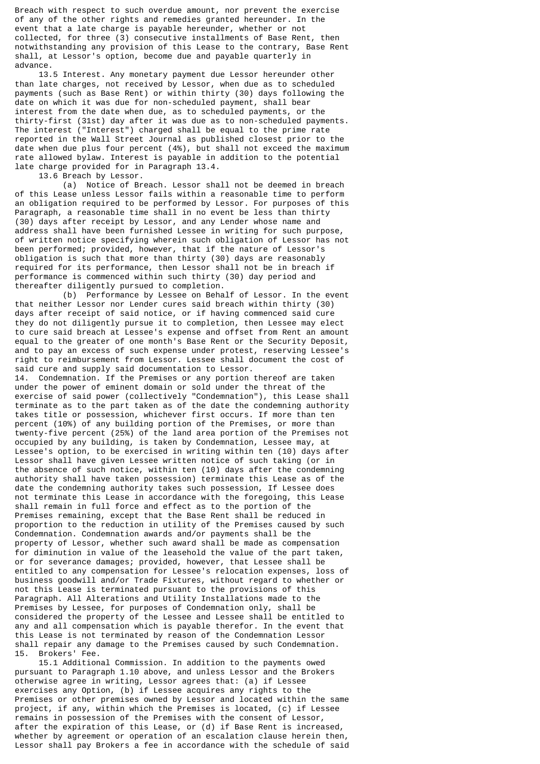Breach with respect to such overdue amount, nor prevent the exercise of any of the other rights and remedies granted hereunder. In the event that a late charge is payable hereunder, whether or not collected, for three (3) consecutive installments of Base Rent, then notwithstanding any provision of this Lease to the contrary, Base Rent shall, at Lessor's option, become due and payable quarterly in advance.

13.5 Interest. Any monetary payment due Lessor hereunder other than late charges, not received by Lessor, when due as to scheduled payments (such as Base Rent) or within thirty (30) days following the date on which it was due for non-scheduled payment, shall bear interest from the date when due, as to scheduled payments, or the thirty-first (31st) day after it was due as to non-scheduled payments. The interest ("Interest") charged shall be equal to the prime rate reported in the Wall Street Journal as published closest prior to the date when due plus four percent (4%), but shall not exceed the maximum rate allowed bylaw. Interest is payable in addition to the potential late charge provided for in Paragraph 13.4.

13.6 Breach by Lessor.

(a) Notice of Breach. Lessor shall not be deemed in breach of this Lease unless Lessor fails within a reasonable time to perform an obligation required to be performed by Lessor. For purposes of this Paragraph, a reasonable time shall in no event be less than thirty (30) days after receipt by Lessor, and any Lender whose name and address shall have been furnished Lessee in writing for such purpose, of written notice specifying wherein such obligation of Lessor has not been performed; provided, however, that if the nature of Lessor's obligation is such that more than thirty (30) days are reasonably required for its performance, then Lessor shall not be in breach if performance is commenced within such thirty (30) day period and thereafter diligently pursued to completion.

(b) Performance by Lessee on Behalf of Lessor. In the event that neither Lessor nor Lender cures said breach within thirty (30) days after receipt of said notice, or if having commenced said cure they do not diligently pursue it to completion, then Lessee may elect to cure said breach at Lessee's expense and offset from Rent an amount equal to the greater of one month's Base Rent or the Security Deposit, and to pay an excess of such expense under protest, reserving Lessee's right to reimbursement from Lessor. Lessee shall document the cost of said cure and supply said documentation to Lessor.

14. Condemnation. If the Premises or any portion thereof are taken under the power of eminent domain or sold under the threat of the exercise of said power (collectively "Condemnation"), this Lease shall terminate as to the part taken as of the date the condemning authority takes title or possession, whichever first occurs. If more than ten percent (10%) of any building portion of the Premises, or more than twenty-five percent (25%) of the land area portion of the Premises not occupied by any building, is taken by Condemnation, Lessee may, at Lessee's option, to be exercised in writing within ten (10) days after Lessor shall have given Lessee written notice of such taking (or in the absence of such notice, within ten (10) days after the condemning authority shall have taken possession) terminate this Lease as of the date the condemning authority takes such possession, If Lessee does not terminate this Lease in accordance with the foregoing, this Lease shall remain in full force and effect as to the portion of the Premises remaining, except that the Base Rent shall be reduced in proportion to the reduction in utility of the Premises caused by such Condemnation. Condemnation awards and/or payments shall be the property of Lessor, whether such award shall be made as compensation for diminution in value of the leasehold the value of the part taken, or for severance damages; provided, however, that Lessee shall be entitled to any compensation for Lessee's relocation expenses, loss of business goodwill and/or Trade Fixtures, without regard to whether or not this Lease is terminated pursuant to the provisions of this Paragraph. All Alterations and Utility Installations made to the Premises by Lessee, for purposes of Condemnation only, shall be considered the property of the Lessee and Lessee shall be entitled to any and all compensation which is payable therefor. In the event that this Lease is not terminated by reason of the Condemnation Lessor shall repair any damage to the Premises caused by such Condemnation.

15. Brokers' Fee.

15.1 Additional Commission. In addition to the payments owed pursuant to Paragraph 1.10 above, and unless Lessor and the Brokers otherwise agree in writing, Lessor agrees that: (a) if Lessee exercises any Option, (b) if Lessee acquires any rights to the Premises or other premises owned by Lessor and located within the same project, if any, within which the Premises is located, (c) if Lessee remains in possession of the Premises with the consent of Lessor, after the expiration of this Lease, or (d) if Base Rent is increased, whether by agreement or operation of an escalation clause herein then, Lessor shall pay Brokers a fee in accordance with the schedule of said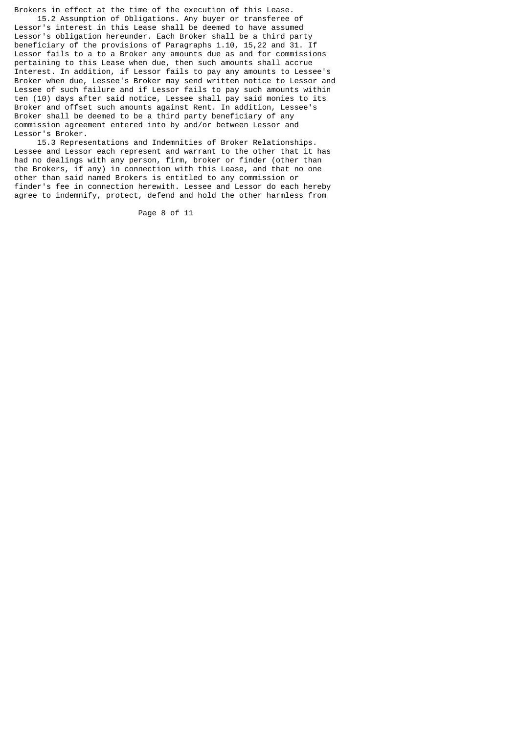Brokers in effect at the time of the execution of this Lease.

15.2 Assumption of Obligations. Any buyer or transferee of Lessor's interest in this Lease shall be deemed to have assumed Lessor's obligation hereunder. Each Broker shall be a third party beneficiary of the provisions of Paragraphs 1.10, 15,22 and 31. If Lessor fails to a to a Broker any amounts due as and for commissions pertaining to this Lease when due, then such amounts shall accrue Interest. In addition, if Lessor fails to pay any amounts to Lessee's Broker when due, Lessee's Broker may send written notice to Lessor and Lessee of such failure and if Lessor fails to pay such amounts within ten (10) days after said notice, Lessee shall pay said monies to its Broker and offset such amounts against Rent. In addition, Lessee's Broker shall be deemed to be a third party beneficiary of any commission agreement entered into by and/or between Lessor and Lessor's Broker.

15.3 Representations and Indemnities of Broker Relationships. Lessee and Lessor each represent and warrant to the other that it has had no dealings with any person, firm, broker or finder (other than the Brokers, if any) in connection with this Lease, and that no one other than said named Brokers is entitled to any commission or finder's fee in connection herewith. Lessee and Lessor do each hereby agree to indemnify, protect, defend and hold the other harmless from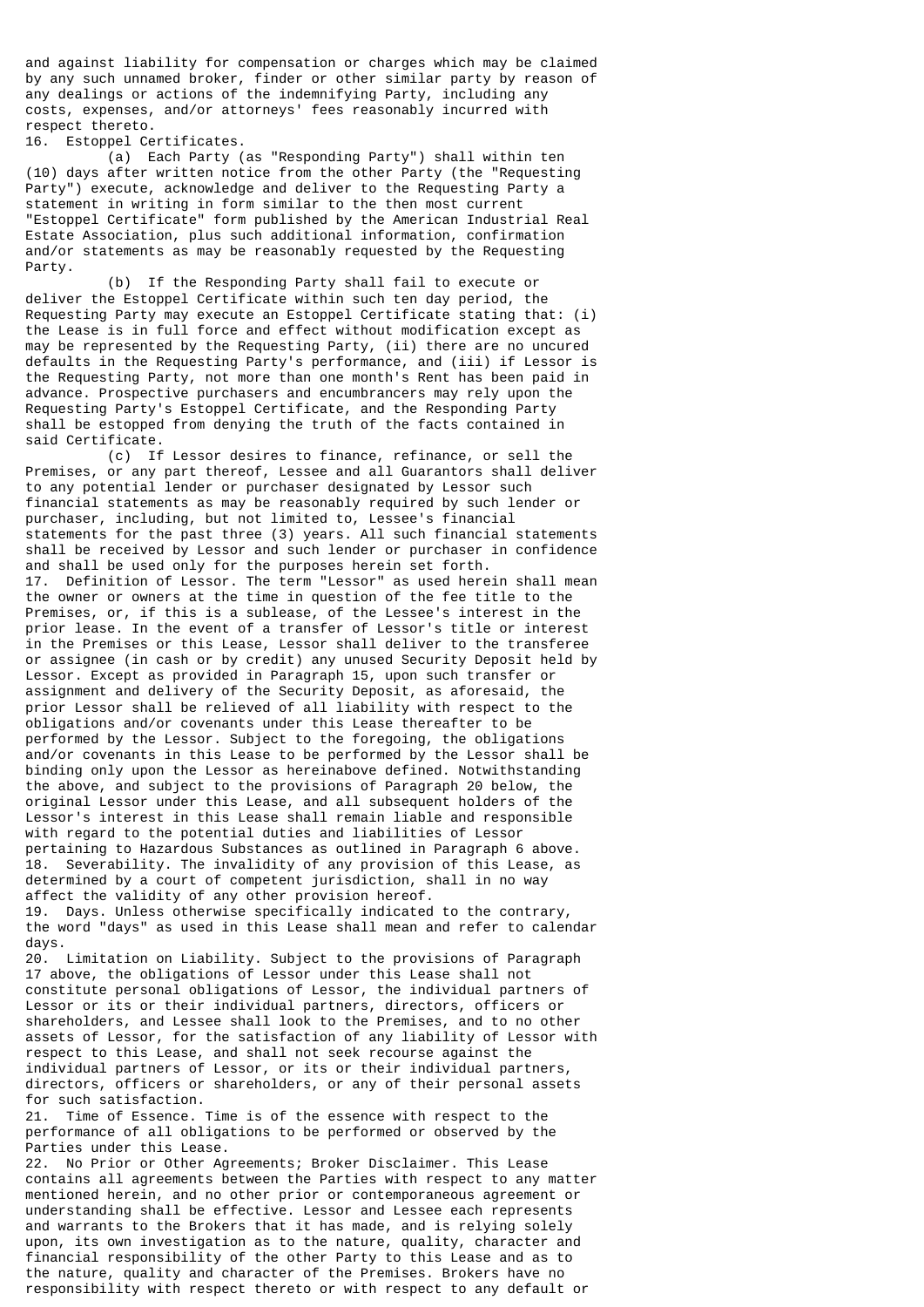and against liability for compensation or charges which may be claimed by any such unnamed broker, finder or other similar party by reason of any dealings or actions of the indemnifying Party, including any costs, expenses, and/or attorneys' fees reasonably incurred with respect thereto.

16. Estoppel Certificates.

(a) Each Party (as "Responding Party") shall within ten (10) days after written notice from the other Party (the "Requesting Party") execute, acknowledge and deliver to the Requesting Party a statement in writing in form similar to the then most current "Estoppel Certificate" form published by the American Industrial Real Estate Association, plus such additional information, confirmation and/or statements as may be reasonably requested by the Requesting Party.

(b) If the Responding Party shall fail to execute or deliver the Estoppel Certificate within such ten day period, the Requesting Party may execute an Estoppel Certificate stating that: (i) the Lease is in full force and effect without modification except as may be represented by the Requesting Party, (ii) there are no uncured defaults in the Requesting Party's performance, and (iii) if Lessor is the Requesting Party, not more than one month's Rent has been paid in advance. Prospective purchasers and encumbrancers may rely upon the Requesting Party's Estoppel Certificate, and the Responding Party shall be estopped from denying the truth of the facts contained in said Certificate.

(c) If Lessor desires to finance, refinance, or sell the Premises, or any part thereof, Lessee and all Guarantors shall deliver to any potential lender or purchaser designated by Lessor such financial statements as may be reasonably required by such lender or purchaser, including, but not limited to, Lessee's financial statements for the past three (3) years. All such financial statements shall be received by Lessor and such lender or purchaser in confidence and shall be used only for the purposes herein set forth.

17. Definition of Lessor. The term "Lessor" as used herein shall mean the owner or owners at the time in question of the fee title to the Premises, or, if this is a sublease, of the Lessee's interest in the prior lease. In the event of a transfer of Lessor's title or interest in the Premises or this Lease, Lessor shall deliver to the transferee or assignee (in cash or by credit) any unused Security Deposit held by Lessor. Except as provided in Paragraph 15, upon such transfer or assignment and delivery of the Security Deposit, as aforesaid, the prior Lessor shall be relieved of all liability with respect to the obligations and/or covenants under this Lease thereafter to be performed by the Lessor. Subject to the foregoing, the obligations and/or covenants in this Lease to be performed by the Lessor shall be binding only upon the Lessor as hereinabove defined. Notwithstanding the above, and subject to the provisions of Paragraph 20 below, the original Lessor under this Lease, and all subsequent holders of the Lessor's interest in this Lease shall remain liable and responsible with regard to the potential duties and liabilities of Lessor pertaining to Hazardous Substances as outlined in Paragraph 6 above.

18. Severability. The invalidity of any provision of this Lease, as determined by a court of competent jurisdiction, shall in no way affect the validity of any other provision hereof.

19. Days. Unless otherwise specifically indicated to the contrary, the word "days" as used in this Lease shall mean and refer to calendar days.

20. Limitation on Liability. Subject to the provisions of Paragraph 17 above, the obligations of Lessor under this Lease shall not constitute personal obligations of Lessor, the individual partners of Lessor or its or their individual partners, directors, officers or shareholders, and Lessee shall look to the Premises, and to no other assets of Lessor, for the satisfaction of any liability of Lessor with respect to this Lease, and shall not seek recourse against the individual partners of Lessor, or its or their individual partners, directors, officers or shareholders, or any of their personal assets for such satisfaction.

21. Time of Essence. Time is of the essence with respect to the performance of all obligations to be performed or observed by the Parties under this Lease.

22. No Prior or Other Agreements; Broker Disclaimer. This Lease contains all agreements between the Parties with respect to any matter mentioned herein, and no other prior or contemporaneous agreement or understanding shall be effective. Lessor and Lessee each represents and warrants to the Brokers that it has made, and is relying solely upon, its own investigation as to the nature, quality, character and financial responsibility of the other Party to this Lease and as to the nature, quality and character of the Premises. Brokers have no responsibility with respect thereto or with respect to any default or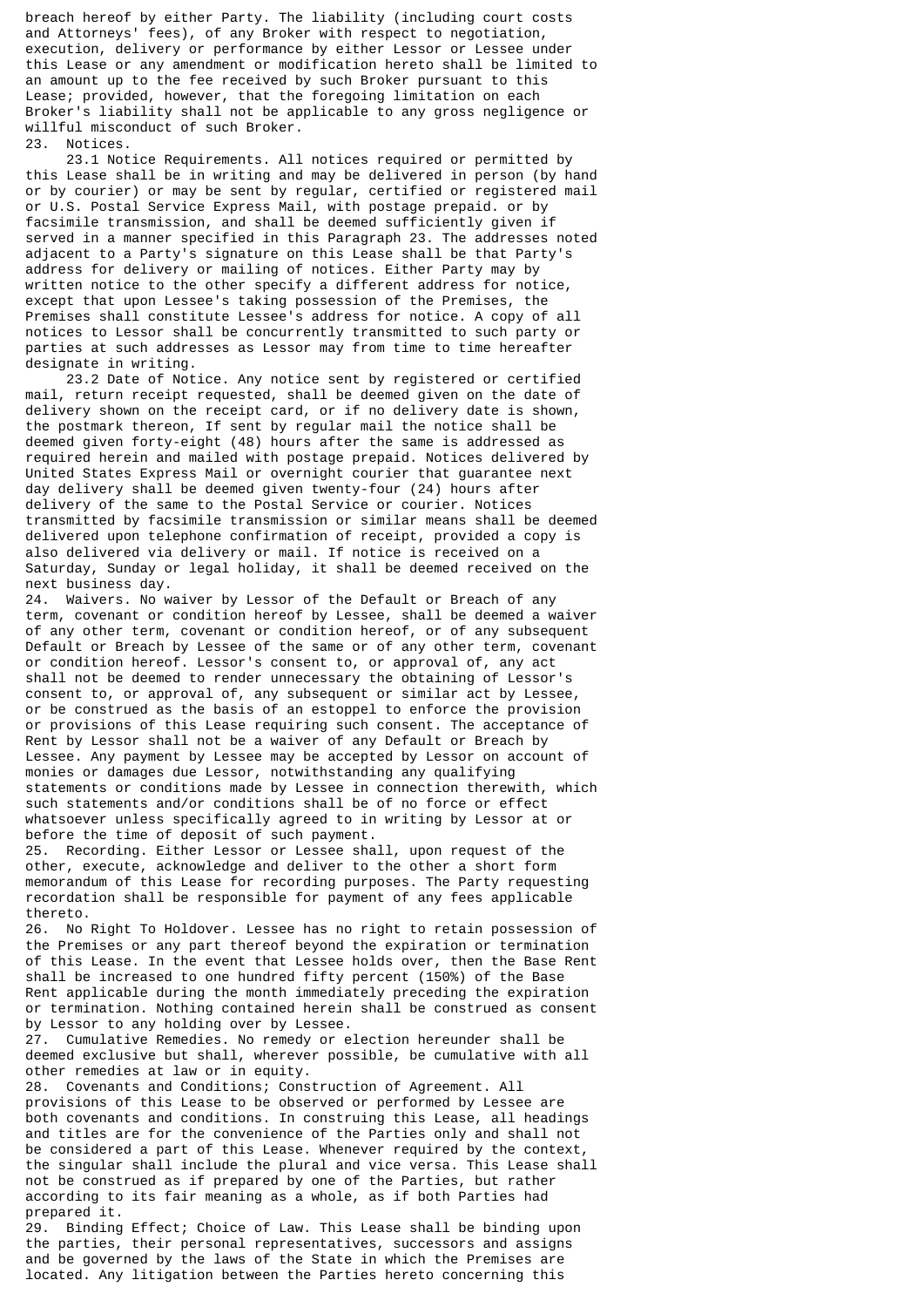breach hereof by either Party. The liability (including court costs and Attorneys' fees), of any Broker with respect to negotiation, execution, delivery or performance by either Lessor or Lessee under this Lease or any amendment or modification hereto shall be limited to an amount up to the fee received by such Broker pursuant to this Lease; provided, however, that the foregoing limitation on each Broker's liability shall not be applicable to any gross negligence or willful misconduct of such Broker.

23. Notices.

23.1 Notice Requirements. All notices required or permitted by this Lease shall be in writing and may be delivered in person (by hand or by courier) or may be sent by regular, certified or registered mail or U.S. Postal Service Express Mail, with postage prepaid. or by facsimile transmission, and shall be deemed sufficiently given if served in a manner specified in this Paragraph 23. The addresses noted adjacent to a Party's signature on this Lease shall be that Party's address for delivery or mailing of notices. Either Party may by written notice to the other specify a different address for notice, except that upon Lessee's taking possession of the Premises, the Premises shall constitute Lessee's address for notice. A copy of all notices to Lessor shall be concurrently transmitted to such party or parties at such addresses as Lessor may from time to time hereafter designate in writing.

23.2 Date of Notice. Any notice sent by registered or certified mail, return receipt requested, shall be deemed given on the date of delivery shown on the receipt card, or if no delivery date is shown, the postmark thereon, If sent by regular mail the notice shall be deemed given forty-eight (48) hours after the same is addressed as required herein and mailed with postage prepaid. Notices delivered by United States Express Mail or overnight courier that guarantee next day delivery shall be deemed given twenty-four (24) hours after delivery of the same to the Postal Service or courier. Notices transmitted by facsimile transmission or similar means shall be deemed delivered upon telephone confirmation of receipt, provided a copy is also delivered via delivery or mail. If notice is received on a Saturday, Sunday or legal holiday, it shall be deemed received on the next business day.

24. Waivers. No waiver by Lessor of the Default or Breach of any term, covenant or condition hereof by Lessee, shall be deemed a waiver of any other term, covenant or condition hereof, or of any subsequent Default or Breach by Lessee of the same or of any other term, covenant or condition hereof. Lessor's consent to, or approval of, any act shall not be deemed to render unnecessary the obtaining of Lessor's consent to, or approval of, any subsequent or similar act by Lessee, or be construed as the basis of an estoppel to enforce the provision or provisions of this Lease requiring such consent. The acceptance of Rent by Lessor shall not be a waiver of any Default or Breach by Lessee. Any payment by Lessee may be accepted by Lessor on account of monies or damages due Lessor, notwithstanding any qualifying statements or conditions made by Lessee in connection therewith, which such statements and/or conditions shall be of no force or effect whatsoever unless specifically agreed to in writing by Lessor at or before the time of deposit of such payment.

25. Recording. Either Lessor or Lessee shall, upon request of the other, execute, acknowledge and deliver to the other a short form memorandum of this Lease for recording purposes. The Party requesting recordation shall be responsible for payment of any fees applicable thereto.

26. No Right To Holdover. Lessee has no right to retain possession of the Premises or any part thereof beyond the expiration or termination of this Lease. In the event that Lessee holds over, then the Base Rent shall be increased to one hundred fifty percent (150%) of the Base Rent applicable during the month immediately preceding the expiration or termination. Nothing contained herein shall be construed as consent by Lessor to any holding over by Lessee.

27. Cumulative Remedies. No remedy or election hereunder shall be deemed exclusive but shall, wherever possible, be cumulative with all other remedies at law or in equity.

28. Covenants and Conditions; Construction of Agreement. All provisions of this Lease to be observed or performed by Lessee are both covenants and conditions. In construing this Lease, all headings and titles are for the convenience of the Parties only and shall not be considered a part of this Lease. Whenever required by the context, the singular shall include the plural and vice versa. This Lease shall not be construed as if prepared by one of the Parties, but rather according to its fair meaning as a whole, as if both Parties had prepared it.

29. Binding Effect; Choice of Law. This Lease shall be binding upon the parties, their personal representatives, successors and assigns and be governed by the laws of the State in which the Premises are located. Any litigation between the Parties hereto concerning this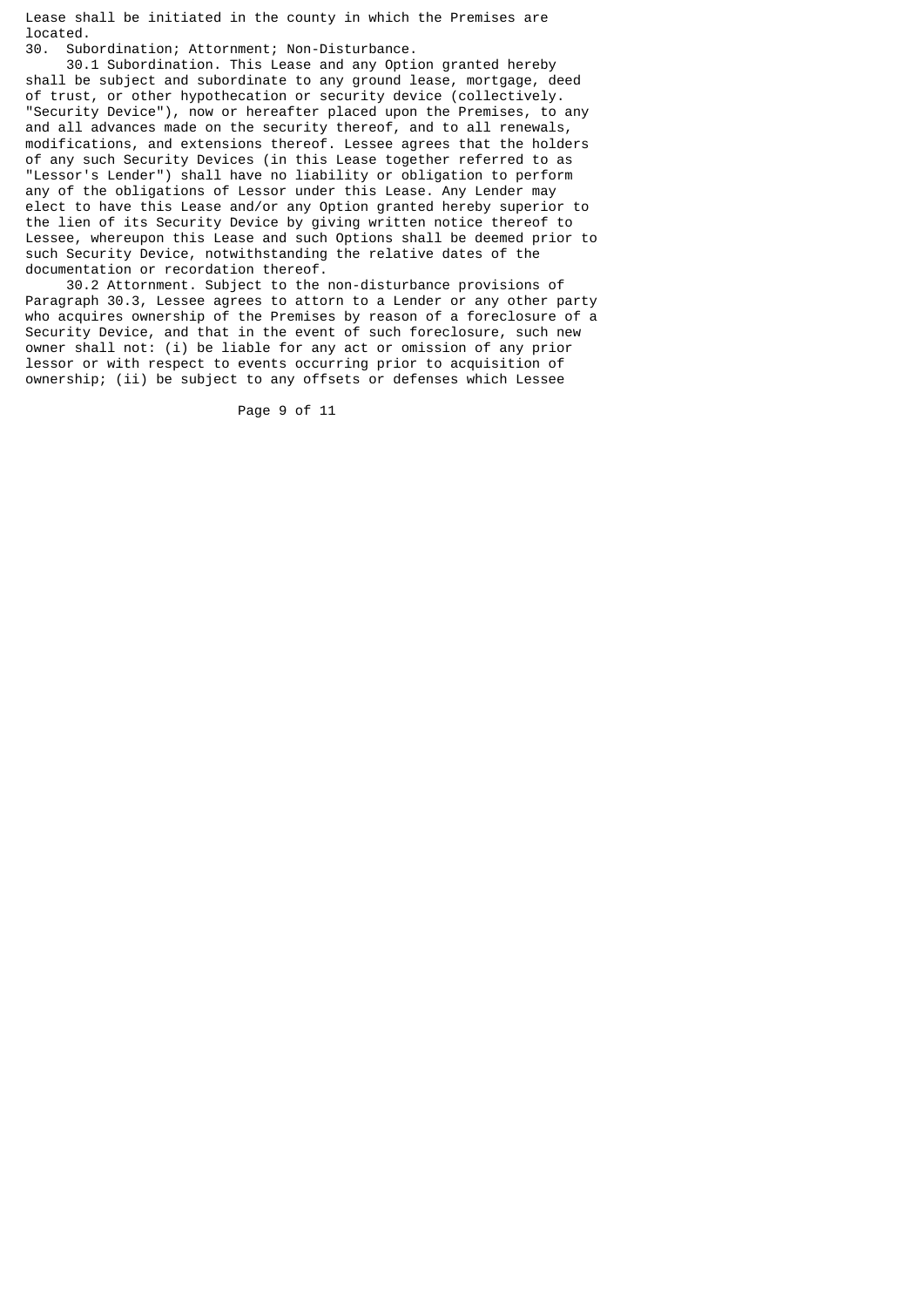Lease shall be initiated in the county in which the Premises are located.

30. Subordination; Attornment; Non-Disturbance.

30.1 Subordination. This Lease and any Option granted hereby shall be subject and subordinate to any ground lease, mortgage, deed of trust, or other hypothecation or security device (collectively. "Security Device"), now or hereafter placed upon the Premises, to any and all advances made on the security thereof, and to all renewals, modifications, and extensions thereof. Lessee agrees that the holders of any such Security Devices (in this Lease together referred to as "Lessor's Lender") shall have no liability or obligation to perform any of the obligations of Lessor under this Lease. Any Lender may elect to have this Lease and/or any Option granted hereby superior to the lien of its Security Device by giving written notice thereof to Lessee, whereupon this Lease and such Options shall be deemed prior to such Security Device, notwithstanding the relative dates of the documentation or recordation thereof.

30.2 Attornment. Subject to the non-disturbance provisions of Paragraph 30.3, Lessee agrees to attorn to a Lender or any other party who acquires ownership of the Premises by reason of a foreclosure of a Security Device, and that in the event of such foreclosure, such new owner shall not: (i) be liable for any act or omission of any prior lessor or with respect to events occurring prior to acquisition of ownership; (ii) be subject to any offsets or defenses which Lessee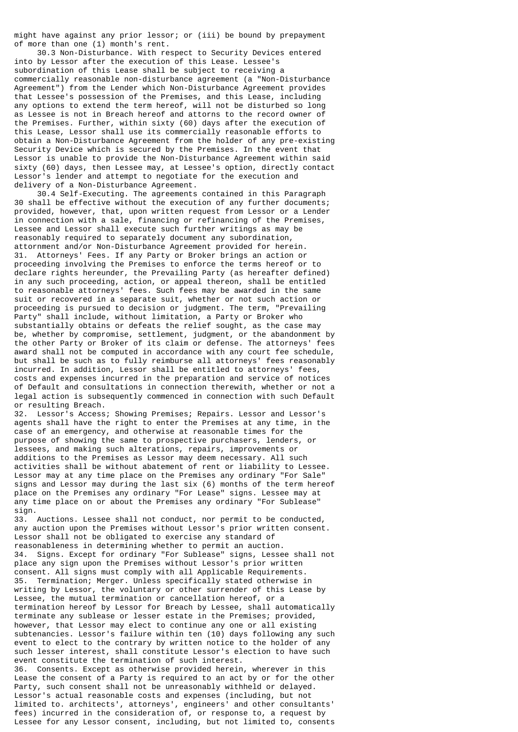might have against any prior lessor; or (iii) be bound by prepayment of more than one (1) month's rent.

30.3 Non-Disturbance. With respect to Security Devices entered into by Lessor after the execution of this Lease. Lessee's subordination of this Lease shall be subject to receiving a commercially reasonable non-disturbance agreement (a "Non-Disturbance Agreement") from the Lender which Non-Disturbance Agreement provides that Lessee's possession of the Premises, and this Lease, including any options to extend the term hereof, will not be disturbed so long as Lessee is not in Breach hereof and attorns to the record owner of the Premises. Further, within sixty (60) days after the execution of this Lease, Lessor shall use its commercially reasonable efforts to obtain a Non-Disturbance Agreement from the holder of any pre-existing Security Device which is secured by the Premises. In the event that Lessor is unable to provide the Non-Disturbance Agreement within said sixty (60) days, then Lessee may, at Lessee's option, directly contact Lessor's lender and attempt to negotiate for the execution and delivery of a Non-Disturbance Agreement.

30.4 Self-Executing. The agreements contained in this Paragraph 30 shall be effective without the execution of any further documents; provided, however, that, upon written request from Lessor or a Lender in connection with a sale, financing or refinancing of the Premises, Lessee and Lessor shall execute such further writings as may be reasonably required to separately document any subordination, attornment and/or Non-Disturbance Agreement provided for herein.

31. Attorneys' Fees. If any Party or Broker brings an action or proceeding involving the Premises to enforce the terms hereof or to declare rights hereunder, the Prevailing Party (as hereafter defined) in any such proceeding, action, or appeal thereon, shall be entitled to reasonable attorneys' fees. Such fees may be awarded in the same suit or recovered in a separate suit, whether or not such action or proceeding is pursued to decision or judgment. The term, "Prevailing Party" shall include, without limitation, a Party or Broker who substantially obtains or defeats the relief sought, as the case may be, whether by compromise, settlement, judgment, or the abandonment by the other Party or Broker of its claim or defense. The attorneys' fees award shall not be computed in accordance with any court fee schedule, but shall be such as to fully reimburse all attorneys' fees reasonably incurred. In addition, Lessor shall be entitled to attorneys' fees, costs and expenses incurred in the preparation and service of notices of Default and consultations in connection therewith, whether or not a legal action is subsequently commenced in connection with such Default or resulting Breach.

32. Lessor's Access; Showing Premises; Repairs. Lessor and Lessor's agents shall have the right to enter the Premises at any time, in the case of an emergency, and otherwise at reasonable times for the purpose of showing the same to prospective purchasers, lenders, or lessees, and making such alterations, repairs, improvements or additions to the Premises as Lessor may deem necessary. All such activities shall be without abatement of rent or liability to Lessee. Lessor may at any time place on the Premises any ordinary "For Sale" signs and Lessor may during the last six (6) months of the term hereof place on the Premises any ordinary "For Lease" signs. Lessee may at any time place on or about the Premises any ordinary "For Sublease" sign.

33. Auctions. Lessee shall not conduct, nor permit to be conducted, any auction upon the Premises without Lessor's prior written consent. Lessor shall not be obligated to exercise any standard of reasonableness in determining whether to permit an auction.

34. Signs. Except for ordinary "For Sublease" signs, Lessee shall not place any sign upon the Premises without Lessor's prior written consent. All signs must comply with all Applicable Requirements.

35. Termination; Merger. Unless specifically stated otherwise in writing by Lessor, the voluntary or other surrender of this Lease by Lessee, the mutual termination or cancellation hereof, or a termination hereof by Lessor for Breach by Lessee, shall automatically terminate any sublease or lesser estate in the Premises; provided, however, that Lessor may elect to continue any one or all existing subtenancies. Lessor's failure within ten (10) days following any such event to elect to the contrary by written notice to the holder of any such lesser interest, shall constitute Lessor's election to have such event constitute the termination of such interest.

36. Consents. Except as otherwise provided herein, wherever in this Lease the consent of a Party is required to an act by or for the other Party, such consent shall not be unreasonably withheld or delayed. Lessor's actual reasonable costs and expenses (including, but not limited to. architects', attorneys', engineers' and other consultants' fees) incurred in the consideration of, or response to, a request by Lessee for any Lessor consent, including, but not limited to, consents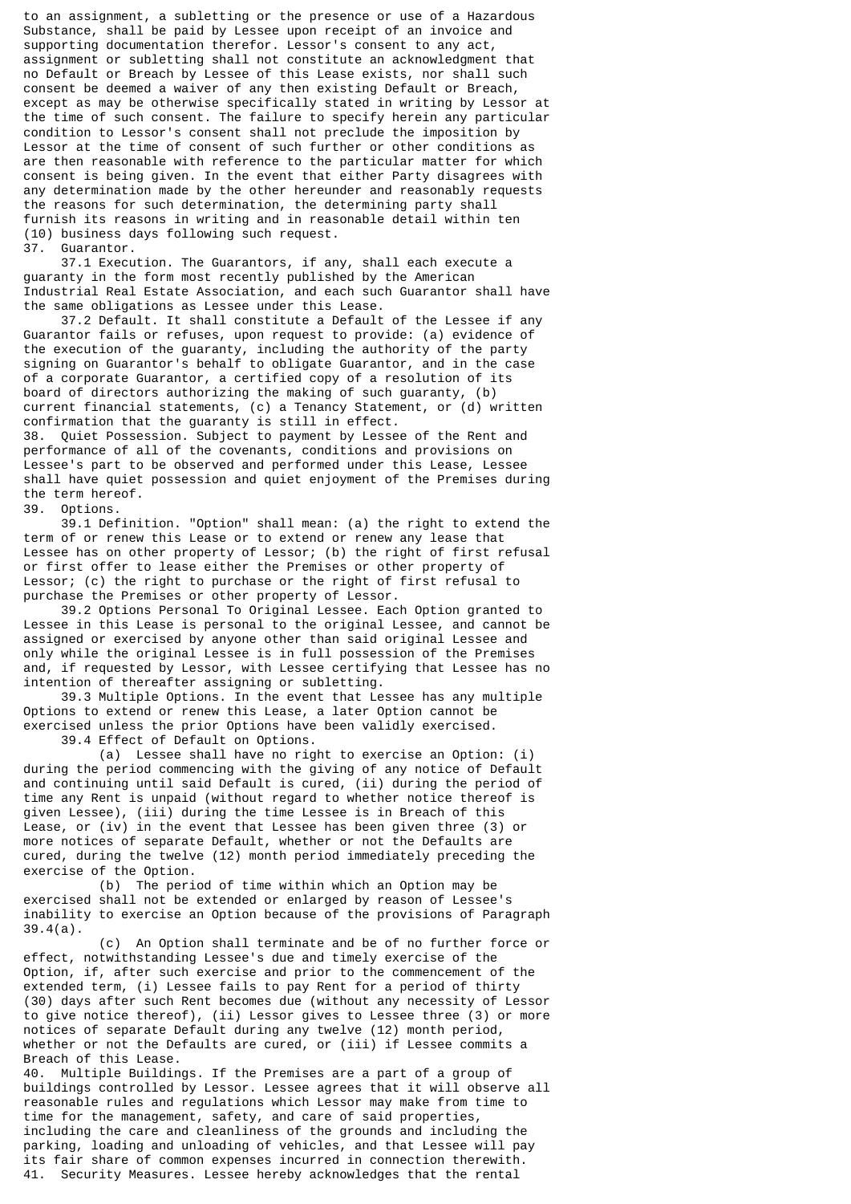to an assignment, a subletting or the presence or use of a Hazardous Substance, shall be paid by Lessee upon receipt of an invoice and supporting documentation therefor. Lessor's consent to any act, assignment or subletting shall not constitute an acknowledgment that no Default or Breach by Lessee of this Lease exists, nor shall such consent be deemed a waiver of any then existing Default or Breach, except as may be otherwise specifically stated in writing by Lessor at the time of such consent. The failure to specify herein any particular condition to Lessor's consent shall not preclude the imposition by Lessor at the time of consent of such further or other conditions as are then reasonable with reference to the particular matter for which consent is being given. In the event that either Party disagrees with any determination made by the other hereunder and reasonably requests the reasons for such determination, the determining party shall furnish its reasons in writing and in reasonable detail within ten (10) business days following such request.

37. Guarantor.

37.1 Execution. The Guarantors, if any, shall each execute a guaranty in the form most recently published by the American Industrial Real Estate Association, and each such Guarantor shall have the same obligations as Lessee under this Lease.

37.2 Default. It shall constitute a Default of the Lessee if any Guarantor fails or refuses, upon request to provide: (a) evidence of the execution of the guaranty, including the authority of the party signing on Guarantor's behalf to obligate Guarantor, and in the case of a corporate Guarantor, a certified copy of a resolution of its board of directors authorizing the making of such guaranty, (b) current financial statements, (c) a Tenancy Statement, or (d) written confirmation that the guaranty is still in effect.

38. Quiet Possession. Subject to payment by Lessee of the Rent and performance of all of the covenants, conditions and provisions on Lessee's part to be observed and performed under this Lease, Lessee shall have quiet possession and quiet enjoyment of the Premises during the term hereof.

39. Options.

39.1 Definition. "Option" shall mean: (a) the right to extend the term of or renew this Lease or to extend or renew any lease that Lessee has on other property of Lessor; (b) the right of first refusal or first offer to lease either the Premises or other property of Lessor; (c) the right to purchase or the right of first refusal to purchase the Premises or other property of Lessor.

39.2 Options Personal To Original Lessee. Each Option granted to Lessee in this Lease is personal to the original Lessee, and cannot be assigned or exercised by anyone other than said original Lessee and only while the original Lessee is in full possession of the Premises and, if requested by Lessor, with Lessee certifying that Lessee has no intention of thereafter assigning or subletting.

39.3 Multiple Options. In the event that Lessee has any multiple Options to extend or renew this Lease, a later Option cannot be exercised unless the prior Options have been validly exercised.

39.4 Effect of Default on Options.

(a) Lessee shall have no right to exercise an Option: (i) during the period commencing with the giving of any notice of Default and continuing until said Default is cured, (ii) during the period of time any Rent is unpaid (without regard to whether notice thereof is given Lessee), (iii) during the time Lessee is in Breach of this Lease, or (iv) in the event that Lessee has been given three (3) or more notices of separate Default, whether or not the Defaults are cured, during the twelve (12) month period immediately preceding the exercise of the Option.

(b) The period of time within which an Option may be exercised shall not be extended or enlarged by reason of Lessee's inability to exercise an Option because of the provisions of Paragraph 39.4(a).

(c) An Option shall terminate and be of no further force or effect, notwithstanding Lessee's due and timely exercise of the Option, if, after such exercise and prior to the commencement of the extended term, (i) Lessee fails to pay Rent for a period of thirty (30) days after such Rent becomes due (without any necessity of Lessor to give notice thereof), (ii) Lessor gives to Lessee three (3) or more notices of separate Default during any twelve (12) month period, whether or not the Defaults are cured, or (iii) if Lessee commits a Breach of this Lease.

40. Multiple Buildings. If the Premises are a part of a group of buildings controlled by Lessor. Lessee agrees that it will observe all reasonable rules and regulations which Lessor may make from time to time for the management, safety, and care of said properties, including the care and cleanliness of the grounds and including the parking, loading and unloading of vehicles, and that Lessee will pay its fair share of common expenses incurred in connection therewith.

41. Security Measures. Lessee hereby acknowledges that the rental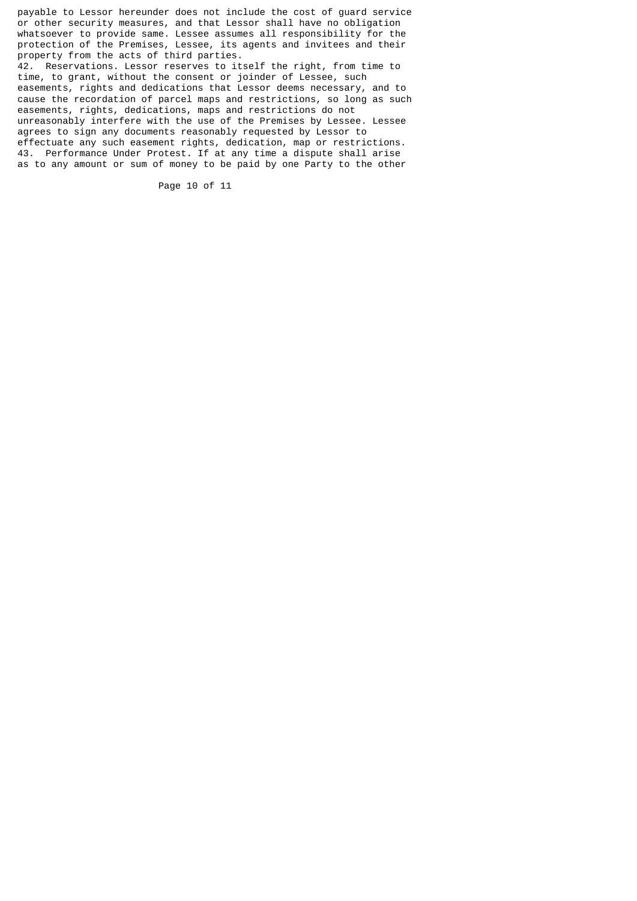payable to Lessor hereunder does not include the cost of guard service or other security measures, and that Lessor shall have no obligation whatsoever to provide same. Lessee assumes all responsibility for the protection of the Premises, Lessee, its agents and invitees and their property from the acts of third parties.

42. Reservations. Lessor reserves to itself the right, from time to time, to grant, without the consent or joinder of Lessee, such easements, rights and dedications that Lessor deems necessary, and to cause the recordation of parcel maps and restrictions, so long as such easements, rights, dedications, maps and restrictions do not unreasonably interfere with the use of the Premises by Lessee. Lessee agrees to sign any documents reasonably requested by Lessor to effectuate any such easement rights, dedication, map or restrictions.

43. Performance Under Protest. If at any time a dispute shall arise as to any amount or sum of money to be paid by one Party to the other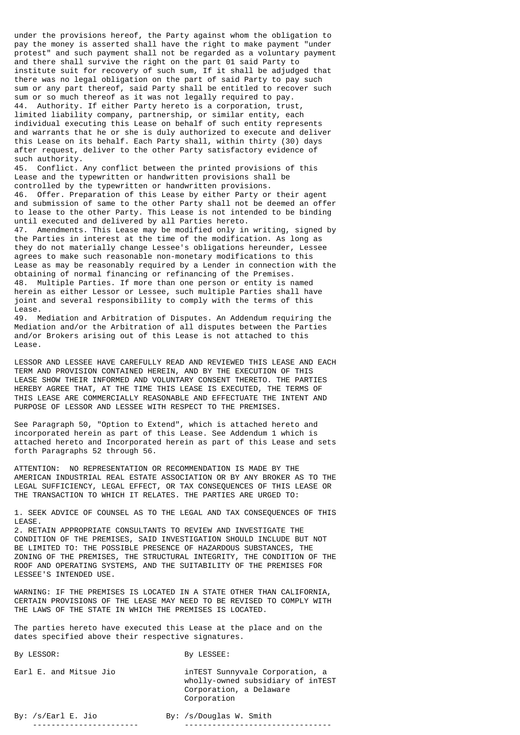under the provisions hereof, the Party against whom the obligation to pay the money is asserted shall have the right to make payment "under protest" and such payment shall not be regarded as a voluntary payment and there shall survive the right on the part 01 said Party to institute suit for recovery of such sum, If it shall be adjudged that there was no legal obligation on the part of said Party to pay such sum or any part thereof, said Party shall be entitled to recover such sum or so much thereof as it was not legally required to pay.

44. Authority. If either Party hereto is a corporation, trust, limited liability company, partnership, or similar entity, each individual executing this Lease on behalf of such entity represents and warrants that he or she is duly authorized to execute and deliver this Lease on its behalf. Each Party shall, within thirty (30) days after request, deliver to the other Party satisfactory evidence of such authority.

45. Conflict. Any conflict between the printed provisions of this Lease and the typewritten or handwritten provisions shall be controlled by the typewritten or handwritten provisions.

46. Offer. Preparation of this Lease by either Party or their agent and submission of same to the other Party shall not be deemed an offer to lease to the other Party. This Lease is not intended to be binding until executed and delivered by all Parties hereto.

47. Amendments. This Lease may be modified only in writing, signed by the Parties in interest at the time of the modification. As long as they do not materially change Lessee's obligations hereunder, Lessee agrees to make such reasonable non-monetary modifications to this Lease as may be reasonably required by a Lender in connection with the obtaining of normal financing or refinancing of the Premises.

48. Multiple Parties. If more than one person or entity is named herein as either Lessor or Lessee, such multiple Parties shall have joint and several responsibility to comply with the terms of this Lease.

49. Mediation and Arbitration of Disputes. An Addendum requiring the Mediation and/or the Arbitration of all disputes between the Parties and/or Brokers arising out of this Lease is not attached to this Lease.

LESSOR AND LESSEE HAVE CAREFULLY READ AND REVIEWED THIS LEASE AND EACH TERM AND PROVISION CONTAINED HEREIN, AND BY THE EXECUTION OF THIS LEASE SHOW THEIR INFORMED AND VOLUNTARY CONSENT THERETO. THE PARTIES HEREBY AGREE THAT, AT THE TIME THIS LEASE IS EXECUTED, THE TERMS OF THIS LEASE ARE COMMERCIALLY REASONABLE AND EFFECTUATE THE INTENT AND PURPOSE OF LESSOR AND LESSEE WITH RESPECT TO THE PREMISES.

See Paragraph 50, "Option to Extend", which is attached hereto and incorporated herein as part of this Lease. See Addendum 1 which is attached hereto and Incorporated herein as part of this Lease and sets forth Paragraphs 52 through 56.

ATTENTION: NO REPRESENTATION OR RECOMMENDATION IS MADE BY THE AMERICAN INDUSTRIAL REAL ESTATE ASSOCIATION OR BY ANY BROKER AS TO THE LEGAL SUFFICIENCY, LEGAL EFFECT, OR TAX CONSEQUENCES OF THIS LEASE OR THE TRANSACTION TO WHICH IT RELATES. THE PARTIES ARE URGED TO:

1. SEEK ADVICE OF COUNSEL AS TO THE LEGAL AND TAX CONSEQUENCES OF THIS LEASE.
2. RETAIN APPROPRIATE CONSULTANTS TO REVIEW AND INVESTIGATE THE CONDITION OF THE PREMISES, SAID INVESTIGATION SHOULD INCLUDE BUT NOT BE LIMITED TO: THE POSSIBLE PRESENCE OF HAZARDOUS SUBSTANCES, THE ZONING OF THE PREMISES, THE STRUCTURAL INTEGRITY, THE CONDITION OF THE ROOF AND OPERATING SYSTEMS, AND THE SUITABILITY OF THE PREMISES FOR LESSEE'S INTENDED USE.

WARNING: IF THE PREMISES IS LOCATED IN A STATE OTHER THAN CALIFORNIA, CERTAIN PROVISIONS OF THE LEASE MAY NEED TO BE REVISED TO COMPLY WITH THE LAWS OF THE STATE IN WHICH THE PREMISES IS LOCATED.

The parties hereto have executed this Lease at the place and on the dates specified above their respective signatures.

| By LESSOR: | By LESSEE: |
|---|---|
| Earl E. and Mitsue Jio | inTEST Sunnyvale Corporation, a wholly-owned subsidiary of inTEST Corporation, a Delaware Corporation |
| By: /s/Earl E. Jio | By: /s/Douglas W. Smith |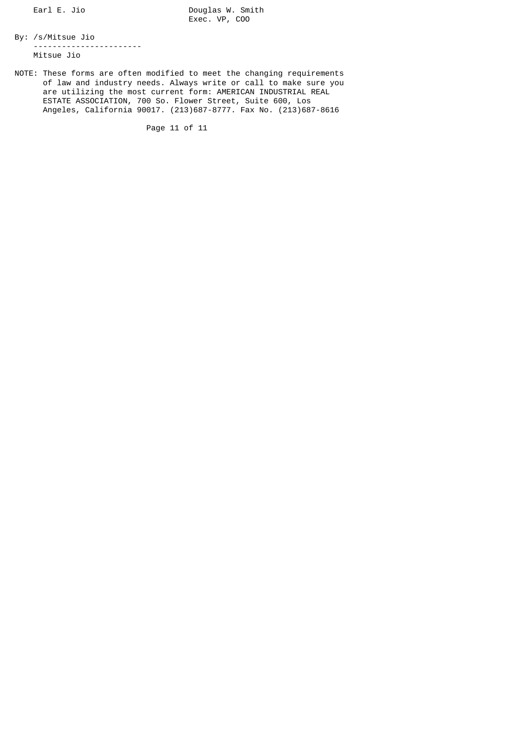Earl E. Jio                    Douglas W. Smith
                               Exec. VP, COO

By: /s/Mitsue Jio

----------------------

Mitsue Jio

NOTE: These forms are often modified to meet the changing requirements of law and industry needs. Always write or call to make sure you are utilizing the most current form: AMERICAN INDUSTRIAL REAL ESTATE ASSOCIATION, 700 So. Flower Street, Suite 600, Los Angeles, California 90017. (213)687-8777. Fax No. (213)687-8616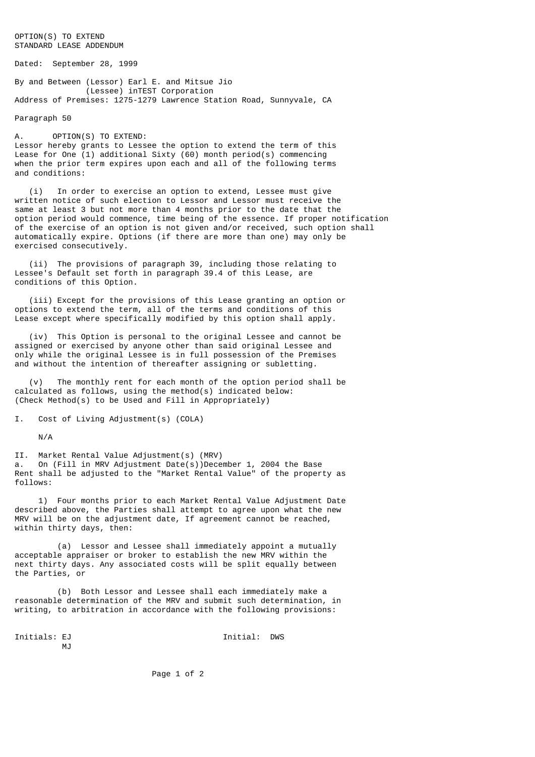OPTION(S) TO EXTEND
STANDARD LEASE ADDENDUM

Dated: September 28, 1999

By and Between (Lessor) Earl E. and Mitsue Jio
(Lessee) inTEST Corporation
Address of Premises: 1275-1279 Lawrence Station Road, Sunnyvale, CA

Paragraph 50

A. OPTION(S) TO EXTEND:
Lessor hereby grants to Lessee the option to extend the term of this Lease for One (1) additional Sixty (60) month period(s) commencing when the prior term expires upon each and all of the following terms and conditions:

(i) In order to exercise an option to extend, Lessee must give written notice of such election to Lessor and Lessor must receive the same at least 3 but not more than 4 months prior to the date that the option period would commence, time being of the essence. If proper notification of the exercise of an option is not given and/or received, such option shall automatically expire. Options (if there are more than one) may only be exercised consecutively.

(ii) The provisions of paragraph 39, including those relating to Lessee's Default set forth in paragraph 39.4 of this Lease, are conditions of this Option.

(iii) Except for the provisions of this Lease granting an option or options to extend the term, all of the terms and conditions of this Lease except where specifically modified by this option shall apply.

(iv) This Option is personal to the original Lessee and cannot be assigned or exercised by anyone other than said original Lessee and only while the original Lessee is in full possession of the Premises and without the intention of thereafter assigning or subletting.

(v) The monthly rent for each month of the option period shall be calculated as follows, using the method(s) indicated below: (Check Method(s) to be Used and Fill in Appropriately)

I. Cost of Living Adjustment(s) (COLA)

N/A

II. Market Rental Value Adjustment(s) (MRV)
a. On (Fill in MRV Adjustment Date(s))December 1, 2004 the Base Rent shall be adjusted to the "Market Rental Value" of the property as follows:

1) Four months prior to each Market Rental Value Adjustment Date described above, the Parties shall attempt to agree upon what the new MRV will be on the adjustment date, If agreement cannot be reached, within thirty days, then:

(a) Lessor and Lessee shall immediately appoint a mutually acceptable appraiser or broker to establish the new MRV within the next thirty days. Any associated costs will be split equally between the Parties, or

(b) Both Lessor and Lessee shall each immediately make a reasonable determination of the MRV and submit such determination, in writing, to arbitration in accordance with the following provisions:

Initials: EJ
MJ

Initial: DWS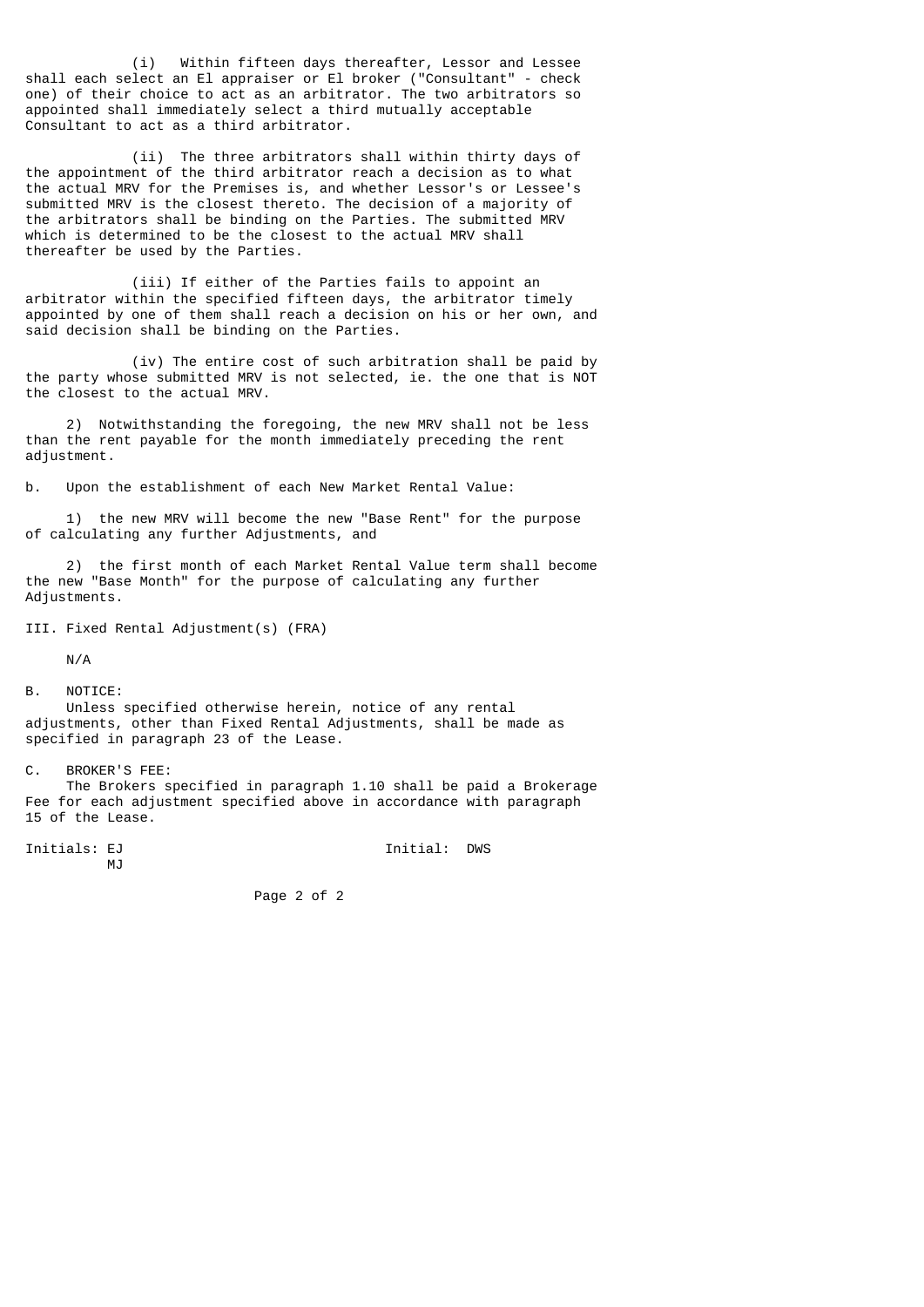(i) Within fifteen days thereafter, Lessor and Lessee shall each select an El appraiser or El broker ("Consultant" - check one) of their choice to act as an arbitrator. The two arbitrators so appointed shall immediately select a third mutually acceptable Consultant to act as a third arbitrator.

(ii) The three arbitrators shall within thirty days of the appointment of the third arbitrator reach a decision as to what the actual MRV for the Premises is, and whether Lessor's or Lessee's submitted MRV is the closest thereto. The decision of a majority of the arbitrators shall be binding on the Parties. The submitted MRV which is determined to be the closest to the actual MRV shall thereafter be used by the Parties.

(iii) If either of the Parties fails to appoint an arbitrator within the specified fifteen days, the arbitrator timely appointed by one of them shall reach a decision on his or her own, and said decision shall be binding on the Parties.

(iv) The entire cost of such arbitration shall be paid by the party whose submitted MRV is not selected, ie. the one that is NOT the closest to the actual MRV.

2) Notwithstanding the foregoing, the new MRV shall not be less than the rent payable for the month immediately preceding the rent adjustment.

b. Upon the establishment of each New Market Rental Value:

1) the new MRV will become the new "Base Rent" for the purpose of calculating any further Adjustments, and

2) the first month of each Market Rental Value term shall become the new "Base Month" for the purpose of calculating any further Adjustments.

III. Fixed Rental Adjustment(s) (FRA)

N/A

B. NOTICE:
Unless specified otherwise herein, notice of any rental adjustments, other than Fixed Rental Adjustments, shall be made as specified in paragraph 23 of the Lease.

C. BROKER'S FEE:
The Brokers specified in paragraph 1.10 shall be paid a Brokerage Fee for each adjustment specified above in accordance with paragraph 15 of the Lease.

Initials: EJ
MJ

Initial: DWS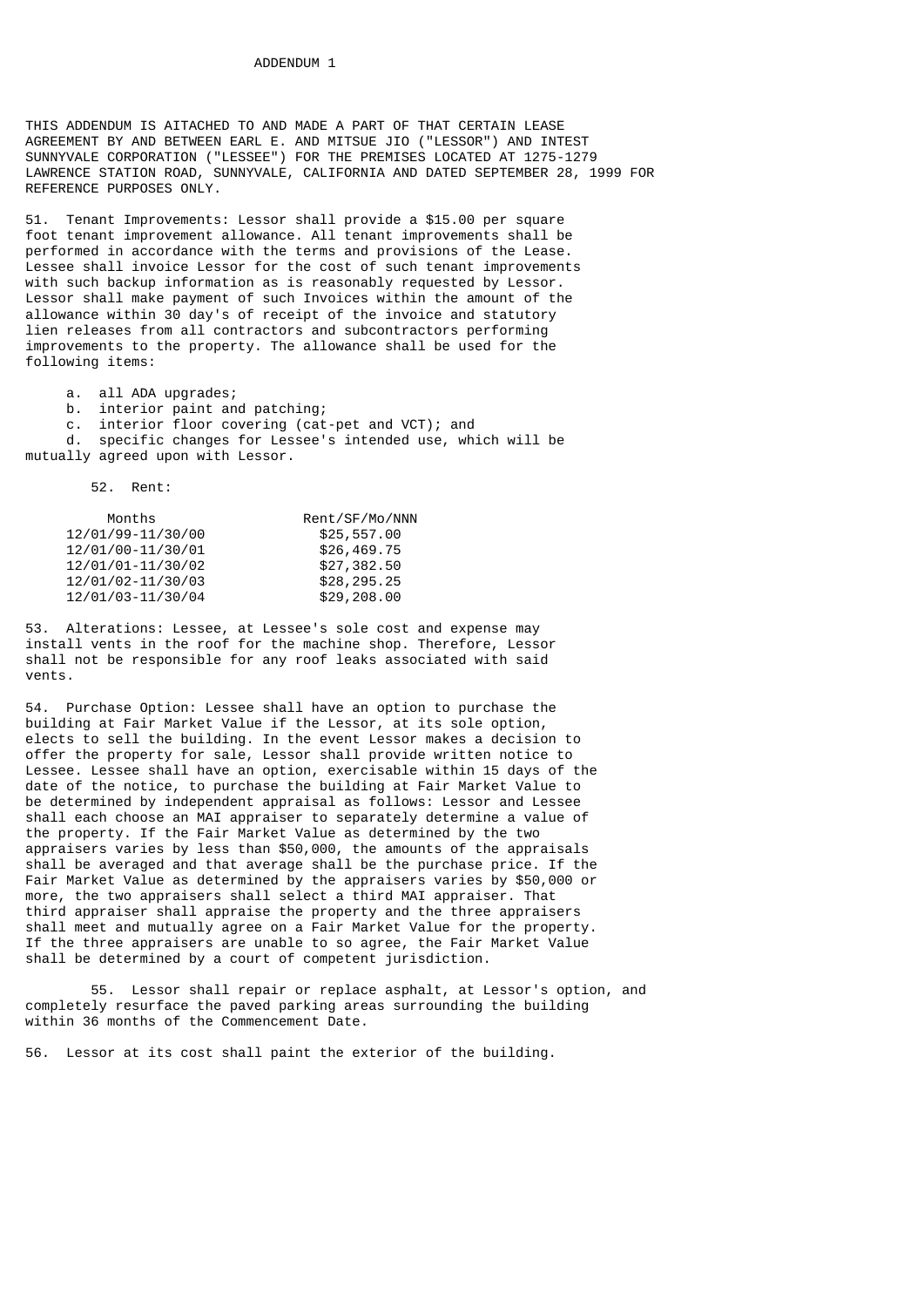# ADDENDUM 1

THIS ADDENDUM IS AITACHED TO AND MADE A PART OF THAT CERTAIN LEASE AGREEMENT BY AND BETWEEN EARL E. AND MITSUE JIO ("LESSOR") AND INTEST SUNNYVALE CORPORATION ("LESSEE") FOR THE PREMISES LOCATED AT 1275-1279 LAWRENCE STATION ROAD, SUNNYVALE, CALIFORNIA AND DATED SEPTEMBER 28, 1999 FOR REFERENCE PURPOSES ONLY.

51. Tenant Improvements: Lessor shall provide a $15.00 per square foot tenant improvement allowance. All tenant improvements shall be performed in accordance with the terms and provisions of the Lease. Lessee shall invoice Lessor for the cost of such tenant improvements with such backup information as is reasonably requested by Lessor. Lessor shall make payment of such Invoices within the amount of the allowance within 30 day's of receipt of the invoice and statutory lien releases from all contractors and subcontractors performing improvements to the property. The allowance shall be used for the following items:

a. all ADA upgrades;
b. interior paint and patching;
c. interior floor covering (cat-pet and VCT); and
d. specific changes for Lessee's intended use, which will be mutually agreed upon with Lessor.

52. Rent:

| Months | Rent/SF/Mo/NNN |
|---|---|
| 12/01/99-11/30/00 | $25,557.00 |
| 12/01/00-11/30/01 | $26,469.75 |
| 12/01/01-11/30/02 | $27,382.50 |
| 12/01/02-11/30/03 | $28,295.25 |
| 12/01/03-11/30/04 | $29,208.00 |

53. Alterations: Lessee, at Lessee's sole cost and expense may install vents in the roof for the machine shop. Therefore, Lessor shall not be responsible for any roof leaks associated with said vents.

54. Purchase Option: Lessee shall have an option to purchase the building at Fair Market Value if the Lessor, at its sole option, elects to sell the building. In the event Lessor makes a decision to offer the property for sale, Lessor shall provide written notice to Lessee. Lessee shall have an option, exercisable within 15 days of the date of the notice, to purchase the building at Fair Market Value to be determined by independent appraisal as follows: Lessor and Lessee shall each choose an MAI appraiser to separately determine a value of the property. If the Fair Market Value as determined by the two appraisers varies by less than $50,000, the amounts of the appraisals shall be averaged and that average shall be the purchase price. If the Fair Market Value as determined by the appraisers varies by $50,000 or more, the two appraisers shall select a third MAI appraiser. That third appraiser shall appraise the property and the three appraisers shall meet and mutually agree on a Fair Market Value for the property. If the three appraisers are unable to so agree, the Fair Market Value shall be determined by a court of competent jurisdiction.

55. Lessor shall repair or replace asphalt, at Lessor's option, and completely resurface the paved parking areas surrounding the building within 36 months of the Commencement Date.

56. Lessor at its cost shall paint the exterior of the building.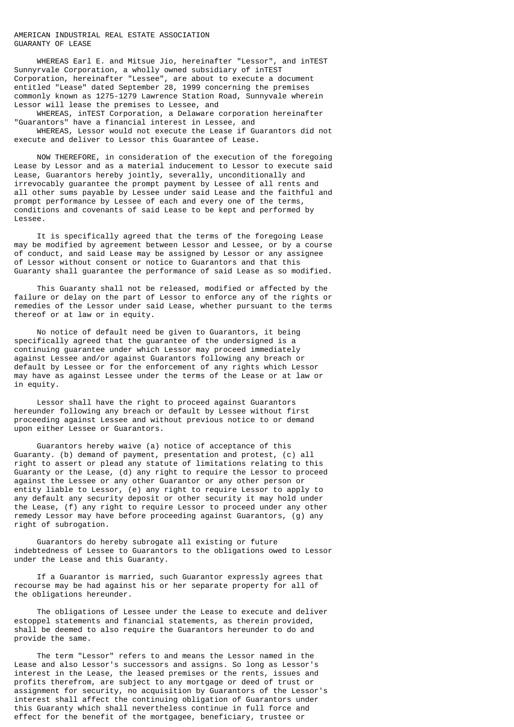AMERICAN INDUSTRIAL REAL ESTATE ASSOCIATION
GUARANTY OF LEASE

WHEREAS Earl E. and Mitsue Jio, hereinafter "Lessor", and inTEST Sunnyrvale Corporation, a wholly owned subsidiary of inTEST Corporation, hereinafter "Lessee", are about to execute a document entitled "Lease" dated September 28, 1999 concerning the premises commonly known as 1275-1279 Lawrence Station Road, Sunnyvale wherein Lessor will lease the premises to Lessee, and

WHEREAS, inTEST Corporation, a Delaware corporation hereinafter "Guarantors" have a financial interest in Lessee, and

WHEREAS, Lessor would not execute the Lease if Guarantors did not execute and deliver to Lessor this Guarantee of Lease.

NOW THEREFORE, in consideration of the execution of the foregoing Lease by Lessor and as a material inducement to Lessor to execute said Lease, Guarantors hereby jointly, severally, unconditionally and irrevocably guarantee the prompt payment by Lessee of all rents and all other sums payable by Lessee under said Lease and the faithful and prompt performance by Lessee of each and every one of the terms, conditions and covenants of said Lease to be kept and performed by Lessee.

It is specifically agreed that the terms of the foregoing Lease may be modified by agreement between Lessor and Lessee, or by a course of conduct, and said Lease may be assigned by Lessor or any assignee of Lessor without consent or notice to Guarantors and that this Guaranty shall guarantee the performance of said Lease as so modified.

This Guaranty shall not be released, modified or affected by the failure or delay on the part of Lessor to enforce any of the rights or remedies of the Lessor under said Lease, whether pursuant to the terms thereof or at law or in equity.

No notice of default need be given to Guarantors, it being specifically agreed that the guarantee of the undersigned is a continuing guarantee under which Lessor may proceed immediately against Lessee and/or against Guarantors following any breach or default by Lessee or for the enforcement of any rights which Lessor may have as against Lessee under the terms of the Lease or at law or in equity.

Lessor shall have the right to proceed against Guarantors hereunder following any breach or default by Lessee without first proceeding against Lessee and without previous notice to or demand upon either Lessee or Guarantors.

Guarantors hereby waive (a) notice of acceptance of this Guaranty. (b) demand of payment, presentation and protest, (c) all right to assert or plead any statute of limitations relating to this Guaranty or the Lease, (d) any right to require the Lessor to proceed against the Lessee or any other Guarantor or any other person or entity liable to Lessor, (e) any right to require Lessor to apply to any default any security deposit or other security it may hold under the Lease, (f) any right to require Lessor to proceed under any other remedy Lessor may have before proceeding against Guarantors, (g) any right of subrogation.

Guarantors do hereby subrogate all existing or future indebtedness of Lessee to Guarantors to the obligations owed to Lessor under the Lease and this Guaranty.

If a Guarantor is married, such Guarantor expressly agrees that recourse may be had against his or her separate property for all of the obligations hereunder.

The obligations of Lessee under the Lease to execute and deliver estoppel statements and financial statements, as therein provided, shall be deemed to also require the Guarantors hereunder to do and provide the same.

The term "Lessor" refers to and means the Lessor named in the Lease and also Lessor's successors and assigns. So long as Lessor's interest in the Lease, the leased premises or the rents, issues and profits therefrom, are subject to any mortgage or deed of trust or assignment for security, no acquisition by Guarantors of the Lessor's interest shall affect the continuing obligation of Guarantors under this Guaranty which shall nevertheless continue in full force and effect for the benefit of the mortgagee, beneficiary, trustee or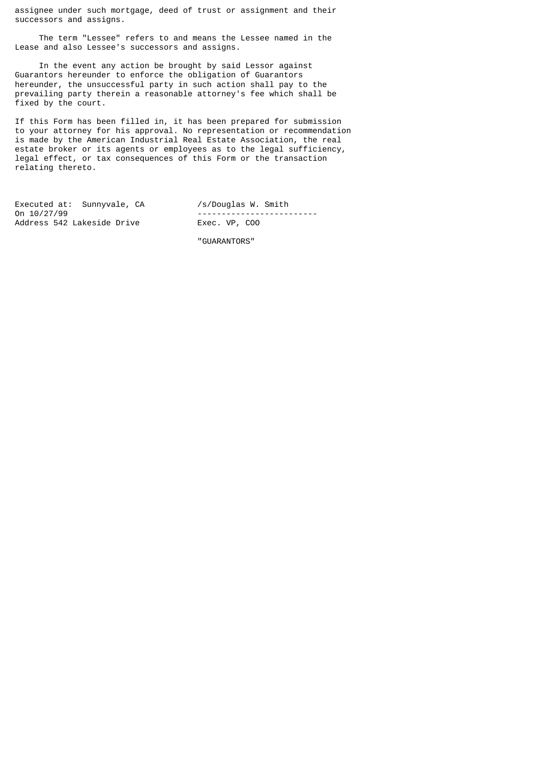assignee under such mortgage, deed of trust or assignment and their successors and assigns.

The term "Lessee" refers to and means the Lessee named in the Lease and also Lessee's successors and assigns.

In the event any action be brought by said Lessor against Guarantors hereunder to enforce the obligation of Guarantors hereunder, the unsuccessful party in such action shall pay to the prevailing party therein a reasonable attorney's fee which shall be fixed by the court.

If this Form has been filled in, it has been prepared for submission to your attorney for his approval. No representation or recommendation is made by the American Industrial Real Estate Association, the real estate broker or its agents or employees as to the legal sufficiency, legal effect, or tax consequences of this Form or the transaction relating thereto.

Executed at: Sunnyvale, CA
On 10/27/99
Address 542 Lakeside Drive

/s/Douglas W. Smith

-------------------------

Exec. VP, COO

"GUARANTORS"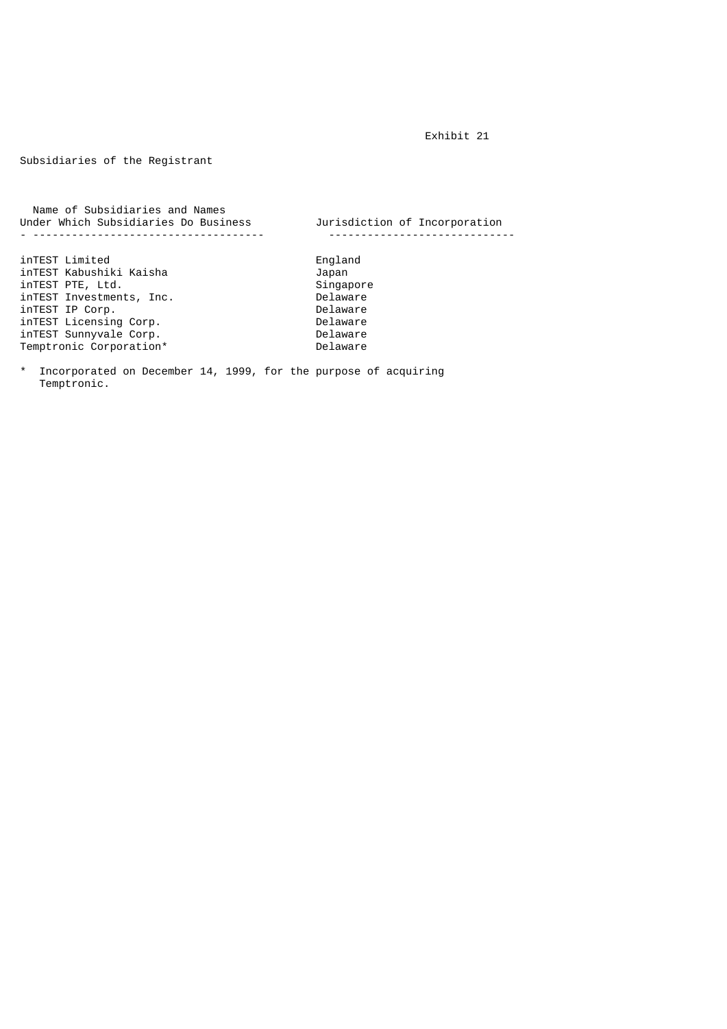Exhibit 21

Subsidiaries of the Registrant

| Name of Subsidiaries and Names Under Which Subsidiaries Do Business | Jurisdiction of Incorporation |
|---|---|
| inTEST Limited | England |
| inTEST Kabushiki Kaisha | Japan |
| inTEST PTE, Ltd. | Singapore |
| inTEST Investments, Inc. | Delaware |
| inTEST IP Corp. | Delaware |
| inTEST Licensing Corp. | Delaware |
| inTEST Sunnyvale Corp. | Delaware |
| Temptronic Corporation* | Delaware |

\* Incorporated on December 14, 1999, for the purpose of acquiring Temptronic.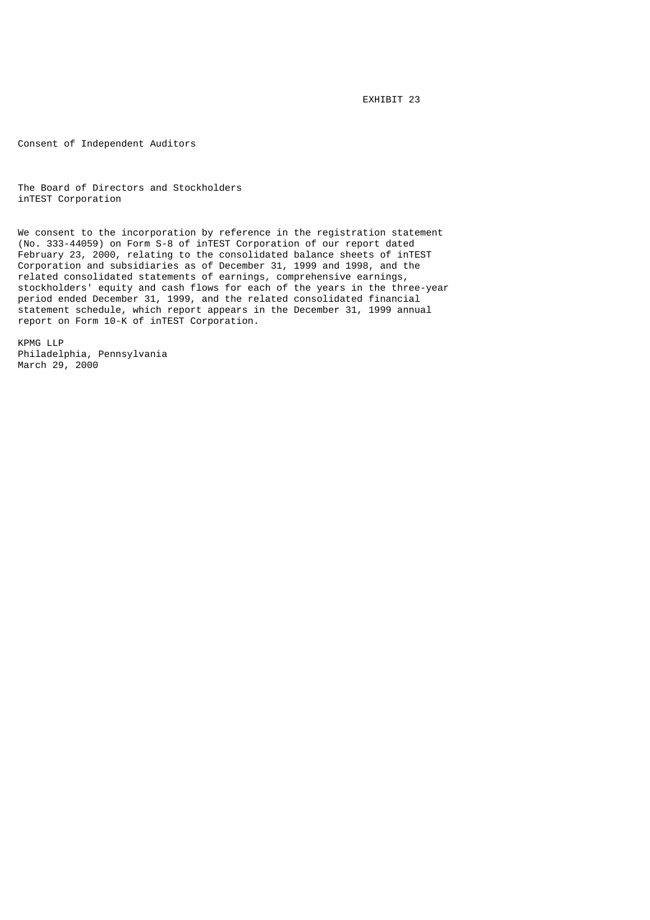EXHIBIT 23

# Consent of Independent Auditors

The Board of Directors and Stockholders
inTEST Corporation

We consent to the incorporation by reference in the registration statement (No. 333-44059) on Form S-8 of inTEST Corporation of our report dated February 23, 2000, relating to the consolidated balance sheets of inTEST Corporation and subsidiaries as of December 31, 1999 and 1998, and the related consolidated statements of earnings, comprehensive earnings, stockholders' equity and cash flows for each of the years in the three-year period ended December 31, 1999, and the related consolidated financial statement schedule, which report appears in the December 31, 1999 annual report on Form 10-K of inTEST Corporation.

KPMG LLP
Philadelphia, Pennsylvania
March 29, 2000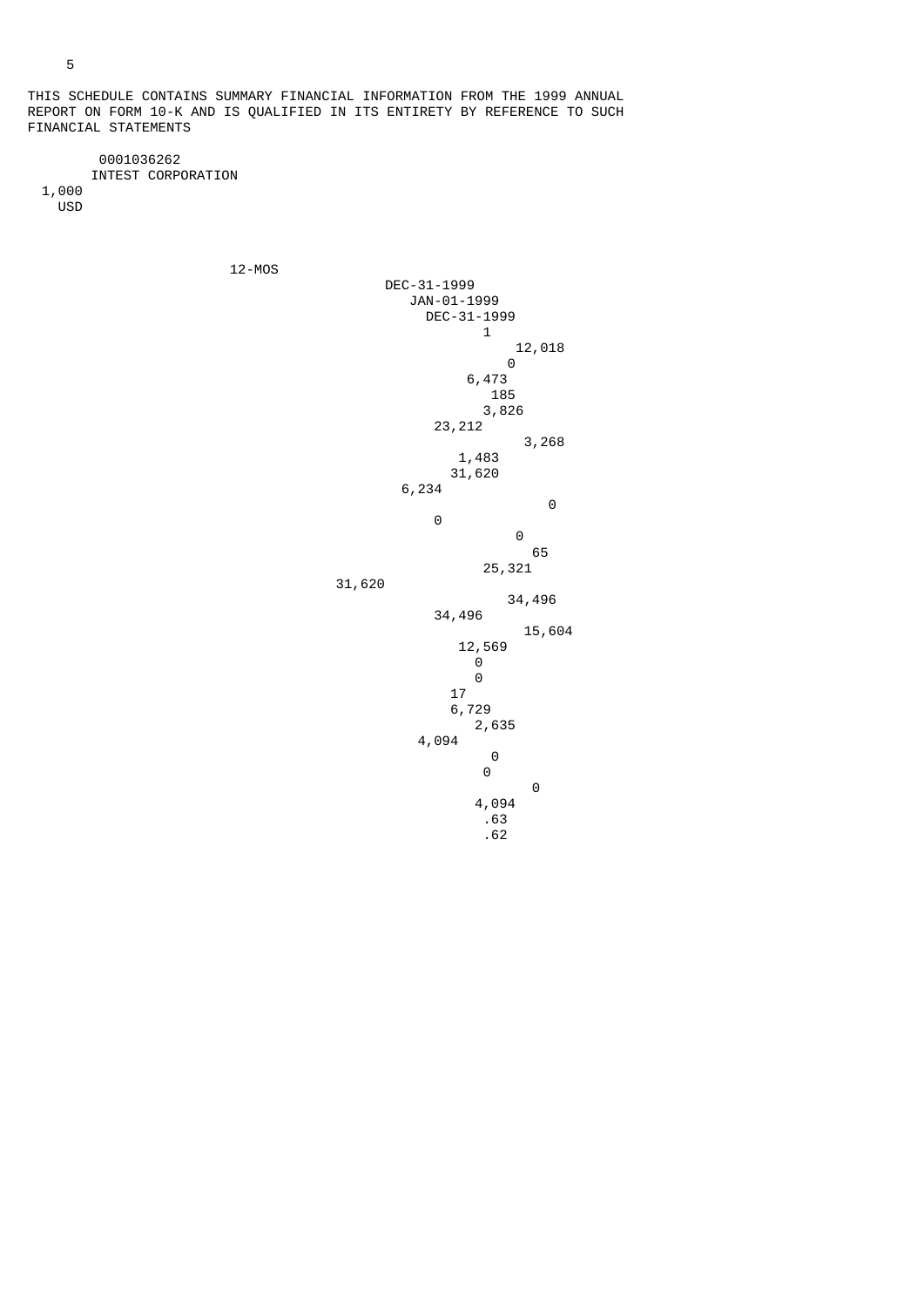THIS SCHEDULE CONTAINS SUMMARY FINANCIAL INFORMATION FROM THE 1999 ANNUAL REPORT ON FORM 10-K AND IS QUALIFIED IN ITS ENTIRETY BY REFERENCE TO SUCH FINANCIAL STATEMENTS

0001036262
INTEST CORPORATION
1,000
USD

12-MOS
DEC-31-1999
JAN-01-1999
DEC-31-1999
1
12,018
0
6,473
185
3,826
23,212
3,268
1,483
31,620
6,234
0
0
0
65
25,321
31,620
34,496
34,496
15,604
12,569
0
0
17
6,729
2,635
4,094
0
0
0
4,094
.63
.62